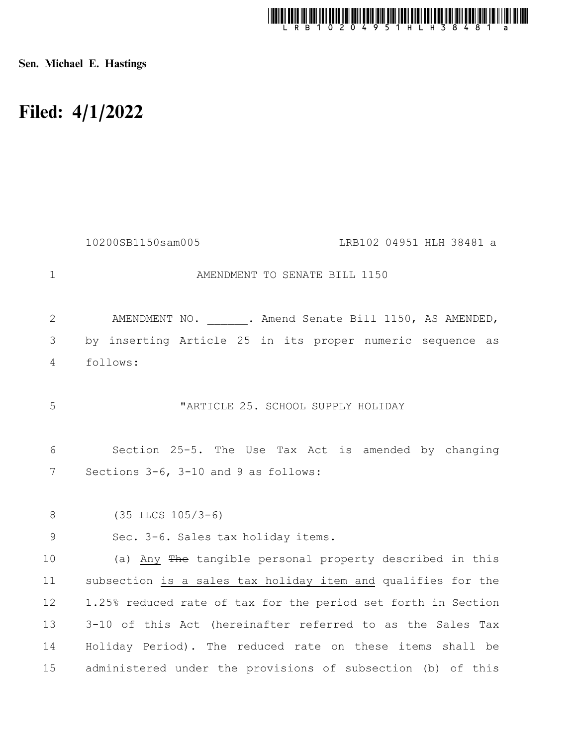**Sen. Michael E. Hastings**

# Filed: 4/1/2022

10200SB1150sam005 LRB102 04951 HLH 38481 a

AMENDMENT TO SENATE BILL 1150

AMENDMENT NO. ______. Amend Senate Bill 1150, AS AMENDED, by inserting Article 25 in its proper numeric sequence as follows:

"ARTICLE 25. SCHOOL SUPPLY HOLIDAY

Section 25-5. The Use Tax Act is amended by changing Sections 3-6, 3-10 and 9 as follows:

(35 ILCS 105/3-6)

Sec. 3-6. Sales tax holiday items.

(a) Any ~~The~~ tangible personal property described in this subsection is a sales tax holiday item and qualifies for the 1.25% reduced rate of tax for the period set forth in Section 3-10 of this Act (hereinafter referred to as the Sales Tax Holiday Period). The reduced rate on these items shall be administered under the provisions of subsection (b) of this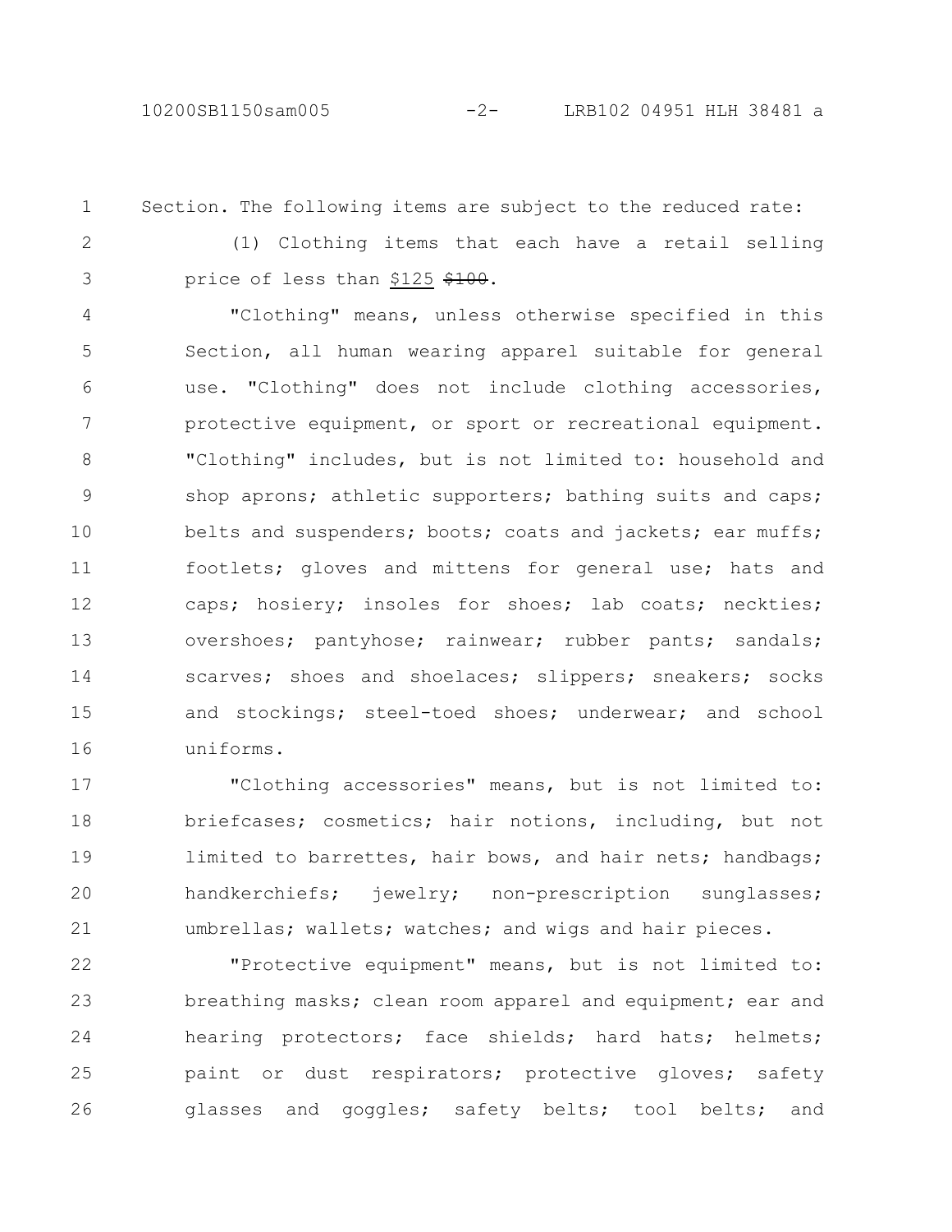Section. The following items are subject to the reduced rate:

(1) Clothing items that each have a retail selling price of less than $125 ~~$100~~.

"Clothing" means, unless otherwise specified in this Section, all human wearing apparel suitable for general use. "Clothing" does not include clothing accessories, protective equipment, or sport or recreational equipment. "Clothing" includes, but is not limited to: household and shop aprons; athletic supporters; bathing suits and caps; belts and suspenders; boots; coats and jackets; ear muffs; footlets; gloves and mittens for general use; hats and caps; hosiery; insoles for shoes; lab coats; neckties; overshoes; pantyhose; rainwear; rubber pants; sandals; scarves; shoes and shoelaces; slippers; sneakers; socks and stockings; steel-toed shoes; underwear; and school uniforms.

"Clothing accessories" means, but is not limited to: briefcases; cosmetics; hair notions, including, but not limited to barrettes, hair bows, and hair nets; handbags; handkerchiefs; jewelry; non-prescription sunglasses; umbrellas; wallets; watches; and wigs and hair pieces.

"Protective equipment" means, but is not limited to: breathing masks; clean room apparel and equipment; ear and hearing protectors; face shields; hard hats; helmets; paint or dust respirators; protective gloves; safety glasses and goggles; safety belts; tool belts; and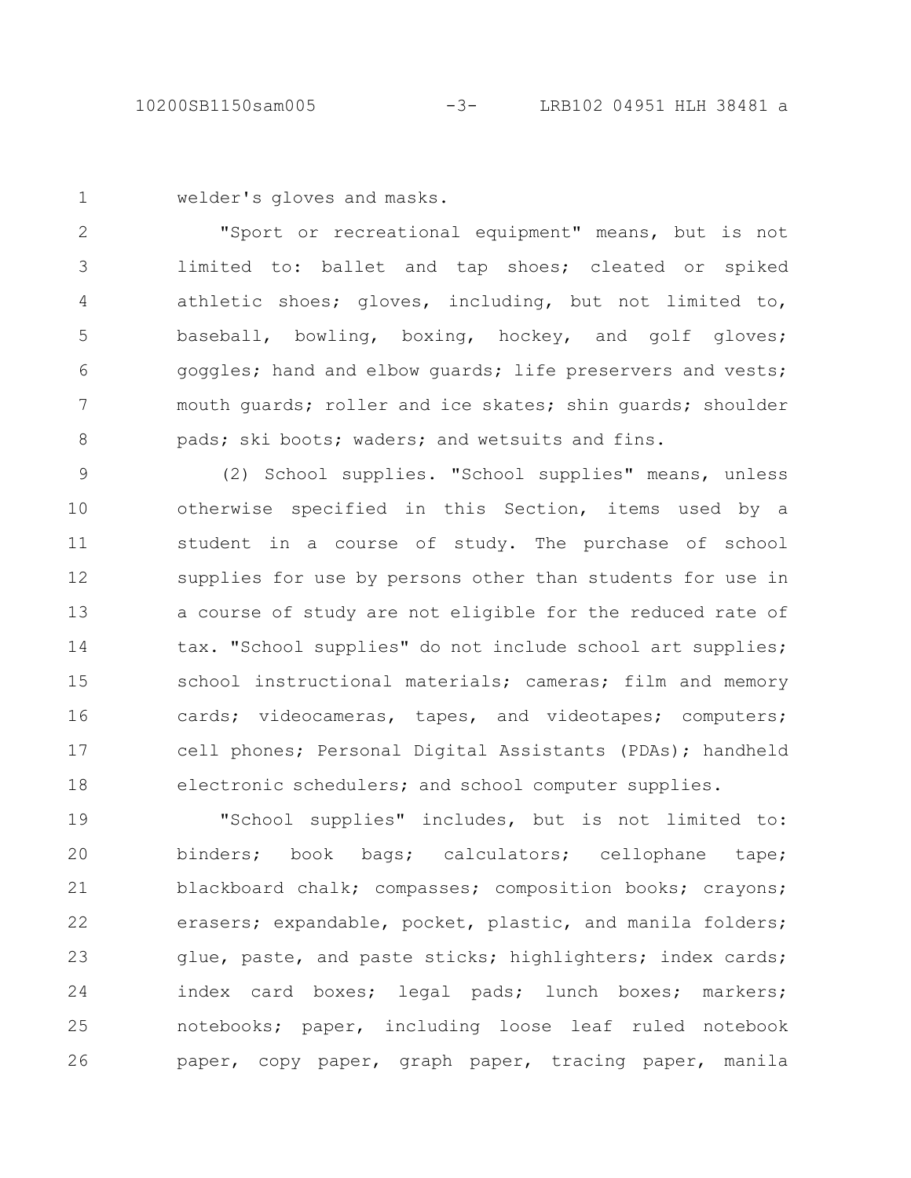welder's gloves and masks.

"Sport or recreational equipment" means, but is not limited to: ballet and tap shoes; cleated or spiked athletic shoes; gloves, including, but not limited to, baseball, bowling, boxing, hockey, and golf gloves; goggles; hand and elbow guards; life preservers and vests; mouth guards; roller and ice skates; shin guards; shoulder pads; ski boots; waders; and wetsuits and fins.

(2) School supplies. "School supplies" means, unless otherwise specified in this Section, items used by a student in a course of study. The purchase of school supplies for use by persons other than students for use in a course of study are not eligible for the reduced rate of tax. "School supplies" do not include school art supplies; school instructional materials; cameras; film and memory cards; videocameras, tapes, and videotapes; computers; cell phones; Personal Digital Assistants (PDAs); handheld electronic schedulers; and school computer supplies.

"School supplies" includes, but is not limited to: binders; book bags; calculators; cellophane tape; blackboard chalk; compasses; composition books; crayons; erasers; expandable, pocket, plastic, and manila folders; glue, paste, and paste sticks; highlighters; index cards; index card boxes; legal pads; lunch boxes; markers; notebooks; paper, including loose leaf ruled notebook paper, copy paper, graph paper, tracing paper, manila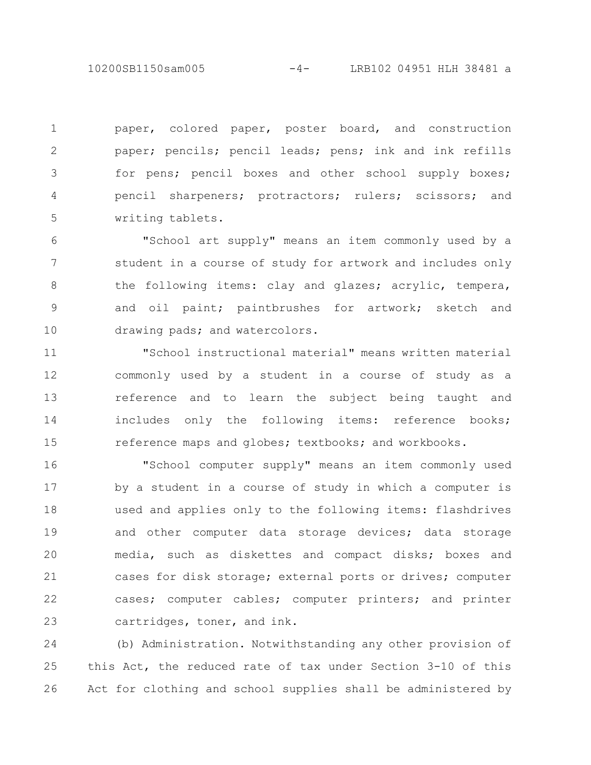paper, colored paper, poster board, and construction paper; pencils; pencil leads; pens; ink and ink refills for pens; pencil boxes and other school supply boxes; pencil sharpeners; protractors; rulers; scissors; and writing tablets.

"School art supply" means an item commonly used by a student in a course of study for artwork and includes only the following items: clay and glazes; acrylic, tempera, and oil paint; paintbrushes for artwork; sketch and drawing pads; and watercolors.

"School instructional material" means written material commonly used by a student in a course of study as a reference and to learn the subject being taught and includes only the following items: reference books; reference maps and globes; textbooks; and workbooks.

"School computer supply" means an item commonly used by a student in a course of study in which a computer is used and applies only to the following items: flashdrives and other computer data storage devices; data storage media, such as diskettes and compact disks; boxes and cases for disk storage; external ports or drives; computer cases; computer cables; computer printers; and printer cartridges, toner, and ink.

(b) Administration. Notwithstanding any other provision of this Act, the reduced rate of tax under Section 3-10 of this Act for clothing and school supplies shall be administered by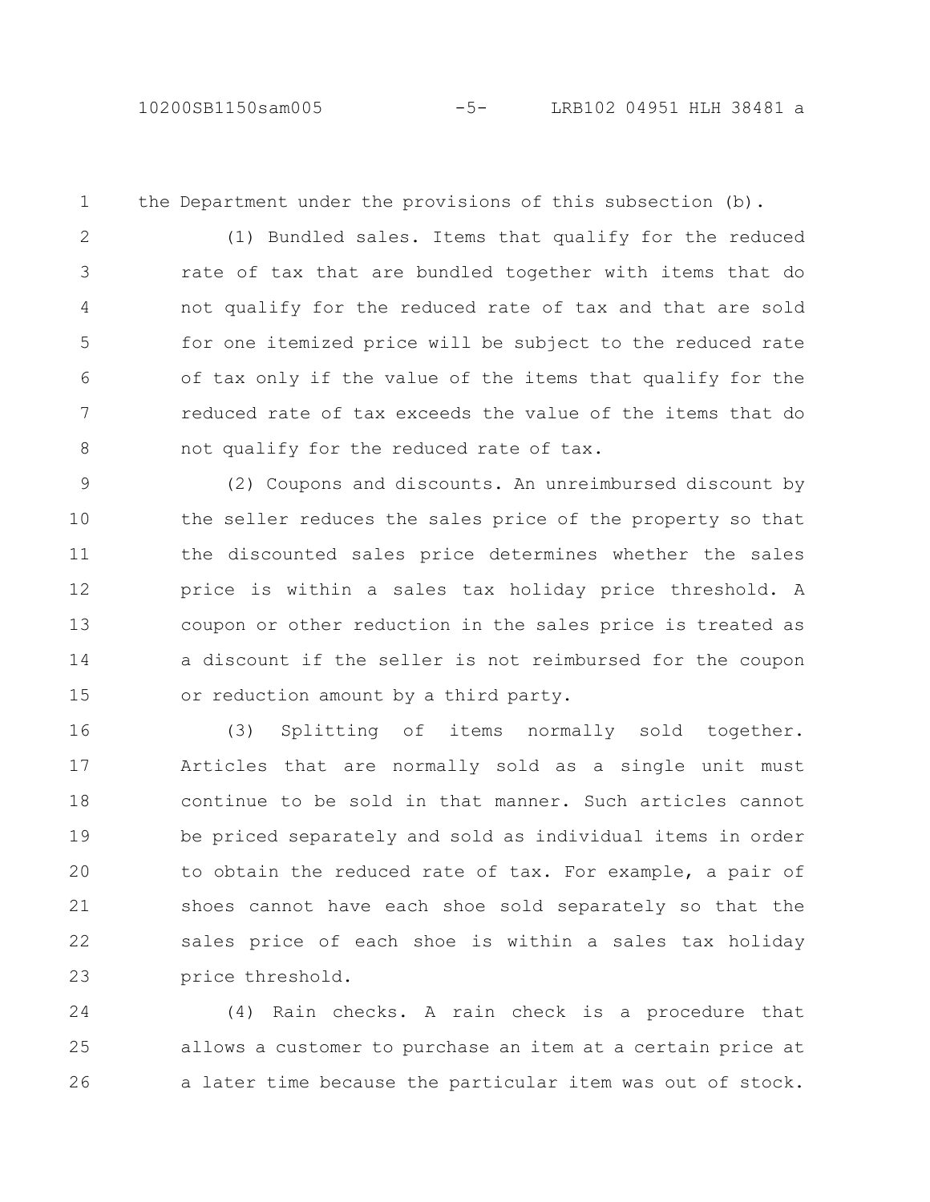the Department under the provisions of this subsection (b).

(1) Bundled sales. Items that qualify for the reduced rate of tax that are bundled together with items that do not qualify for the reduced rate of tax and that are sold for one itemized price will be subject to the reduced rate of tax only if the value of the items that qualify for the reduced rate of tax exceeds the value of the items that do not qualify for the reduced rate of tax.

(2) Coupons and discounts. An unreimbursed discount by the seller reduces the sales price of the property so that the discounted sales price determines whether the sales price is within a sales tax holiday price threshold. A coupon or other reduction in the sales price is treated as a discount if the seller is not reimbursed for the coupon or reduction amount by a third party.

(3) Splitting of items normally sold together. Articles that are normally sold as a single unit must continue to be sold in that manner. Such articles cannot be priced separately and sold as individual items in order to obtain the reduced rate of tax. For example, a pair of shoes cannot have each shoe sold separately so that the sales price of each shoe is within a sales tax holiday price threshold.

(4) Rain checks. A rain check is a procedure that allows a customer to purchase an item at a certain price at a later time because the particular item was out of stock.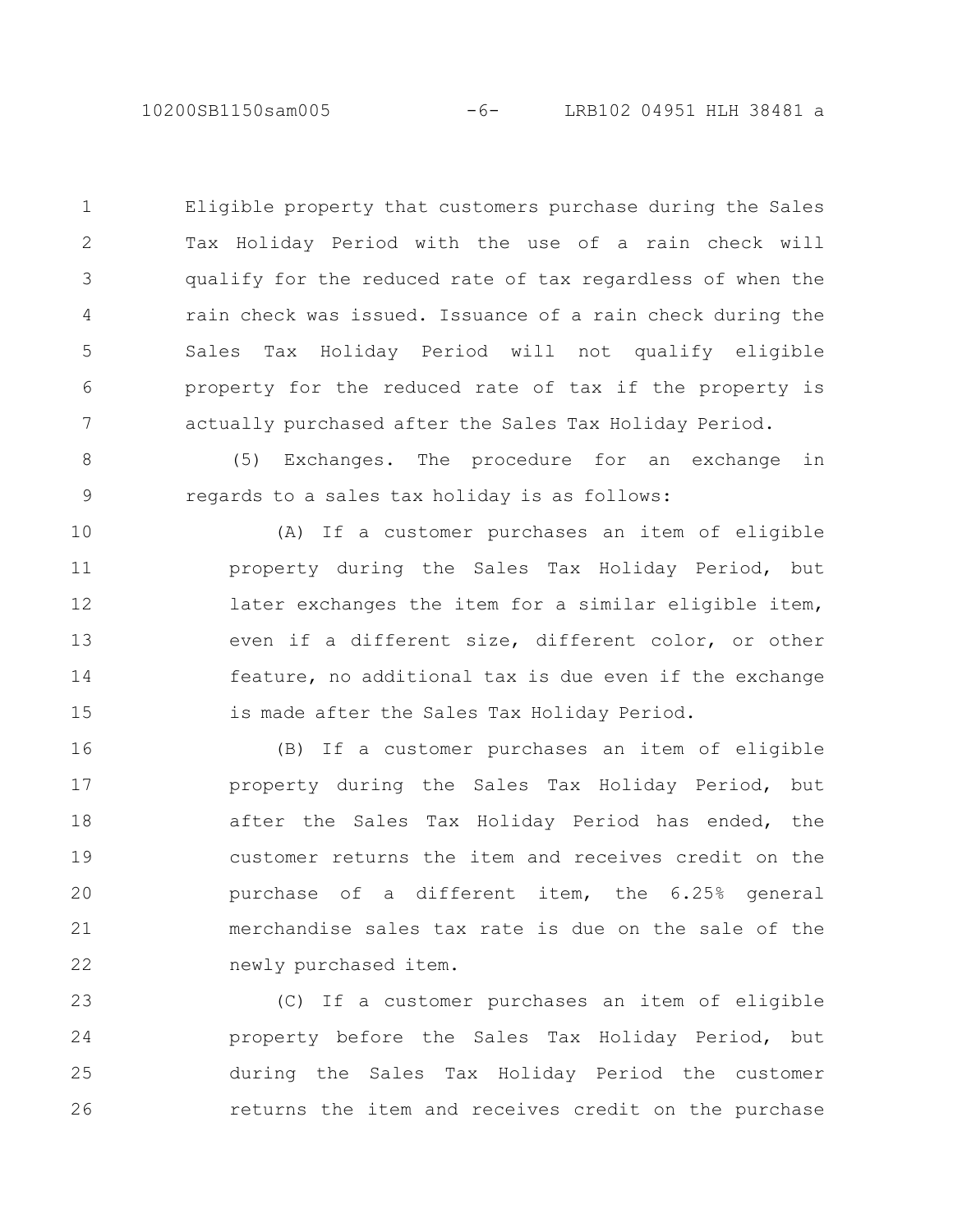Eligible property that customers purchase during the Sales Tax Holiday Period with the use of a rain check will qualify for the reduced rate of tax regardless of when the rain check was issued. Issuance of a rain check during the Sales Tax Holiday Period will not qualify eligible property for the reduced rate of tax if the property is actually purchased after the Sales Tax Holiday Period.

(5) Exchanges. The procedure for an exchange in regards to a sales tax holiday is as follows:

(A) If a customer purchases an item of eligible property during the Sales Tax Holiday Period, but later exchanges the item for a similar eligible item, even if a different size, different color, or other feature, no additional tax is due even if the exchange is made after the Sales Tax Holiday Period.

(B) If a customer purchases an item of eligible property during the Sales Tax Holiday Period, but after the Sales Tax Holiday Period has ended, the customer returns the item and receives credit on the purchase of a different item, the 6.25% general merchandise sales tax rate is due on the sale of the newly purchased item.

(C) If a customer purchases an item of eligible property before the Sales Tax Holiday Period, but during the Sales Tax Holiday Period the customer returns the item and receives credit on the purchase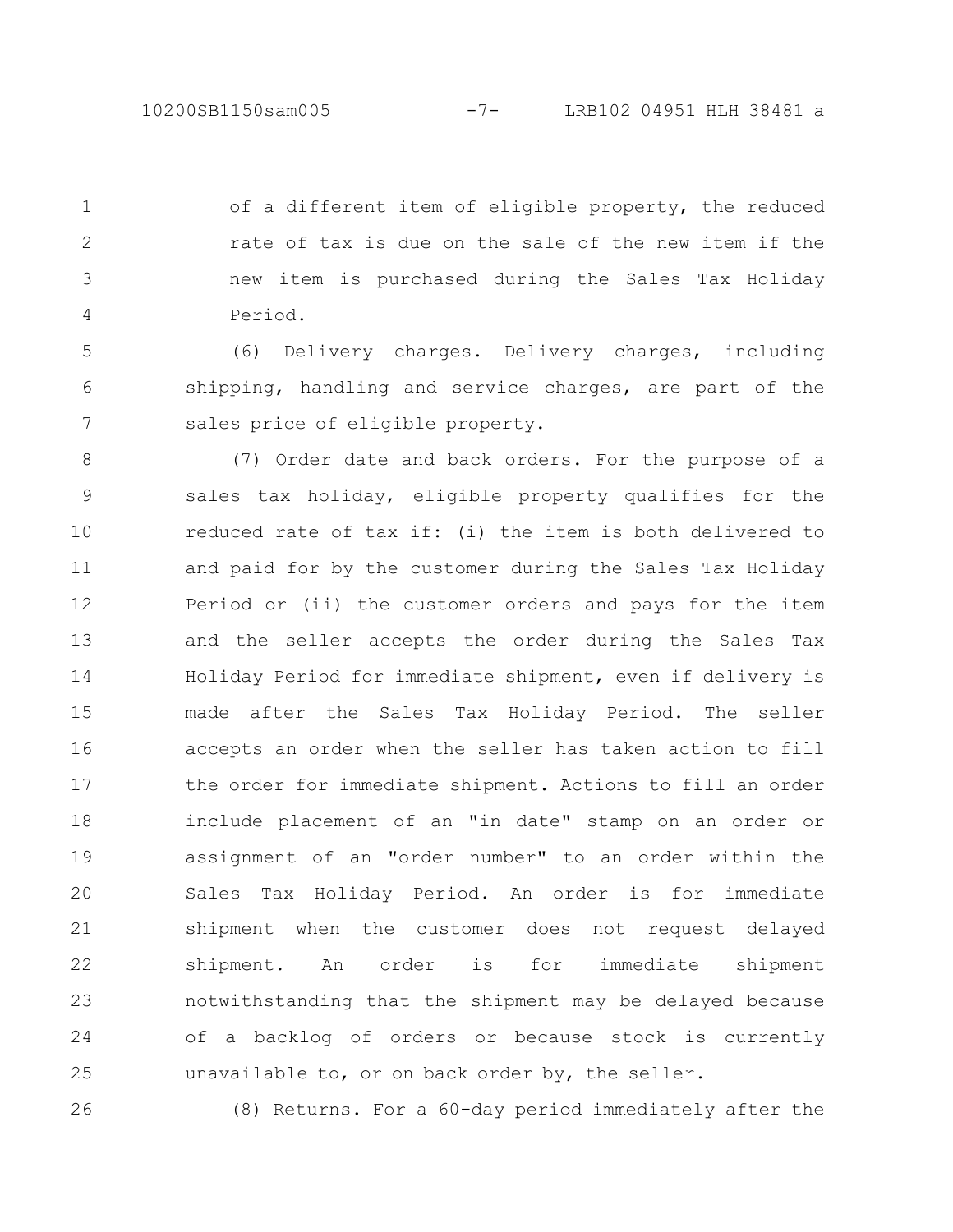of a different item of eligible property, the reduced rate of tax is due on the sale of the new item if the new item is purchased during the Sales Tax Holiday Period.

(6) Delivery charges. Delivery charges, including shipping, handling and service charges, are part of the sales price of eligible property.

(7) Order date and back orders. For the purpose of a sales tax holiday, eligible property qualifies for the reduced rate of tax if: (i) the item is both delivered to and paid for by the customer during the Sales Tax Holiday Period or (ii) the customer orders and pays for the item and the seller accepts the order during the Sales Tax Holiday Period for immediate shipment, even if delivery is made after the Sales Tax Holiday Period. The seller accepts an order when the seller has taken action to fill the order for immediate shipment. Actions to fill an order include placement of an "in date" stamp on an order or assignment of an "order number" to an order within the Sales Tax Holiday Period. An order is for immediate shipment when the customer does not request delayed shipment. An order is for immediate shipment notwithstanding that the shipment may be delayed because of a backlog of orders or because stock is currently unavailable to, or on back order by, the seller.

(8) Returns. For a 60-day period immediately after the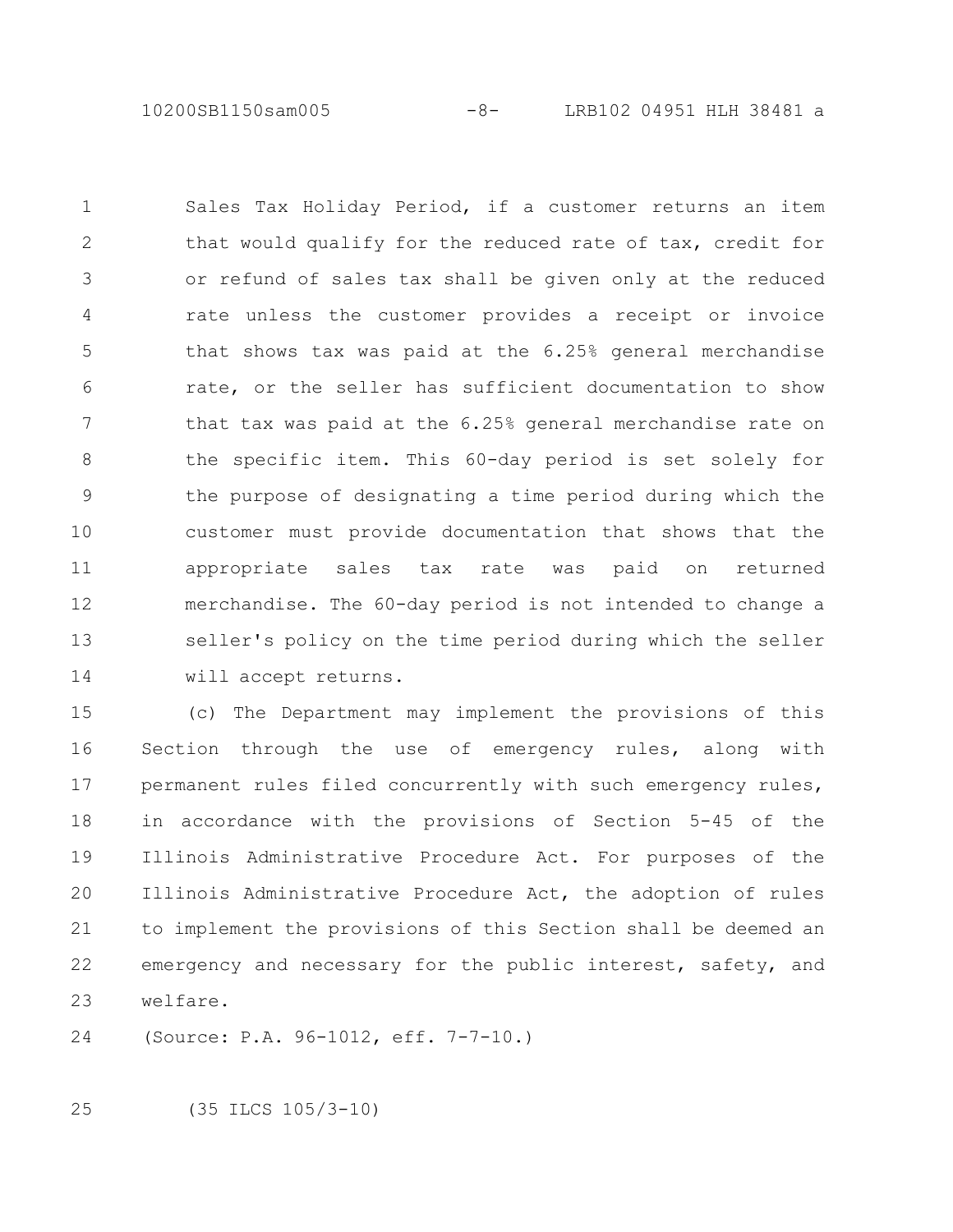Sales Tax Holiday Period, if a customer returns an item that would qualify for the reduced rate of tax, credit for or refund of sales tax shall be given only at the reduced rate unless the customer provides a receipt or invoice that shows tax was paid at the 6.25% general merchandise rate, or the seller has sufficient documentation to show that tax was paid at the 6.25% general merchandise rate on the specific item. This 60-day period is set solely for the purpose of designating a time period during which the customer must provide documentation that shows that the appropriate sales tax rate was paid on returned merchandise. The 60-day period is not intended to change a seller's policy on the time period during which the seller will accept returns.

(c) The Department may implement the provisions of this Section through the use of emergency rules, along with permanent rules filed concurrently with such emergency rules, in accordance with the provisions of Section 5-45 of the Illinois Administrative Procedure Act. For purposes of the Illinois Administrative Procedure Act, the adoption of rules to implement the provisions of this Section shall be deemed an emergency and necessary for the public interest, safety, and welfare.

(Source: P.A. 96-1012, eff. 7-7-10.)

(35 ILCS 105/3-10)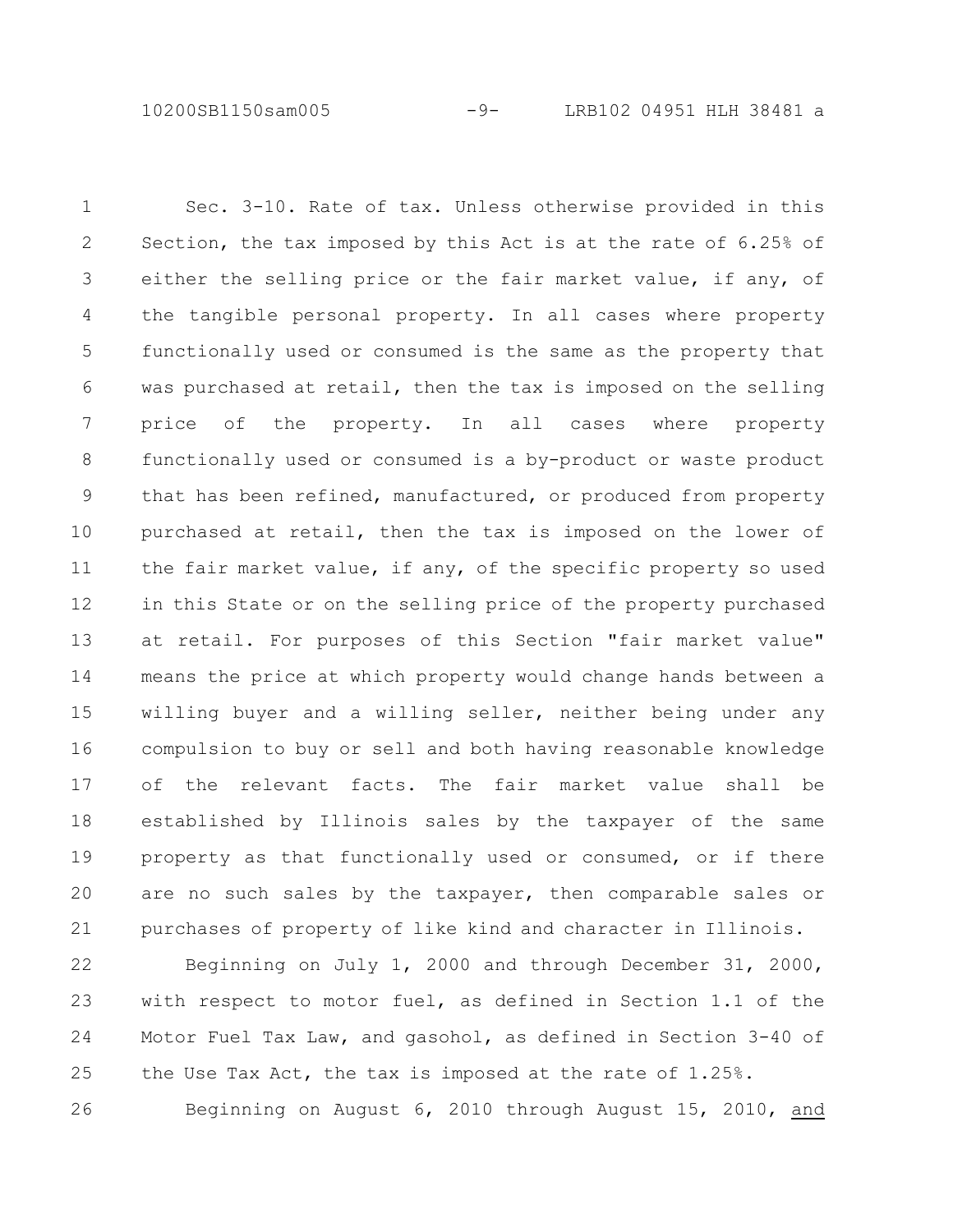Sec. 3-10. Rate of tax. Unless otherwise provided in this Section, the tax imposed by this Act is at the rate of 6.25% of either the selling price or the fair market value, if any, of the tangible personal property. In all cases where property functionally used or consumed is the same as the property that was purchased at retail, then the tax is imposed on the selling price of the property. In all cases where property functionally used or consumed is a by-product or waste product that has been refined, manufactured, or produced from property purchased at retail, then the tax is imposed on the lower of the fair market value, if any, of the specific property so used in this State or on the selling price of the property purchased at retail. For purposes of this Section "fair market value" means the price at which property would change hands between a willing buyer and a willing seller, neither being under any compulsion to buy or sell and both having reasonable knowledge of the relevant facts. The fair market value shall be established by Illinois sales by the taxpayer of the same property as that functionally used or consumed, or if there are no such sales by the taxpayer, then comparable sales or purchases of property of like kind and character in Illinois.

Beginning on July 1, 2000 and through December 31, 2000, with respect to motor fuel, as defined in Section 1.1 of the Motor Fuel Tax Law, and gasohol, as defined in Section 3-40 of the Use Tax Act, the tax is imposed at the rate of 1.25%.

Beginning on August 6, 2010 through August 15, 2010, and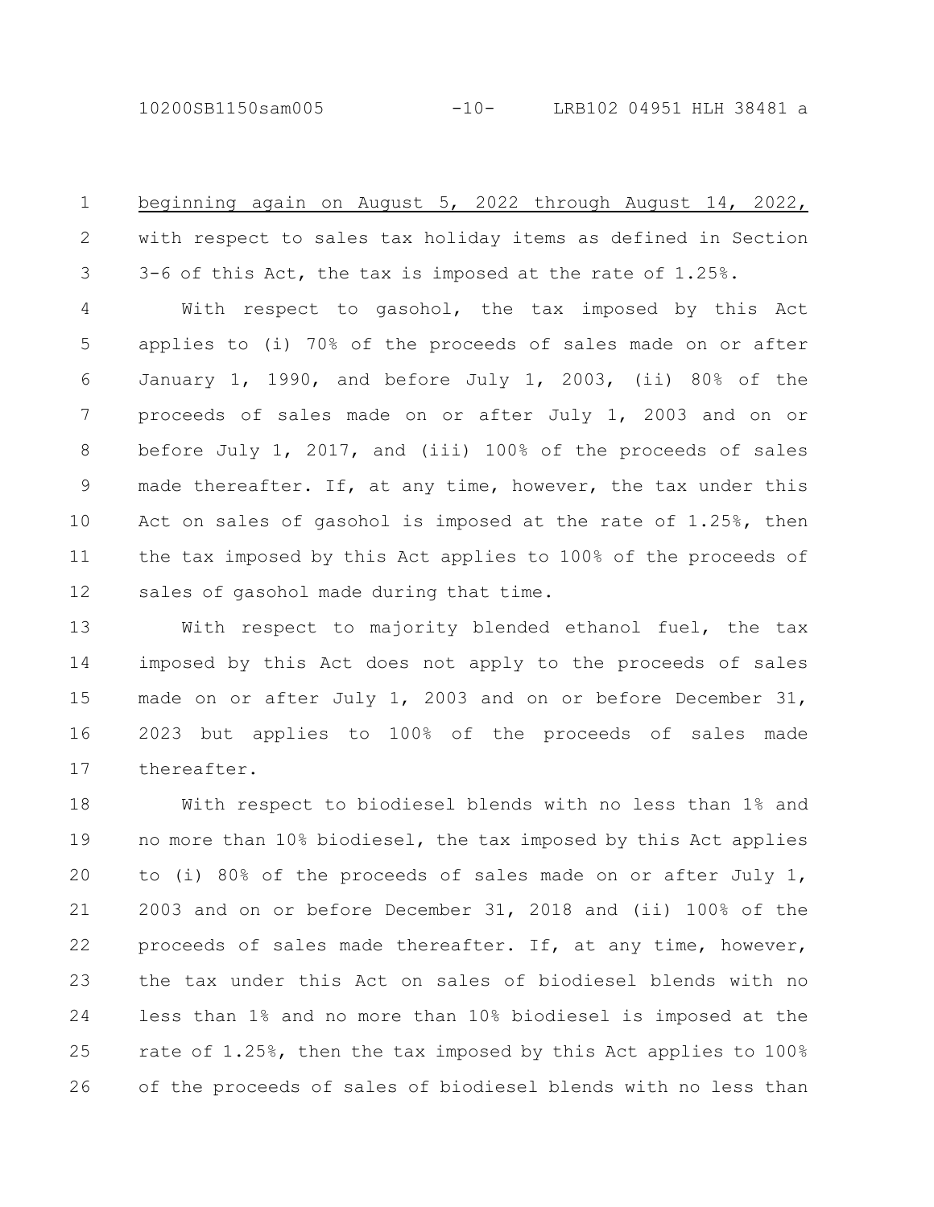beginning again on August 5, 2022 through August 14, 2022, with respect to sales tax holiday items as defined in Section 3-6 of this Act, the tax is imposed at the rate of 1.25%.

With respect to gasohol, the tax imposed by this Act applies to (i) 70% of the proceeds of sales made on or after January 1, 1990, and before July 1, 2003, (ii) 80% of the proceeds of sales made on or after July 1, 2003 and on or before July 1, 2017, and (iii) 100% of the proceeds of sales made thereafter. If, at any time, however, the tax under this Act on sales of gasohol is imposed at the rate of 1.25%, then the tax imposed by this Act applies to 100% of the proceeds of sales of gasohol made during that time.

With respect to majority blended ethanol fuel, the tax imposed by this Act does not apply to the proceeds of sales made on or after July 1, 2003 and on or before December 31, 2023 but applies to 100% of the proceeds of sales made thereafter.

With respect to biodiesel blends with no less than 1% and no more than 10% biodiesel, the tax imposed by this Act applies to (i) 80% of the proceeds of sales made on or after July 1, 2003 and on or before December 31, 2018 and (ii) 100% of the proceeds of sales made thereafter. If, at any time, however, the tax under this Act on sales of biodiesel blends with no less than 1% and no more than 10% biodiesel is imposed at the rate of 1.25%, then the tax imposed by this Act applies to 100% of the proceeds of sales of biodiesel blends with no less than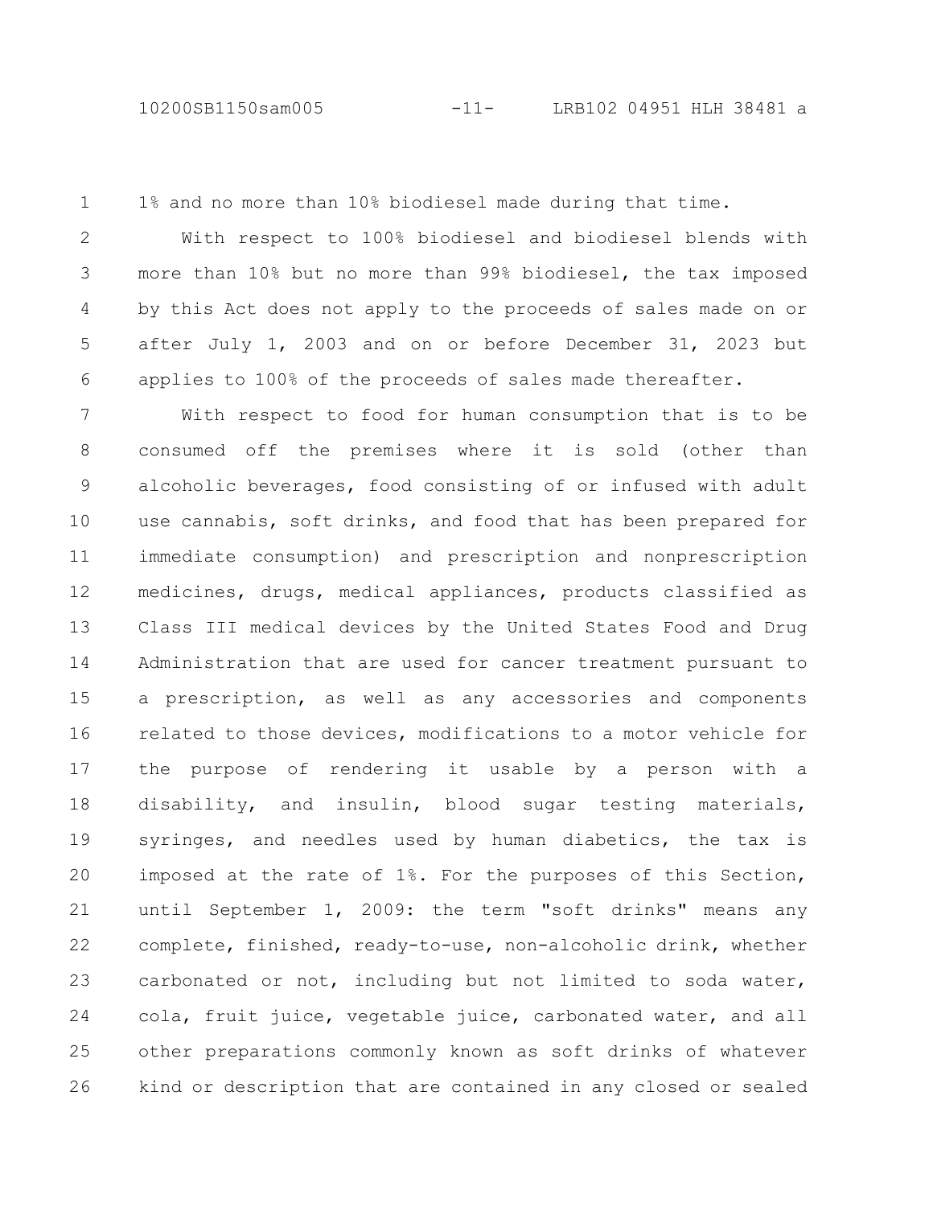1% and no more than 10% biodiesel made during that time.

With respect to 100% biodiesel and biodiesel blends with more than 10% but no more than 99% biodiesel, the tax imposed by this Act does not apply to the proceeds of sales made on or after July 1, 2003 and on or before December 31, 2023 but applies to 100% of the proceeds of sales made thereafter.

With respect to food for human consumption that is to be consumed off the premises where it is sold (other than alcoholic beverages, food consisting of or infused with adult use cannabis, soft drinks, and food that has been prepared for immediate consumption) and prescription and nonprescription medicines, drugs, medical appliances, products classified as Class III medical devices by the United States Food and Drug Administration that are used for cancer treatment pursuant to a prescription, as well as any accessories and components related to those devices, modifications to a motor vehicle for the purpose of rendering it usable by a person with a disability, and insulin, blood sugar testing materials, syringes, and needles used by human diabetics, the tax is imposed at the rate of 1%. For the purposes of this Section, until September 1, 2009: the term "soft drinks" means any complete, finished, ready-to-use, non-alcoholic drink, whether carbonated or not, including but not limited to soda water, cola, fruit juice, vegetable juice, carbonated water, and all other preparations commonly known as soft drinks of whatever kind or description that are contained in any closed or sealed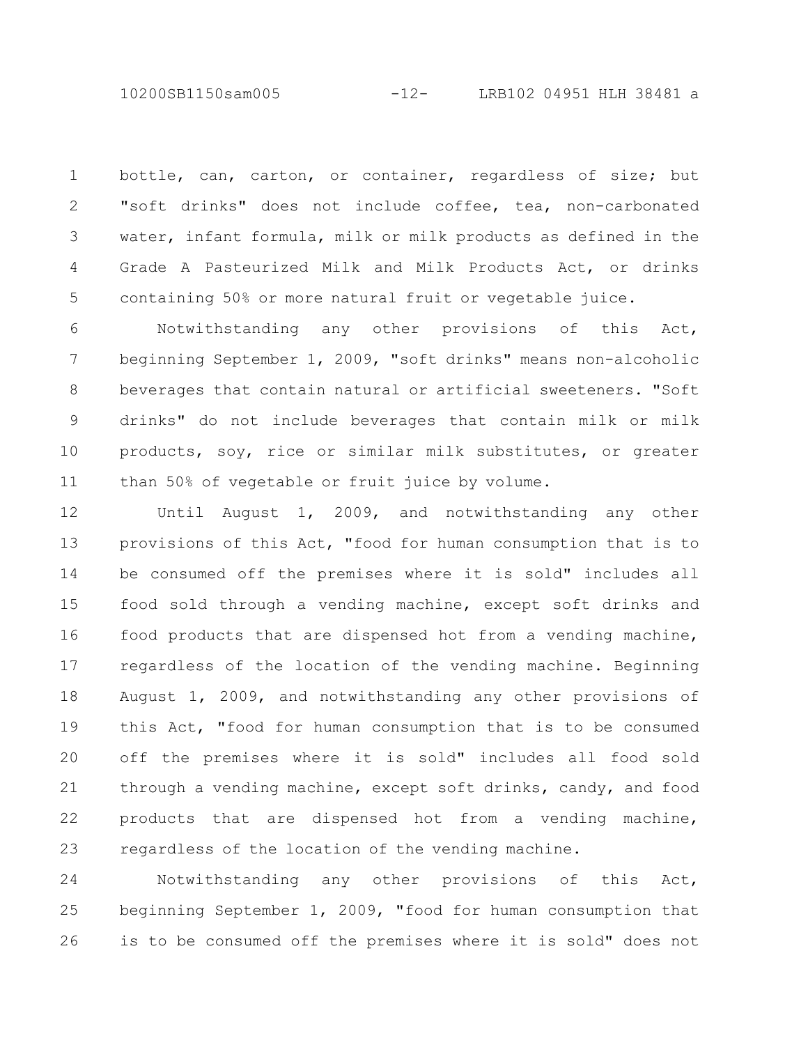bottle, can, carton, or container, regardless of size; but "soft drinks" does not include coffee, tea, non-carbonated water, infant formula, milk or milk products as defined in the Grade A Pasteurized Milk and Milk Products Act, or drinks containing 50% or more natural fruit or vegetable juice.

Notwithstanding any other provisions of this Act, beginning September 1, 2009, "soft drinks" means non-alcoholic beverages that contain natural or artificial sweeteners. "Soft drinks" do not include beverages that contain milk or milk products, soy, rice or similar milk substitutes, or greater than 50% of vegetable or fruit juice by volume.

Until August 1, 2009, and notwithstanding any other provisions of this Act, "food for human consumption that is to be consumed off the premises where it is sold" includes all food sold through a vending machine, except soft drinks and food products that are dispensed hot from a vending machine, regardless of the location of the vending machine. Beginning August 1, 2009, and notwithstanding any other provisions of this Act, "food for human consumption that is to be consumed off the premises where it is sold" includes all food sold through a vending machine, except soft drinks, candy, and food products that are dispensed hot from a vending machine, regardless of the location of the vending machine.

Notwithstanding any other provisions of this Act, beginning September 1, 2009, "food for human consumption that is to be consumed off the premises where it is sold" does not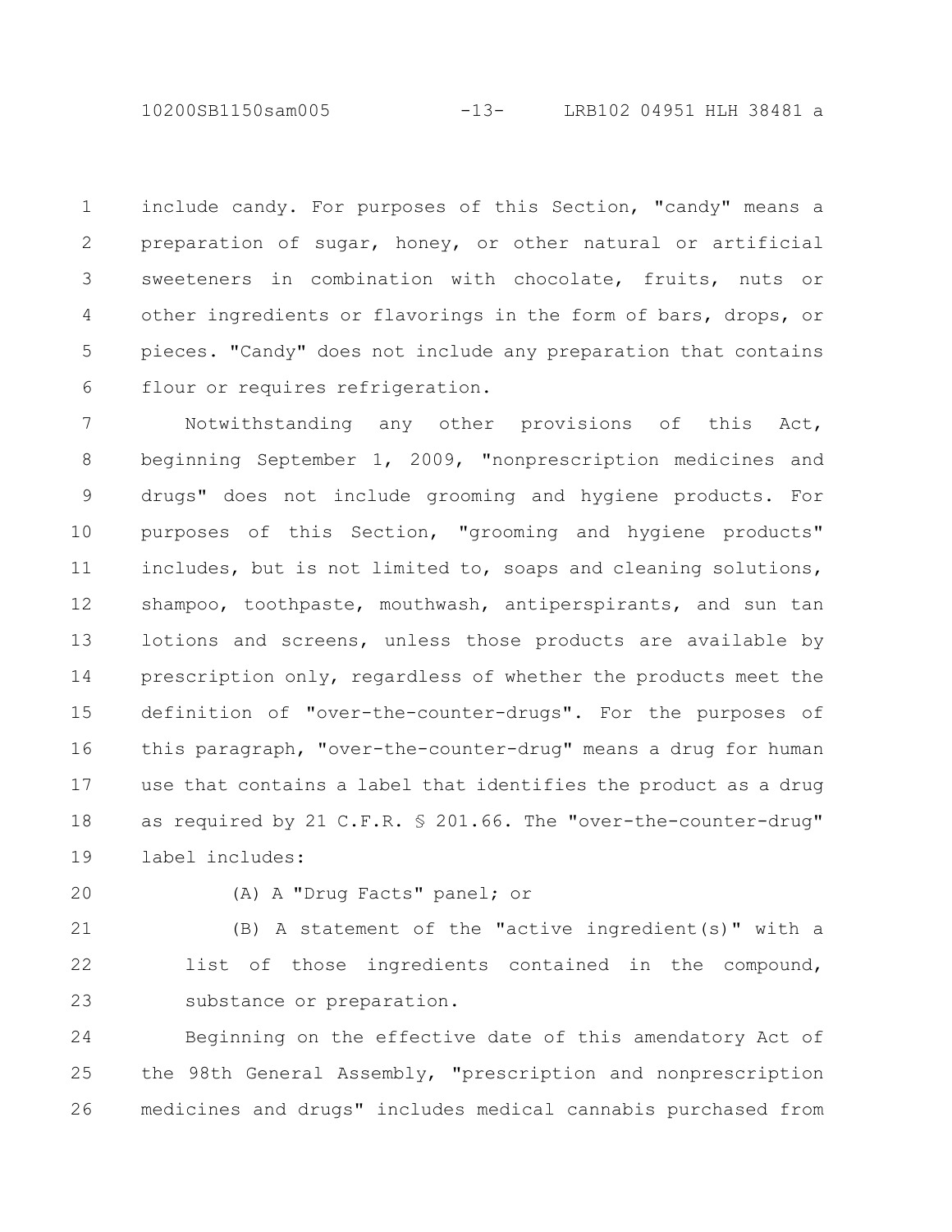include candy. For purposes of this Section, "candy" means a preparation of sugar, honey, or other natural or artificial sweeteners in combination with chocolate, fruits, nuts or other ingredients or flavorings in the form of bars, drops, or pieces. "Candy" does not include any preparation that contains flour or requires refrigeration.

Notwithstanding any other provisions of this Act, beginning September 1, 2009, "nonprescription medicines and drugs" does not include grooming and hygiene products. For purposes of this Section, "grooming and hygiene products" includes, but is not limited to, soaps and cleaning solutions, shampoo, toothpaste, mouthwash, antiperspirants, and sun tan lotions and screens, unless those products are available by prescription only, regardless of whether the products meet the definition of "over-the-counter-drugs". For the purposes of this paragraph, "over-the-counter-drug" means a drug for human use that contains a label that identifies the product as a drug as required by 21 C.F.R. § 201.66. The "over-the-counter-drug" label includes:

(A) A "Drug Facts" panel; or

(B) A statement of the "active ingredient(s)" with a list of those ingredients contained in the compound, substance or preparation.

Beginning on the effective date of this amendatory Act of the 98th General Assembly, "prescription and nonprescription medicines and drugs" includes medical cannabis purchased from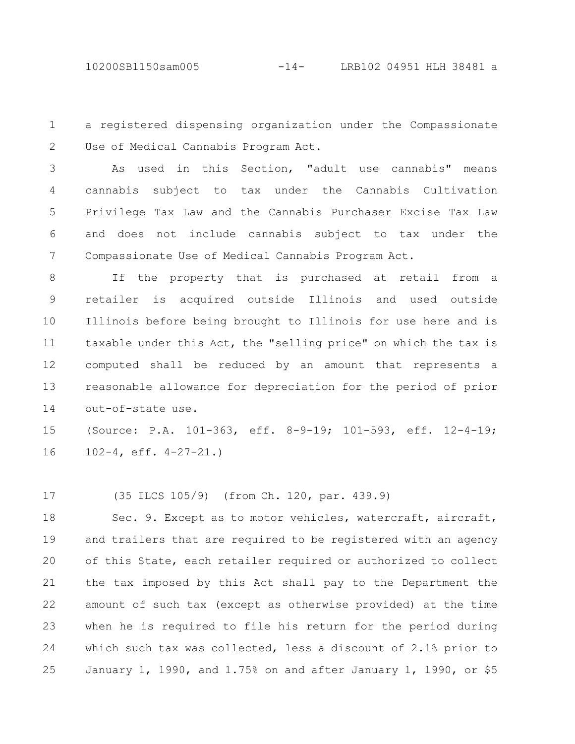a registered dispensing organization under the Compassionate Use of Medical Cannabis Program Act.

As used in this Section, "adult use cannabis" means cannabis subject to tax under the Cannabis Cultivation Privilege Tax Law and the Cannabis Purchaser Excise Tax Law and does not include cannabis subject to tax under the Compassionate Use of Medical Cannabis Program Act.

If the property that is purchased at retail from a retailer is acquired outside Illinois and used outside Illinois before being brought to Illinois for use here and is taxable under this Act, the "selling price" on which the tax is computed shall be reduced by an amount that represents a reasonable allowance for depreciation for the period of prior out-of-state use.

(Source: P.A. 101-363, eff. 8-9-19; 101-593, eff. 12-4-19; 102-4, eff. 4-27-21.)

(35 ILCS 105/9) (from Ch. 120, par. 439.9)

Sec. 9. Except as to motor vehicles, watercraft, aircraft, and trailers that are required to be registered with an agency of this State, each retailer required or authorized to collect the tax imposed by this Act shall pay to the Department the amount of such tax (except as otherwise provided) at the time when he is required to file his return for the period during which such tax was collected, less a discount of 2.1% prior to January 1, 1990, and 1.75% on and after January 1, 1990, or $5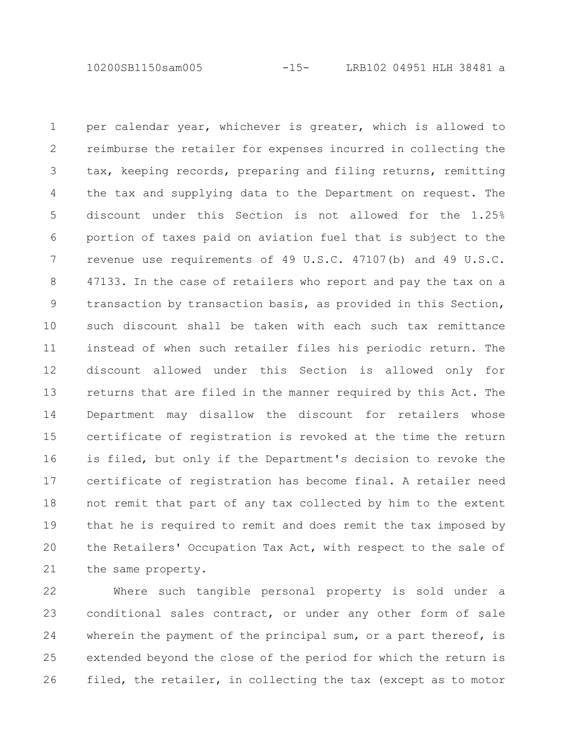per calendar year, whichever is greater, which is allowed to reimburse the retailer for expenses incurred in collecting the tax, keeping records, preparing and filing returns, remitting the tax and supplying data to the Department on request. The discount under this Section is not allowed for the 1.25% portion of taxes paid on aviation fuel that is subject to the revenue use requirements of 49 U.S.C. 47107(b) and 49 U.S.C. 47133. In the case of retailers who report and pay the tax on a transaction by transaction basis, as provided in this Section, such discount shall be taken with each such tax remittance instead of when such retailer files his periodic return. The discount allowed under this Section is allowed only for returns that are filed in the manner required by this Act. The Department may disallow the discount for retailers whose certificate of registration is revoked at the time the return is filed, but only if the Department's decision to revoke the certificate of registration has become final. A retailer need not remit that part of any tax collected by him to the extent that he is required to remit and does remit the tax imposed by the Retailers' Occupation Tax Act, with respect to the sale of the same property.

Where such tangible personal property is sold under a conditional sales contract, or under any other form of sale wherein the payment of the principal sum, or a part thereof, is extended beyond the close of the period for which the return is filed, the retailer, in collecting the tax (except as to motor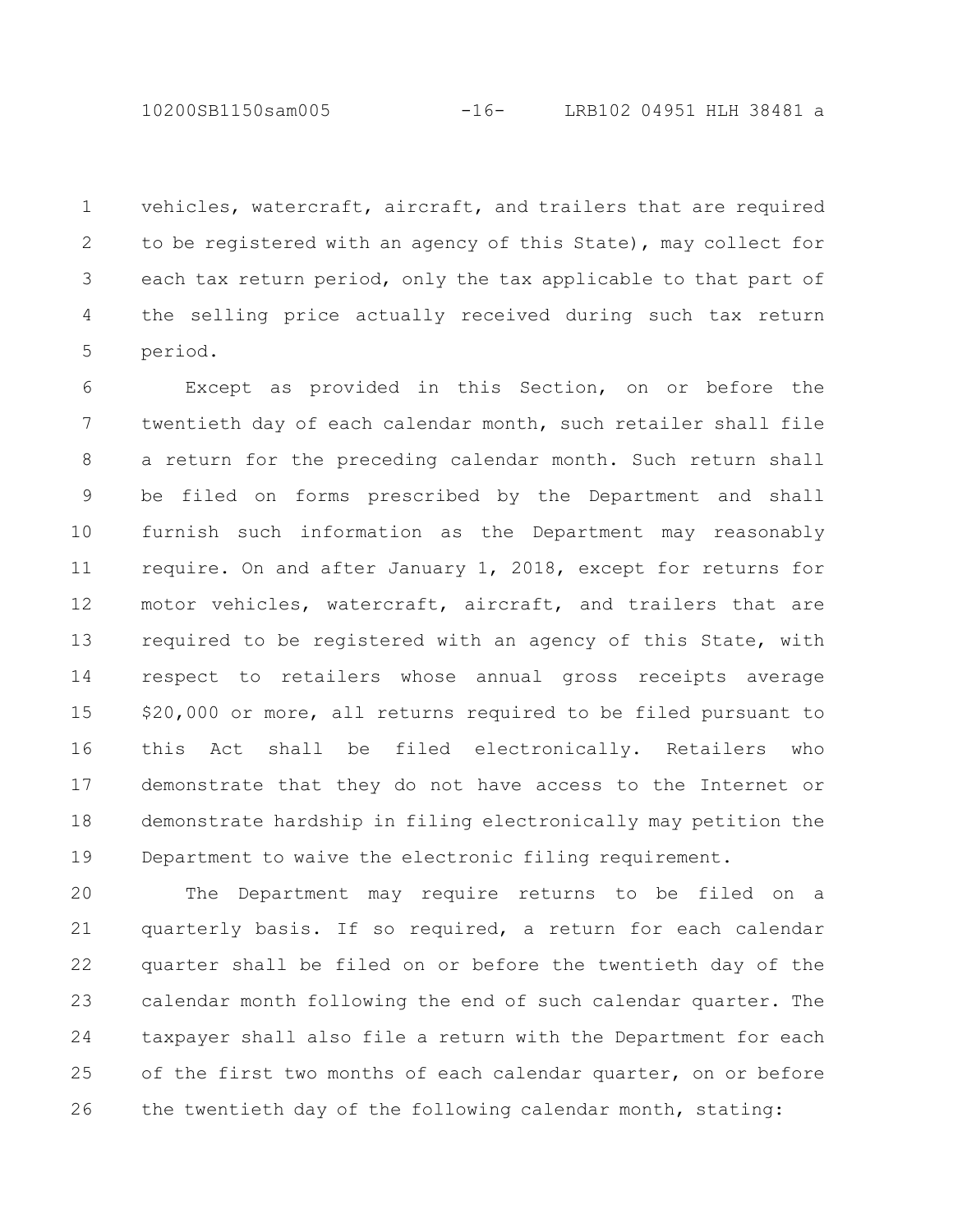vehicles, watercraft, aircraft, and trailers that are required to be registered with an agency of this State), may collect for each tax return period, only the tax applicable to that part of the selling price actually received during such tax return period.

Except as provided in this Section, on or before the twentieth day of each calendar month, such retailer shall file a return for the preceding calendar month. Such return shall be filed on forms prescribed by the Department and shall furnish such information as the Department may reasonably require. On and after January 1, 2018, except for returns for motor vehicles, watercraft, aircraft, and trailers that are required to be registered with an agency of this State, with respect to retailers whose annual gross receipts average $20,000 or more, all returns required to be filed pursuant to this Act shall be filed electronically. Retailers who demonstrate that they do not have access to the Internet or demonstrate hardship in filing electronically may petition the Department to waive the electronic filing requirement.

The Department may require returns to be filed on a quarterly basis. If so required, a return for each calendar quarter shall be filed on or before the twentieth day of the calendar month following the end of such calendar quarter. The taxpayer shall also file a return with the Department for each of the first two months of each calendar quarter, on or before the twentieth day of the following calendar month, stating: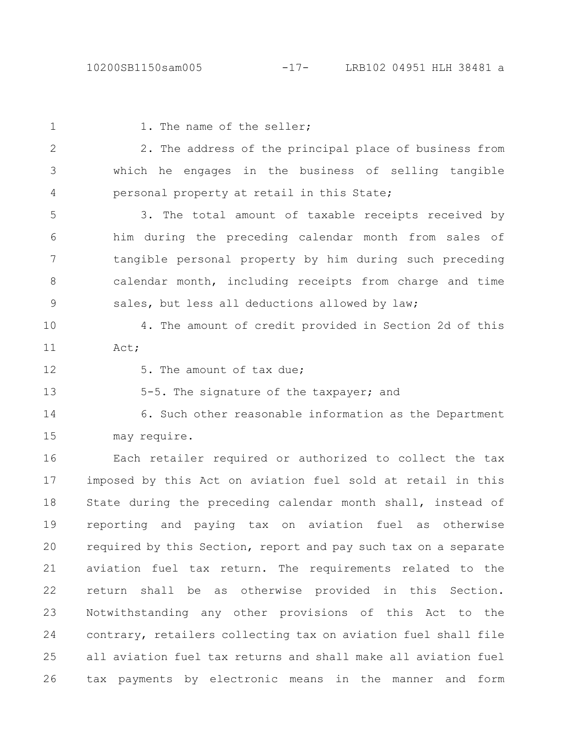1. The name of the seller;

2. The address of the principal place of business from which he engages in the business of selling tangible personal property at retail in this State;

3. The total amount of taxable receipts received by him during the preceding calendar month from sales of tangible personal property by him during such preceding calendar month, including receipts from charge and time sales, but less all deductions allowed by law;

4. The amount of credit provided in Section 2d of this Act;

5. The amount of tax due;

5-5. The signature of the taxpayer; and

6. Such other reasonable information as the Department may require.

Each retailer required or authorized to collect the tax imposed by this Act on aviation fuel sold at retail in this State during the preceding calendar month shall, instead of reporting and paying tax on aviation fuel as otherwise required by this Section, report and pay such tax on a separate aviation fuel tax return. The requirements related to the return shall be as otherwise provided in this Section. Notwithstanding any other provisions of this Act to the contrary, retailers collecting tax on aviation fuel shall file all aviation fuel tax returns and shall make all aviation fuel tax payments by electronic means in the manner and form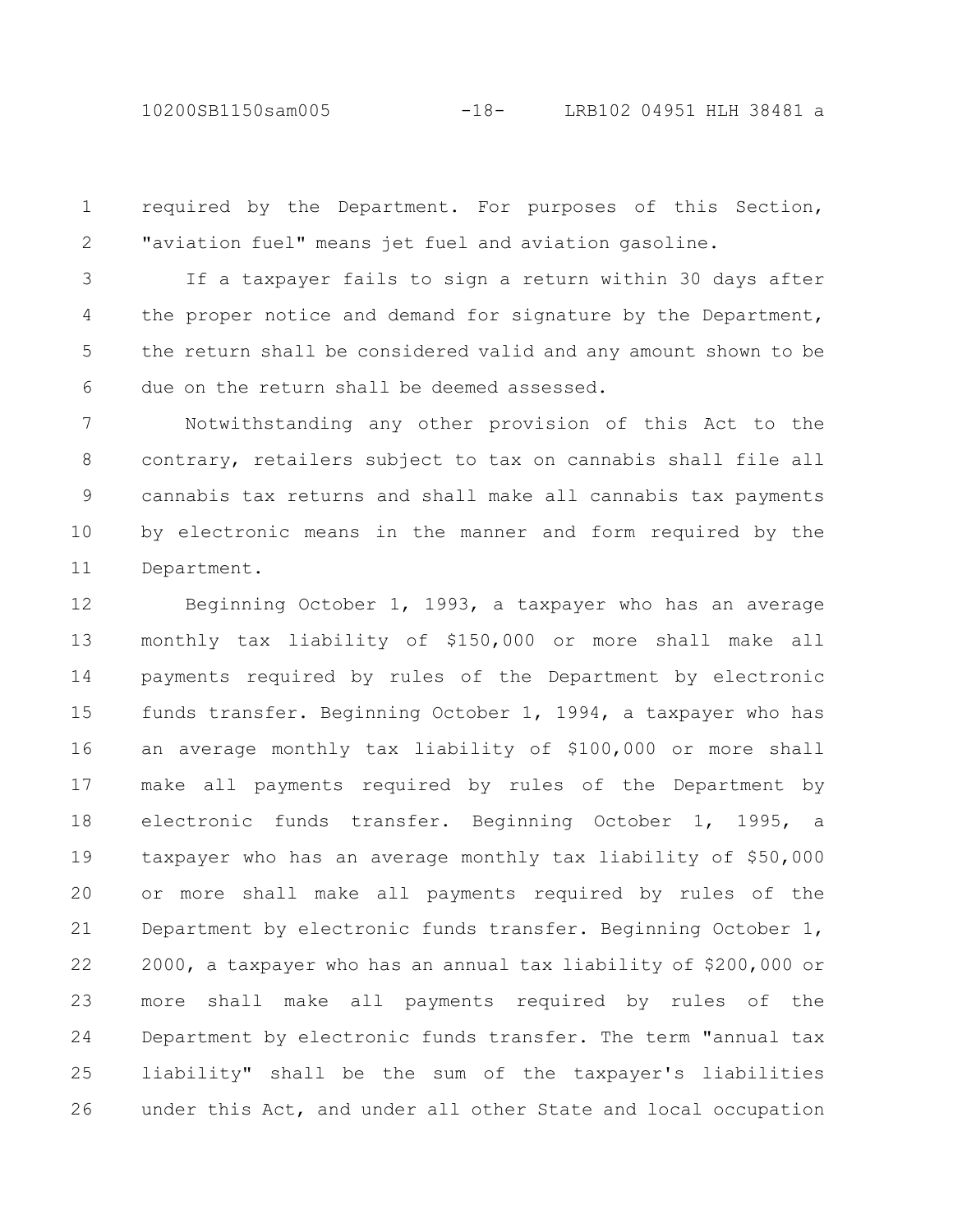required by the Department. For purposes of this Section, "aviation fuel" means jet fuel and aviation gasoline.

If a taxpayer fails to sign a return within 30 days after the proper notice and demand for signature by the Department, the return shall be considered valid and any amount shown to be due on the return shall be deemed assessed.

Notwithstanding any other provision of this Act to the contrary, retailers subject to tax on cannabis shall file all cannabis tax returns and shall make all cannabis tax payments by electronic means in the manner and form required by the Department.

Beginning October 1, 1993, a taxpayer who has an average monthly tax liability of $150,000 or more shall make all payments required by rules of the Department by electronic funds transfer. Beginning October 1, 1994, a taxpayer who has an average monthly tax liability of $100,000 or more shall make all payments required by rules of the Department by electronic funds transfer. Beginning October 1, 1995, a taxpayer who has an average monthly tax liability of $50,000 or more shall make all payments required by rules of the Department by electronic funds transfer. Beginning October 1, 2000, a taxpayer who has an annual tax liability of $200,000 or more shall make all payments required by rules of the Department by electronic funds transfer. The term "annual tax liability" shall be the sum of the taxpayer's liabilities under this Act, and under all other State and local occupation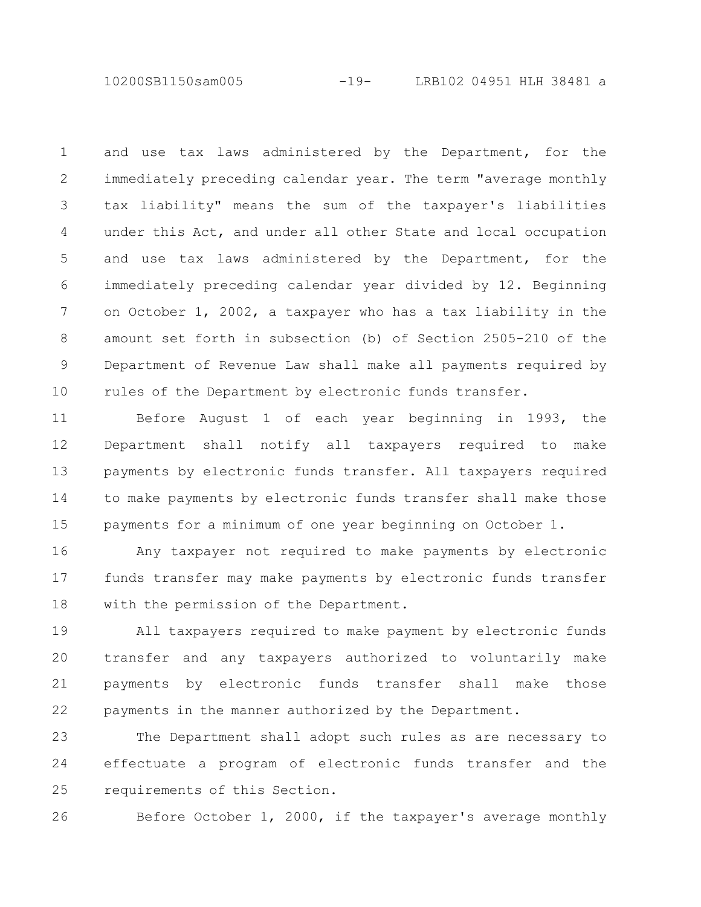and use tax laws administered by the Department, for the immediately preceding calendar year. The term "average monthly tax liability" means the sum of the taxpayer's liabilities under this Act, and under all other State and local occupation and use tax laws administered by the Department, for the immediately preceding calendar year divided by 12. Beginning on October 1, 2002, a taxpayer who has a tax liability in the amount set forth in subsection (b) of Section 2505-210 of the Department of Revenue Law shall make all payments required by rules of the Department by electronic funds transfer.

Before August 1 of each year beginning in 1993, the Department shall notify all taxpayers required to make payments by electronic funds transfer. All taxpayers required to make payments by electronic funds transfer shall make those payments for a minimum of one year beginning on October 1.

Any taxpayer not required to make payments by electronic funds transfer may make payments by electronic funds transfer with the permission of the Department.

All taxpayers required to make payment by electronic funds transfer and any taxpayers authorized to voluntarily make payments by electronic funds transfer shall make those payments in the manner authorized by the Department.

The Department shall adopt such rules as are necessary to effectuate a program of electronic funds transfer and the requirements of this Section.

Before October 1, 2000, if the taxpayer's average monthly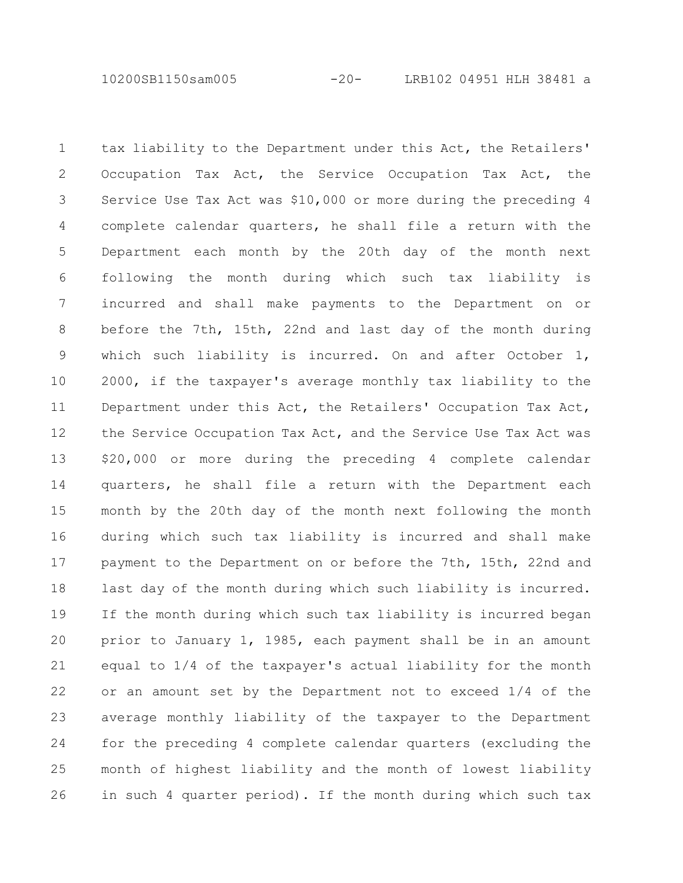tax liability to the Department under this Act, the Retailers' Occupation Tax Act, the Service Occupation Tax Act, the Service Use Tax Act was $10,000 or more during the preceding 4 complete calendar quarters, he shall file a return with the Department each month by the 20th day of the month next following the month during which such tax liability is incurred and shall make payments to the Department on or before the 7th, 15th, 22nd and last day of the month during which such liability is incurred. On and after October 1, 2000, if the taxpayer's average monthly tax liability to the Department under this Act, the Retailers' Occupation Tax Act, the Service Occupation Tax Act, and the Service Use Tax Act was $20,000 or more during the preceding 4 complete calendar quarters, he shall file a return with the Department each month by the 20th day of the month next following the month during which such tax liability is incurred and shall make payment to the Department on or before the 7th, 15th, 22nd and last day of the month during which such liability is incurred. If the month during which such tax liability is incurred began prior to January 1, 1985, each payment shall be in an amount equal to 1/4 of the taxpayer's actual liability for the month or an amount set by the Department not to exceed 1/4 of the average monthly liability of the taxpayer to the Department for the preceding 4 complete calendar quarters (excluding the month of highest liability and the month of lowest liability in such 4 quarter period). If the month during which such tax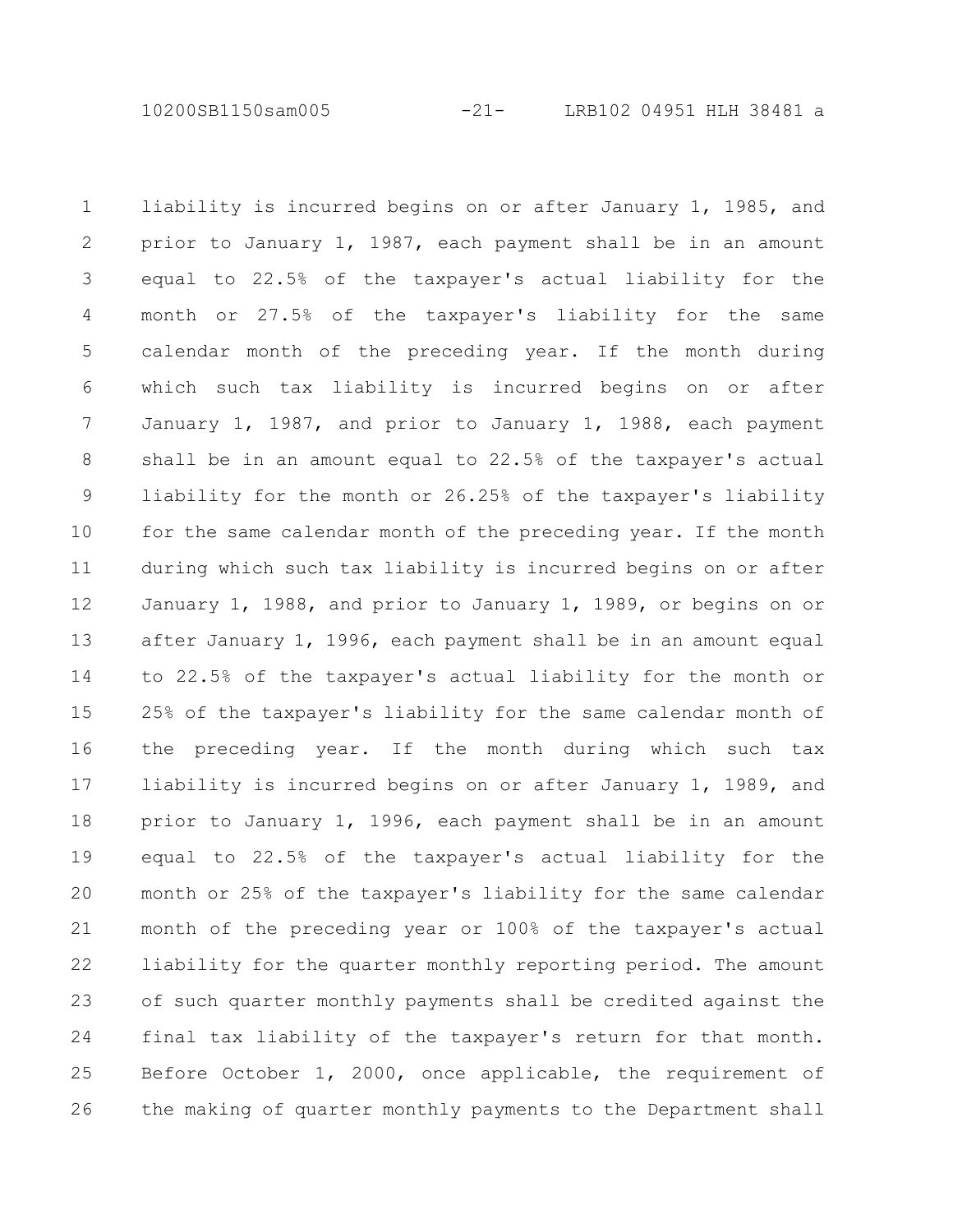liability is incurred begins on or after January 1, 1985, and prior to January 1, 1987, each payment shall be in an amount equal to 22.5% of the taxpayer's actual liability for the month or 27.5% of the taxpayer's liability for the same calendar month of the preceding year. If the month during which such tax liability is incurred begins on or after January 1, 1987, and prior to January 1, 1988, each payment shall be in an amount equal to 22.5% of the taxpayer's actual liability for the month or 26.25% of the taxpayer's liability for the same calendar month of the preceding year. If the month during which such tax liability is incurred begins on or after January 1, 1988, and prior to January 1, 1989, or begins on or after January 1, 1996, each payment shall be in an amount equal to 22.5% of the taxpayer's actual liability for the month or 25% of the taxpayer's liability for the same calendar month of the preceding year. If the month during which such tax liability is incurred begins on or after January 1, 1989, and prior to January 1, 1996, each payment shall be in an amount equal to 22.5% of the taxpayer's actual liability for the month or 25% of the taxpayer's liability for the same calendar month of the preceding year or 100% of the taxpayer's actual liability for the quarter monthly reporting period. The amount of such quarter monthly payments shall be credited against the final tax liability of the taxpayer's return for that month. Before October 1, 2000, once applicable, the requirement of the making of quarter monthly payments to the Department shall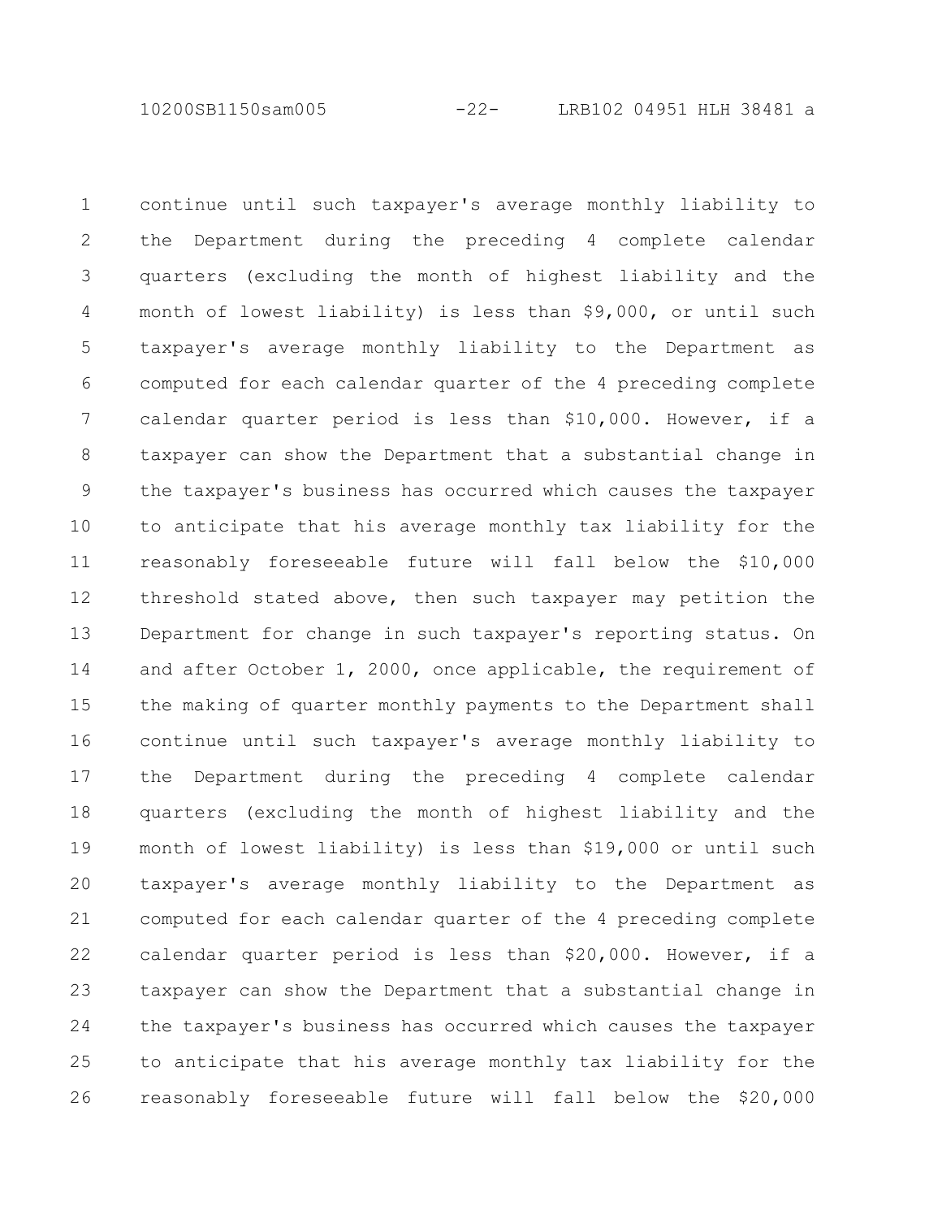continue until such taxpayer's average monthly liability to the Department during the preceding 4 complete calendar quarters (excluding the month of highest liability and the month of lowest liability) is less than $9,000, or until such taxpayer's average monthly liability to the Department as computed for each calendar quarter of the 4 preceding complete calendar quarter period is less than $10,000. However, if a taxpayer can show the Department that a substantial change in the taxpayer's business has occurred which causes the taxpayer to anticipate that his average monthly tax liability for the reasonably foreseeable future will fall below the $10,000 threshold stated above, then such taxpayer may petition the Department for change in such taxpayer's reporting status. On and after October 1, 2000, once applicable, the requirement of the making of quarter monthly payments to the Department shall continue until such taxpayer's average monthly liability to the Department during the preceding 4 complete calendar quarters (excluding the month of highest liability and the month of lowest liability) is less than $19,000 or until such taxpayer's average monthly liability to the Department as computed for each calendar quarter of the 4 preceding complete calendar quarter period is less than $20,000. However, if a taxpayer can show the Department that a substantial change in the taxpayer's business has occurred which causes the taxpayer to anticipate that his average monthly tax liability for the reasonably foreseeable future will fall below the $20,000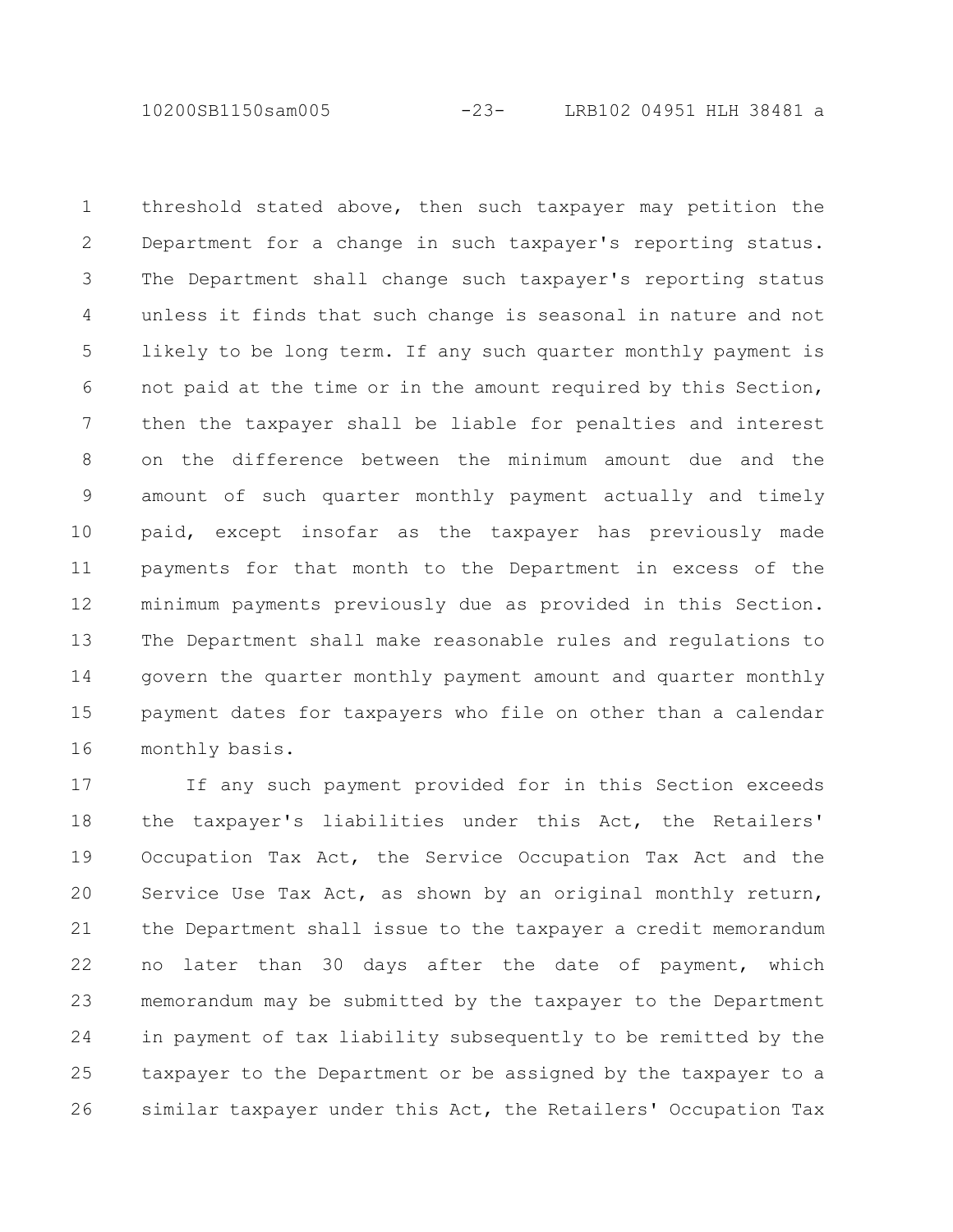threshold stated above, then such taxpayer may petition the Department for a change in such taxpayer's reporting status. The Department shall change such taxpayer's reporting status unless it finds that such change is seasonal in nature and not likely to be long term. If any such quarter monthly payment is not paid at the time or in the amount required by this Section, then the taxpayer shall be liable for penalties and interest on the difference between the minimum amount due and the amount of such quarter monthly payment actually and timely paid, except insofar as the taxpayer has previously made payments for that month to the Department in excess of the minimum payments previously due as provided in this Section. The Department shall make reasonable rules and regulations to govern the quarter monthly payment amount and quarter monthly payment dates for taxpayers who file on other than a calendar monthly basis.

If any such payment provided for in this Section exceeds the taxpayer's liabilities under this Act, the Retailers' Occupation Tax Act, the Service Occupation Tax Act and the Service Use Tax Act, as shown by an original monthly return, the Department shall issue to the taxpayer a credit memorandum no later than 30 days after the date of payment, which memorandum may be submitted by the taxpayer to the Department in payment of tax liability subsequently to be remitted by the taxpayer to the Department or be assigned by the taxpayer to a similar taxpayer under this Act, the Retailers' Occupation Tax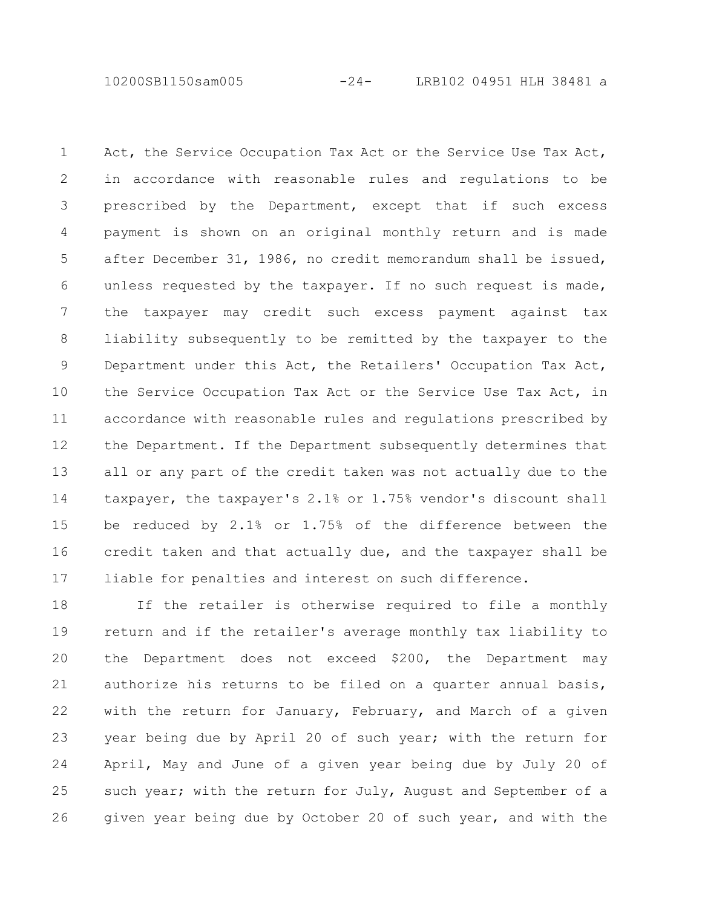Act, the Service Occupation Tax Act or the Service Use Tax Act, in accordance with reasonable rules and regulations to be prescribed by the Department, except that if such excess payment is shown on an original monthly return and is made after December 31, 1986, no credit memorandum shall be issued, unless requested by the taxpayer. If no such request is made, the taxpayer may credit such excess payment against tax liability subsequently to be remitted by the taxpayer to the Department under this Act, the Retailers' Occupation Tax Act, the Service Occupation Tax Act or the Service Use Tax Act, in accordance with reasonable rules and regulations prescribed by the Department. If the Department subsequently determines that all or any part of the credit taken was not actually due to the taxpayer, the taxpayer's 2.1% or 1.75% vendor's discount shall be reduced by 2.1% or 1.75% of the difference between the credit taken and that actually due, and the taxpayer shall be liable for penalties and interest on such difference.

If the retailer is otherwise required to file a monthly return and if the retailer's average monthly tax liability to the Department does not exceed $200, the Department may authorize his returns to be filed on a quarter annual basis, with the return for January, February, and March of a given year being due by April 20 of such year; with the return for April, May and June of a given year being due by July 20 of such year; with the return for July, August and September of a given year being due by October 20 of such year, and with the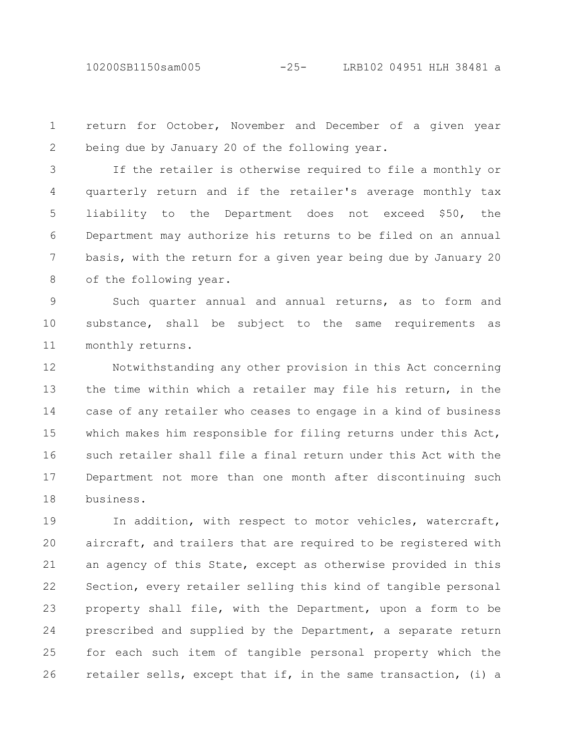return for October, November and December of a given year being due by January 20 of the following year.

If the retailer is otherwise required to file a monthly or quarterly return and if the retailer's average monthly tax liability to the Department does not exceed $50, the Department may authorize his returns to be filed on an annual basis, with the return for a given year being due by January 20 of the following year.

Such quarter annual and annual returns, as to form and substance, shall be subject to the same requirements as monthly returns.

Notwithstanding any other provision in this Act concerning the time within which a retailer may file his return, in the case of any retailer who ceases to engage in a kind of business which makes him responsible for filing returns under this Act, such retailer shall file a final return under this Act with the Department not more than one month after discontinuing such business.

In addition, with respect to motor vehicles, watercraft, aircraft, and trailers that are required to be registered with an agency of this State, except as otherwise provided in this Section, every retailer selling this kind of tangible personal property shall file, with the Department, upon a form to be prescribed and supplied by the Department, a separate return for each such item of tangible personal property which the retailer sells, except that if, in the same transaction, (i) a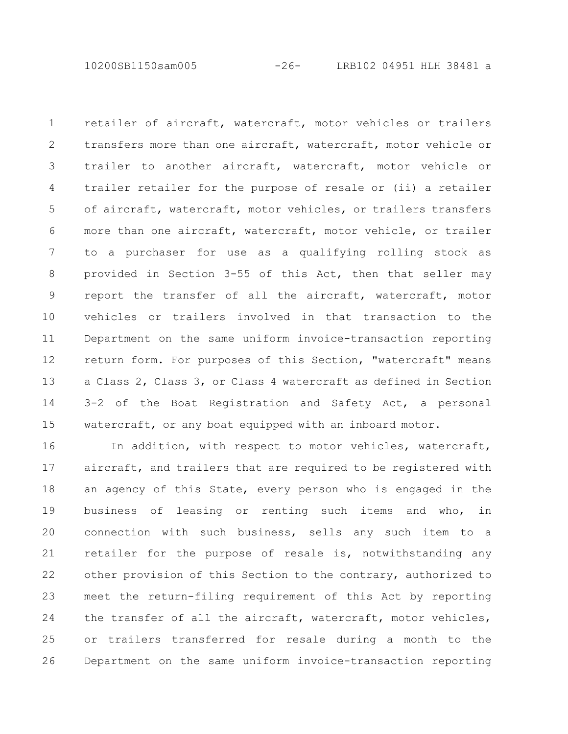retailer of aircraft, watercraft, motor vehicles or trailers transfers more than one aircraft, watercraft, motor vehicle or trailer to another aircraft, watercraft, motor vehicle or trailer retailer for the purpose of resale or (ii) a retailer of aircraft, watercraft, motor vehicles, or trailers transfers more than one aircraft, watercraft, motor vehicle, or trailer to a purchaser for use as a qualifying rolling stock as provided in Section 3-55 of this Act, then that seller may report the transfer of all the aircraft, watercraft, motor vehicles or trailers involved in that transaction to the Department on the same uniform invoice-transaction reporting return form. For purposes of this Section, "watercraft" means a Class 2, Class 3, or Class 4 watercraft as defined in Section 3-2 of the Boat Registration and Safety Act, a personal watercraft, or any boat equipped with an inboard motor.

In addition, with respect to motor vehicles, watercraft, aircraft, and trailers that are required to be registered with an agency of this State, every person who is engaged in the business of leasing or renting such items and who, in connection with such business, sells any such item to a retailer for the purpose of resale is, notwithstanding any other provision of this Section to the contrary, authorized to meet the return-filing requirement of this Act by reporting the transfer of all the aircraft, watercraft, motor vehicles, or trailers transferred for resale during a month to the Department on the same uniform invoice-transaction reporting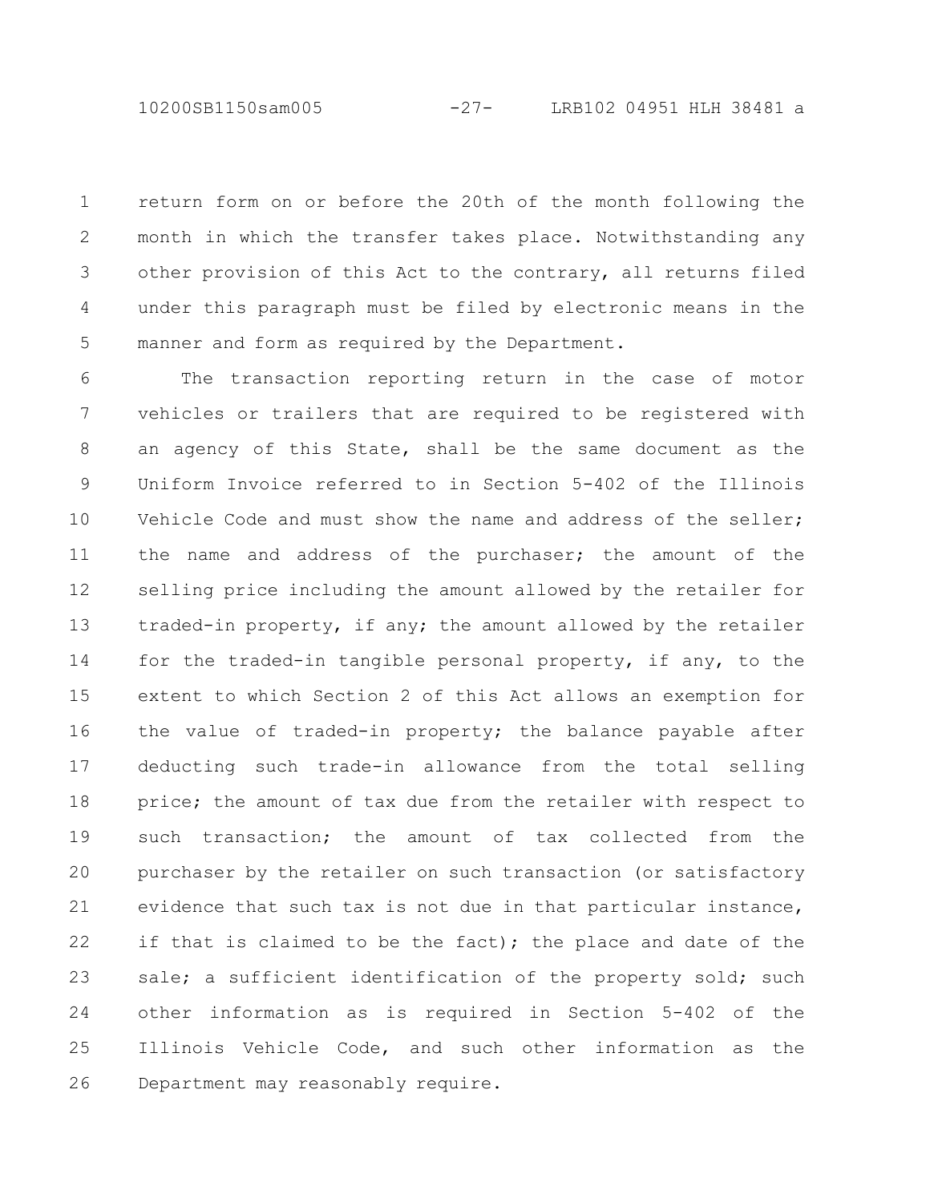return form on or before the 20th of the month following the month in which the transfer takes place. Notwithstanding any other provision of this Act to the contrary, all returns filed under this paragraph must be filed by electronic means in the manner and form as required by the Department.

The transaction reporting return in the case of motor vehicles or trailers that are required to be registered with an agency of this State, shall be the same document as the Uniform Invoice referred to in Section 5-402 of the Illinois Vehicle Code and must show the name and address of the seller; the name and address of the purchaser; the amount of the selling price including the amount allowed by the retailer for traded-in property, if any; the amount allowed by the retailer for the traded-in tangible personal property, if any, to the extent to which Section 2 of this Act allows an exemption for the value of traded-in property; the balance payable after deducting such trade-in allowance from the total selling price; the amount of tax due from the retailer with respect to such transaction; the amount of tax collected from the purchaser by the retailer on such transaction (or satisfactory evidence that such tax is not due in that particular instance, if that is claimed to be the fact); the place and date of the sale; a sufficient identification of the property sold; such other information as is required in Section 5-402 of the Illinois Vehicle Code, and such other information as the Department may reasonably require.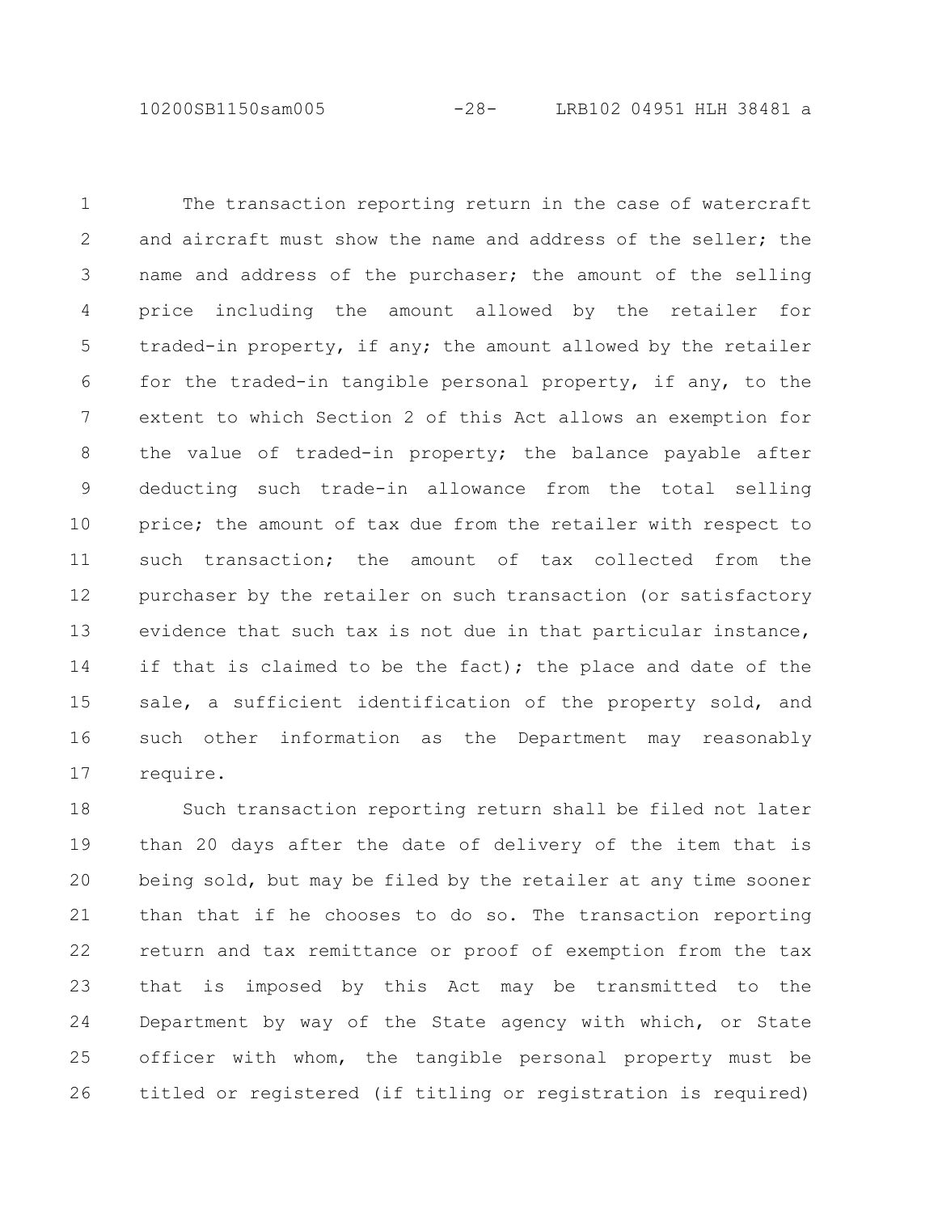The transaction reporting return in the case of watercraft and aircraft must show the name and address of the seller; the name and address of the purchaser; the amount of the selling price including the amount allowed by the retailer for traded-in property, if any; the amount allowed by the retailer for the traded-in tangible personal property, if any, to the extent to which Section 2 of this Act allows an exemption for the value of traded-in property; the balance payable after deducting such trade-in allowance from the total selling price; the amount of tax due from the retailer with respect to such transaction; the amount of tax collected from the purchaser by the retailer on such transaction (or satisfactory evidence that such tax is not due in that particular instance, if that is claimed to be the fact); the place and date of the sale, a sufficient identification of the property sold, and such other information as the Department may reasonably require.

Such transaction reporting return shall be filed not later than 20 days after the date of delivery of the item that is being sold, but may be filed by the retailer at any time sooner than that if he chooses to do so. The transaction reporting return and tax remittance or proof of exemption from the tax that is imposed by this Act may be transmitted to the Department by way of the State agency with which, or State officer with whom, the tangible personal property must be titled or registered (if titling or registration is required)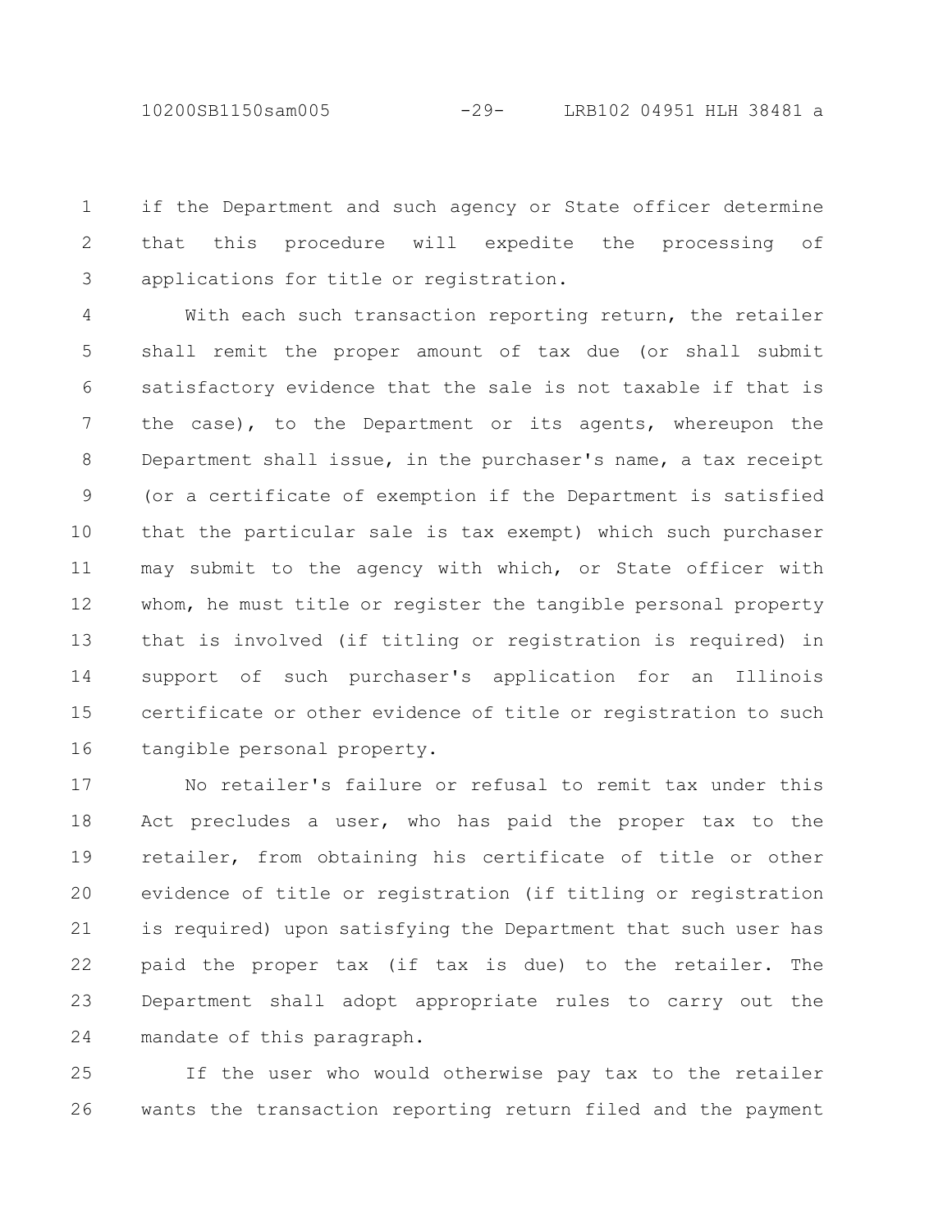if the Department and such agency or State officer determine that this procedure will expedite the processing of applications for title or registration.

With each such transaction reporting return, the retailer shall remit the proper amount of tax due (or shall submit satisfactory evidence that the sale is not taxable if that is the case), to the Department or its agents, whereupon the Department shall issue, in the purchaser's name, a tax receipt (or a certificate of exemption if the Department is satisfied that the particular sale is tax exempt) which such purchaser may submit to the agency with which, or State officer with whom, he must title or register the tangible personal property that is involved (if titling or registration is required) in support of such purchaser's application for an Illinois certificate or other evidence of title or registration to such tangible personal property.

No retailer's failure or refusal to remit tax under this Act precludes a user, who has paid the proper tax to the retailer, from obtaining his certificate of title or other evidence of title or registration (if titling or registration is required) upon satisfying the Department that such user has paid the proper tax (if tax is due) to the retailer. The Department shall adopt appropriate rules to carry out the mandate of this paragraph.

If the user who would otherwise pay tax to the retailer wants the transaction reporting return filed and the payment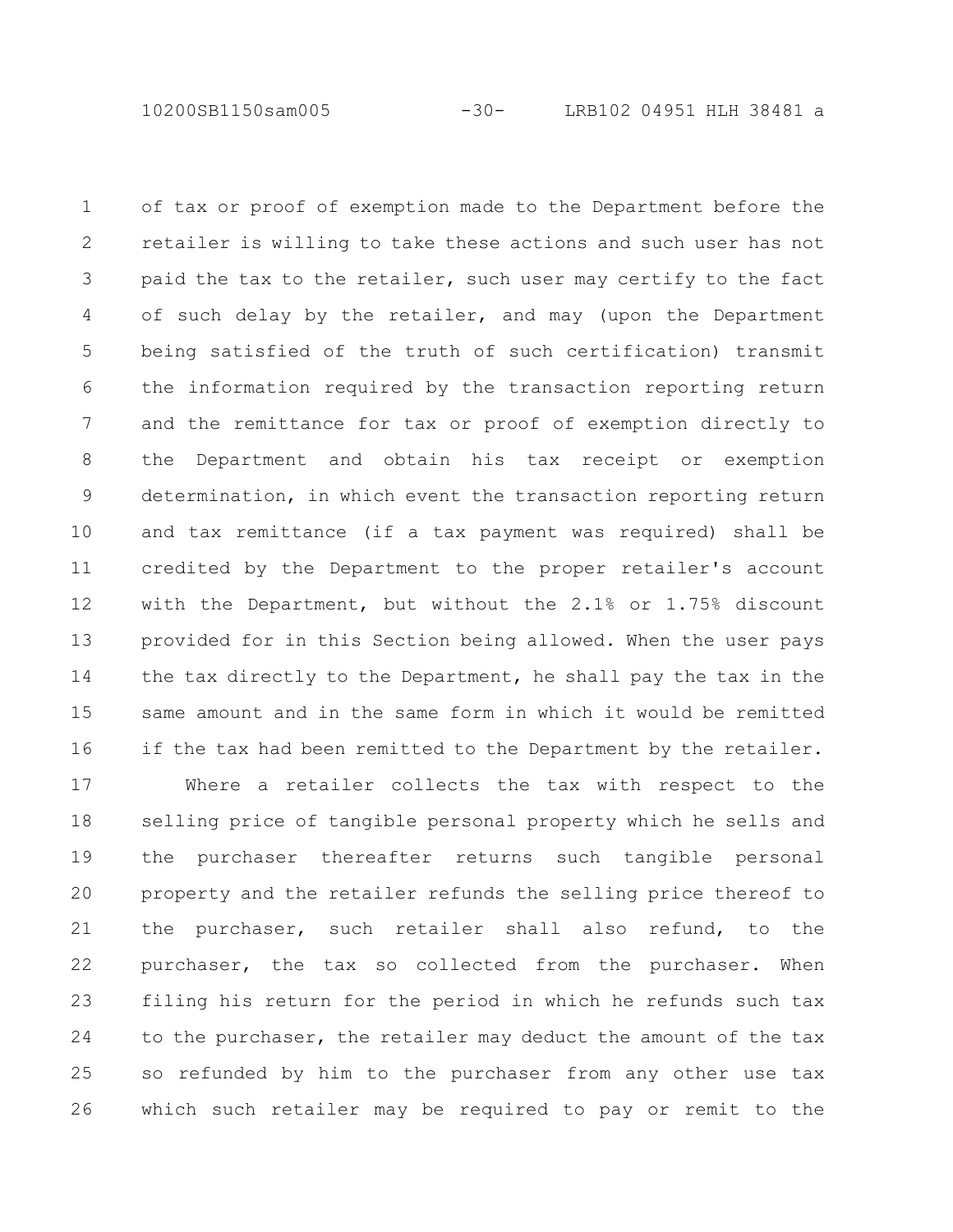of tax or proof of exemption made to the Department before the retailer is willing to take these actions and such user has not paid the tax to the retailer, such user may certify to the fact of such delay by the retailer, and may (upon the Department being satisfied of the truth of such certification) transmit the information required by the transaction reporting return and the remittance for tax or proof of exemption directly to the Department and obtain his tax receipt or exemption determination, in which event the transaction reporting return and tax remittance (if a tax payment was required) shall be credited by the Department to the proper retailer's account with the Department, but without the 2.1% or 1.75% discount provided for in this Section being allowed. When the user pays the tax directly to the Department, he shall pay the tax in the same amount and in the same form in which it would be remitted if the tax had been remitted to the Department by the retailer.

Where a retailer collects the tax with respect to the selling price of tangible personal property which he sells and the purchaser thereafter returns such tangible personal property and the retailer refunds the selling price thereof to the purchaser, such retailer shall also refund, to the purchaser, the tax so collected from the purchaser. When filing his return for the period in which he refunds such tax to the purchaser, the retailer may deduct the amount of the tax so refunded by him to the purchaser from any other use tax which such retailer may be required to pay or remit to the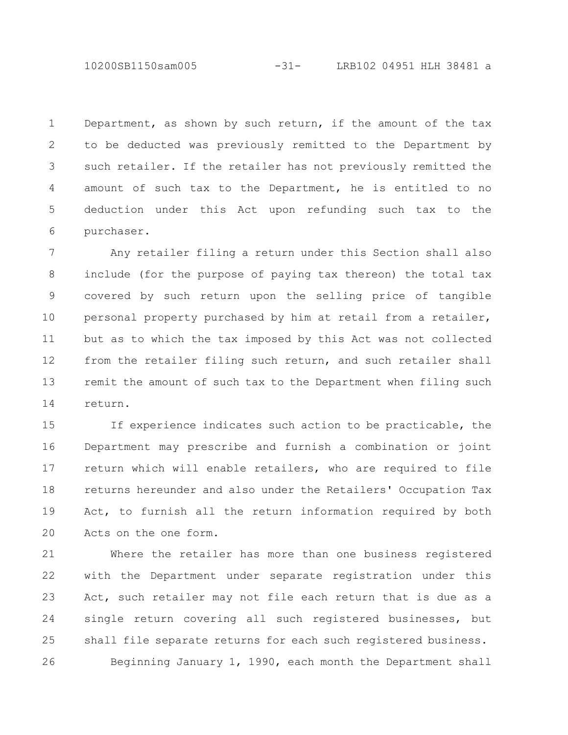Department, as shown by such return, if the amount of the tax to be deducted was previously remitted to the Department by such retailer. If the retailer has not previously remitted the amount of such tax to the Department, he is entitled to no deduction under this Act upon refunding such tax to the purchaser.

Any retailer filing a return under this Section shall also include (for the purpose of paying tax thereon) the total tax covered by such return upon the selling price of tangible personal property purchased by him at retail from a retailer, but as to which the tax imposed by this Act was not collected from the retailer filing such return, and such retailer shall remit the amount of such tax to the Department when filing such return.

If experience indicates such action to be practicable, the Department may prescribe and furnish a combination or joint return which will enable retailers, who are required to file returns hereunder and also under the Retailers' Occupation Tax Act, to furnish all the return information required by both Acts on the one form.

Where the retailer has more than one business registered with the Department under separate registration under this Act, such retailer may not file each return that is due as a single return covering all such registered businesses, but shall file separate returns for each such registered business.

Beginning January 1, 1990, each month the Department shall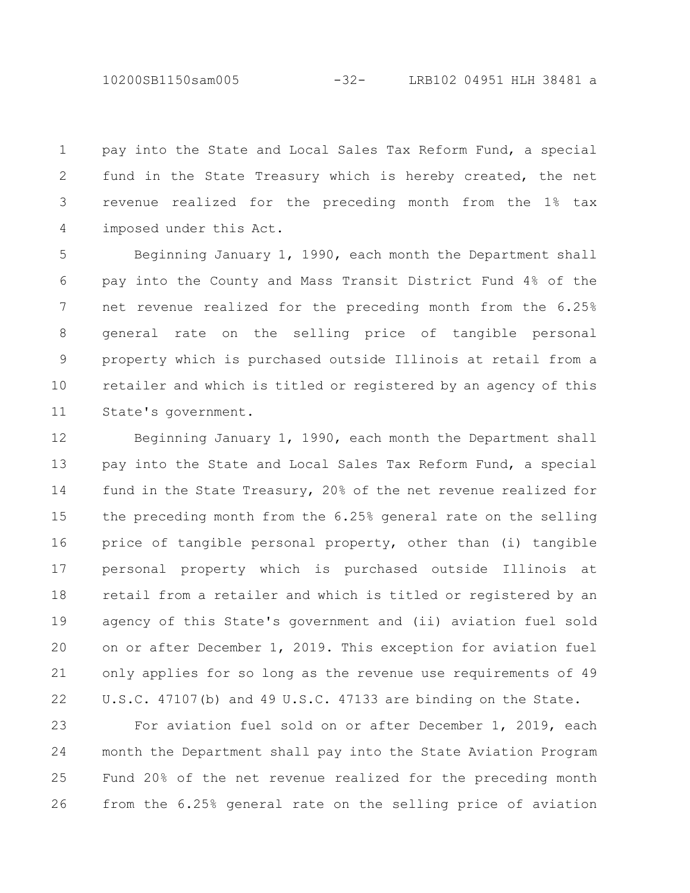pay into the State and Local Sales Tax Reform Fund, a special fund in the State Treasury which is hereby created, the net revenue realized for the preceding month from the 1% tax imposed under this Act.

Beginning January 1, 1990, each month the Department shall pay into the County and Mass Transit District Fund 4% of the net revenue realized for the preceding month from the 6.25% general rate on the selling price of tangible personal property which is purchased outside Illinois at retail from a retailer and which is titled or registered by an agency of this State's government.

Beginning January 1, 1990, each month the Department shall pay into the State and Local Sales Tax Reform Fund, a special fund in the State Treasury, 20% of the net revenue realized for the preceding month from the 6.25% general rate on the selling price of tangible personal property, other than (i) tangible personal property which is purchased outside Illinois at retail from a retailer and which is titled or registered by an agency of this State's government and (ii) aviation fuel sold on or after December 1, 2019. This exception for aviation fuel only applies for so long as the revenue use requirements of 49 U.S.C. 47107(b) and 49 U.S.C. 47133 are binding on the State.

For aviation fuel sold on or after December 1, 2019, each month the Department shall pay into the State Aviation Program Fund 20% of the net revenue realized for the preceding month from the 6.25% general rate on the selling price of aviation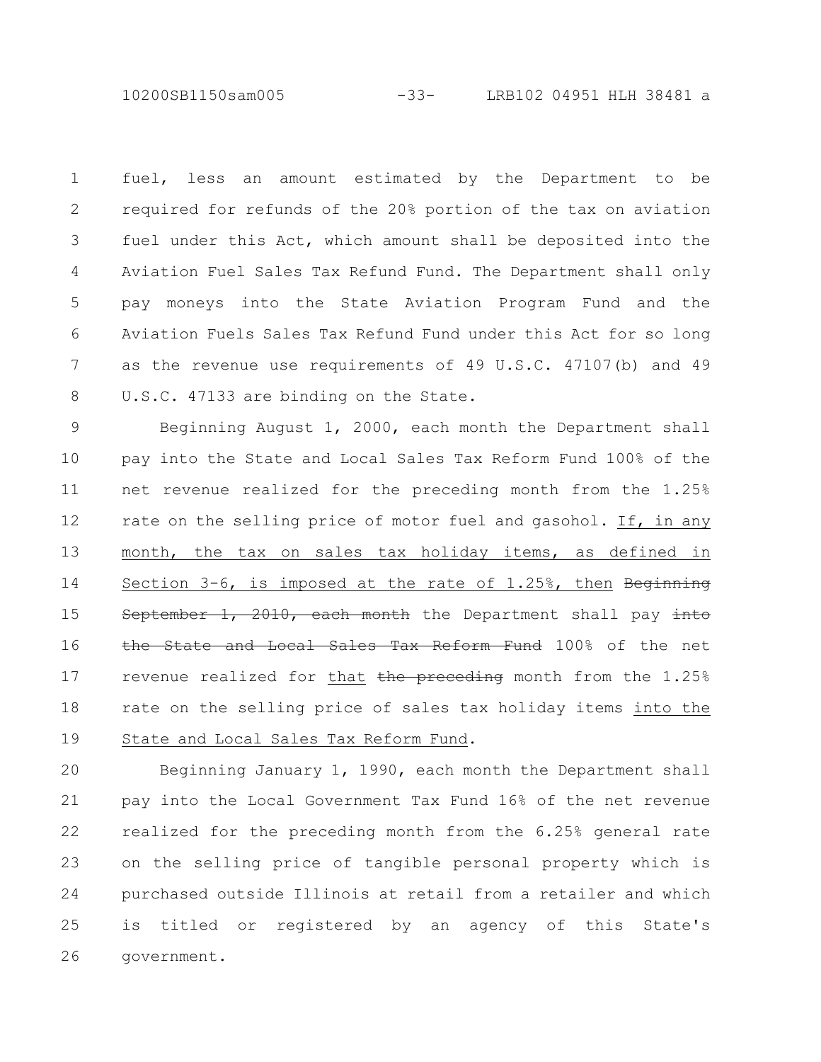fuel, less an amount estimated by the Department to be required for refunds of the 20% portion of the tax on aviation fuel under this Act, which amount shall be deposited into the Aviation Fuel Sales Tax Refund Fund. The Department shall only pay moneys into the State Aviation Program Fund and the Aviation Fuels Sales Tax Refund Fund under this Act for so long as the revenue use requirements of 49 U.S.C. 47107(b) and 49 U.S.C. 47133 are binding on the State.

Beginning August 1, 2000, each month the Department shall pay into the State and Local Sales Tax Reform Fund 100% of the net revenue realized for the preceding month from the 1.25% rate on the selling price of motor fuel and gasohol. If, in any month, the tax on sales tax holiday items, as defined in Section 3-6, is imposed at the rate of 1.25%, then ~~Beginning September 1, 2010, each month~~ the Department shall pay ~~into the State and Local Sales Tax Reform Fund~~ 100% of the net revenue realized for that ~~the preceding~~ month from the 1.25% rate on the selling price of sales tax holiday items into the State and Local Sales Tax Reform Fund.

Beginning January 1, 1990, each month the Department shall pay into the Local Government Tax Fund 16% of the net revenue realized for the preceding month from the 6.25% general rate on the selling price of tangible personal property which is purchased outside Illinois at retail from a retailer and which is titled or registered by an agency of this State's government.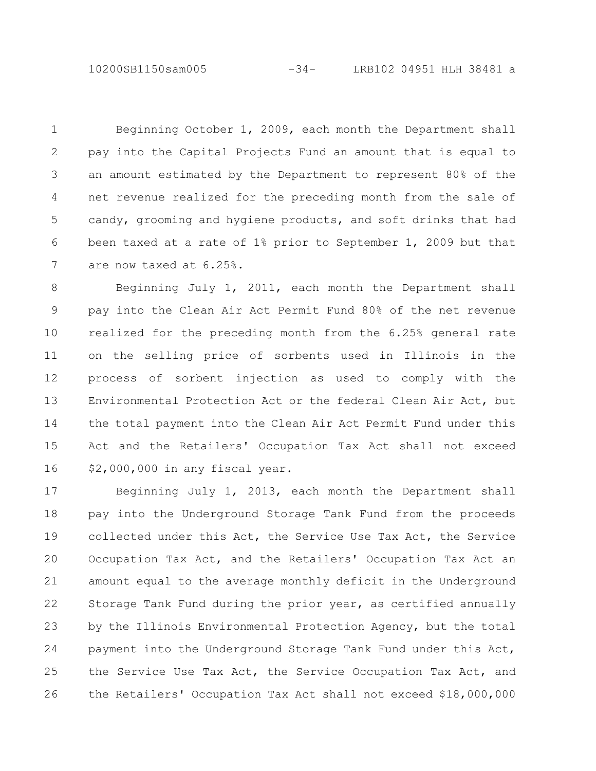Beginning October 1, 2009, each month the Department shall pay into the Capital Projects Fund an amount that is equal to an amount estimated by the Department to represent 80% of the net revenue realized for the preceding month from the sale of candy, grooming and hygiene products, and soft drinks that had been taxed at a rate of 1% prior to September 1, 2009 but that are now taxed at 6.25%.

Beginning July 1, 2011, each month the Department shall pay into the Clean Air Act Permit Fund 80% of the net revenue realized for the preceding month from the 6.25% general rate on the selling price of sorbents used in Illinois in the process of sorbent injection as used to comply with the Environmental Protection Act or the federal Clean Air Act, but the total payment into the Clean Air Act Permit Fund under this Act and the Retailers' Occupation Tax Act shall not exceed $2,000,000 in any fiscal year.

Beginning July 1, 2013, each month the Department shall pay into the Underground Storage Tank Fund from the proceeds collected under this Act, the Service Use Tax Act, the Service Occupation Tax Act, and the Retailers' Occupation Tax Act an amount equal to the average monthly deficit in the Underground Storage Tank Fund during the prior year, as certified annually by the Illinois Environmental Protection Agency, but the total payment into the Underground Storage Tank Fund under this Act, the Service Use Tax Act, the Service Occupation Tax Act, and the Retailers' Occupation Tax Act shall not exceed $18,000,000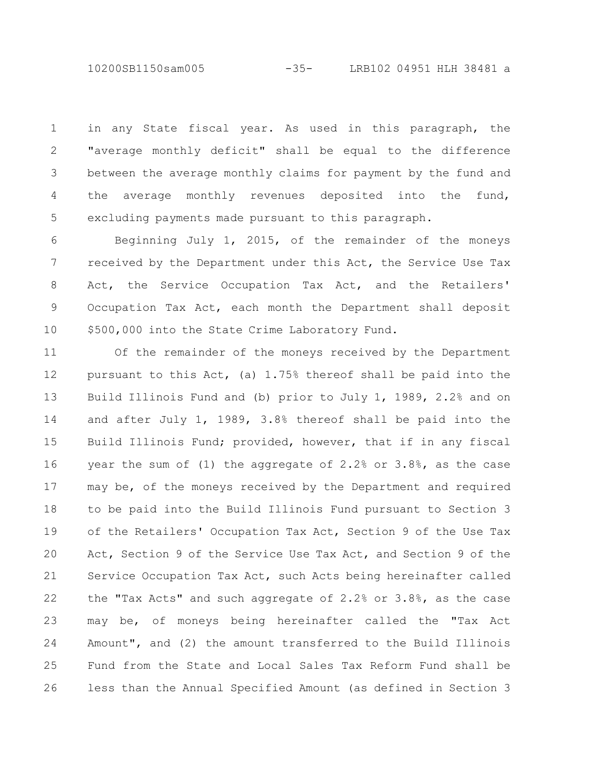in any State fiscal year. As used in this paragraph, the "average monthly deficit" shall be equal to the difference between the average monthly claims for payment by the fund and the average monthly revenues deposited into the fund, excluding payments made pursuant to this paragraph.

Beginning July 1, 2015, of the remainder of the moneys received by the Department under this Act, the Service Use Tax Act, the Service Occupation Tax Act, and the Retailers' Occupation Tax Act, each month the Department shall deposit $500,000 into the State Crime Laboratory Fund.

Of the remainder of the moneys received by the Department pursuant to this Act, (a) 1.75% thereof shall be paid into the Build Illinois Fund and (b) prior to July 1, 1989, 2.2% and on and after July 1, 1989, 3.8% thereof shall be paid into the Build Illinois Fund; provided, however, that if in any fiscal year the sum of (1) the aggregate of 2.2% or 3.8%, as the case may be, of the moneys received by the Department and required to be paid into the Build Illinois Fund pursuant to Section 3 of the Retailers' Occupation Tax Act, Section 9 of the Use Tax Act, Section 9 of the Service Use Tax Act, and Section 9 of the Service Occupation Tax Act, such Acts being hereinafter called the "Tax Acts" and such aggregate of 2.2% or 3.8%, as the case may be, of moneys being hereinafter called the "Tax Act Amount", and (2) the amount transferred to the Build Illinois Fund from the State and Local Sales Tax Reform Fund shall be less than the Annual Specified Amount (as defined in Section 3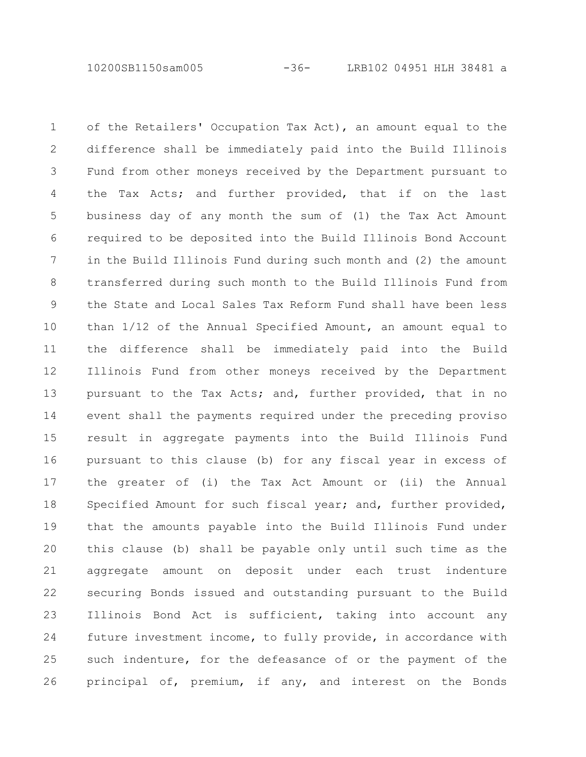of the Retailers' Occupation Tax Act), an amount equal to the difference shall be immediately paid into the Build Illinois Fund from other moneys received by the Department pursuant to the Tax Acts; and further provided, that if on the last business day of any month the sum of (1) the Tax Act Amount required to be deposited into the Build Illinois Bond Account in the Build Illinois Fund during such month and (2) the amount transferred during such month to the Build Illinois Fund from the State and Local Sales Tax Reform Fund shall have been less than 1/12 of the Annual Specified Amount, an amount equal to the difference shall be immediately paid into the Build Illinois Fund from other moneys received by the Department pursuant to the Tax Acts; and, further provided, that in no event shall the payments required under the preceding proviso result in aggregate payments into the Build Illinois Fund pursuant to this clause (b) for any fiscal year in excess of the greater of (i) the Tax Act Amount or (ii) the Annual Specified Amount for such fiscal year; and, further provided, that the amounts payable into the Build Illinois Fund under this clause (b) shall be payable only until such time as the aggregate amount on deposit under each trust indenture securing Bonds issued and outstanding pursuant to the Build Illinois Bond Act is sufficient, taking into account any future investment income, to fully provide, in accordance with such indenture, for the defeasance of or the payment of the principal of, premium, if any, and interest on the Bonds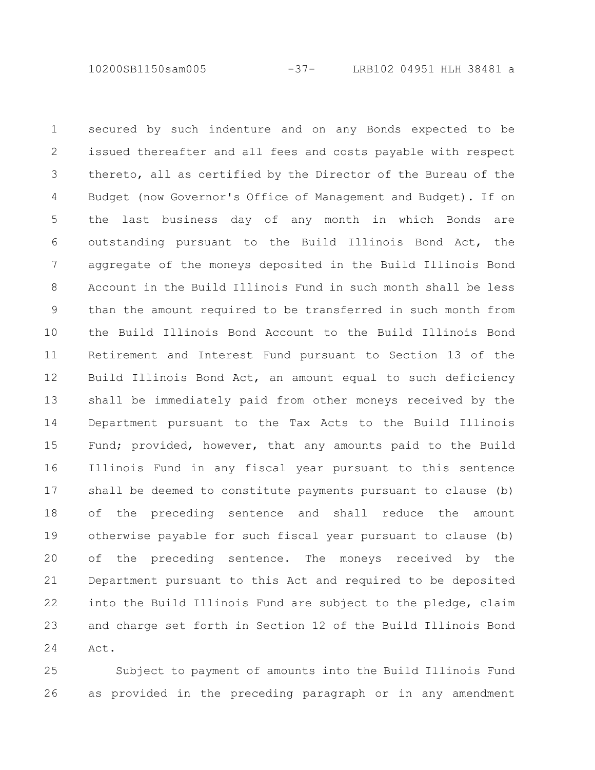secured by such indenture and on any Bonds expected to be issued thereafter and all fees and costs payable with respect thereto, all as certified by the Director of the Bureau of the Budget (now Governor's Office of Management and Budget). If on the last business day of any month in which Bonds are outstanding pursuant to the Build Illinois Bond Act, the aggregate of the moneys deposited in the Build Illinois Bond Account in the Build Illinois Fund in such month shall be less than the amount required to be transferred in such month from the Build Illinois Bond Account to the Build Illinois Bond Retirement and Interest Fund pursuant to Section 13 of the Build Illinois Bond Act, an amount equal to such deficiency shall be immediately paid from other moneys received by the Department pursuant to the Tax Acts to the Build Illinois Fund; provided, however, that any amounts paid to the Build Illinois Fund in any fiscal year pursuant to this sentence shall be deemed to constitute payments pursuant to clause (b) of the preceding sentence and shall reduce the amount otherwise payable for such fiscal year pursuant to clause (b) of the preceding sentence. The moneys received by the Department pursuant to this Act and required to be deposited into the Build Illinois Fund are subject to the pledge, claim and charge set forth in Section 12 of the Build Illinois Bond Act.

Subject to payment of amounts into the Build Illinois Fund as provided in the preceding paragraph or in any amendment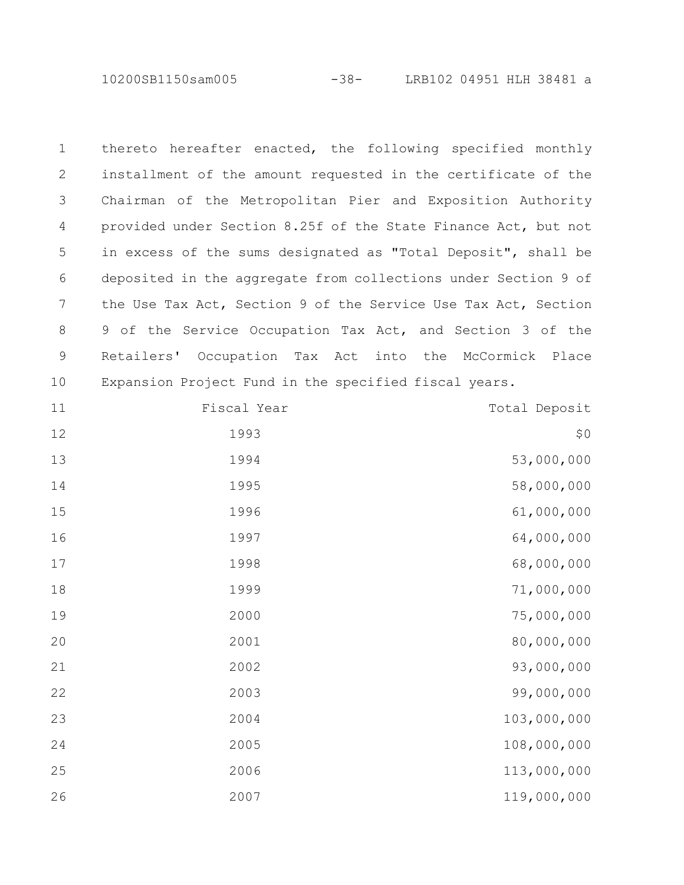thereto hereafter enacted, the following specified monthly installment of the amount requested in the certificate of the Chairman of the Metropolitan Pier and Exposition Authority provided under Section 8.25f of the State Finance Act, but not in excess of the sums designated as "Total Deposit", shall be deposited in the aggregate from collections under Section 9 of the Use Tax Act, Section 9 of the Service Use Tax Act, Section 9 of the Service Occupation Tax Act, and Section 3 of the Retailers' Occupation Tax Act into the McCormick Place Expansion Project Fund in the specified fiscal years.

| Fiscal Year | Total Deposit |
|---|---|
| 1993 | $0 |
| 1994 | 53,000,000 |
| 1995 | 58,000,000 |
| 1996 | 61,000,000 |
| 1997 | 64,000,000 |
| 1998 | 68,000,000 |
| 1999 | 71,000,000 |
| 2000 | 75,000,000 |
| 2001 | 80,000,000 |
| 2002 | 93,000,000 |
| 2003 | 99,000,000 |
| 2004 | 103,000,000 |
| 2005 | 108,000,000 |
| 2006 | 113,000,000 |
| 2007 | 119,000,000 |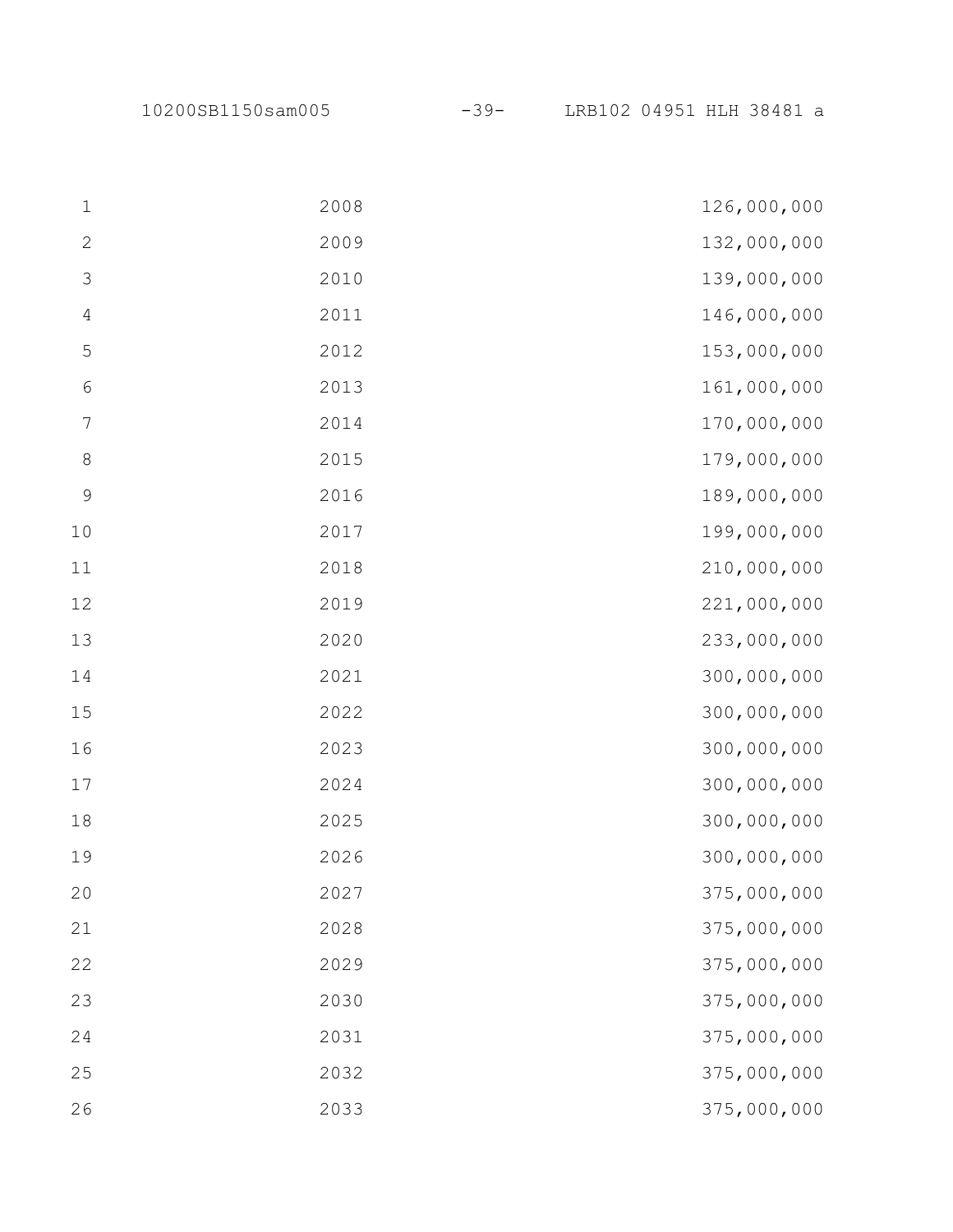| | |
|---|---|
| 2008 | 126,000,000 |
| 2009 | 132,000,000 |
| 2010 | 139,000,000 |
| 2011 | 146,000,000 |
| 2012 | 153,000,000 |
| 2013 | 161,000,000 |
| 2014 | 170,000,000 |
| 2015 | 179,000,000 |
| 2016 | 189,000,000 |
| 2017 | 199,000,000 |
| 2018 | 210,000,000 |
| 2019 | 221,000,000 |
| 2020 | 233,000,000 |
| 2021 | 300,000,000 |
| 2022 | 300,000,000 |
| 2023 | 300,000,000 |
| 2024 | 300,000,000 |
| 2025 | 300,000,000 |
| 2026 | 300,000,000 |
| 2027 | 375,000,000 |
| 2028 | 375,000,000 |
| 2029 | 375,000,000 |
| 2030 | 375,000,000 |
| 2031 | 375,000,000 |
| 2032 | 375,000,000 |
| 2033 | 375,000,000 |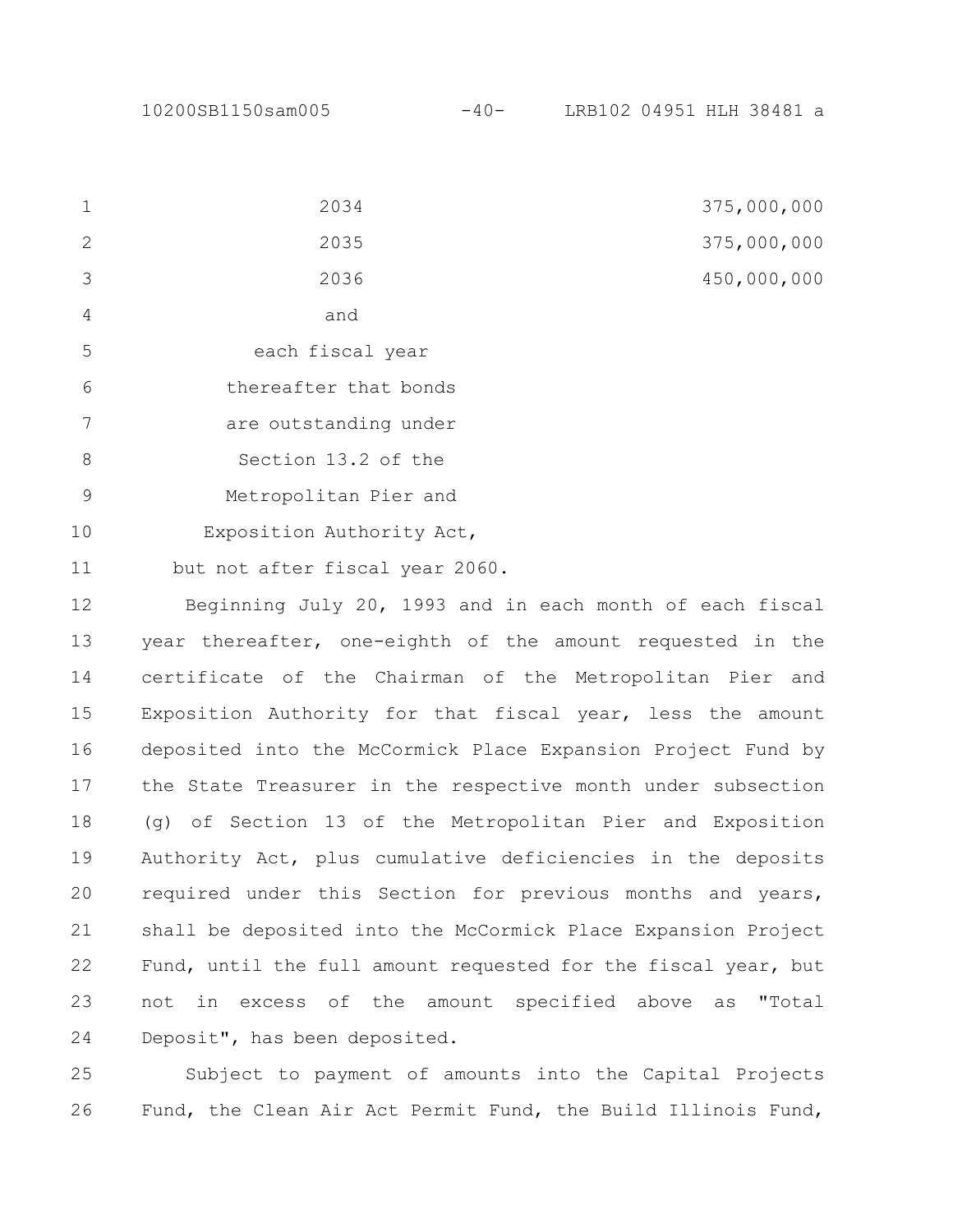| | |
|---|---|
| 2034 | 375,000,000 |
| 2035 | 375,000,000 |
| 2036 | 450,000,000 |
| and each fiscal year thereafter that bonds are outstanding under Section 13.2 of the Metropolitan Pier and Exposition Authority Act, but not after fiscal year 2060. | |

Beginning July 20, 1993 and in each month of each fiscal year thereafter, one-eighth of the amount requested in the certificate of the Chairman of the Metropolitan Pier and Exposition Authority for that fiscal year, less the amount deposited into the McCormick Place Expansion Project Fund by the State Treasurer in the respective month under subsection (g) of Section 13 of the Metropolitan Pier and Exposition Authority Act, plus cumulative deficiencies in the deposits required under this Section for previous months and years, shall be deposited into the McCormick Place Expansion Project Fund, until the full amount requested for the fiscal year, but not in excess of the amount specified above as "Total Deposit", has been deposited.

Subject to payment of amounts into the Capital Projects Fund, the Clean Air Act Permit Fund, the Build Illinois Fund,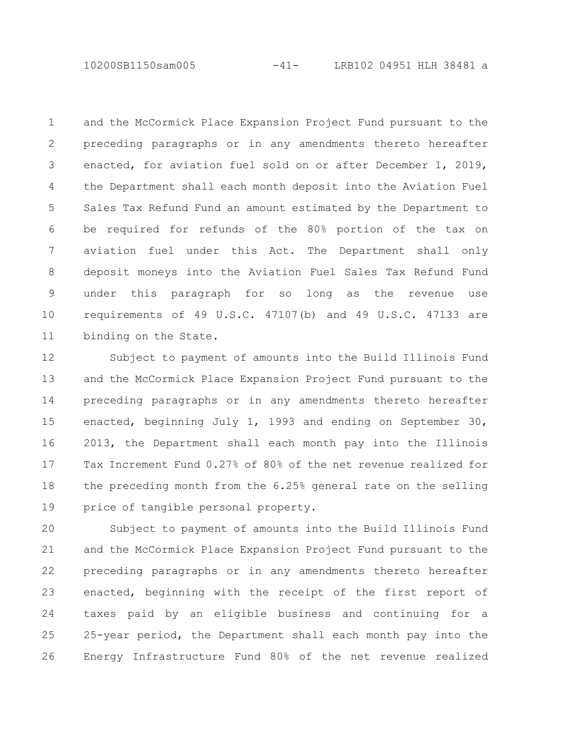and the McCormick Place Expansion Project Fund pursuant to the preceding paragraphs or in any amendments thereto hereafter enacted, for aviation fuel sold on or after December 1, 2019, the Department shall each month deposit into the Aviation Fuel Sales Tax Refund Fund an amount estimated by the Department to be required for refunds of the 80% portion of the tax on aviation fuel under this Act. The Department shall only deposit moneys into the Aviation Fuel Sales Tax Refund Fund under this paragraph for so long as the revenue use requirements of 49 U.S.C. 47107(b) and 49 U.S.C. 47133 are binding on the State.

Subject to payment of amounts into the Build Illinois Fund and the McCormick Place Expansion Project Fund pursuant to the preceding paragraphs or in any amendments thereto hereafter enacted, beginning July 1, 1993 and ending on September 30, 2013, the Department shall each month pay into the Illinois Tax Increment Fund 0.27% of 80% of the net revenue realized for the preceding month from the 6.25% general rate on the selling price of tangible personal property.

Subject to payment of amounts into the Build Illinois Fund and the McCormick Place Expansion Project Fund pursuant to the preceding paragraphs or in any amendments thereto hereafter enacted, beginning with the receipt of the first report of taxes paid by an eligible business and continuing for a 25-year period, the Department shall each month pay into the Energy Infrastructure Fund 80% of the net revenue realized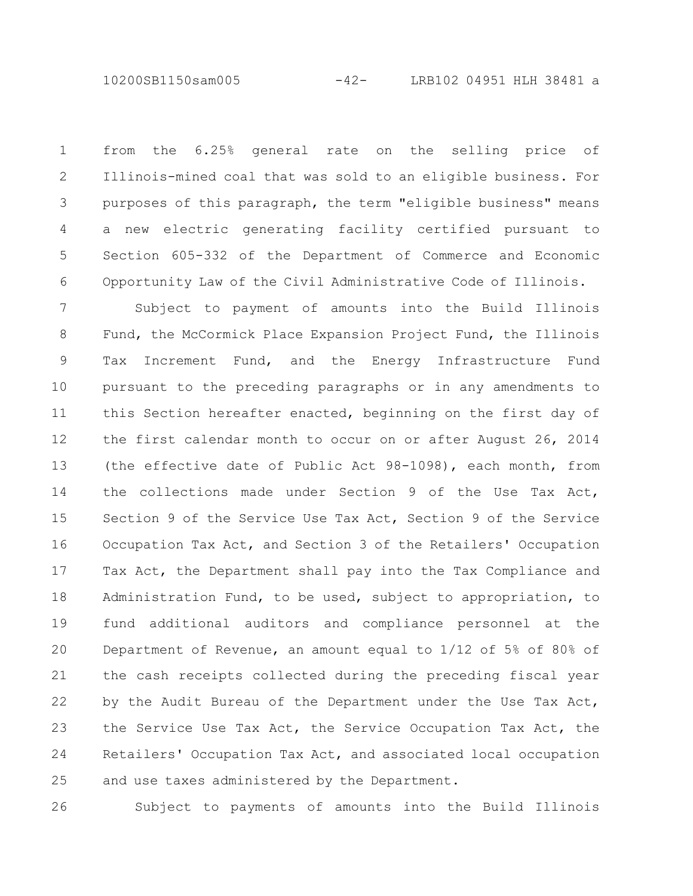from the 6.25% general rate on the selling price of Illinois-mined coal that was sold to an eligible business. For purposes of this paragraph, the term "eligible business" means a new electric generating facility certified pursuant to Section 605-332 of the Department of Commerce and Economic Opportunity Law of the Civil Administrative Code of Illinois.

Subject to payment of amounts into the Build Illinois Fund, the McCormick Place Expansion Project Fund, the Illinois Tax Increment Fund, and the Energy Infrastructure Fund pursuant to the preceding paragraphs or in any amendments to this Section hereafter enacted, beginning on the first day of the first calendar month to occur on or after August 26, 2014 (the effective date of Public Act 98-1098), each month, from the collections made under Section 9 of the Use Tax Act, Section 9 of the Service Use Tax Act, Section 9 of the Service Occupation Tax Act, and Section 3 of the Retailers' Occupation Tax Act, the Department shall pay into the Tax Compliance and Administration Fund, to be used, subject to appropriation, to fund additional auditors and compliance personnel at the Department of Revenue, an amount equal to 1/12 of 5% of 80% of the cash receipts collected during the preceding fiscal year by the Audit Bureau of the Department under the Use Tax Act, the Service Use Tax Act, the Service Occupation Tax Act, the Retailers' Occupation Tax Act, and associated local occupation and use taxes administered by the Department.

Subject to payments of amounts into the Build Illinois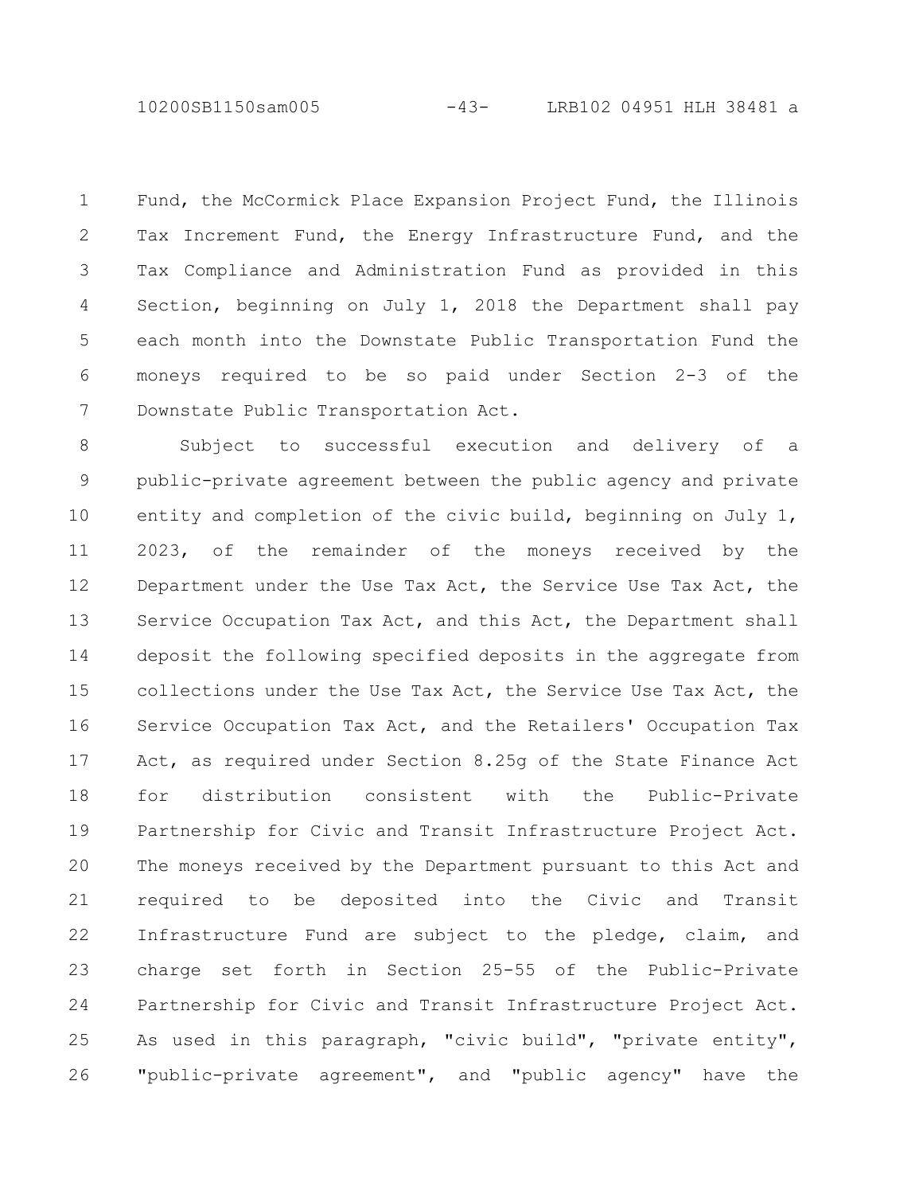Fund, the McCormick Place Expansion Project Fund, the Illinois Tax Increment Fund, the Energy Infrastructure Fund, and the Tax Compliance and Administration Fund as provided in this Section, beginning on July 1, 2018 the Department shall pay each month into the Downstate Public Transportation Fund the moneys required to be so paid under Section 2-3 of the Downstate Public Transportation Act.

Subject to successful execution and delivery of a public-private agreement between the public agency and private entity and completion of the civic build, beginning on July 1, 2023, of the remainder of the moneys received by the Department under the Use Tax Act, the Service Use Tax Act, the Service Occupation Tax Act, and this Act, the Department shall deposit the following specified deposits in the aggregate from collections under the Use Tax Act, the Service Use Tax Act, the Service Occupation Tax Act, and the Retailers' Occupation Tax Act, as required under Section 8.25g of the State Finance Act for distribution consistent with the Public-Private Partnership for Civic and Transit Infrastructure Project Act. The moneys received by the Department pursuant to this Act and required to be deposited into the Civic and Transit Infrastructure Fund are subject to the pledge, claim, and charge set forth in Section 25-55 of the Public-Private Partnership for Civic and Transit Infrastructure Project Act. As used in this paragraph, "civic build", "private entity", "public-private agreement", and "public agency" have the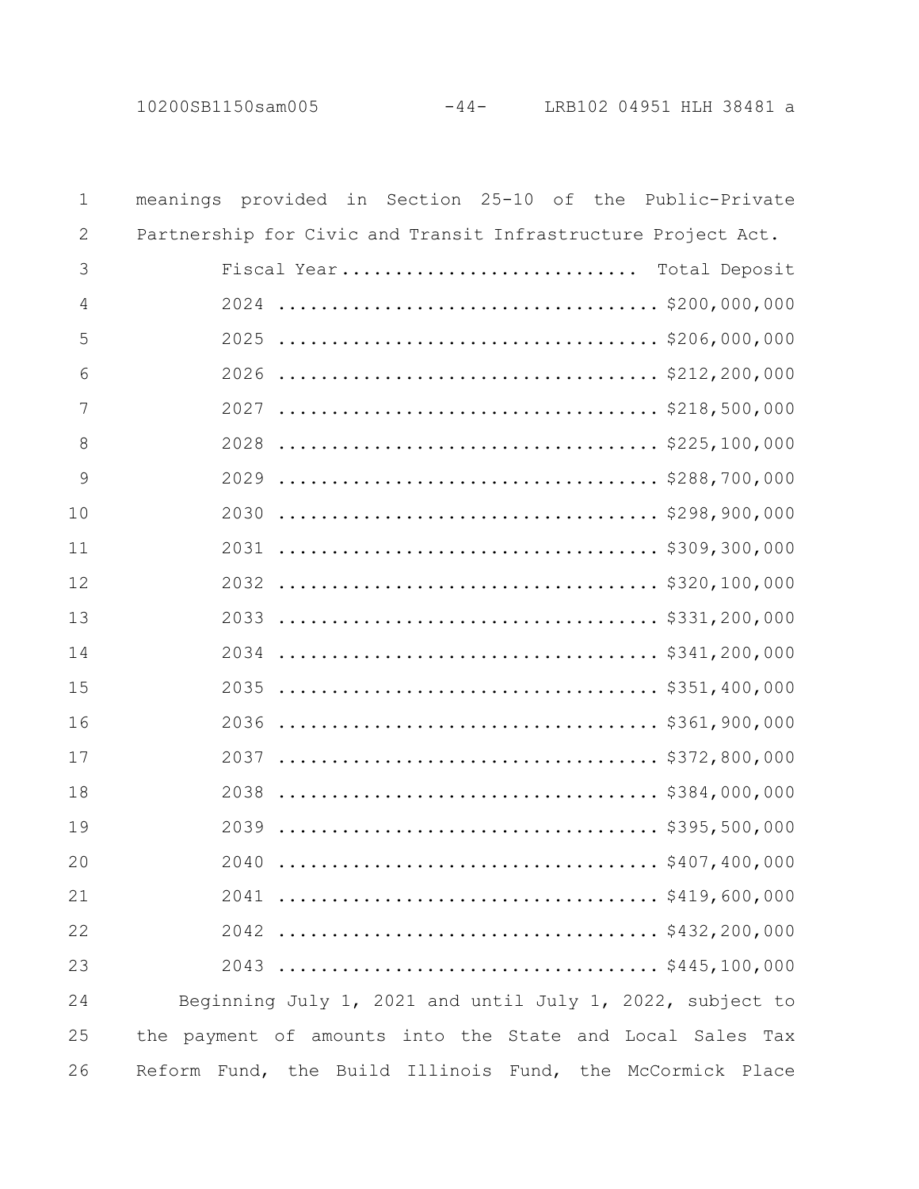meanings provided in Section 25-10 of the Public-Private Partnership for Civic and Transit Infrastructure Project Act.

| Fiscal Year | Total Deposit |
| --- | --- |
| 2024 | $200,000,000 |
| 2025 | $206,000,000 |
| 2026 | $212,200,000 |
| 2027 | $218,500,000 |
| 2028 | $225,100,000 |
| 2029 | $288,700,000 |
| 2030 | $298,900,000 |
| 2031 | $309,300,000 |
| 2032 | $320,100,000 |
| 2033 | $331,200,000 |
| 2034 | $341,200,000 |
| 2035 | $351,400,000 |
| 2036 | $361,900,000 |
| 2037 | $372,800,000 |
| 2038 | $384,000,000 |
| 2039 | $395,500,000 |
| 2040 | $407,400,000 |
| 2041 | $419,600,000 |
| 2042 | $432,200,000 |
| 2043 | $445,100,000 |

Beginning July 1, 2021 and until July 1, 2022, subject to the payment of amounts into the State and Local Sales Tax Reform Fund, the Build Illinois Fund, the McCormick Place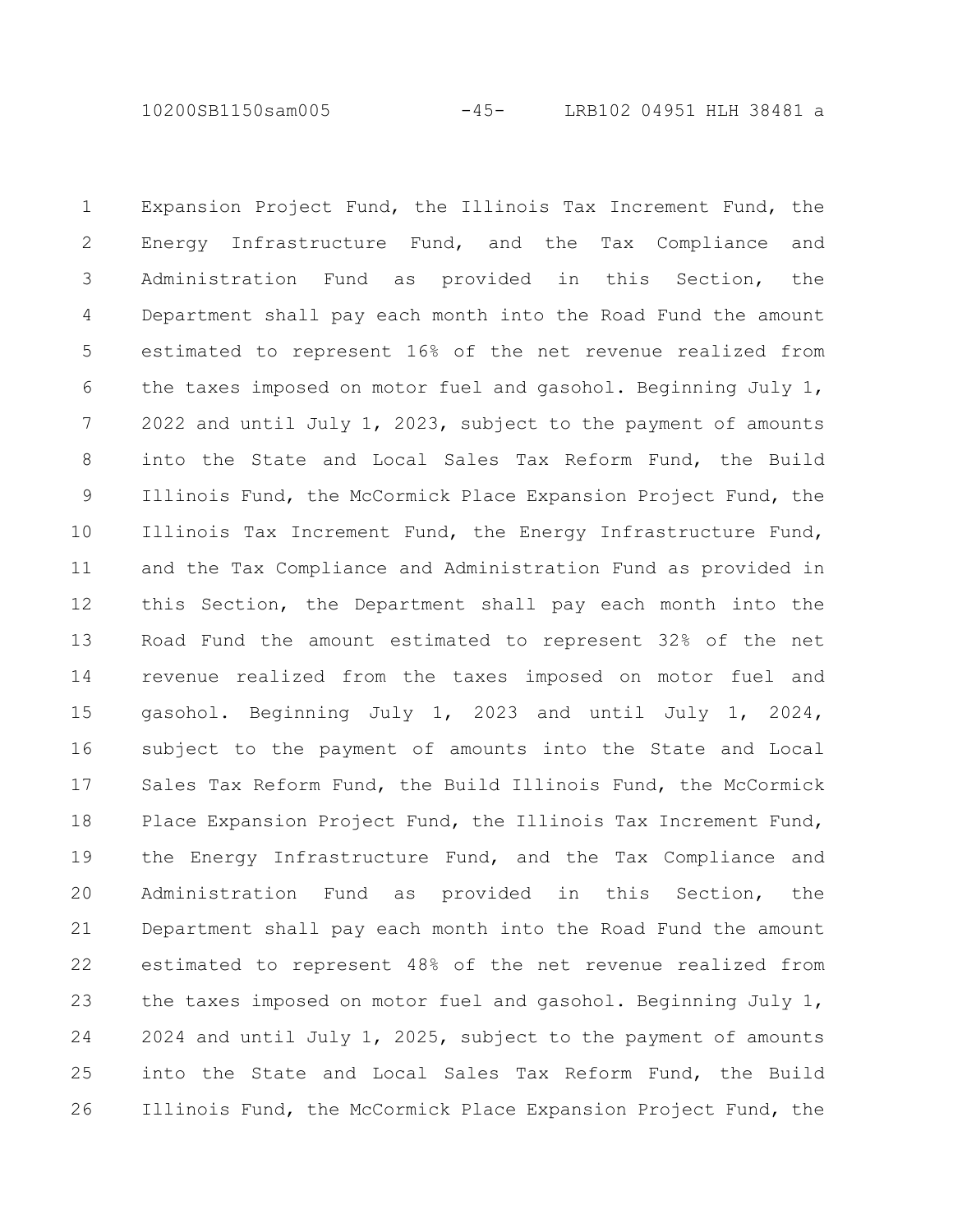Expansion Project Fund, the Illinois Tax Increment Fund, the Energy Infrastructure Fund, and the Tax Compliance and Administration Fund as provided in this Section, the Department shall pay each month into the Road Fund the amount estimated to represent 16% of the net revenue realized from the taxes imposed on motor fuel and gasohol. Beginning July 1, 2022 and until July 1, 2023, subject to the payment of amounts into the State and Local Sales Tax Reform Fund, the Build Illinois Fund, the McCormick Place Expansion Project Fund, the Illinois Tax Increment Fund, the Energy Infrastructure Fund, and the Tax Compliance and Administration Fund as provided in this Section, the Department shall pay each month into the Road Fund the amount estimated to represent 32% of the net revenue realized from the taxes imposed on motor fuel and gasohol. Beginning July 1, 2023 and until July 1, 2024, subject to the payment of amounts into the State and Local Sales Tax Reform Fund, the Build Illinois Fund, the McCormick Place Expansion Project Fund, the Illinois Tax Increment Fund, the Energy Infrastructure Fund, and the Tax Compliance and Administration Fund as provided in this Section, the Department shall pay each month into the Road Fund the amount estimated to represent 48% of the net revenue realized from the taxes imposed on motor fuel and gasohol. Beginning July 1, 2024 and until July 1, 2025, subject to the payment of amounts into the State and Local Sales Tax Reform Fund, the Build Illinois Fund, the McCormick Place Expansion Project Fund, the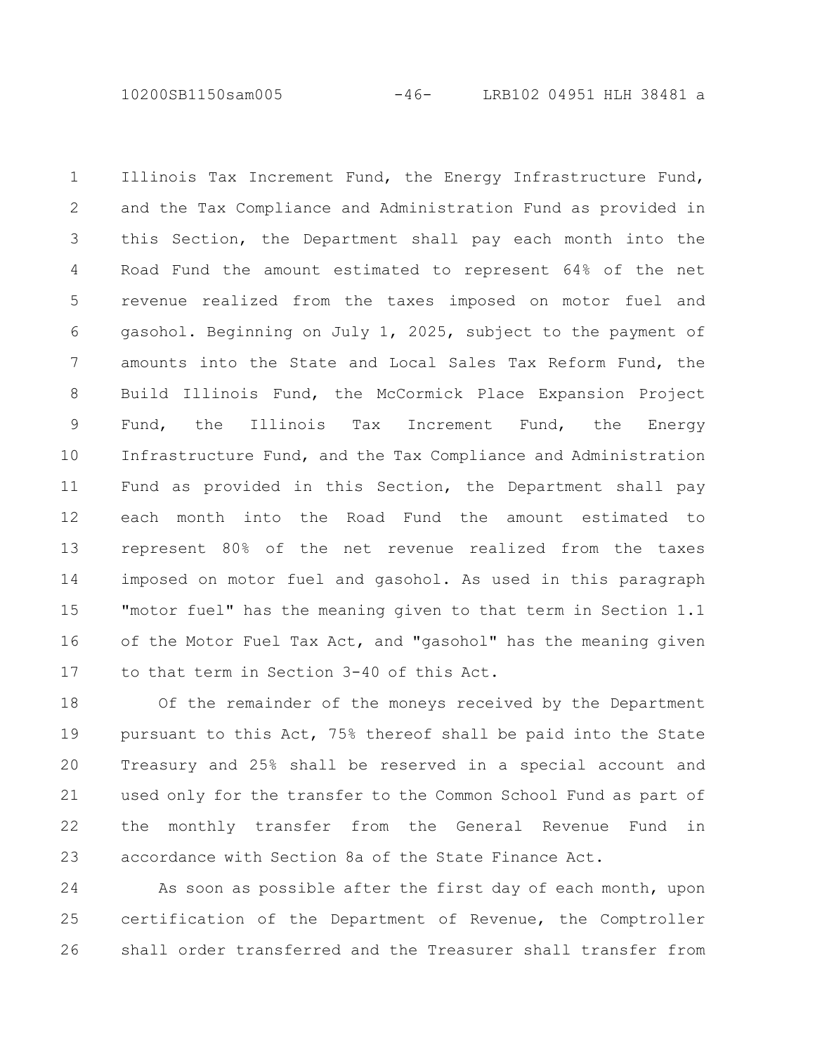Illinois Tax Increment Fund, the Energy Infrastructure Fund, and the Tax Compliance and Administration Fund as provided in this Section, the Department shall pay each month into the Road Fund the amount estimated to represent 64% of the net revenue realized from the taxes imposed on motor fuel and gasohol. Beginning on July 1, 2025, subject to the payment of amounts into the State and Local Sales Tax Reform Fund, the Build Illinois Fund, the McCormick Place Expansion Project Fund, the Illinois Tax Increment Fund, the Energy Infrastructure Fund, and the Tax Compliance and Administration Fund as provided in this Section, the Department shall pay each month into the Road Fund the amount estimated to represent 80% of the net revenue realized from the taxes imposed on motor fuel and gasohol. As used in this paragraph "motor fuel" has the meaning given to that term in Section 1.1 of the Motor Fuel Tax Act, and "gasohol" has the meaning given to that term in Section 3-40 of this Act.

Of the remainder of the moneys received by the Department pursuant to this Act, 75% thereof shall be paid into the State Treasury and 25% shall be reserved in a special account and used only for the transfer to the Common School Fund as part of the monthly transfer from the General Revenue Fund in accordance with Section 8a of the State Finance Act.

As soon as possible after the first day of each month, upon certification of the Department of Revenue, the Comptroller shall order transferred and the Treasurer shall transfer from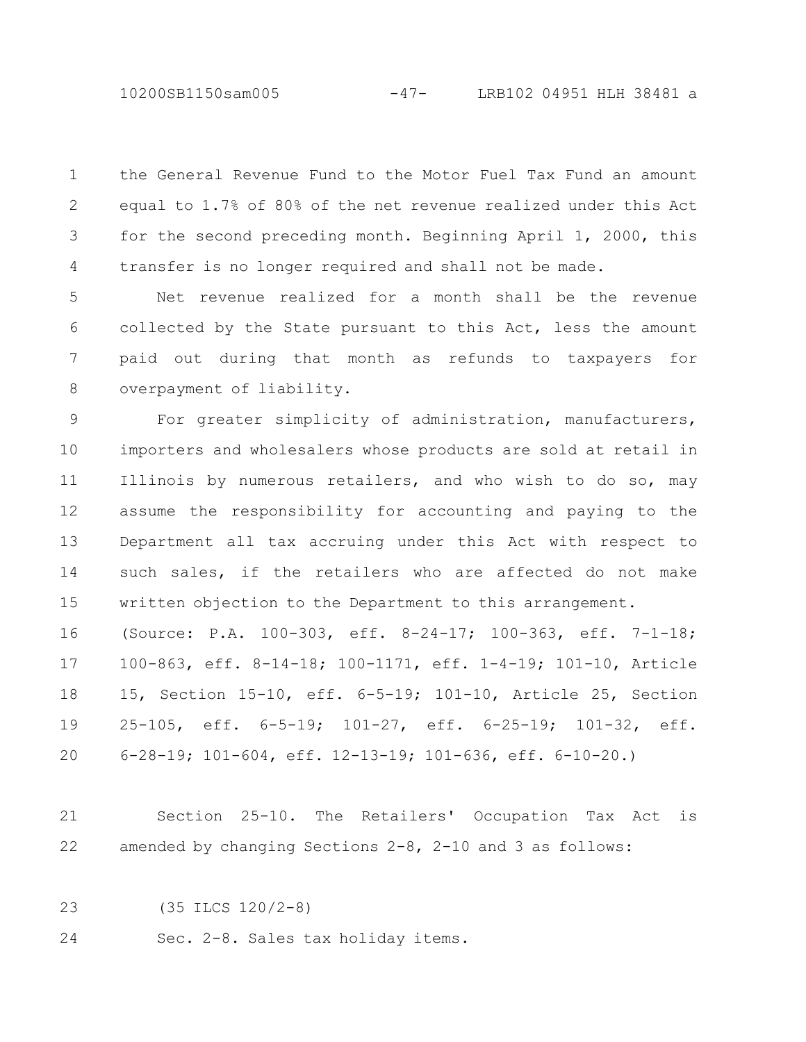the General Revenue Fund to the Motor Fuel Tax Fund an amount equal to 1.7% of 80% of the net revenue realized under this Act for the second preceding month. Beginning April 1, 2000, this transfer is no longer required and shall not be made.

Net revenue realized for a month shall be the revenue collected by the State pursuant to this Act, less the amount paid out during that month as refunds to taxpayers for overpayment of liability.

For greater simplicity of administration, manufacturers, importers and wholesalers whose products are sold at retail in Illinois by numerous retailers, and who wish to do so, may assume the responsibility for accounting and paying to the Department all tax accruing under this Act with respect to such sales, if the retailers who are affected do not make written objection to the Department to this arrangement.

(Source: P.A. 100-303, eff. 8-24-17; 100-363, eff. 7-1-18; 100-863, eff. 8-14-18; 100-1171, eff. 1-4-19; 101-10, Article 15, Section 15-10, eff. 6-5-19; 101-10, Article 25, Section 25-105, eff. 6-5-19; 101-27, eff. 6-25-19; 101-32, eff. 6-28-19; 101-604, eff. 12-13-19; 101-636, eff. 6-10-20.)

Section 25-10. The Retailers' Occupation Tax Act is amended by changing Sections 2-8, 2-10 and 3 as follows:

(35 ILCS 120/2-8)

Sec. 2-8. Sales tax holiday items.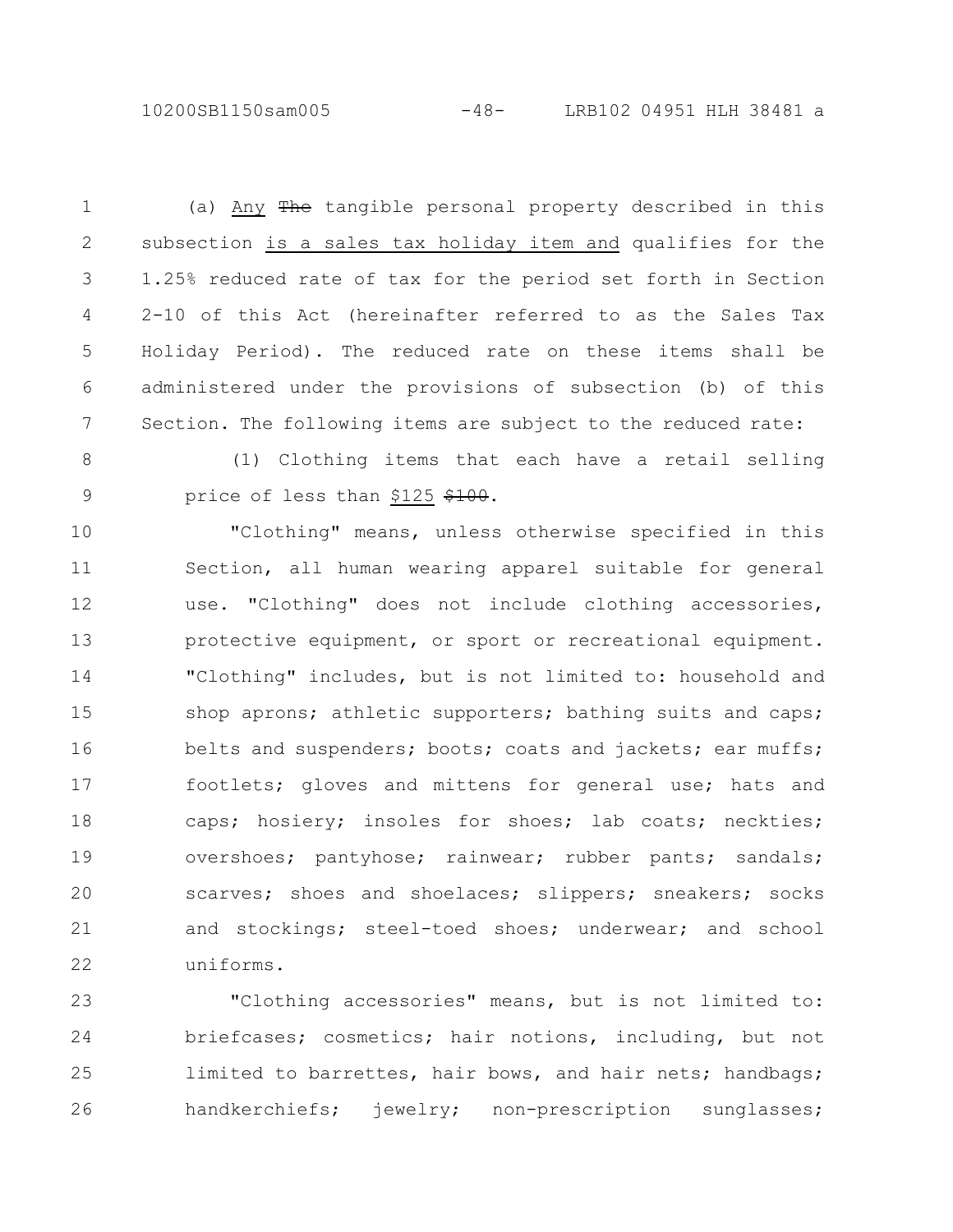(a) Any ~~The~~ tangible personal property described in this subsection is a sales tax holiday item and qualifies for the 1.25% reduced rate of tax for the period set forth in Section 2-10 of this Act (hereinafter referred to as the Sales Tax Holiday Period). The reduced rate on these items shall be administered under the provisions of subsection (b) of this Section. The following items are subject to the reduced rate:

(1) Clothing items that each have a retail selling price of less than $125 ~~$100~~.

"Clothing" means, unless otherwise specified in this Section, all human wearing apparel suitable for general use. "Clothing" does not include clothing accessories, protective equipment, or sport or recreational equipment. "Clothing" includes, but is not limited to: household and shop aprons; athletic supporters; bathing suits and caps; belts and suspenders; boots; coats and jackets; ear muffs; footlets; gloves and mittens for general use; hats and caps; hosiery; insoles for shoes; lab coats; neckties; overshoes; pantyhose; rainwear; rubber pants; sandals; scarves; shoes and shoelaces; slippers; sneakers; socks and stockings; steel-toed shoes; underwear; and school uniforms.

"Clothing accessories" means, but is not limited to: briefcases; cosmetics; hair notions, including, but not limited to barrettes, hair bows, and hair nets; handbags; handkerchiefs; jewelry; non-prescription sunglasses;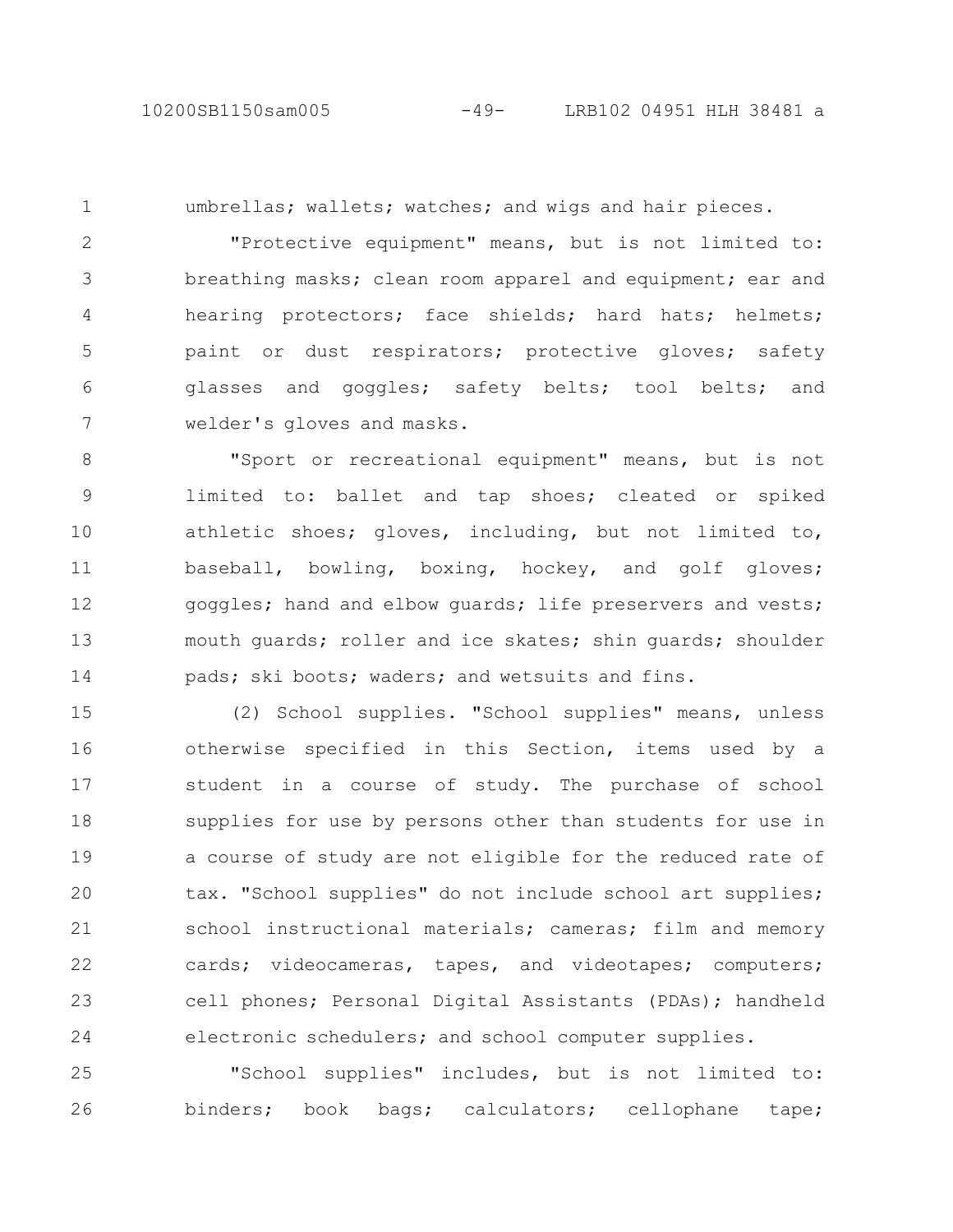umbrellas; wallets; watches; and wigs and hair pieces.

"Protective equipment" means, but is not limited to: breathing masks; clean room apparel and equipment; ear and hearing protectors; face shields; hard hats; helmets; paint or dust respirators; protective gloves; safety glasses and goggles; safety belts; tool belts; and welder's gloves and masks.

"Sport or recreational equipment" means, but is not limited to: ballet and tap shoes; cleated or spiked athletic shoes; gloves, including, but not limited to, baseball, bowling, boxing, hockey, and golf gloves; goggles; hand and elbow guards; life preservers and vests; mouth guards; roller and ice skates; shin guards; shoulder pads; ski boots; waders; and wetsuits and fins.

(2) School supplies. "School supplies" means, unless otherwise specified in this Section, items used by a student in a course of study. The purchase of school supplies for use by persons other than students for use in a course of study are not eligible for the reduced rate of tax. "School supplies" do not include school art supplies; school instructional materials; cameras; film and memory cards; videocameras, tapes, and videotapes; computers; cell phones; Personal Digital Assistants (PDAs); handheld electronic schedulers; and school computer supplies.

"School supplies" includes, but is not limited to: binders; book bags; calculators; cellophane tape;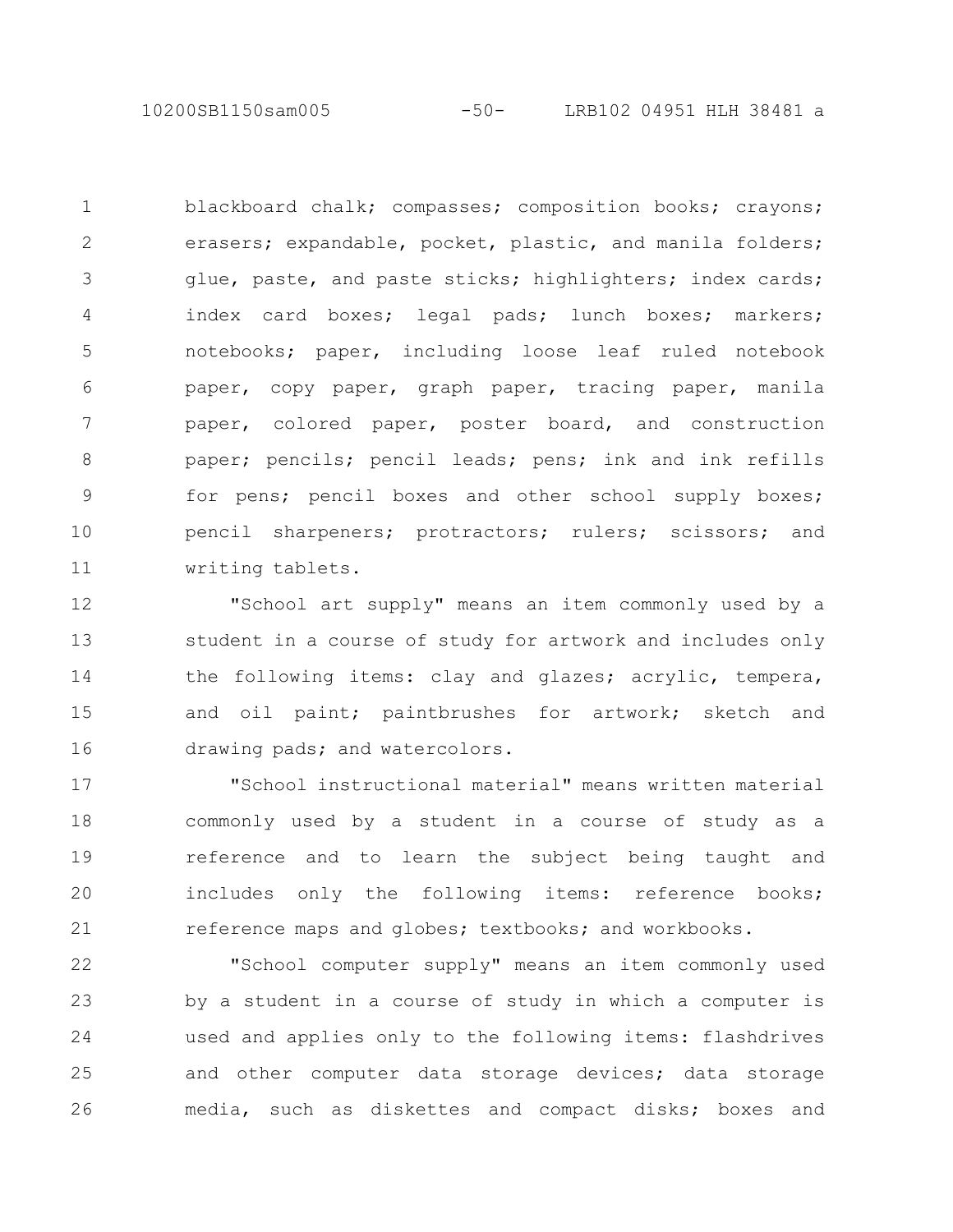blackboard chalk; compasses; composition books; crayons; erasers; expandable, pocket, plastic, and manila folders; glue, paste, and paste sticks; highlighters; index cards; index card boxes; legal pads; lunch boxes; markers; notebooks; paper, including loose leaf ruled notebook paper, copy paper, graph paper, tracing paper, manila paper, colored paper, poster board, and construction paper; pencils; pencil leads; pens; ink and ink refills for pens; pencil boxes and other school supply boxes; pencil sharpeners; protractors; rulers; scissors; and writing tablets.

"School art supply" means an item commonly used by a student in a course of study for artwork and includes only the following items: clay and glazes; acrylic, tempera, and oil paint; paintbrushes for artwork; sketch and drawing pads; and watercolors.

"School instructional material" means written material commonly used by a student in a course of study as a reference and to learn the subject being taught and includes only the following items: reference books; reference maps and globes; textbooks; and workbooks.

"School computer supply" means an item commonly used by a student in a course of study in which a computer is used and applies only to the following items: flashdrives and other computer data storage devices; data storage media, such as diskettes and compact disks; boxes and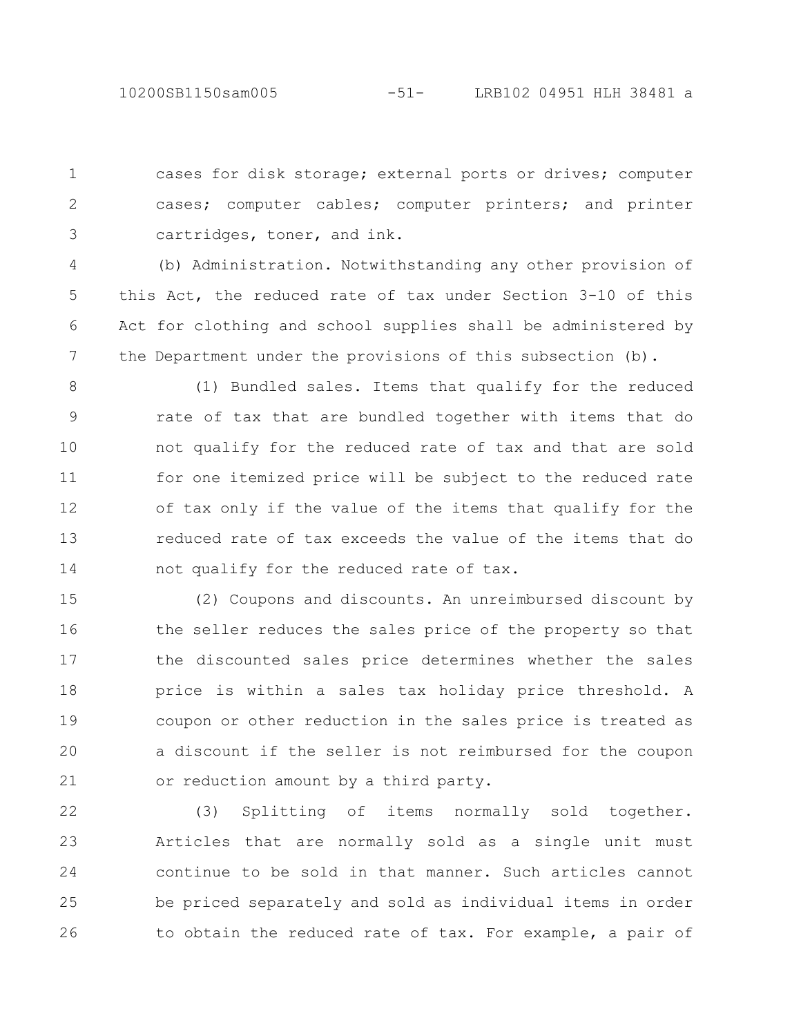cases for disk storage; external ports or drives; computer cases; computer cables; computer printers; and printer cartridges, toner, and ink.

(b) Administration. Notwithstanding any other provision of this Act, the reduced rate of tax under Section 3-10 of this Act for clothing and school supplies shall be administered by the Department under the provisions of this subsection (b).

(1) Bundled sales. Items that qualify for the reduced rate of tax that are bundled together with items that do not qualify for the reduced rate of tax and that are sold for one itemized price will be subject to the reduced rate of tax only if the value of the items that qualify for the reduced rate of tax exceeds the value of the items that do not qualify for the reduced rate of tax.

(2) Coupons and discounts. An unreimbursed discount by the seller reduces the sales price of the property so that the discounted sales price determines whether the sales price is within a sales tax holiday price threshold. A coupon or other reduction in the sales price is treated as a discount if the seller is not reimbursed for the coupon or reduction amount by a third party.

(3) Splitting of items normally sold together. Articles that are normally sold as a single unit must continue to be sold in that manner. Such articles cannot be priced separately and sold as individual items in order to obtain the reduced rate of tax. For example, a pair of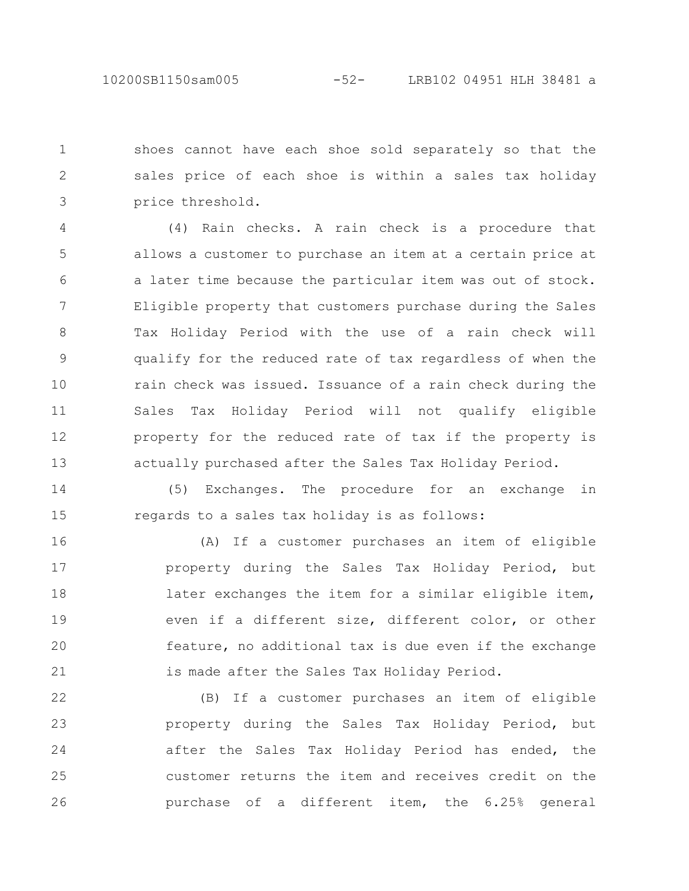shoes cannot have each shoe sold separately so that the sales price of each shoe is within a sales tax holiday price threshold.

(4) Rain checks. A rain check is a procedure that allows a customer to purchase an item at a certain price at a later time because the particular item was out of stock. Eligible property that customers purchase during the Sales Tax Holiday Period with the use of a rain check will qualify for the reduced rate of tax regardless of when the rain check was issued. Issuance of a rain check during the Sales Tax Holiday Period will not qualify eligible property for the reduced rate of tax if the property is actually purchased after the Sales Tax Holiday Period.

(5) Exchanges. The procedure for an exchange in regards to a sales tax holiday is as follows:

(A) If a customer purchases an item of eligible property during the Sales Tax Holiday Period, but later exchanges the item for a similar eligible item, even if a different size, different color, or other feature, no additional tax is due even if the exchange is made after the Sales Tax Holiday Period.

(B) If a customer purchases an item of eligible property during the Sales Tax Holiday Period, but after the Sales Tax Holiday Period has ended, the customer returns the item and receives credit on the purchase of a different item, the 6.25% general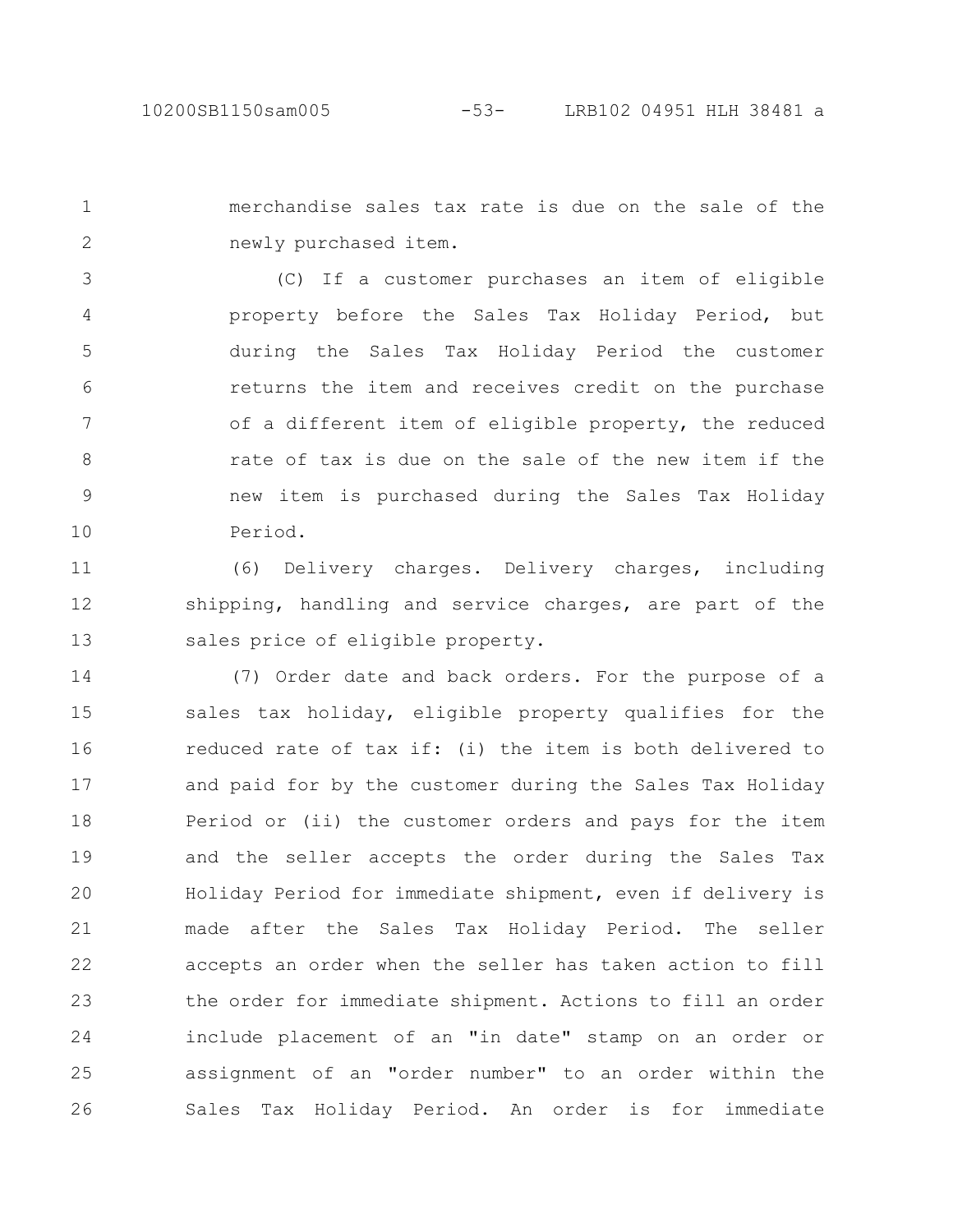merchandise sales tax rate is due on the sale of the newly purchased item.

(C) If a customer purchases an item of eligible property before the Sales Tax Holiday Period, but during the Sales Tax Holiday Period the customer returns the item and receives credit on the purchase of a different item of eligible property, the reduced rate of tax is due on the sale of the new item if the new item is purchased during the Sales Tax Holiday Period.

(6) Delivery charges. Delivery charges, including shipping, handling and service charges, are part of the sales price of eligible property.

(7) Order date and back orders. For the purpose of a sales tax holiday, eligible property qualifies for the reduced rate of tax if: (i) the item is both delivered to and paid for by the customer during the Sales Tax Holiday Period or (ii) the customer orders and pays for the item and the seller accepts the order during the Sales Tax Holiday Period for immediate shipment, even if delivery is made after the Sales Tax Holiday Period. The seller accepts an order when the seller has taken action to fill the order for immediate shipment. Actions to fill an order include placement of an "in date" stamp on an order or assignment of an "order number" to an order within the Sales Tax Holiday Period. An order is for immediate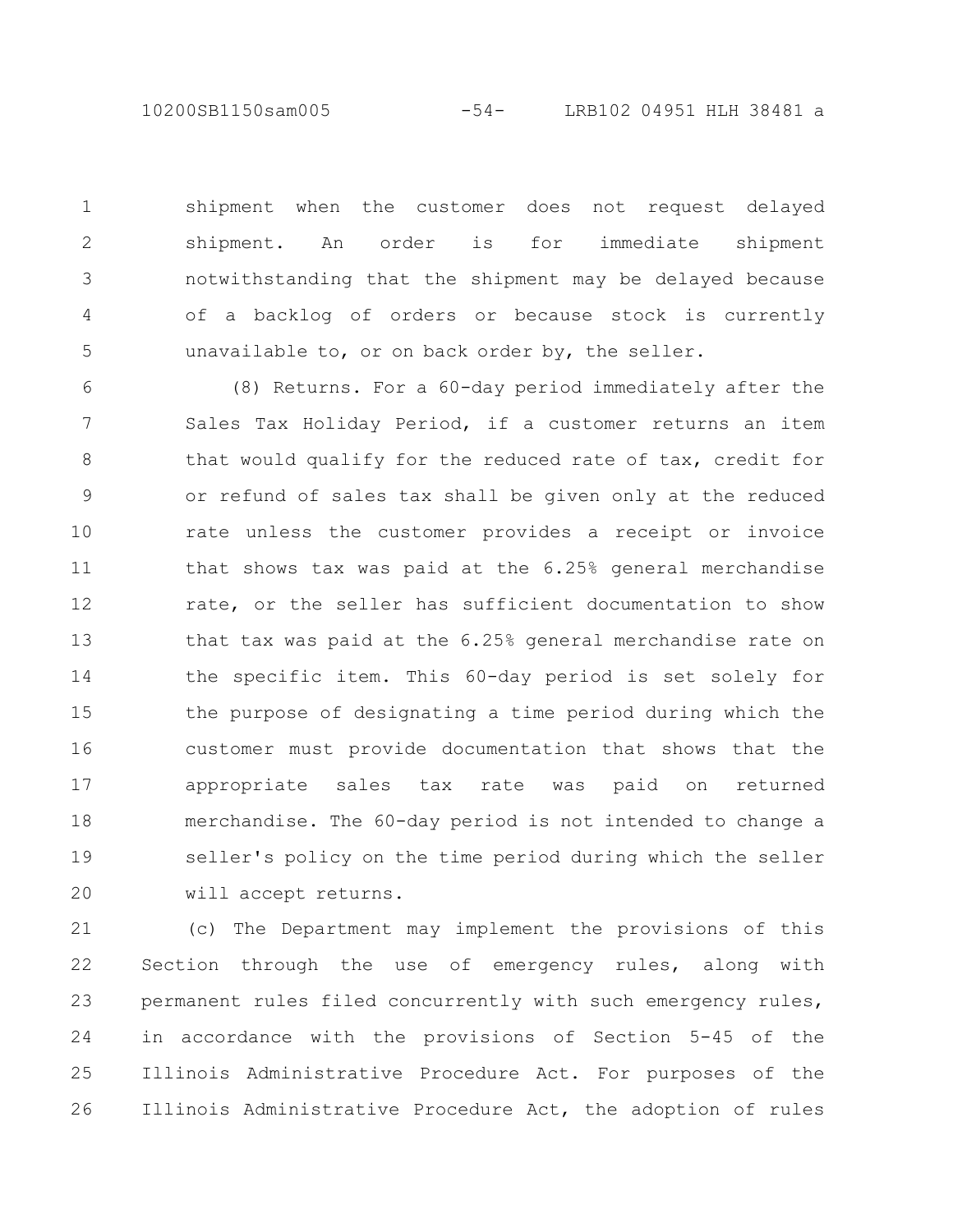shipment when the customer does not request delayed shipment. An order is for immediate shipment notwithstanding that the shipment may be delayed because of a backlog of orders or because stock is currently unavailable to, or on back order by, the seller.

(8) Returns. For a 60-day period immediately after the Sales Tax Holiday Period, if a customer returns an item that would qualify for the reduced rate of tax, credit for or refund of sales tax shall be given only at the reduced rate unless the customer provides a receipt or invoice that shows tax was paid at the 6.25% general merchandise rate, or the seller has sufficient documentation to show that tax was paid at the 6.25% general merchandise rate on the specific item. This 60-day period is set solely for the purpose of designating a time period during which the customer must provide documentation that shows that the appropriate sales tax rate was paid on returned merchandise. The 60-day period is not intended to change a seller's policy on the time period during which the seller will accept returns.

(c) The Department may implement the provisions of this Section through the use of emergency rules, along with permanent rules filed concurrently with such emergency rules, in accordance with the provisions of Section 5-45 of the Illinois Administrative Procedure Act. For purposes of the Illinois Administrative Procedure Act, the adoption of rules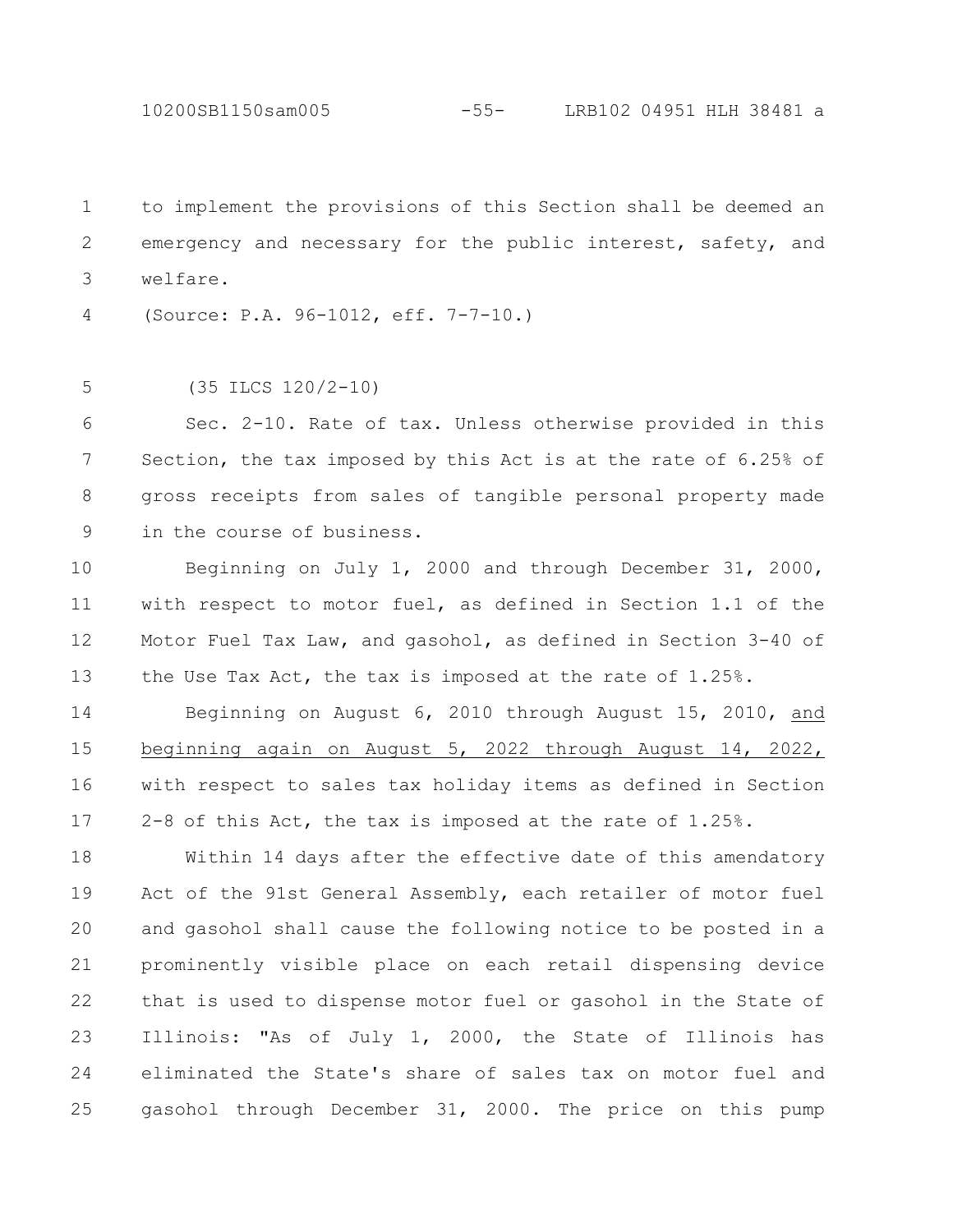to implement the provisions of this Section shall be deemed an emergency and necessary for the public interest, safety, and welfare.

(Source: P.A. 96-1012, eff. 7-7-10.)

(35 ILCS 120/2-10)

Sec. 2-10. Rate of tax. Unless otherwise provided in this Section, the tax imposed by this Act is at the rate of 6.25% of gross receipts from sales of tangible personal property made in the course of business.

Beginning on July 1, 2000 and through December 31, 2000, with respect to motor fuel, as defined in Section 1.1 of the Motor Fuel Tax Law, and gasohol, as defined in Section 3-40 of the Use Tax Act, the tax is imposed at the rate of 1.25%.

Beginning on August 6, 2010 through August 15, 2010, <u>and beginning again on August 5, 2022 through August 14, 2022,</u> with respect to sales tax holiday items as defined in Section 2-8 of this Act, the tax is imposed at the rate of 1.25%.

Within 14 days after the effective date of this amendatory Act of the 91st General Assembly, each retailer of motor fuel and gasohol shall cause the following notice to be posted in a prominently visible place on each retail dispensing device that is used to dispense motor fuel or gasohol in the State of Illinois: "As of July 1, 2000, the State of Illinois has eliminated the State's share of sales tax on motor fuel and gasohol through December 31, 2000. The price on this pump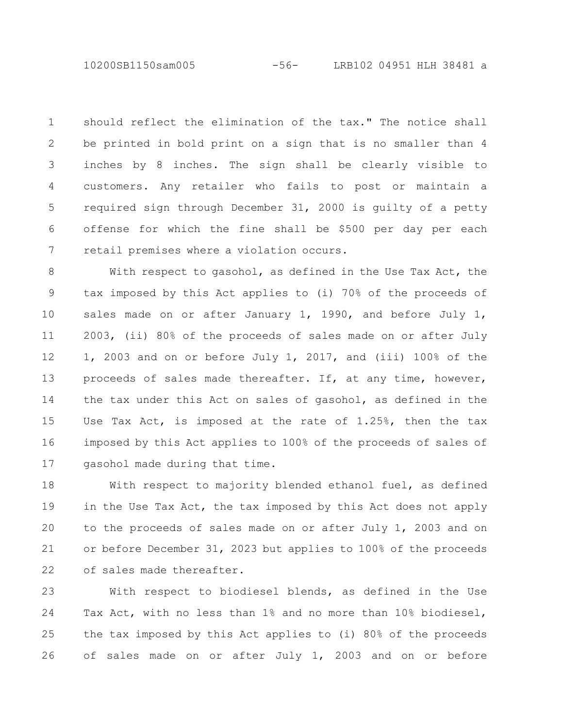should reflect the elimination of the tax." The notice shall be printed in bold print on a sign that is no smaller than 4 inches by 8 inches. The sign shall be clearly visible to customers. Any retailer who fails to post or maintain a required sign through December 31, 2000 is guilty of a petty offense for which the fine shall be $500 per day per each retail premises where a violation occurs.

With respect to gasohol, as defined in the Use Tax Act, the tax imposed by this Act applies to (i) 70% of the proceeds of sales made on or after January 1, 1990, and before July 1, 2003, (ii) 80% of the proceeds of sales made on or after July 1, 2003 and on or before July 1, 2017, and (iii) 100% of the proceeds of sales made thereafter. If, at any time, however, the tax under this Act on sales of gasohol, as defined in the Use Tax Act, is imposed at the rate of 1.25%, then the tax imposed by this Act applies to 100% of the proceeds of sales of gasohol made during that time.

With respect to majority blended ethanol fuel, as defined in the Use Tax Act, the tax imposed by this Act does not apply to the proceeds of sales made on or after July 1, 2003 and on or before December 31, 2023 but applies to 100% of the proceeds of sales made thereafter.

With respect to biodiesel blends, as defined in the Use Tax Act, with no less than 1% and no more than 10% biodiesel, the tax imposed by this Act applies to (i) 80% of the proceeds of sales made on or after July 1, 2003 and on or before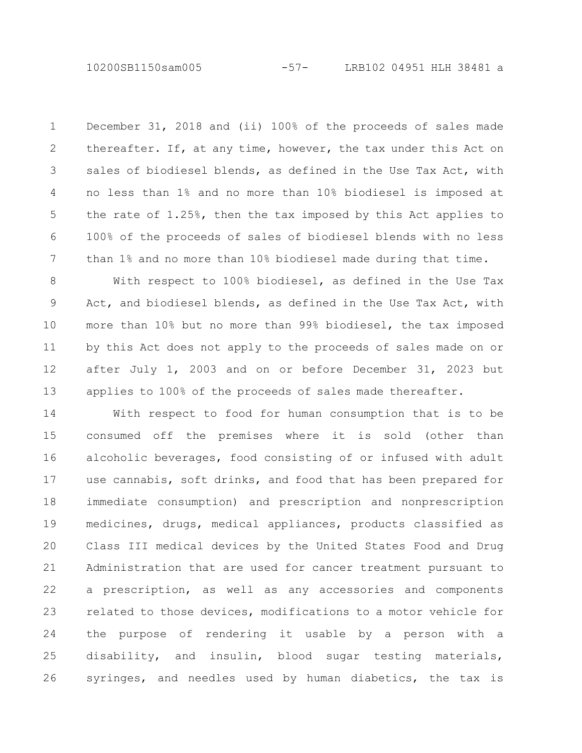December 31, 2018 and (ii) 100% of the proceeds of sales made thereafter. If, at any time, however, the tax under this Act on sales of biodiesel blends, as defined in the Use Tax Act, with no less than 1% and no more than 10% biodiesel is imposed at the rate of 1.25%, then the tax imposed by this Act applies to 100% of the proceeds of sales of biodiesel blends with no less than 1% and no more than 10% biodiesel made during that time.

With respect to 100% biodiesel, as defined in the Use Tax Act, and biodiesel blends, as defined in the Use Tax Act, with more than 10% but no more than 99% biodiesel, the tax imposed by this Act does not apply to the proceeds of sales made on or after July 1, 2003 and on or before December 31, 2023 but applies to 100% of the proceeds of sales made thereafter.

With respect to food for human consumption that is to be consumed off the premises where it is sold (other than alcoholic beverages, food consisting of or infused with adult use cannabis, soft drinks, and food that has been prepared for immediate consumption) and prescription and nonprescription medicines, drugs, medical appliances, products classified as Class III medical devices by the United States Food and Drug Administration that are used for cancer treatment pursuant to a prescription, as well as any accessories and components related to those devices, modifications to a motor vehicle for the purpose of rendering it usable by a person with a disability, and insulin, blood sugar testing materials, syringes, and needles used by human diabetics, the tax is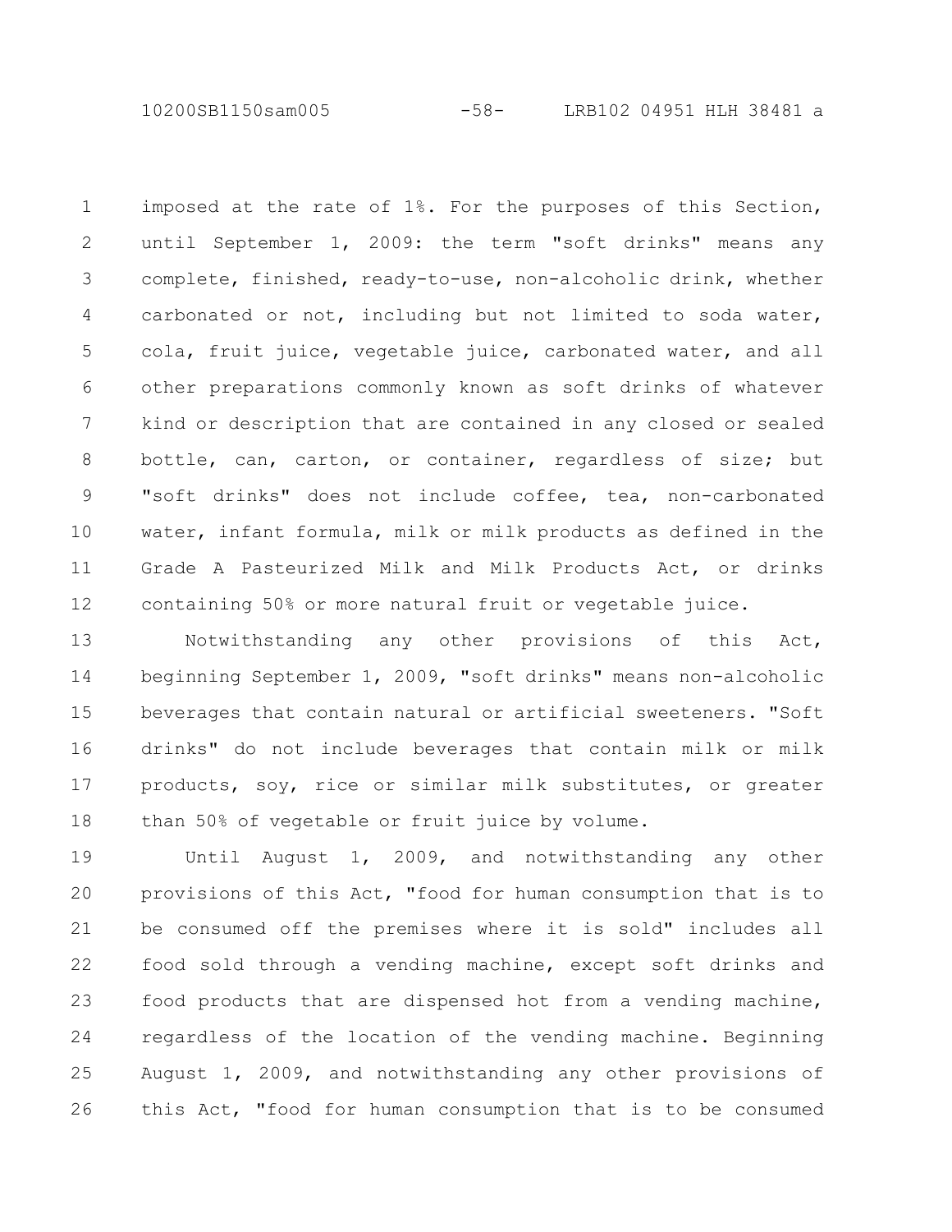imposed at the rate of 1%. For the purposes of this Section, until September 1, 2009: the term "soft drinks" means any complete, finished, ready-to-use, non-alcoholic drink, whether carbonated or not, including but not limited to soda water, cola, fruit juice, vegetable juice, carbonated water, and all other preparations commonly known as soft drinks of whatever kind or description that are contained in any closed or sealed bottle, can, carton, or container, regardless of size; but "soft drinks" does not include coffee, tea, non-carbonated water, infant formula, milk or milk products as defined in the Grade A Pasteurized Milk and Milk Products Act, or drinks containing 50% or more natural fruit or vegetable juice.

Notwithstanding any other provisions of this Act, beginning September 1, 2009, "soft drinks" means non-alcoholic beverages that contain natural or artificial sweeteners. "Soft drinks" do not include beverages that contain milk or milk products, soy, rice or similar milk substitutes, or greater than 50% of vegetable or fruit juice by volume.

Until August 1, 2009, and notwithstanding any other provisions of this Act, "food for human consumption that is to be consumed off the premises where it is sold" includes all food sold through a vending machine, except soft drinks and food products that are dispensed hot from a vending machine, regardless of the location of the vending machine. Beginning August 1, 2009, and notwithstanding any other provisions of this Act, "food for human consumption that is to be consumed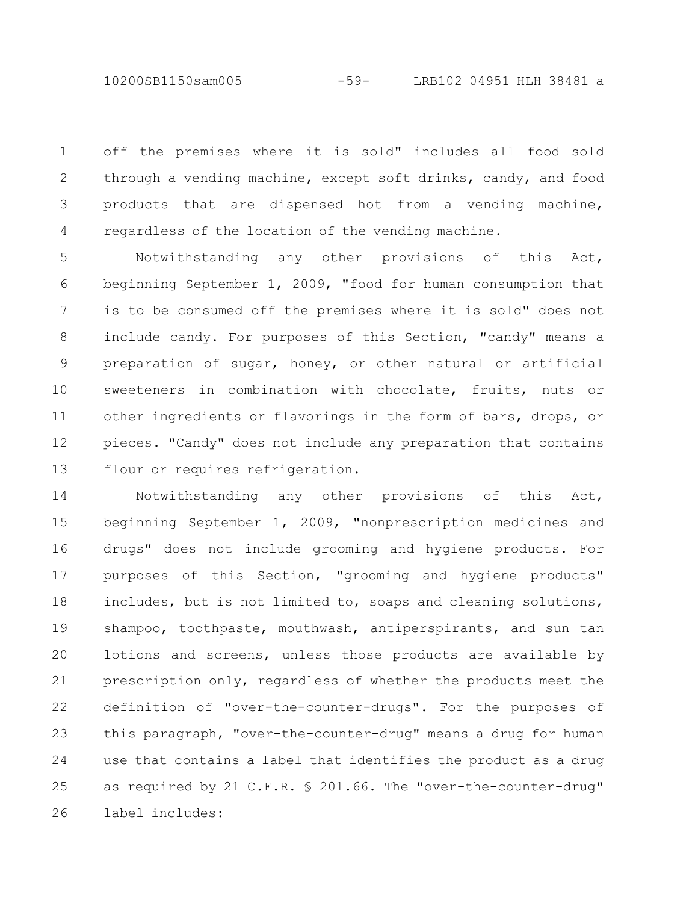off the premises where it is sold" includes all food sold through a vending machine, except soft drinks, candy, and food products that are dispensed hot from a vending machine, regardless of the location of the vending machine.

Notwithstanding any other provisions of this Act, beginning September 1, 2009, "food for human consumption that is to be consumed off the premises where it is sold" does not include candy. For purposes of this Section, "candy" means a preparation of sugar, honey, or other natural or artificial sweeteners in combination with chocolate, fruits, nuts or other ingredients or flavorings in the form of bars, drops, or pieces. "Candy" does not include any preparation that contains flour or requires refrigeration.

Notwithstanding any other provisions of this Act, beginning September 1, 2009, "nonprescription medicines and drugs" does not include grooming and hygiene products. For purposes of this Section, "grooming and hygiene products" includes, but is not limited to, soaps and cleaning solutions, shampoo, toothpaste, mouthwash, antiperspirants, and sun tan lotions and screens, unless those products are available by prescription only, regardless of whether the products meet the definition of "over-the-counter-drugs". For the purposes of this paragraph, "over-the-counter-drug" means a drug for human use that contains a label that identifies the product as a drug as required by 21 C.F.R. § 201.66. The "over-the-counter-drug" label includes: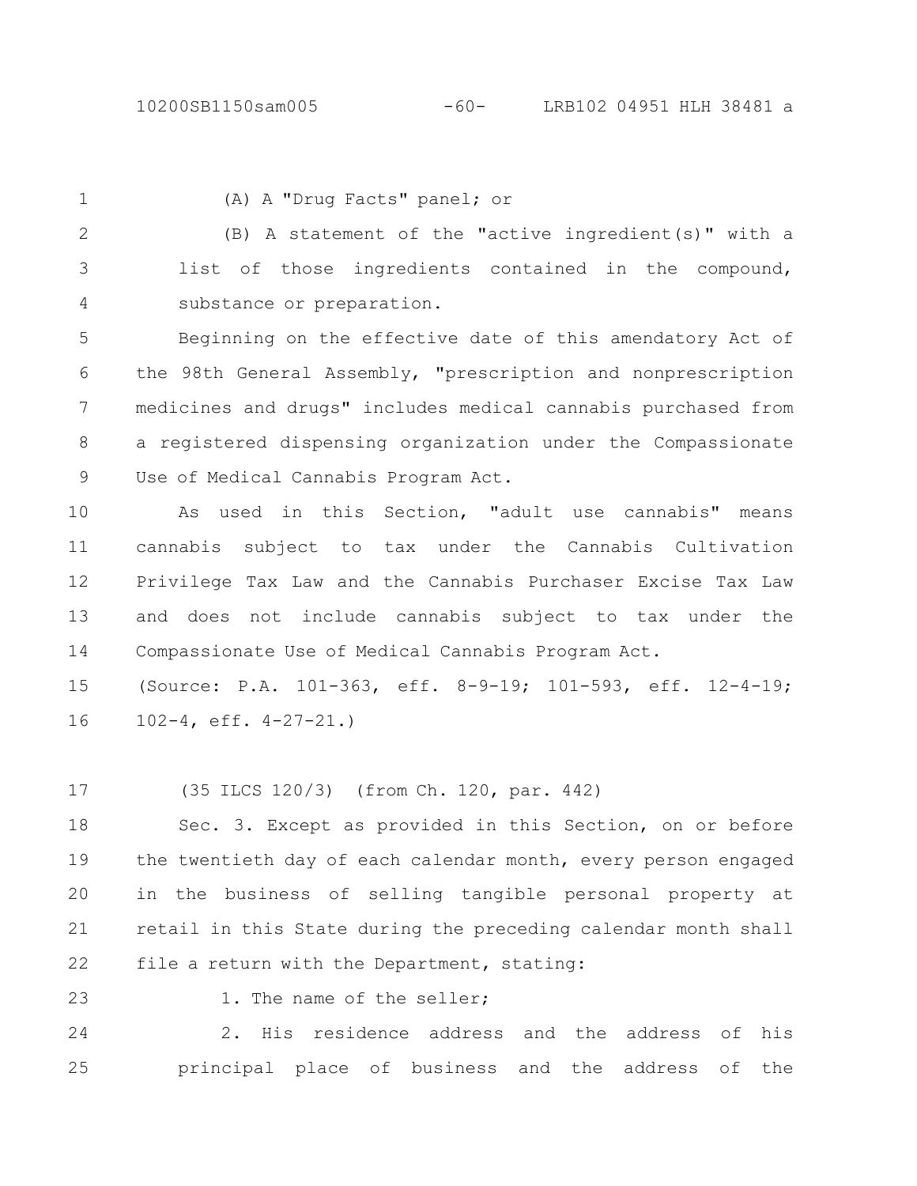(A) A "Drug Facts" panel; or

(B) A statement of the "active ingredient(s)" with a list of those ingredients contained in the compound, substance or preparation.

Beginning on the effective date of this amendatory Act of the 98th General Assembly, "prescription and nonprescription medicines and drugs" includes medical cannabis purchased from a registered dispensing organization under the Compassionate Use of Medical Cannabis Program Act.

As used in this Section, "adult use cannabis" means cannabis subject to tax under the Cannabis Cultivation Privilege Tax Law and the Cannabis Purchaser Excise Tax Law and does not include cannabis subject to tax under the Compassionate Use of Medical Cannabis Program Act.

(Source: P.A. 101-363, eff. 8-9-19; 101-593, eff. 12-4-19; 102-4, eff. 4-27-21.)

(35 ILCS 120/3) (from Ch. 120, par. 442)

Sec. 3. Except as provided in this Section, on or before the twentieth day of each calendar month, every person engaged in the business of selling tangible personal property at retail in this State during the preceding calendar month shall file a return with the Department, stating:

1. The name of the seller;

2. His residence address and the address of his principal place of business and the address of the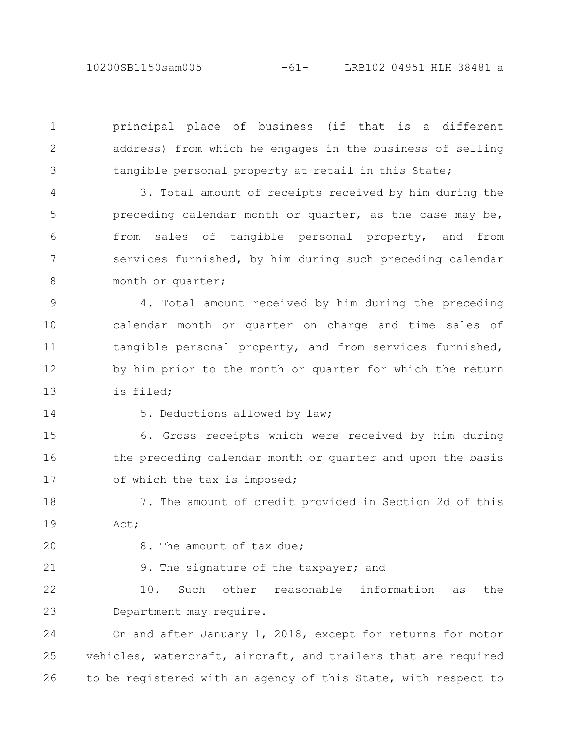principal place of business (if that is a different address) from which he engages in the business of selling tangible personal property at retail in this State;

3. Total amount of receipts received by him during the preceding calendar month or quarter, as the case may be, from sales of tangible personal property, and from services furnished, by him during such preceding calendar month or quarter;

4. Total amount received by him during the preceding calendar month or quarter on charge and time sales of tangible personal property, and from services furnished, by him prior to the month or quarter for which the return is filed;

5. Deductions allowed by law;

6. Gross receipts which were received by him during the preceding calendar month or quarter and upon the basis of which the tax is imposed;

7. The amount of credit provided in Section 2d of this Act;

8. The amount of tax due;

9. The signature of the taxpayer; and

10. Such other reasonable information as the Department may require.

On and after January 1, 2018, except for returns for motor vehicles, watercraft, aircraft, and trailers that are required to be registered with an agency of this State, with respect to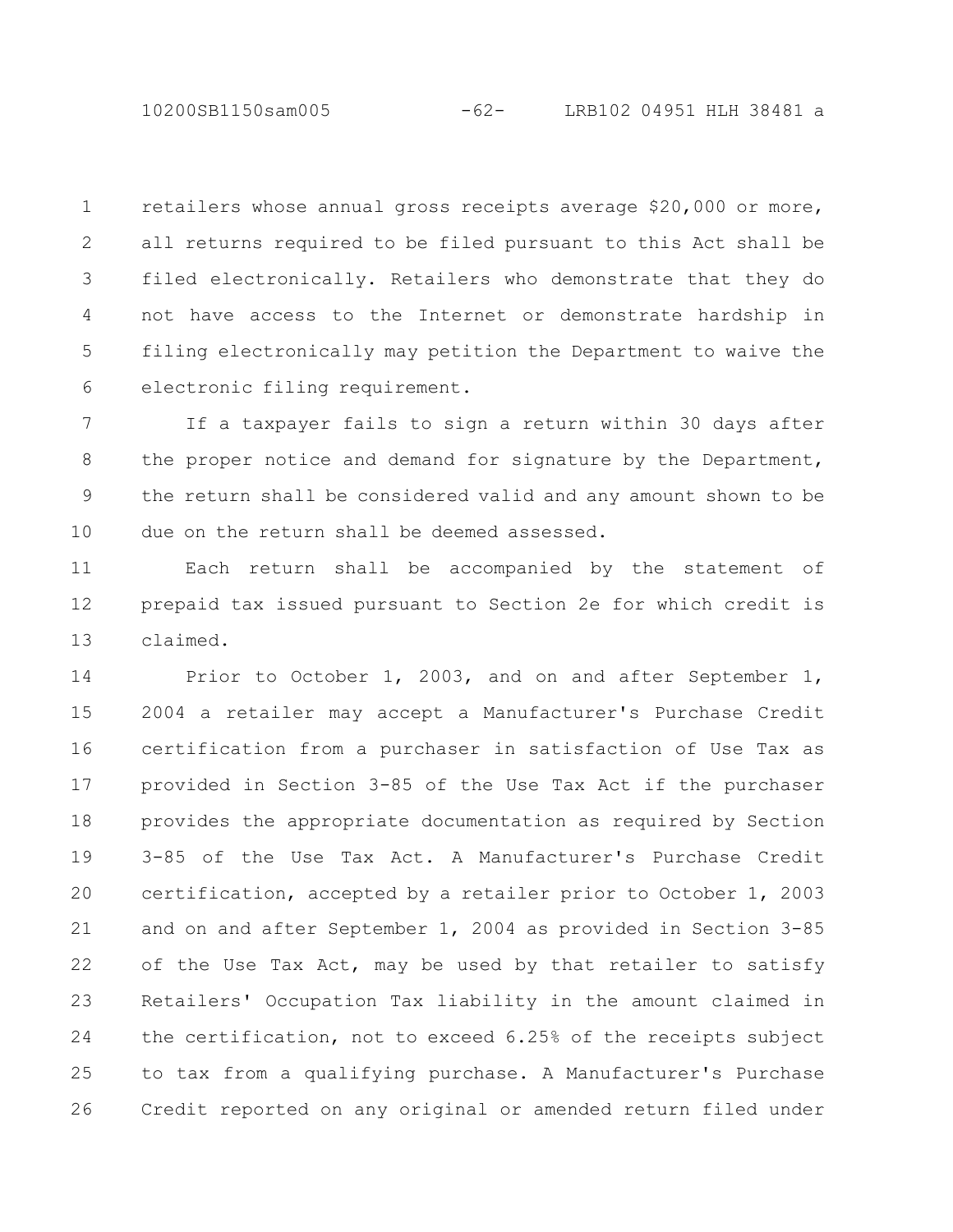retailers whose annual gross receipts average $20,000 or more, all returns required to be filed pursuant to this Act shall be filed electronically. Retailers who demonstrate that they do not have access to the Internet or demonstrate hardship in filing electronically may petition the Department to waive the electronic filing requirement.

If a taxpayer fails to sign a return within 30 days after the proper notice and demand for signature by the Department, the return shall be considered valid and any amount shown to be due on the return shall be deemed assessed.

Each return shall be accompanied by the statement of prepaid tax issued pursuant to Section 2e for which credit is claimed.

Prior to October 1, 2003, and on and after September 1, 2004 a retailer may accept a Manufacturer's Purchase Credit certification from a purchaser in satisfaction of Use Tax as provided in Section 3-85 of the Use Tax Act if the purchaser provides the appropriate documentation as required by Section 3-85 of the Use Tax Act. A Manufacturer's Purchase Credit certification, accepted by a retailer prior to October 1, 2003 and on and after September 1, 2004 as provided in Section 3-85 of the Use Tax Act, may be used by that retailer to satisfy Retailers' Occupation Tax liability in the amount claimed in the certification, not to exceed 6.25% of the receipts subject to tax from a qualifying purchase. A Manufacturer's Purchase Credit reported on any original or amended return filed under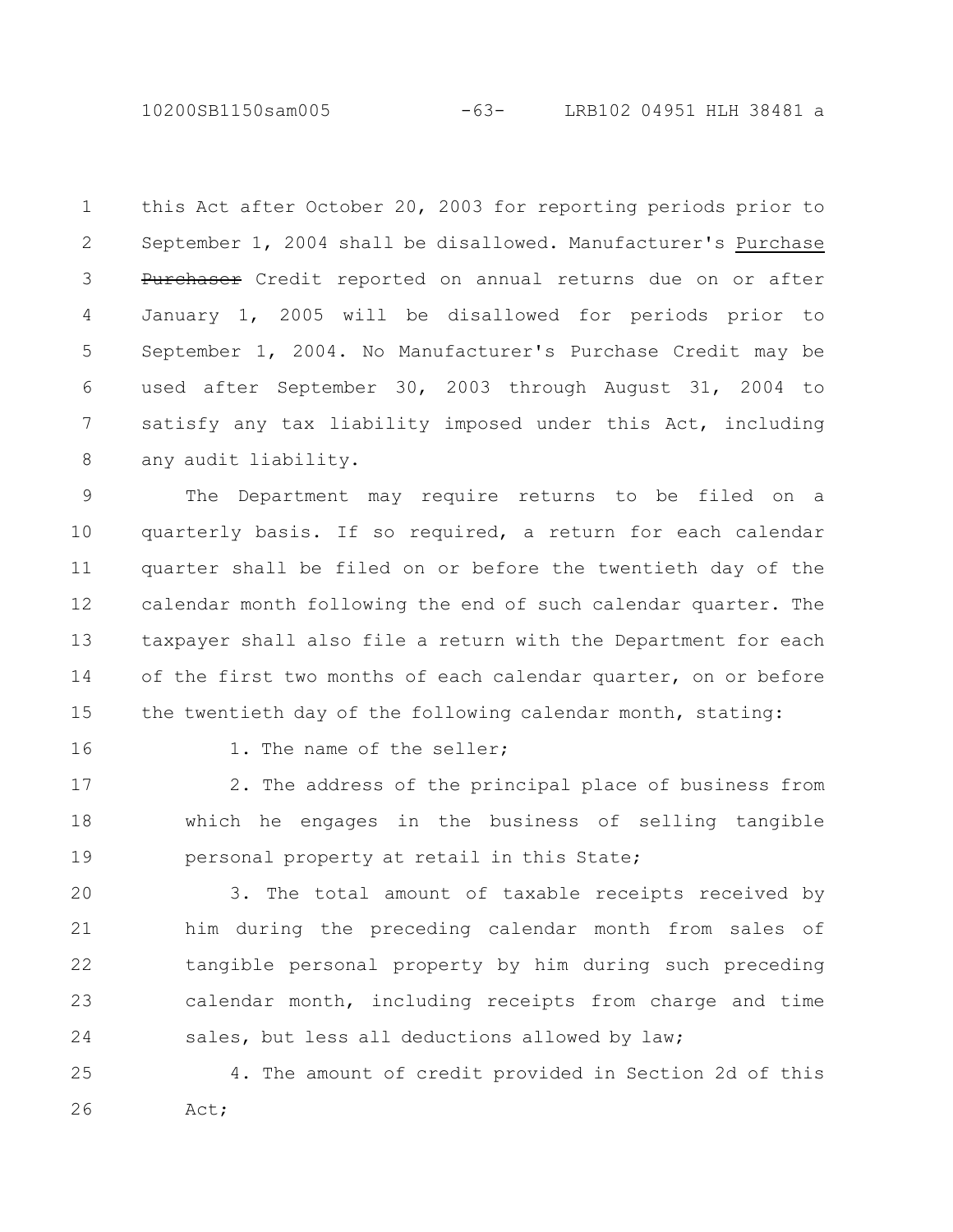this Act after October 20, 2003 for reporting periods prior to September 1, 2004 shall be disallowed. Manufacturer's Purchase ~~Purchaser~~ Credit reported on annual returns due on or after January 1, 2005 will be disallowed for periods prior to September 1, 2004. No Manufacturer's Purchase Credit may be used after September 30, 2003 through August 31, 2004 to satisfy any tax liability imposed under this Act, including any audit liability.

The Department may require returns to be filed on a quarterly basis. If so required, a return for each calendar quarter shall be filed on or before the twentieth day of the calendar month following the end of such calendar quarter. The taxpayer shall also file a return with the Department for each of the first two months of each calendar quarter, on or before the twentieth day of the following calendar month, stating:

1. The name of the seller;

2. The address of the principal place of business from which he engages in the business of selling tangible personal property at retail in this State;

3. The total amount of taxable receipts received by him during the preceding calendar month from sales of tangible personal property by him during such preceding calendar month, including receipts from charge and time sales, but less all deductions allowed by law;

4. The amount of credit provided in Section 2d of this Act;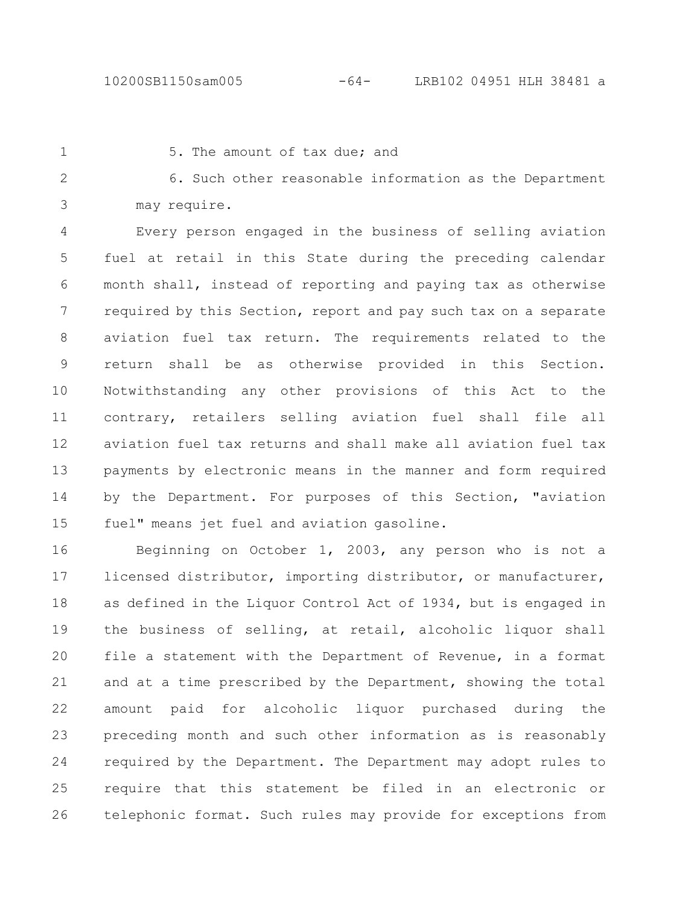5. The amount of tax due; and

6. Such other reasonable information as the Department may require.

Every person engaged in the business of selling aviation fuel at retail in this State during the preceding calendar month shall, instead of reporting and paying tax as otherwise required by this Section, report and pay such tax on a separate aviation fuel tax return. The requirements related to the return shall be as otherwise provided in this Section. Notwithstanding any other provisions of this Act to the contrary, retailers selling aviation fuel shall file all aviation fuel tax returns and shall make all aviation fuel tax payments by electronic means in the manner and form required by the Department. For purposes of this Section, "aviation fuel" means jet fuel and aviation gasoline.

Beginning on October 1, 2003, any person who is not a licensed distributor, importing distributor, or manufacturer, as defined in the Liquor Control Act of 1934, but is engaged in the business of selling, at retail, alcoholic liquor shall file a statement with the Department of Revenue, in a format and at a time prescribed by the Department, showing the total amount paid for alcoholic liquor purchased during the preceding month and such other information as is reasonably required by the Department. The Department may adopt rules to require that this statement be filed in an electronic or telephonic format. Such rules may provide for exceptions from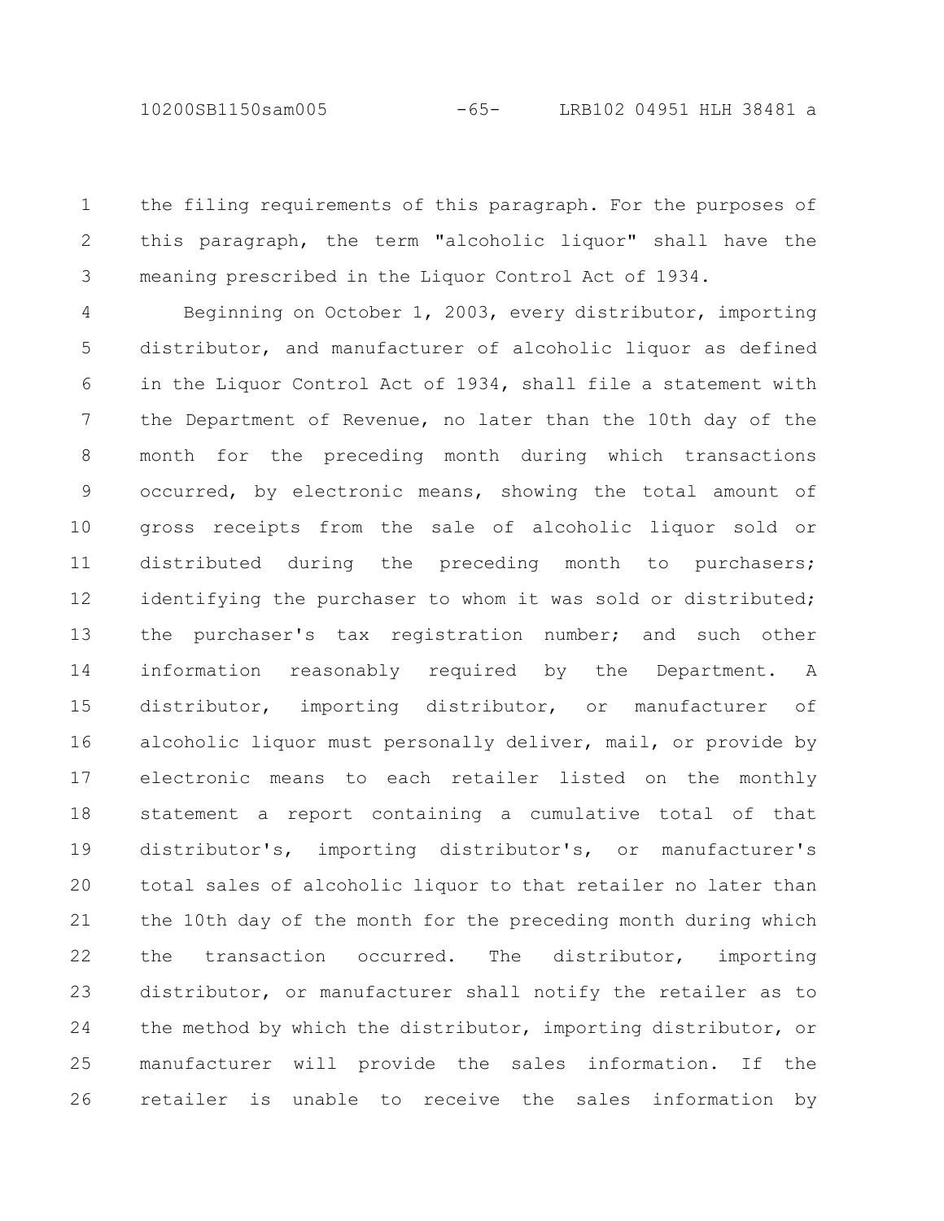the filing requirements of this paragraph. For the purposes of this paragraph, the term "alcoholic liquor" shall have the meaning prescribed in the Liquor Control Act of 1934.

Beginning on October 1, 2003, every distributor, importing distributor, and manufacturer of alcoholic liquor as defined in the Liquor Control Act of 1934, shall file a statement with the Department of Revenue, no later than the 10th day of the month for the preceding month during which transactions occurred, by electronic means, showing the total amount of gross receipts from the sale of alcoholic liquor sold or distributed during the preceding month to purchasers; identifying the purchaser to whom it was sold or distributed; the purchaser's tax registration number; and such other information reasonably required by the Department. A distributor, importing distributor, or manufacturer of alcoholic liquor must personally deliver, mail, or provide by electronic means to each retailer listed on the monthly statement a report containing a cumulative total of that distributor's, importing distributor's, or manufacturer's total sales of alcoholic liquor to that retailer no later than the 10th day of the month for the preceding month during which the transaction occurred. The distributor, importing distributor, or manufacturer shall notify the retailer as to the method by which the distributor, importing distributor, or manufacturer will provide the sales information. If the retailer is unable to receive the sales information by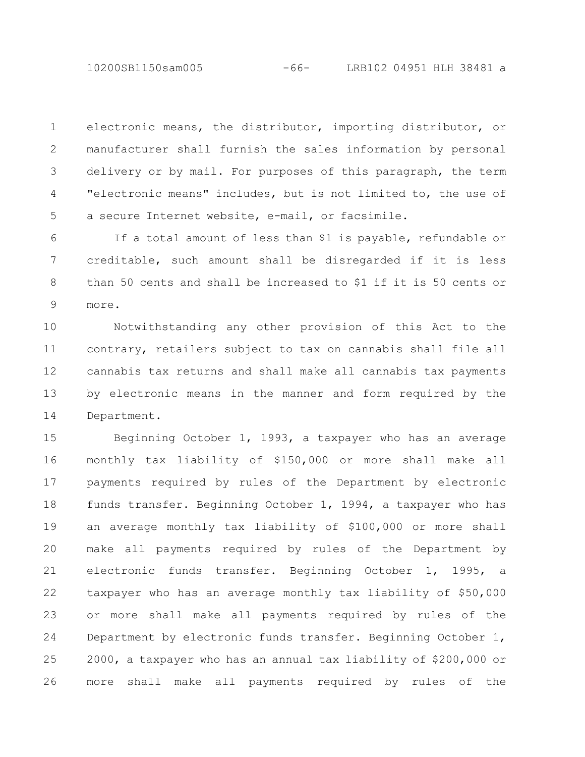electronic means, the distributor, importing distributor, or manufacturer shall furnish the sales information by personal delivery or by mail. For purposes of this paragraph, the term "electronic means" includes, but is not limited to, the use of a secure Internet website, e-mail, or facsimile.

If a total amount of less than $1 is payable, refundable or creditable, such amount shall be disregarded if it is less than 50 cents and shall be increased to $1 if it is 50 cents or more.

Notwithstanding any other provision of this Act to the contrary, retailers subject to tax on cannabis shall file all cannabis tax returns and shall make all cannabis tax payments by electronic means in the manner and form required by the Department.

Beginning October 1, 1993, a taxpayer who has an average monthly tax liability of $150,000 or more shall make all payments required by rules of the Department by electronic funds transfer. Beginning October 1, 1994, a taxpayer who has an average monthly tax liability of $100,000 or more shall make all payments required by rules of the Department by electronic funds transfer. Beginning October 1, 1995, a taxpayer who has an average monthly tax liability of $50,000 or more shall make all payments required by rules of the Department by electronic funds transfer. Beginning October 1, 2000, a taxpayer who has an annual tax liability of $200,000 or more shall make all payments required by rules of the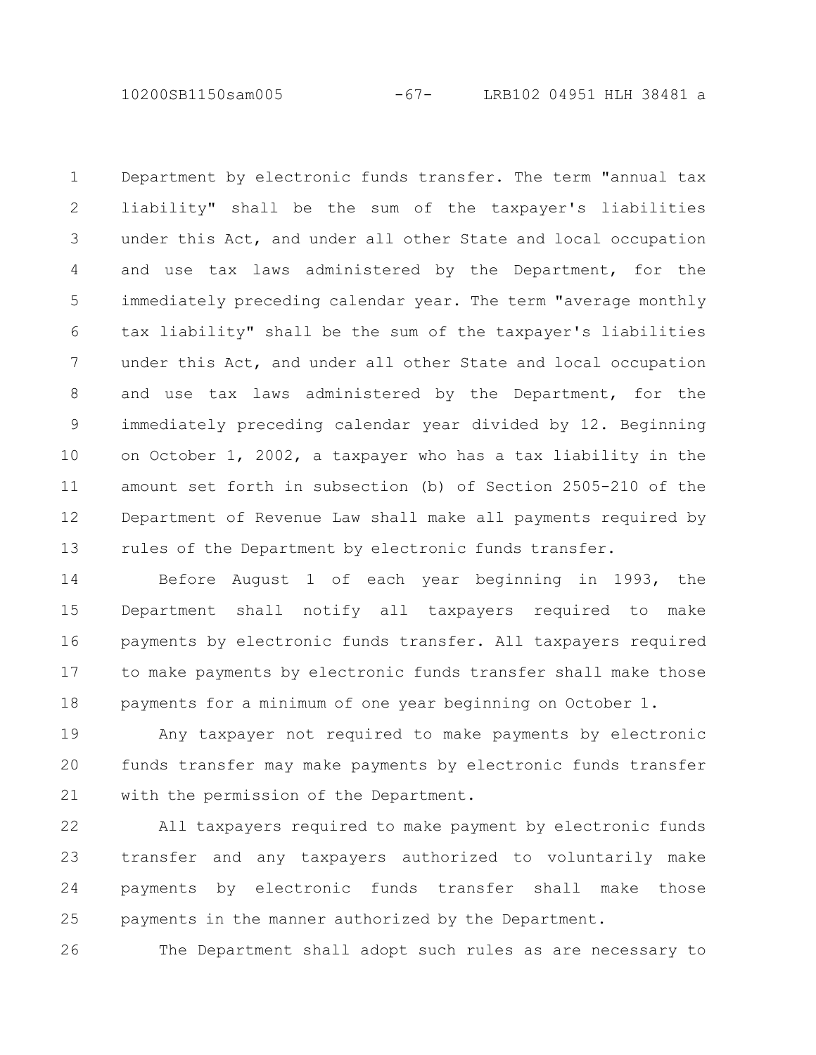Department by electronic funds transfer. The term "annual tax liability" shall be the sum of the taxpayer's liabilities under this Act, and under all other State and local occupation and use tax laws administered by the Department, for the immediately preceding calendar year. The term "average monthly tax liability" shall be the sum of the taxpayer's liabilities under this Act, and under all other State and local occupation and use tax laws administered by the Department, for the immediately preceding calendar year divided by 12. Beginning on October 1, 2002, a taxpayer who has a tax liability in the amount set forth in subsection (b) of Section 2505-210 of the Department of Revenue Law shall make all payments required by rules of the Department by electronic funds transfer.

Before August 1 of each year beginning in 1993, the Department shall notify all taxpayers required to make payments by electronic funds transfer. All taxpayers required to make payments by electronic funds transfer shall make those payments for a minimum of one year beginning on October 1.

Any taxpayer not required to make payments by electronic funds transfer may make payments by electronic funds transfer with the permission of the Department.

All taxpayers required to make payment by electronic funds transfer and any taxpayers authorized to voluntarily make payments by electronic funds transfer shall make those payments in the manner authorized by the Department.

The Department shall adopt such rules as are necessary to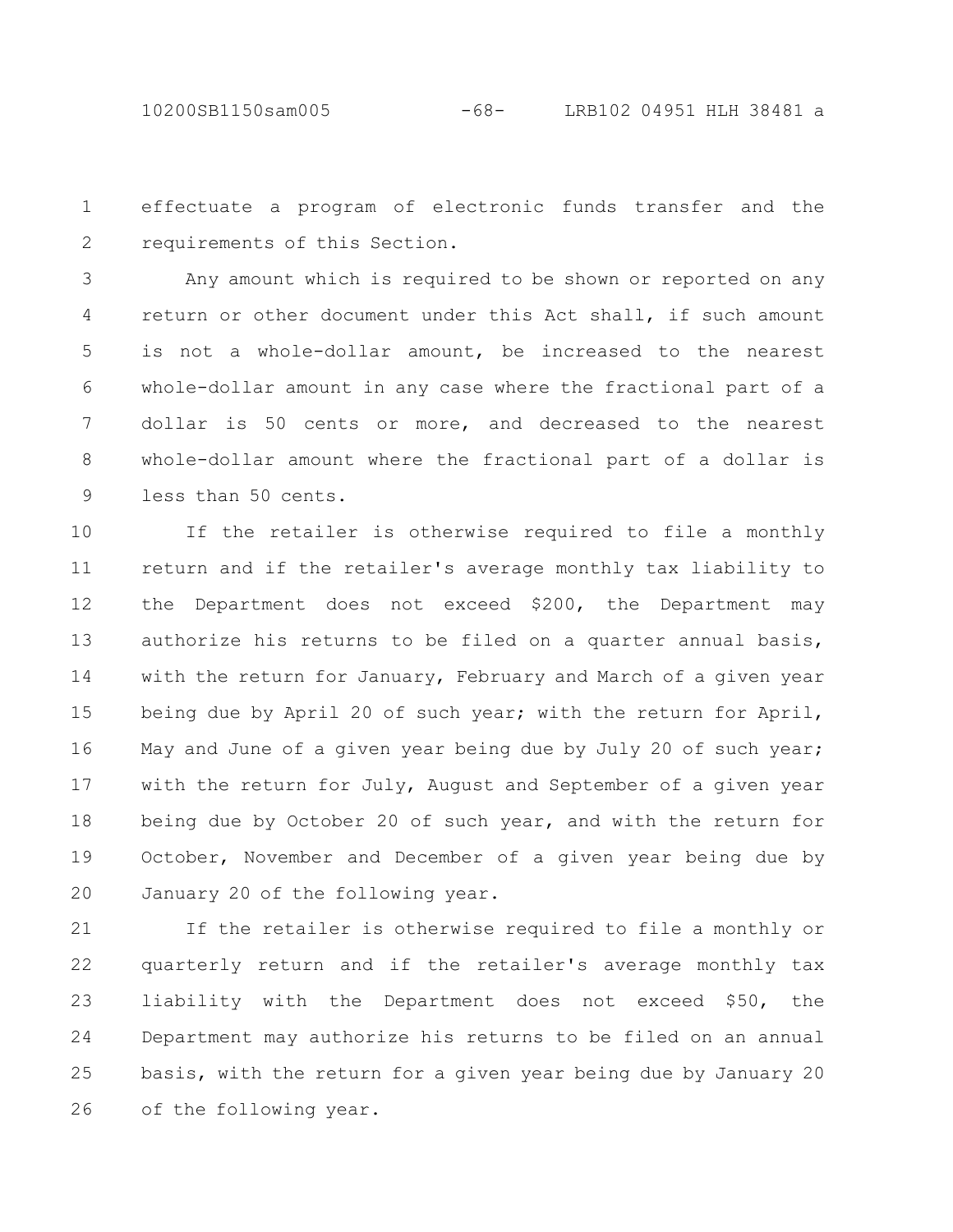effectuate a program of electronic funds transfer and the requirements of this Section.

Any amount which is required to be shown or reported on any return or other document under this Act shall, if such amount is not a whole-dollar amount, be increased to the nearest whole-dollar amount in any case where the fractional part of a dollar is 50 cents or more, and decreased to the nearest whole-dollar amount where the fractional part of a dollar is less than 50 cents.

If the retailer is otherwise required to file a monthly return and if the retailer's average monthly tax liability to the Department does not exceed $200, the Department may authorize his returns to be filed on a quarter annual basis, with the return for January, February and March of a given year being due by April 20 of such year; with the return for April, May and June of a given year being due by July 20 of such year; with the return for July, August and September of a given year being due by October 20 of such year, and with the return for October, November and December of a given year being due by January 20 of the following year.

If the retailer is otherwise required to file a monthly or quarterly return and if the retailer's average monthly tax liability with the Department does not exceed $50, the Department may authorize his returns to be filed on an annual basis, with the return for a given year being due by January 20 of the following year.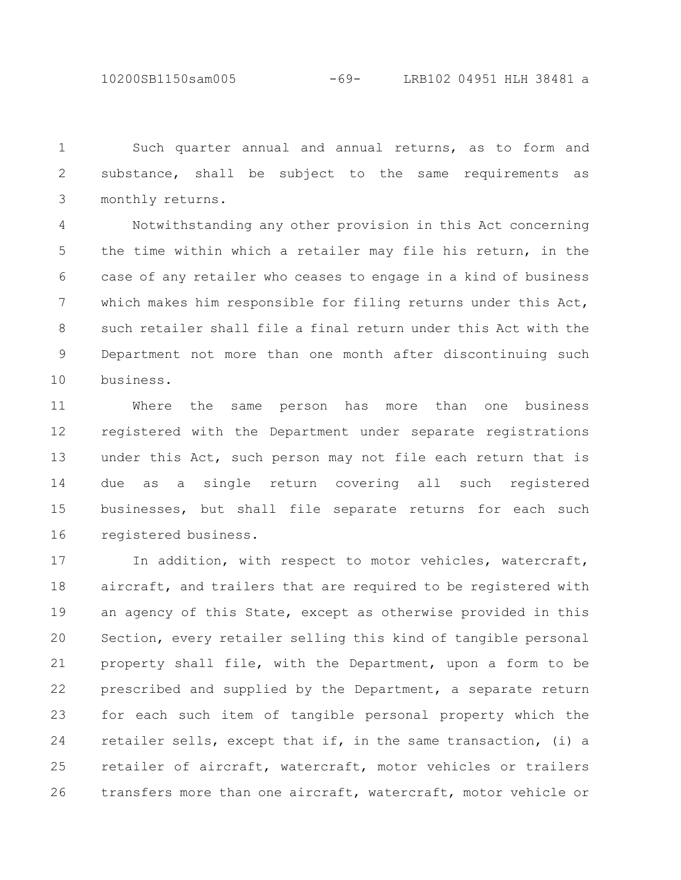Such quarter annual and annual returns, as to form and substance, shall be subject to the same requirements as monthly returns.

Notwithstanding any other provision in this Act concerning the time within which a retailer may file his return, in the case of any retailer who ceases to engage in a kind of business which makes him responsible for filing returns under this Act, such retailer shall file a final return under this Act with the Department not more than one month after discontinuing such business.

Where the same person has more than one business registered with the Department under separate registrations under this Act, such person may not file each return that is due as a single return covering all such registered businesses, but shall file separate returns for each such registered business.

In addition, with respect to motor vehicles, watercraft, aircraft, and trailers that are required to be registered with an agency of this State, except as otherwise provided in this Section, every retailer selling this kind of tangible personal property shall file, with the Department, upon a form to be prescribed and supplied by the Department, a separate return for each such item of tangible personal property which the retailer sells, except that if, in the same transaction, (i) a retailer of aircraft, watercraft, motor vehicles or trailers transfers more than one aircraft, watercraft, motor vehicle or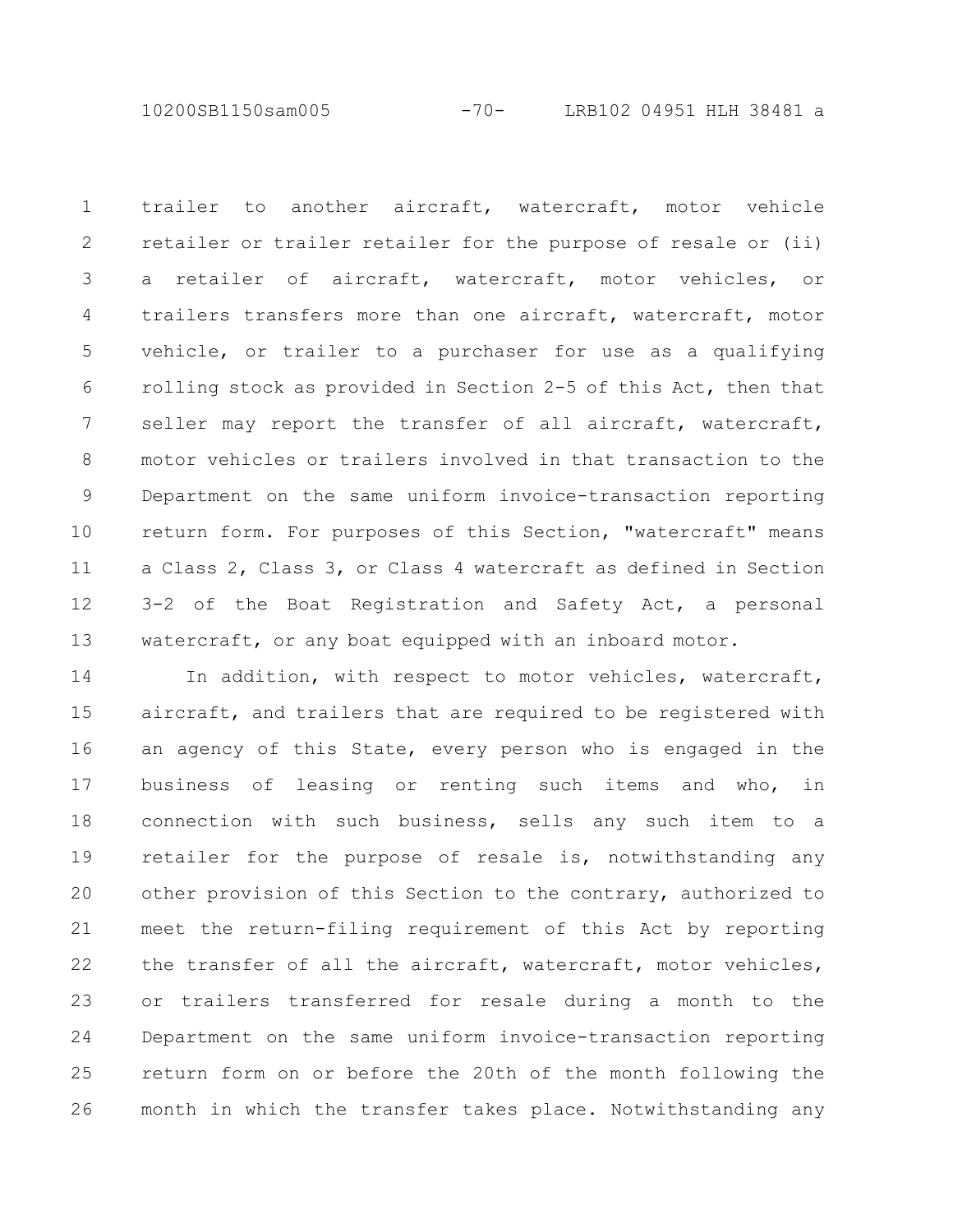trailer to another aircraft, watercraft, motor vehicle retailer or trailer retailer for the purpose of resale or (ii) a retailer of aircraft, watercraft, motor vehicles, or trailers transfers more than one aircraft, watercraft, motor vehicle, or trailer to a purchaser for use as a qualifying rolling stock as provided in Section 2-5 of this Act, then that seller may report the transfer of all aircraft, watercraft, motor vehicles or trailers involved in that transaction to the Department on the same uniform invoice-transaction reporting return form. For purposes of this Section, "watercraft" means a Class 2, Class 3, or Class 4 watercraft as defined in Section 3-2 of the Boat Registration and Safety Act, a personal watercraft, or any boat equipped with an inboard motor.

In addition, with respect to motor vehicles, watercraft, aircraft, and trailers that are required to be registered with an agency of this State, every person who is engaged in the business of leasing or renting such items and who, in connection with such business, sells any such item to a retailer for the purpose of resale is, notwithstanding any other provision of this Section to the contrary, authorized to meet the return-filing requirement of this Act by reporting the transfer of all the aircraft, watercraft, motor vehicles, or trailers transferred for resale during a month to the Department on the same uniform invoice-transaction reporting return form on or before the 20th of the month following the month in which the transfer takes place. Notwithstanding any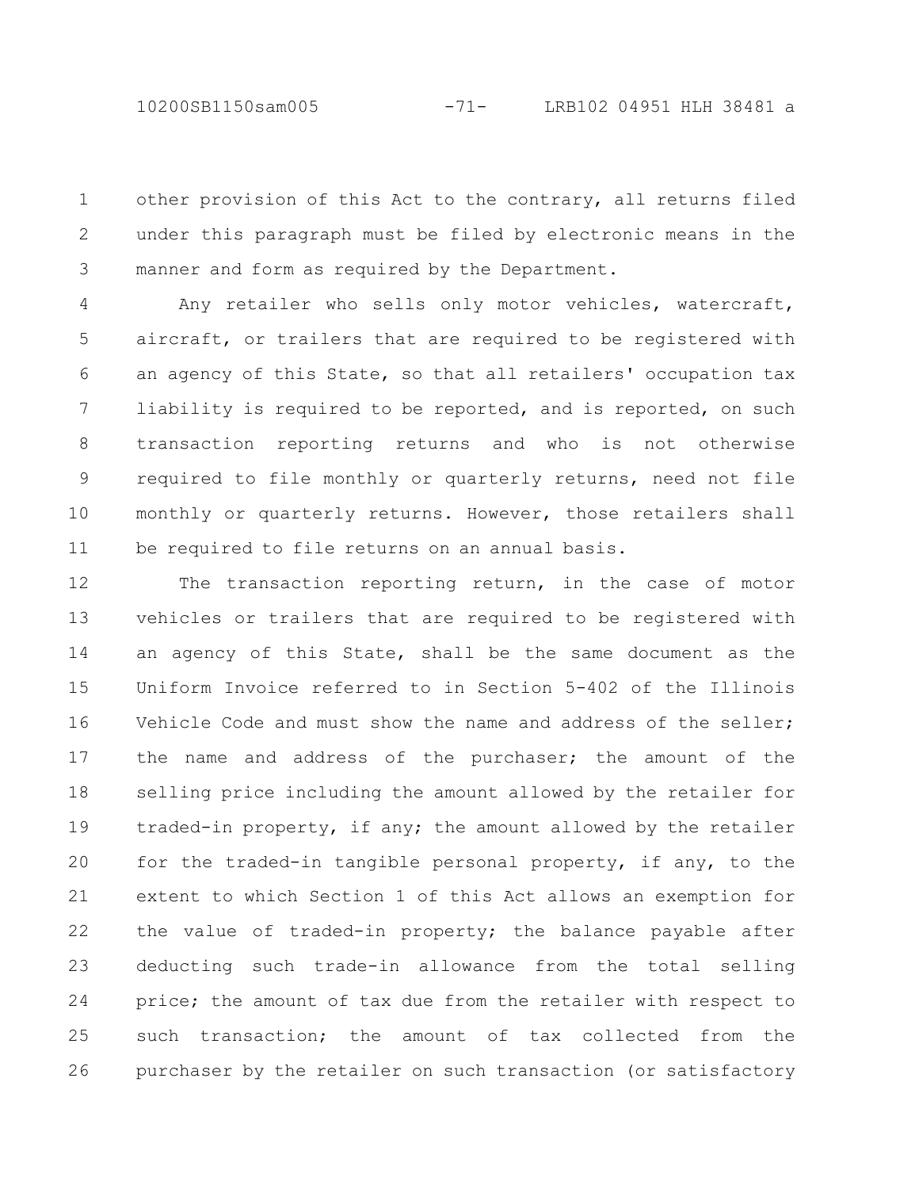other provision of this Act to the contrary, all returns filed under this paragraph must be filed by electronic means in the manner and form as required by the Department.

Any retailer who sells only motor vehicles, watercraft, aircraft, or trailers that are required to be registered with an agency of this State, so that all retailers' occupation tax liability is required to be reported, and is reported, on such transaction reporting returns and who is not otherwise required to file monthly or quarterly returns, need not file monthly or quarterly returns. However, those retailers shall be required to file returns on an annual basis.

The transaction reporting return, in the case of motor vehicles or trailers that are required to be registered with an agency of this State, shall be the same document as the Uniform Invoice referred to in Section 5-402 of the Illinois Vehicle Code and must show the name and address of the seller; the name and address of the purchaser; the amount of the selling price including the amount allowed by the retailer for traded-in property, if any; the amount allowed by the retailer for the traded-in tangible personal property, if any, to the extent to which Section 1 of this Act allows an exemption for the value of traded-in property; the balance payable after deducting such trade-in allowance from the total selling price; the amount of tax due from the retailer with respect to such transaction; the amount of tax collected from the purchaser by the retailer on such transaction (or satisfactory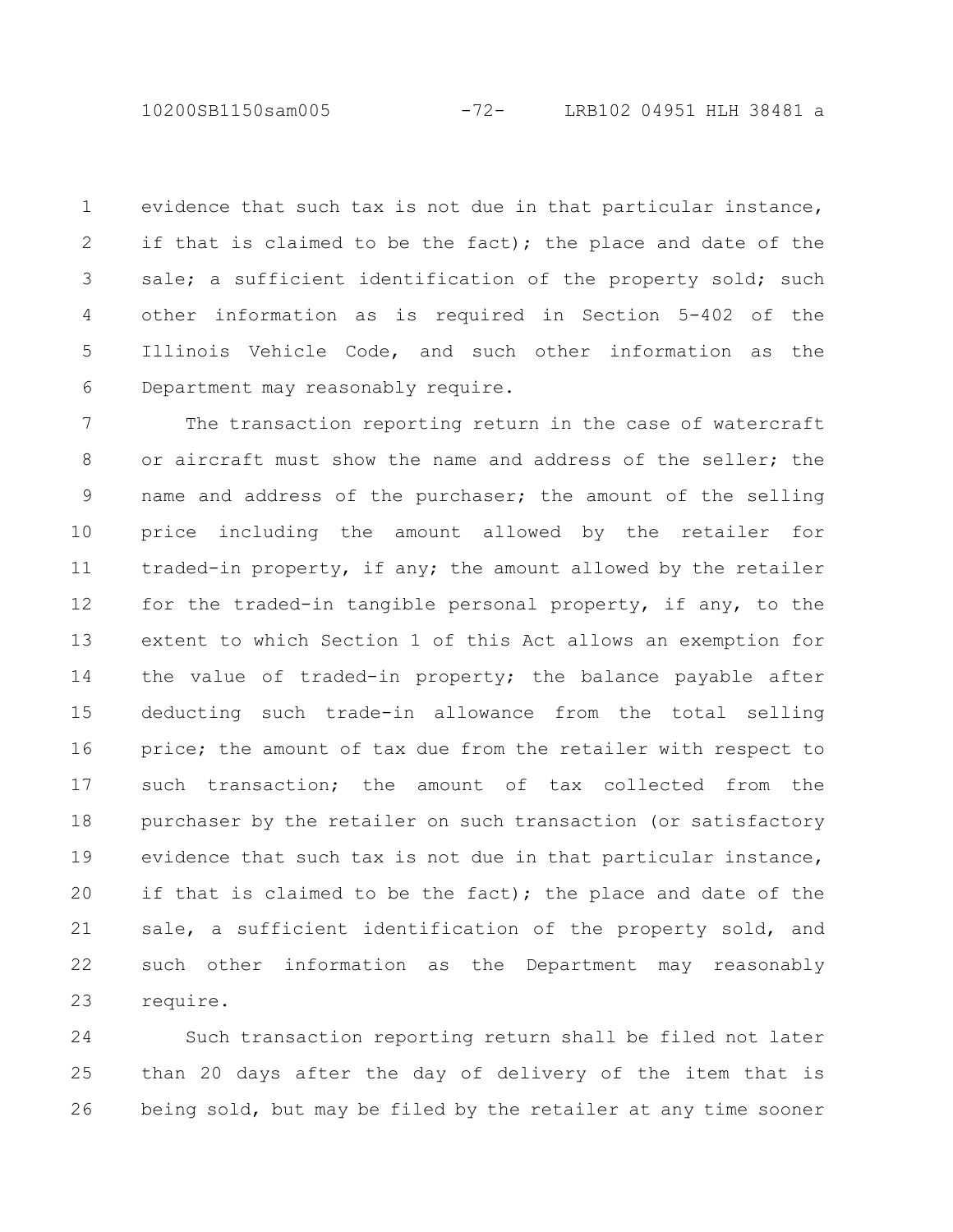evidence that such tax is not due in that particular instance, if that is claimed to be the fact); the place and date of the sale; a sufficient identification of the property sold; such other information as is required in Section 5-402 of the Illinois Vehicle Code, and such other information as the Department may reasonably require.

The transaction reporting return in the case of watercraft or aircraft must show the name and address of the seller; the name and address of the purchaser; the amount of the selling price including the amount allowed by the retailer for traded-in property, if any; the amount allowed by the retailer for the traded-in tangible personal property, if any, to the extent to which Section 1 of this Act allows an exemption for the value of traded-in property; the balance payable after deducting such trade-in allowance from the total selling price; the amount of tax due from the retailer with respect to such transaction; the amount of tax collected from the purchaser by the retailer on such transaction (or satisfactory evidence that such tax is not due in that particular instance, if that is claimed to be the fact); the place and date of the sale, a sufficient identification of the property sold, and such other information as the Department may reasonably require.

Such transaction reporting return shall be filed not later than 20 days after the day of delivery of the item that is being sold, but may be filed by the retailer at any time sooner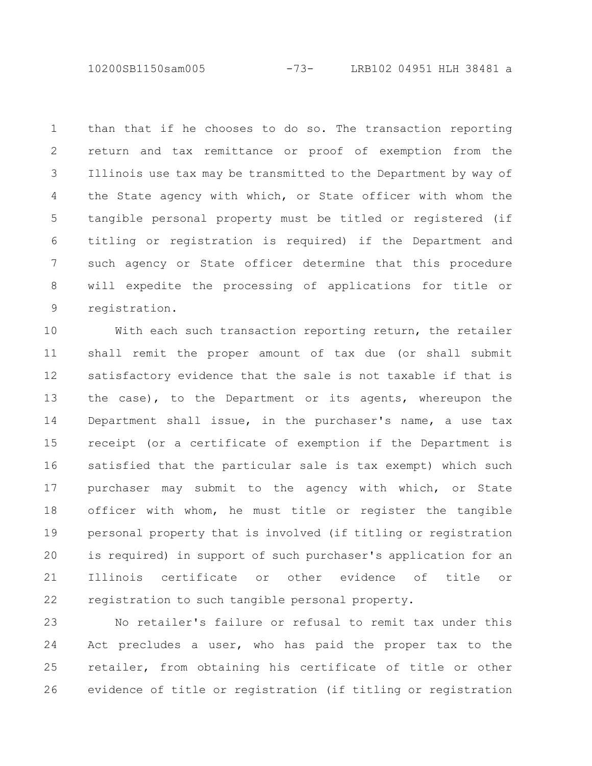than that if he chooses to do so. The transaction reporting return and tax remittance or proof of exemption from the Illinois use tax may be transmitted to the Department by way of the State agency with which, or State officer with whom the tangible personal property must be titled or registered (if titling or registration is required) if the Department and such agency or State officer determine that this procedure will expedite the processing of applications for title or registration.

With each such transaction reporting return, the retailer shall remit the proper amount of tax due (or shall submit satisfactory evidence that the sale is not taxable if that is the case), to the Department or its agents, whereupon the Department shall issue, in the purchaser's name, a use tax receipt (or a certificate of exemption if the Department is satisfied that the particular sale is tax exempt) which such purchaser may submit to the agency with which, or State officer with whom, he must title or register the tangible personal property that is involved (if titling or registration is required) in support of such purchaser's application for an Illinois certificate or other evidence of title or registration to such tangible personal property.

No retailer's failure or refusal to remit tax under this Act precludes a user, who has paid the proper tax to the retailer, from obtaining his certificate of title or other evidence of title or registration (if titling or registration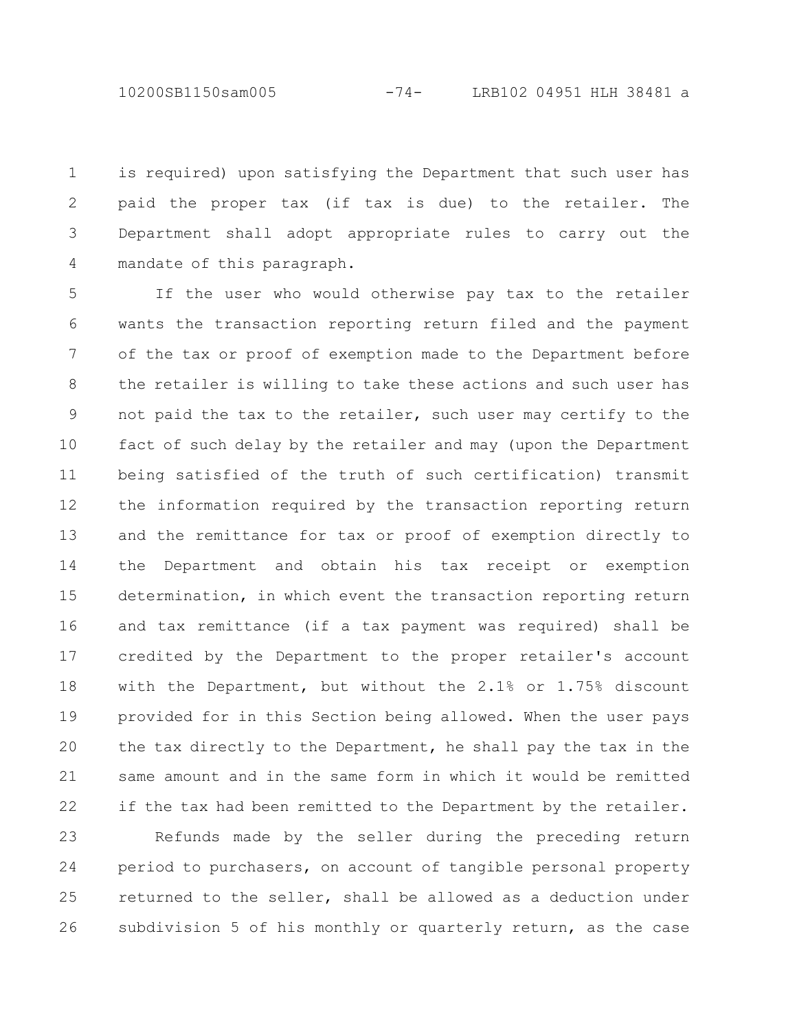is required) upon satisfying the Department that such user has paid the proper tax (if tax is due) to the retailer. The Department shall adopt appropriate rules to carry out the mandate of this paragraph.

If the user who would otherwise pay tax to the retailer wants the transaction reporting return filed and the payment of the tax or proof of exemption made to the Department before the retailer is willing to take these actions and such user has not paid the tax to the retailer, such user may certify to the fact of such delay by the retailer and may (upon the Department being satisfied of the truth of such certification) transmit the information required by the transaction reporting return and the remittance for tax or proof of exemption directly to the Department and obtain his tax receipt or exemption determination, in which event the transaction reporting return and tax remittance (if a tax payment was required) shall be credited by the Department to the proper retailer's account with the Department, but without the 2.1% or 1.75% discount provided for in this Section being allowed. When the user pays the tax directly to the Department, he shall pay the tax in the same amount and in the same form in which it would be remitted if the tax had been remitted to the Department by the retailer.

Refunds made by the seller during the preceding return period to purchasers, on account of tangible personal property returned to the seller, shall be allowed as a deduction under subdivision 5 of his monthly or quarterly return, as the case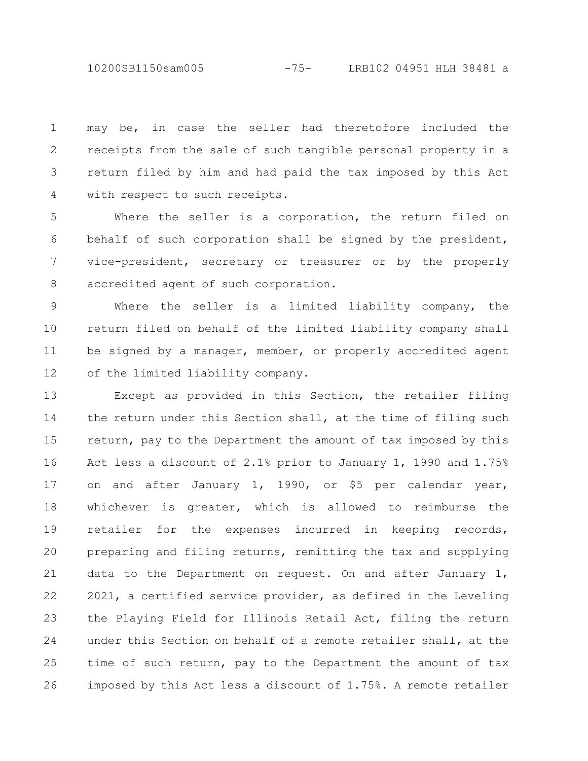may be, in case the seller had theretofore included the receipts from the sale of such tangible personal property in a return filed by him and had paid the tax imposed by this Act with respect to such receipts.

Where the seller is a corporation, the return filed on behalf of such corporation shall be signed by the president, vice-president, secretary or treasurer or by the properly accredited agent of such corporation.

Where the seller is a limited liability company, the return filed on behalf of the limited liability company shall be signed by a manager, member, or properly accredited agent of the limited liability company.

Except as provided in this Section, the retailer filing the return under this Section shall, at the time of filing such return, pay to the Department the amount of tax imposed by this Act less a discount of 2.1% prior to January 1, 1990 and 1.75% on and after January 1, 1990, or $5 per calendar year, whichever is greater, which is allowed to reimburse the retailer for the expenses incurred in keeping records, preparing and filing returns, remitting the tax and supplying data to the Department on request. On and after January 1, 2021, a certified service provider, as defined in the Leveling the Playing Field for Illinois Retail Act, filing the return under this Section on behalf of a remote retailer shall, at the time of such return, pay to the Department the amount of tax imposed by this Act less a discount of 1.75%. A remote retailer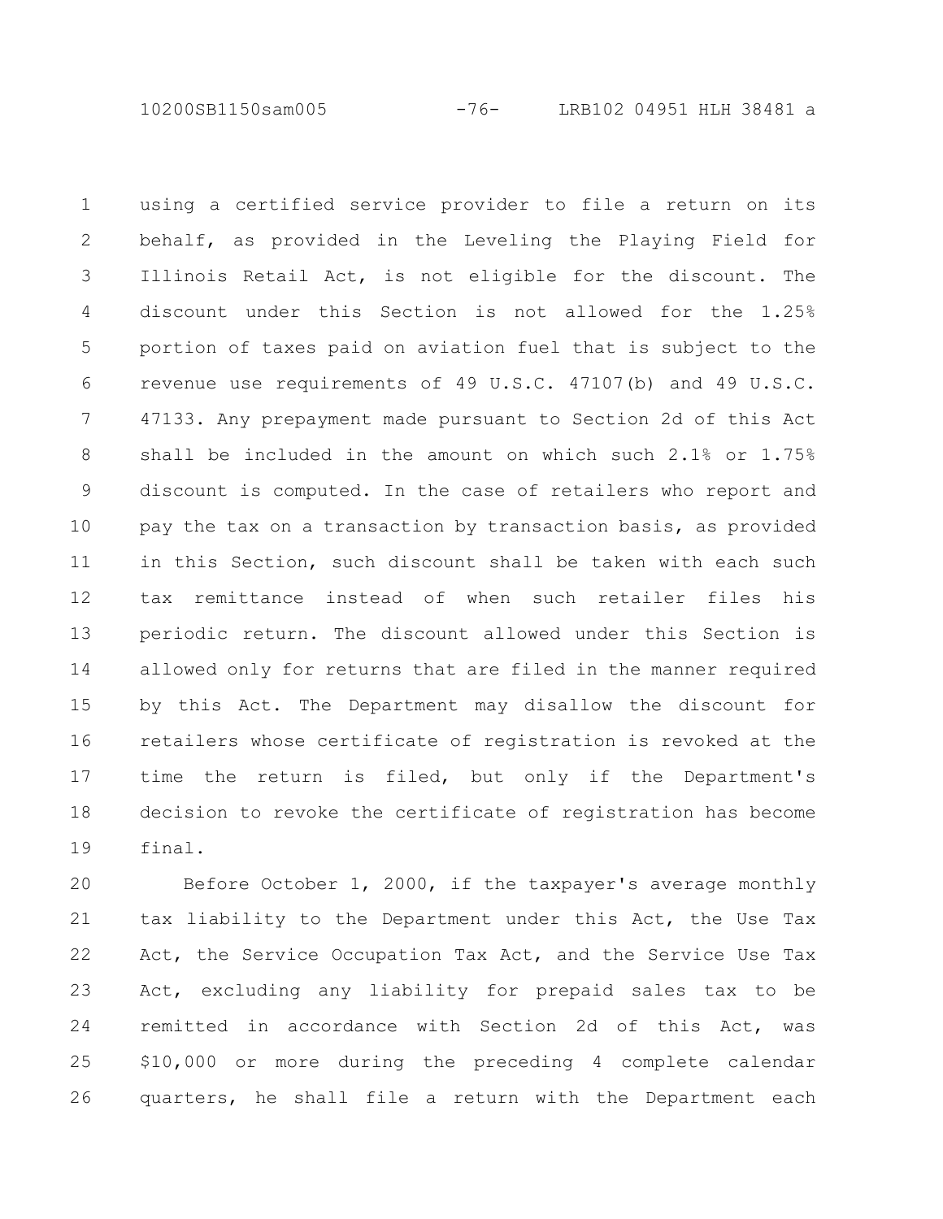using a certified service provider to file a return on its behalf, as provided in the Leveling the Playing Field for Illinois Retail Act, is not eligible for the discount. The discount under this Section is not allowed for the 1.25% portion of taxes paid on aviation fuel that is subject to the revenue use requirements of 49 U.S.C. 47107(b) and 49 U.S.C. 47133. Any prepayment made pursuant to Section 2d of this Act shall be included in the amount on which such 2.1% or 1.75% discount is computed. In the case of retailers who report and pay the tax on a transaction by transaction basis, as provided in this Section, such discount shall be taken with each such tax remittance instead of when such retailer files his periodic return. The discount allowed under this Section is allowed only for returns that are filed in the manner required by this Act. The Department may disallow the discount for retailers whose certificate of registration is revoked at the time the return is filed, but only if the Department's decision to revoke the certificate of registration has become final.

Before October 1, 2000, if the taxpayer's average monthly tax liability to the Department under this Act, the Use Tax Act, the Service Occupation Tax Act, and the Service Use Tax Act, excluding any liability for prepaid sales tax to be remitted in accordance with Section 2d of this Act, was $10,000 or more during the preceding 4 complete calendar quarters, he shall file a return with the Department each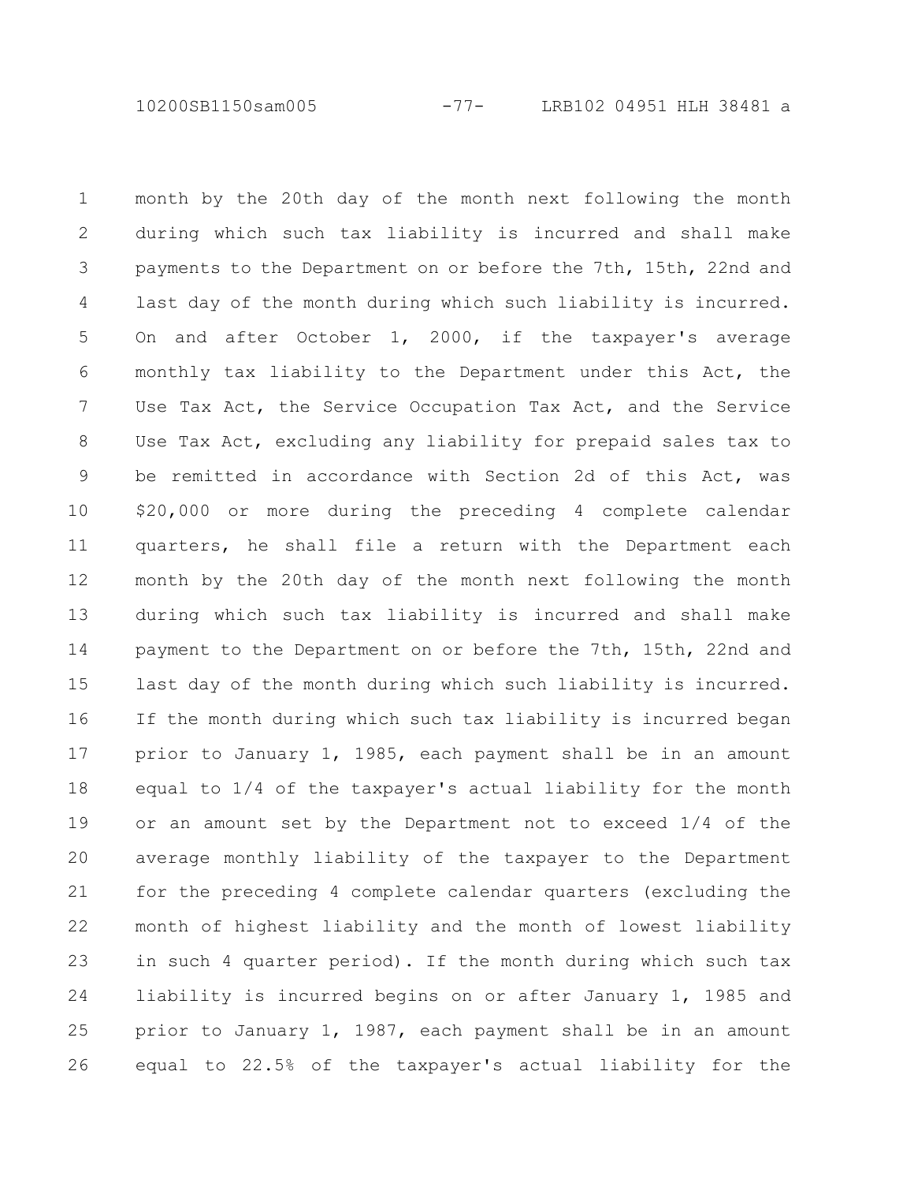month by the 20th day of the month next following the month during which such tax liability is incurred and shall make payments to the Department on or before the 7th, 15th, 22nd and last day of the month during which such liability is incurred. On and after October 1, 2000, if the taxpayer's average monthly tax liability to the Department under this Act, the Use Tax Act, the Service Occupation Tax Act, and the Service Use Tax Act, excluding any liability for prepaid sales tax to be remitted in accordance with Section 2d of this Act, was $20,000 or more during the preceding 4 complete calendar quarters, he shall file a return with the Department each month by the 20th day of the month next following the month during which such tax liability is incurred and shall make payment to the Department on or before the 7th, 15th, 22nd and last day of the month during which such liability is incurred. If the month during which such tax liability is incurred began prior to January 1, 1985, each payment shall be in an amount equal to 1/4 of the taxpayer's actual liability for the month or an amount set by the Department not to exceed 1/4 of the average monthly liability of the taxpayer to the Department for the preceding 4 complete calendar quarters (excluding the month of highest liability and the month of lowest liability in such 4 quarter period). If the month during which such tax liability is incurred begins on or after January 1, 1985 and prior to January 1, 1987, each payment shall be in an amount equal to 22.5% of the taxpayer's actual liability for the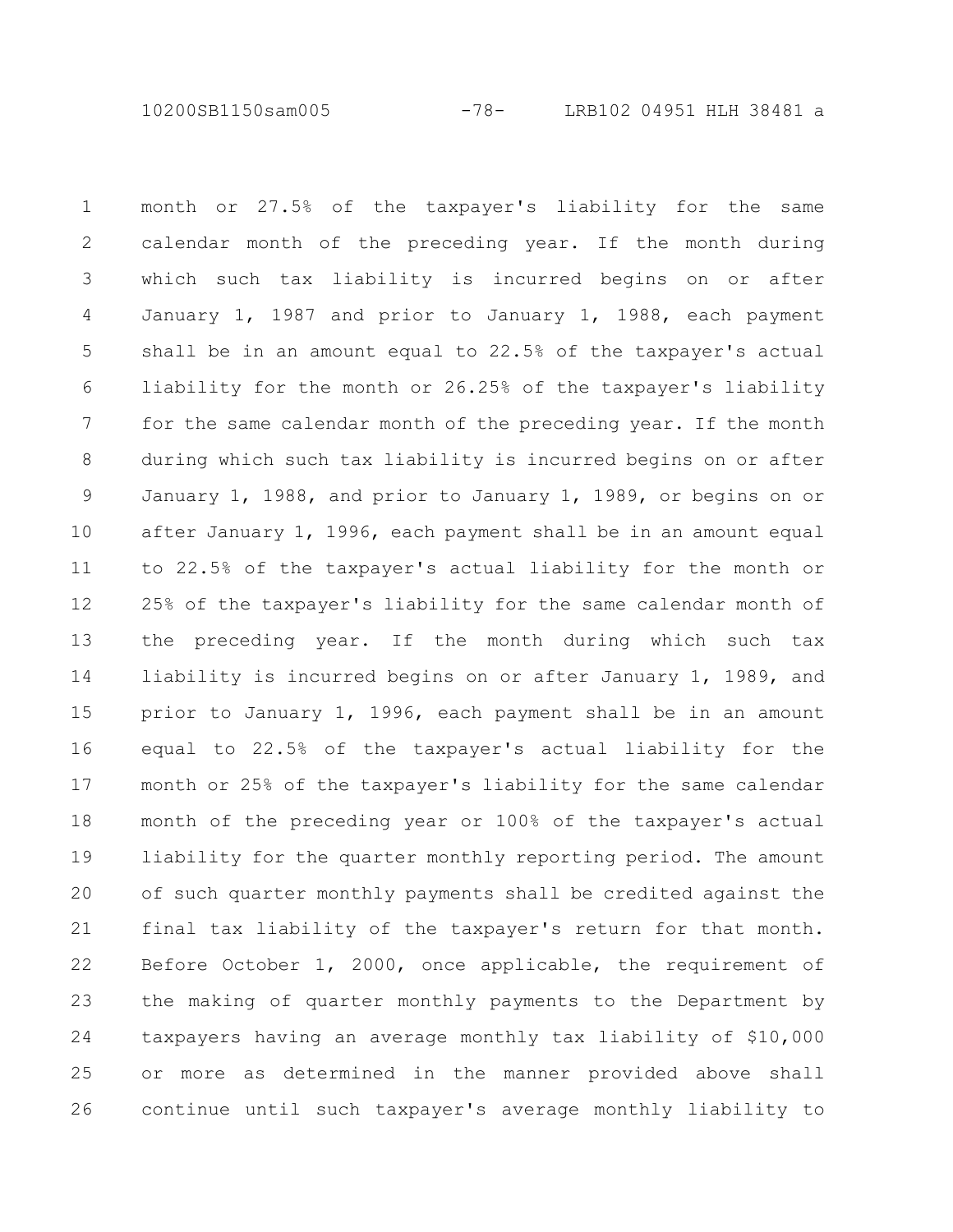month or 27.5% of the taxpayer's liability for the same calendar month of the preceding year. If the month during which such tax liability is incurred begins on or after January 1, 1987 and prior to January 1, 1988, each payment shall be in an amount equal to 22.5% of the taxpayer's actual liability for the month or 26.25% of the taxpayer's liability for the same calendar month of the preceding year. If the month during which such tax liability is incurred begins on or after January 1, 1988, and prior to January 1, 1989, or begins on or after January 1, 1996, each payment shall be in an amount equal to 22.5% of the taxpayer's actual liability for the month or 25% of the taxpayer's liability for the same calendar month of the preceding year. If the month during which such tax liability is incurred begins on or after January 1, 1989, and prior to January 1, 1996, each payment shall be in an amount equal to 22.5% of the taxpayer's actual liability for the month or 25% of the taxpayer's liability for the same calendar month of the preceding year or 100% of the taxpayer's actual liability for the quarter monthly reporting period. The amount of such quarter monthly payments shall be credited against the final tax liability of the taxpayer's return for that month. Before October 1, 2000, once applicable, the requirement of the making of quarter monthly payments to the Department by taxpayers having an average monthly tax liability of $10,000 or more as determined in the manner provided above shall continue until such taxpayer's average monthly liability to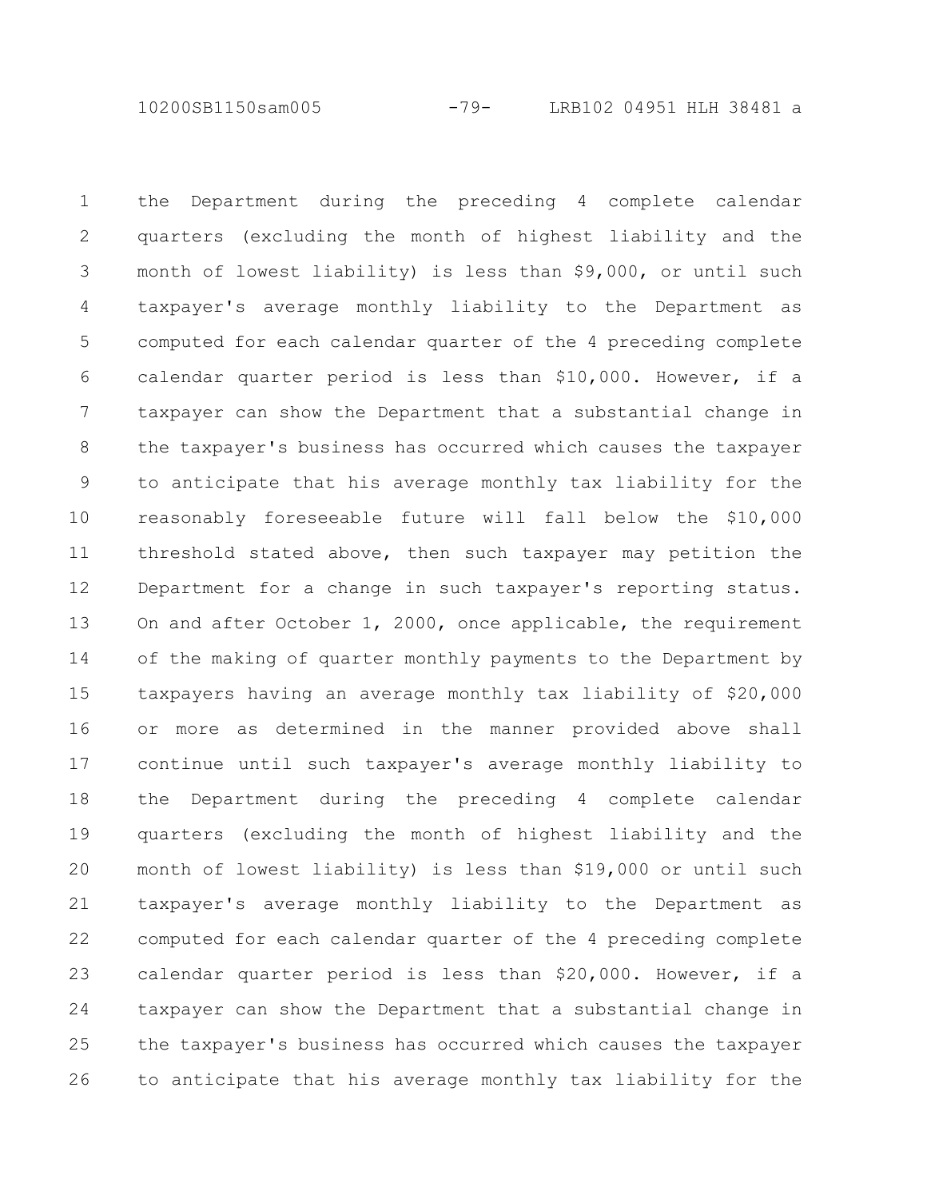the Department during the preceding 4 complete calendar quarters (excluding the month of highest liability and the month of lowest liability) is less than $9,000, or until such taxpayer's average monthly liability to the Department as computed for each calendar quarter of the 4 preceding complete calendar quarter period is less than $10,000. However, if a taxpayer can show the Department that a substantial change in the taxpayer's business has occurred which causes the taxpayer to anticipate that his average monthly tax liability for the reasonably foreseeable future will fall below the $10,000 threshold stated above, then such taxpayer may petition the Department for a change in such taxpayer's reporting status. On and after October 1, 2000, once applicable, the requirement of the making of quarter monthly payments to the Department by taxpayers having an average monthly tax liability of $20,000 or more as determined in the manner provided above shall continue until such taxpayer's average monthly liability to the Department during the preceding 4 complete calendar quarters (excluding the month of highest liability and the month of lowest liability) is less than $19,000 or until such taxpayer's average monthly liability to the Department as computed for each calendar quarter of the 4 preceding complete calendar quarter period is less than $20,000. However, if a taxpayer can show the Department that a substantial change in the taxpayer's business has occurred which causes the taxpayer to anticipate that his average monthly tax liability for the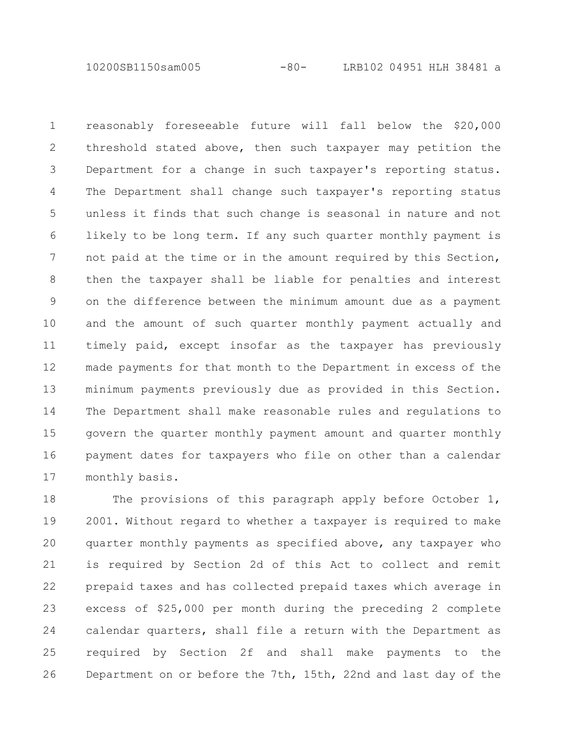reasonably foreseeable future will fall below the $20,000 threshold stated above, then such taxpayer may petition the Department for a change in such taxpayer's reporting status. The Department shall change such taxpayer's reporting status unless it finds that such change is seasonal in nature and not likely to be long term. If any such quarter monthly payment is not paid at the time or in the amount required by this Section, then the taxpayer shall be liable for penalties and interest on the difference between the minimum amount due as a payment and the amount of such quarter monthly payment actually and timely paid, except insofar as the taxpayer has previously made payments for that month to the Department in excess of the minimum payments previously due as provided in this Section. The Department shall make reasonable rules and regulations to govern the quarter monthly payment amount and quarter monthly payment dates for taxpayers who file on other than a calendar monthly basis.

The provisions of this paragraph apply before October 1, 2001. Without regard to whether a taxpayer is required to make quarter monthly payments as specified above, any taxpayer who is required by Section 2d of this Act to collect and remit prepaid taxes and has collected prepaid taxes which average in excess of $25,000 per month during the preceding 2 complete calendar quarters, shall file a return with the Department as required by Section 2f and shall make payments to the Department on or before the 7th, 15th, 22nd and last day of the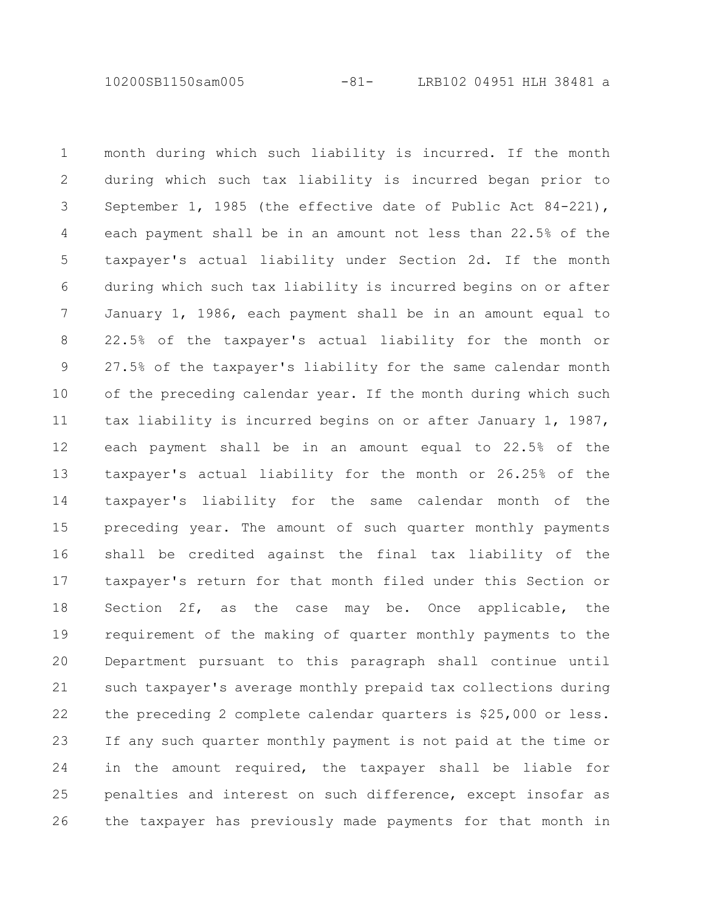month during which such liability is incurred. If the month during which such tax liability is incurred began prior to September 1, 1985 (the effective date of Public Act 84-221), each payment shall be in an amount not less than 22.5% of the taxpayer's actual liability under Section 2d. If the month during which such tax liability is incurred begins on or after January 1, 1986, each payment shall be in an amount equal to 22.5% of the taxpayer's actual liability for the month or 27.5% of the taxpayer's liability for the same calendar month of the preceding calendar year. If the month during which such tax liability is incurred begins on or after January 1, 1987, each payment shall be in an amount equal to 22.5% of the taxpayer's actual liability for the month or 26.25% of the taxpayer's liability for the same calendar month of the preceding year. The amount of such quarter monthly payments shall be credited against the final tax liability of the taxpayer's return for that month filed under this Section or Section 2f, as the case may be. Once applicable, the requirement of the making of quarter monthly payments to the Department pursuant to this paragraph shall continue until such taxpayer's average monthly prepaid tax collections during the preceding 2 complete calendar quarters is $25,000 or less. If any such quarter monthly payment is not paid at the time or in the amount required, the taxpayer shall be liable for penalties and interest on such difference, except insofar as the taxpayer has previously made payments for that month in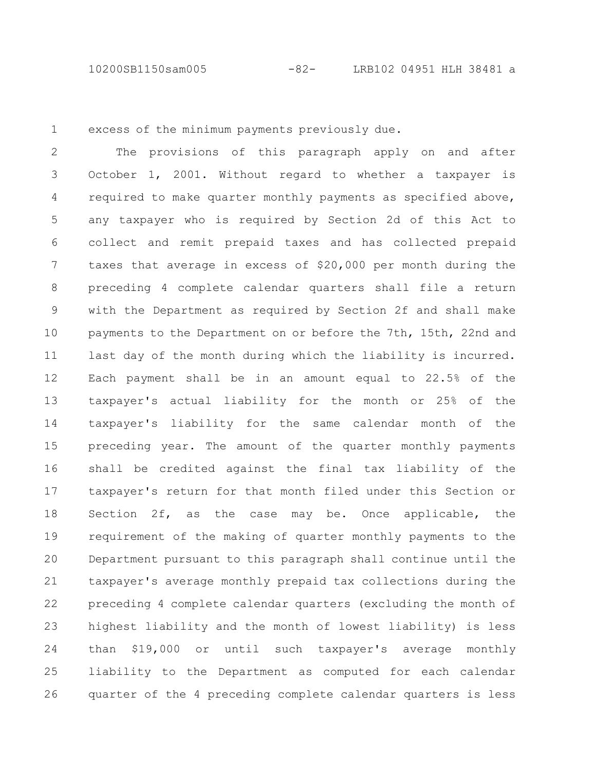excess of the minimum payments previously due.

The provisions of this paragraph apply on and after October 1, 2001. Without regard to whether a taxpayer is required to make quarter monthly payments as specified above, any taxpayer who is required by Section 2d of this Act to collect and remit prepaid taxes and has collected prepaid taxes that average in excess of $20,000 per month during the preceding 4 complete calendar quarters shall file a return with the Department as required by Section 2f and shall make payments to the Department on or before the 7th, 15th, 22nd and last day of the month during which the liability is incurred. Each payment shall be in an amount equal to 22.5% of the taxpayer's actual liability for the month or 25% of the taxpayer's liability for the same calendar month of the preceding year. The amount of the quarter monthly payments shall be credited against the final tax liability of the taxpayer's return for that month filed under this Section or Section 2f, as the case may be. Once applicable, the requirement of the making of quarter monthly payments to the Department pursuant to this paragraph shall continue until the taxpayer's average monthly prepaid tax collections during the preceding 4 complete calendar quarters (excluding the month of highest liability and the month of lowest liability) is less than $19,000 or until such taxpayer's average monthly liability to the Department as computed for each calendar quarter of the 4 preceding complete calendar quarters is less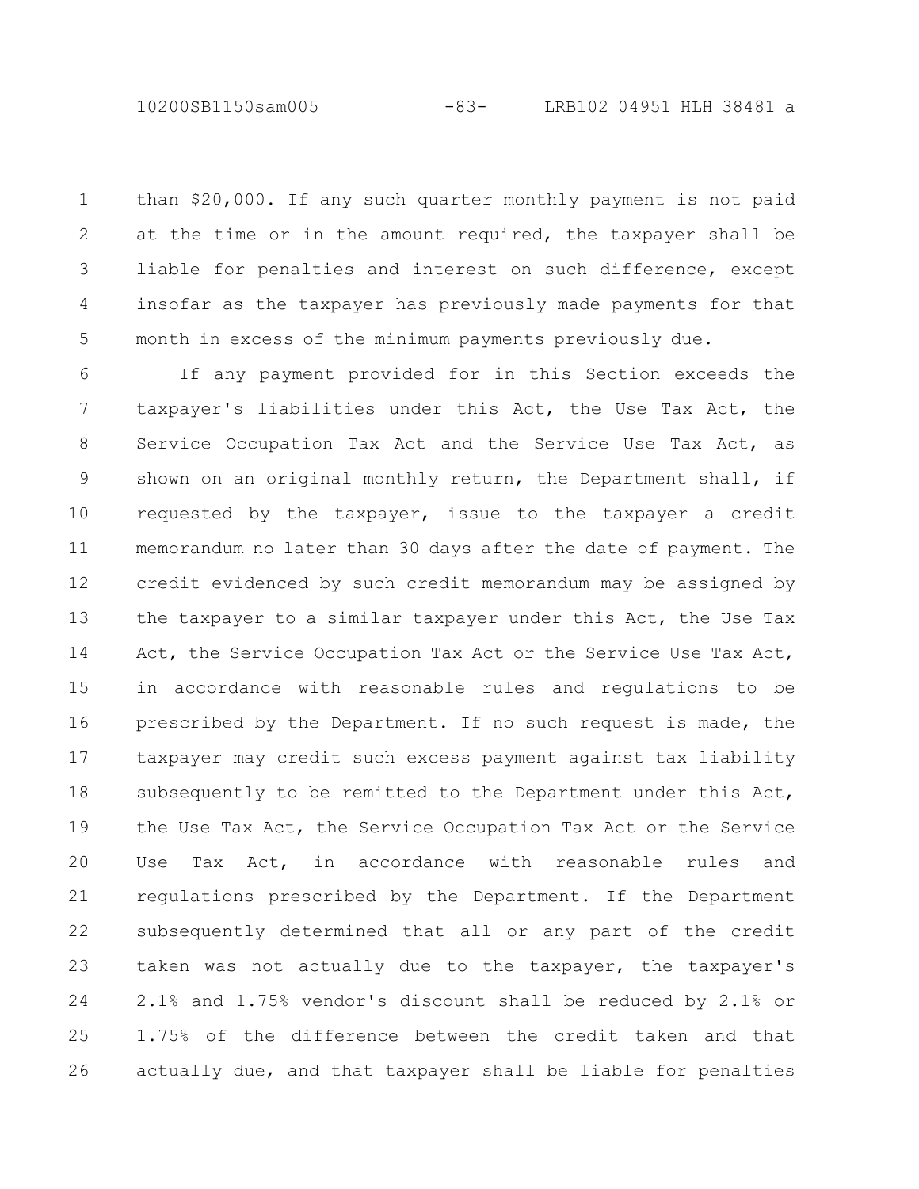than $20,000. If any such quarter monthly payment is not paid at the time or in the amount required, the taxpayer shall be liable for penalties and interest on such difference, except insofar as the taxpayer has previously made payments for that month in excess of the minimum payments previously due.

If any payment provided for in this Section exceeds the taxpayer's liabilities under this Act, the Use Tax Act, the Service Occupation Tax Act and the Service Use Tax Act, as shown on an original monthly return, the Department shall, if requested by the taxpayer, issue to the taxpayer a credit memorandum no later than 30 days after the date of payment. The credit evidenced by such credit memorandum may be assigned by the taxpayer to a similar taxpayer under this Act, the Use Tax Act, the Service Occupation Tax Act or the Service Use Tax Act, in accordance with reasonable rules and regulations to be prescribed by the Department. If no such request is made, the taxpayer may credit such excess payment against tax liability subsequently to be remitted to the Department under this Act, the Use Tax Act, the Service Occupation Tax Act or the Service Use Tax Act, in accordance with reasonable rules and regulations prescribed by the Department. If the Department subsequently determined that all or any part of the credit taken was not actually due to the taxpayer, the taxpayer's 2.1% and 1.75% vendor's discount shall be reduced by 2.1% or 1.75% of the difference between the credit taken and that actually due, and that taxpayer shall be liable for penalties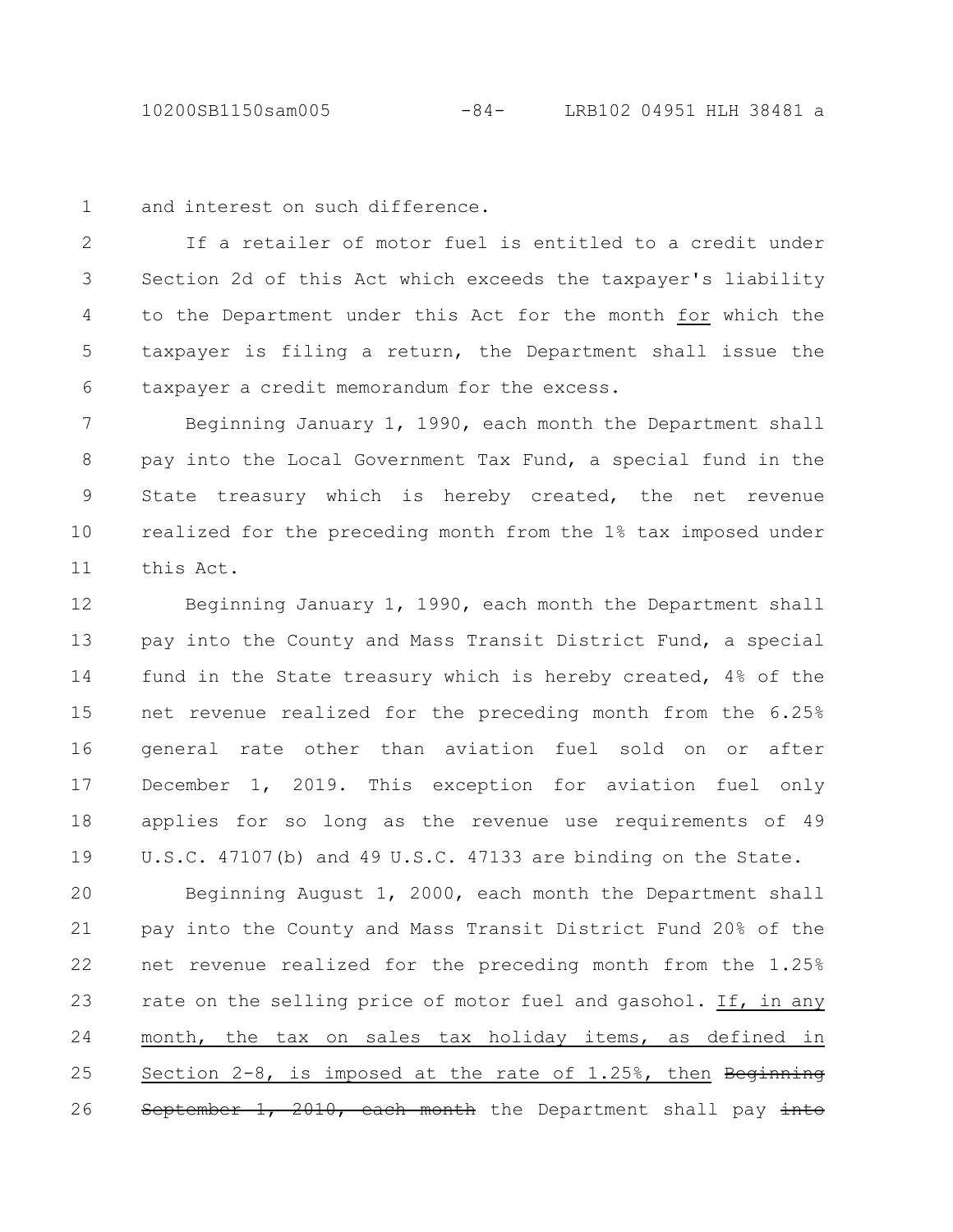and interest on such difference.

If a retailer of motor fuel is entitled to a credit under Section 2d of this Act which exceeds the taxpayer's liability to the Department under this Act for the month <u>for</u> which the taxpayer is filing a return, the Department shall issue the taxpayer a credit memorandum for the excess.

Beginning January 1, 1990, each month the Department shall pay into the Local Government Tax Fund, a special fund in the State treasury which is hereby created, the net revenue realized for the preceding month from the 1% tax imposed under this Act.

Beginning January 1, 1990, each month the Department shall pay into the County and Mass Transit District Fund, a special fund in the State treasury which is hereby created, 4% of the net revenue realized for the preceding month from the 6.25% general rate other than aviation fuel sold on or after December 1, 2019. This exception for aviation fuel only applies for so long as the revenue use requirements of 49 U.S.C. 47107(b) and 49 U.S.C. 47133 are binding on the State.

Beginning August 1, 2000, each month the Department shall pay into the County and Mass Transit District Fund 20% of the net revenue realized for the preceding month from the 1.25% rate on the selling price of motor fuel and gasohol. <u>If, in any month, the tax on sales tax holiday items, as defined in Section 2-8, is imposed at the rate of 1.25%, then</u> ~~Beginning September 1, 2010, each month~~ the Department shall pay ~~into~~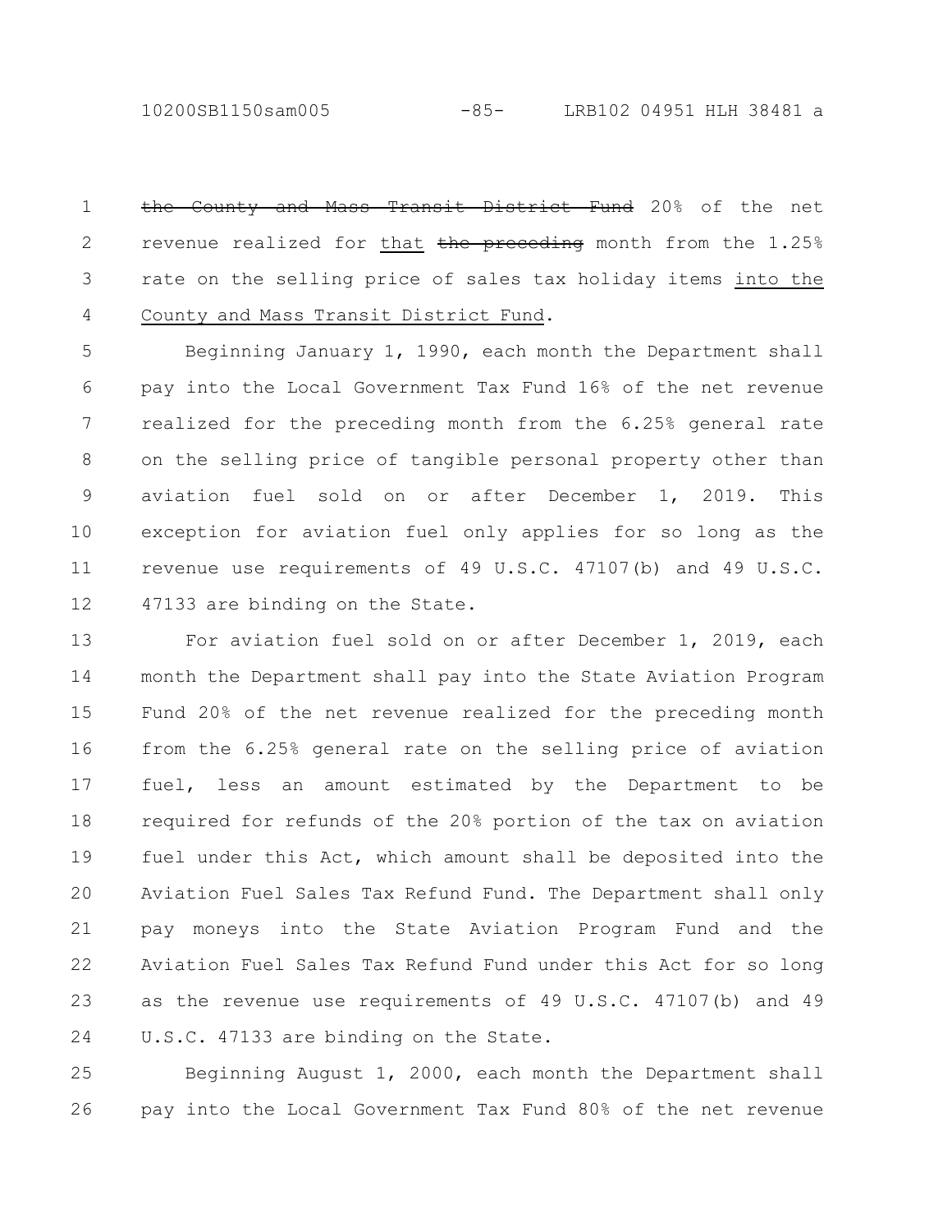~~the County and Mass Transit District Fund~~ 20% of the net revenue realized for that ~~the preceding~~ month from the 1.25% rate on the selling price of sales tax holiday items into the County and Mass Transit District Fund.

Beginning January 1, 1990, each month the Department shall pay into the Local Government Tax Fund 16% of the net revenue realized for the preceding month from the 6.25% general rate on the selling price of tangible personal property other than aviation fuel sold on or after December 1, 2019. This exception for aviation fuel only applies for so long as the revenue use requirements of 49 U.S.C. 47107(b) and 49 U.S.C. 47133 are binding on the State.

For aviation fuel sold on or after December 1, 2019, each month the Department shall pay into the State Aviation Program Fund 20% of the net revenue realized for the preceding month from the 6.25% general rate on the selling price of aviation fuel, less an amount estimated by the Department to be required for refunds of the 20% portion of the tax on aviation fuel under this Act, which amount shall be deposited into the Aviation Fuel Sales Tax Refund Fund. The Department shall only pay moneys into the State Aviation Program Fund and the Aviation Fuel Sales Tax Refund Fund under this Act for so long as the revenue use requirements of 49 U.S.C. 47107(b) and 49 U.S.C. 47133 are binding on the State.

Beginning August 1, 2000, each month the Department shall pay into the Local Government Tax Fund 80% of the net revenue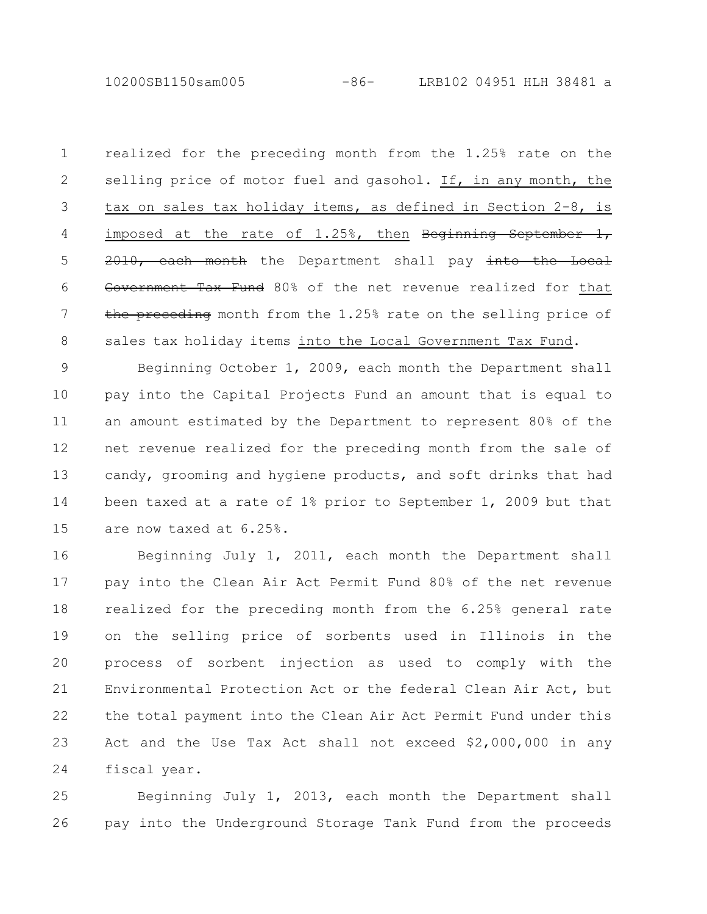realized for the preceding month from the 1.25% rate on the selling price of motor fuel and gasohol. If, in any month, the tax on sales tax holiday items, as defined in Section 2-8, is imposed at the rate of 1.25%, then ~~Beginning September 1, 2010, each month~~ the Department shall pay ~~into the Local Government Tax Fund~~ 80% of the net revenue realized for that ~~the preceding~~ month from the 1.25% rate on the selling price of sales tax holiday items into the Local Government Tax Fund.

Beginning October 1, 2009, each month the Department shall pay into the Capital Projects Fund an amount that is equal to an amount estimated by the Department to represent 80% of the net revenue realized for the preceding month from the sale of candy, grooming and hygiene products, and soft drinks that had been taxed at a rate of 1% prior to September 1, 2009 but that are now taxed at 6.25%.

Beginning July 1, 2011, each month the Department shall pay into the Clean Air Act Permit Fund 80% of the net revenue realized for the preceding month from the 6.25% general rate on the selling price of sorbents used in Illinois in the process of sorbent injection as used to comply with the Environmental Protection Act or the federal Clean Air Act, but the total payment into the Clean Air Act Permit Fund under this Act and the Use Tax Act shall not exceed $2,000,000 in any fiscal year.

Beginning July 1, 2013, each month the Department shall pay into the Underground Storage Tank Fund from the proceeds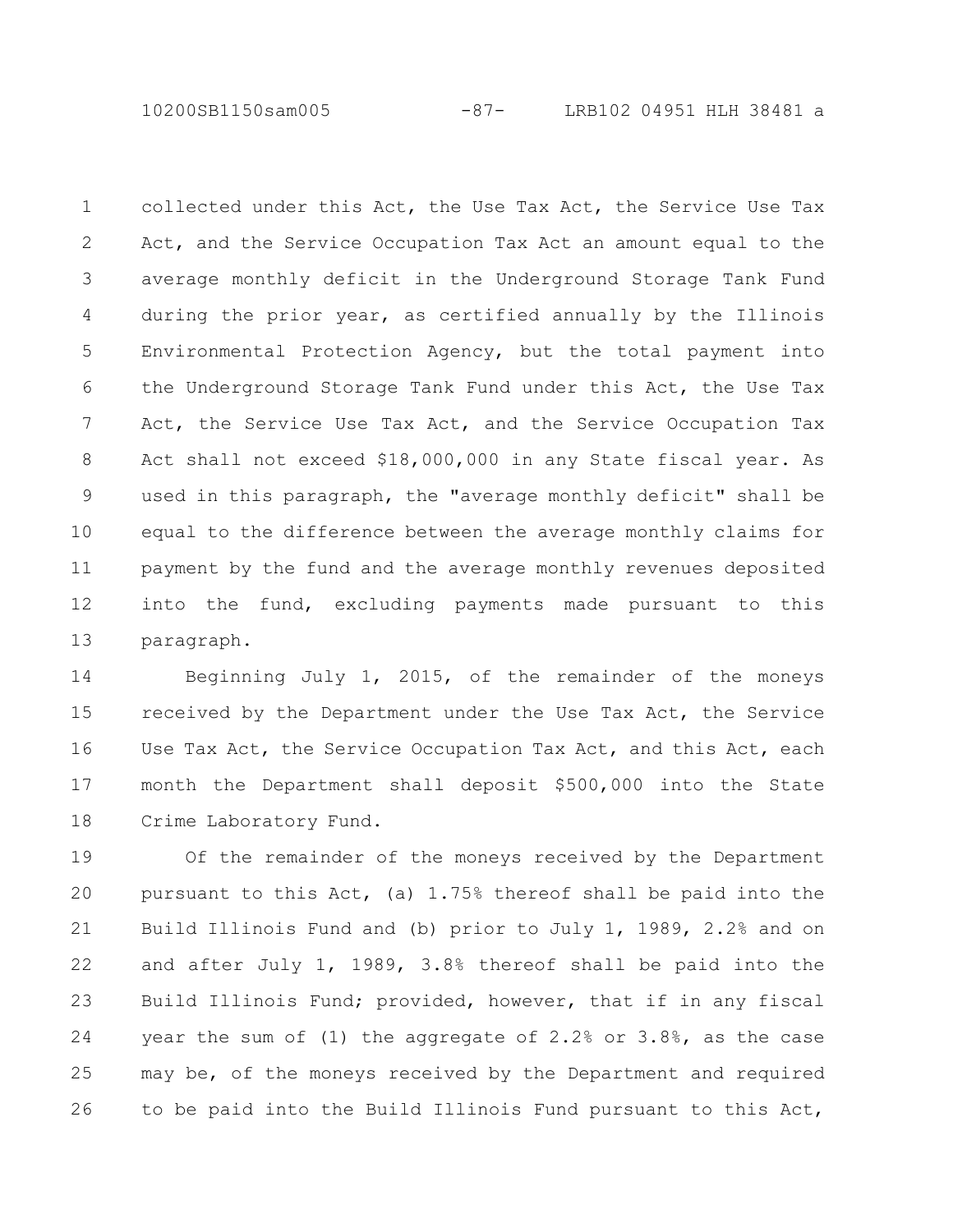collected under this Act, the Use Tax Act, the Service Use Tax Act, and the Service Occupation Tax Act an amount equal to the average monthly deficit in the Underground Storage Tank Fund during the prior year, as certified annually by the Illinois Environmental Protection Agency, but the total payment into the Underground Storage Tank Fund under this Act, the Use Tax Act, the Service Use Tax Act, and the Service Occupation Tax Act shall not exceed $18,000,000 in any State fiscal year. As used in this paragraph, the "average monthly deficit" shall be equal to the difference between the average monthly claims for payment by the fund and the average monthly revenues deposited into the fund, excluding payments made pursuant to this paragraph.

Beginning July 1, 2015, of the remainder of the moneys received by the Department under the Use Tax Act, the Service Use Tax Act, the Service Occupation Tax Act, and this Act, each month the Department shall deposit $500,000 into the State Crime Laboratory Fund.

Of the remainder of the moneys received by the Department pursuant to this Act, (a) 1.75% thereof shall be paid into the Build Illinois Fund and (b) prior to July 1, 1989, 2.2% and on and after July 1, 1989, 3.8% thereof shall be paid into the Build Illinois Fund; provided, however, that if in any fiscal year the sum of (1) the aggregate of 2.2% or 3.8%, as the case may be, of the moneys received by the Department and required to be paid into the Build Illinois Fund pursuant to this Act,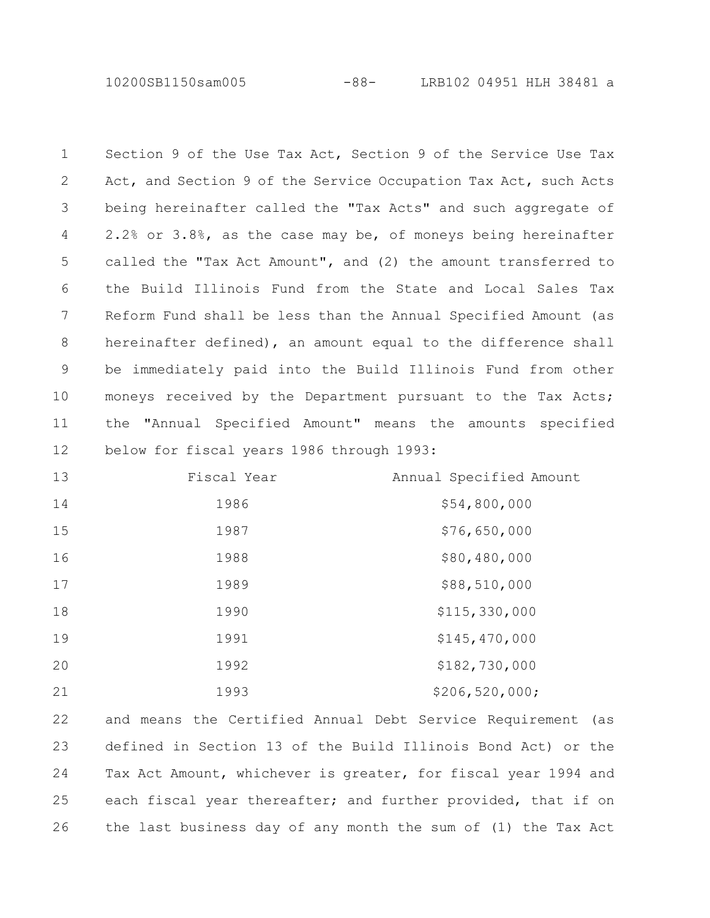Section 9 of the Use Tax Act, Section 9 of the Service Use Tax Act, and Section 9 of the Service Occupation Tax Act, such Acts being hereinafter called the "Tax Acts" and such aggregate of 2.2% or 3.8%, as the case may be, of moneys being hereinafter called the "Tax Act Amount", and (2) the amount transferred to the Build Illinois Fund from the State and Local Sales Tax Reform Fund shall be less than the Annual Specified Amount (as hereinafter defined), an amount equal to the difference shall be immediately paid into the Build Illinois Fund from other moneys received by the Department pursuant to the Tax Acts; the "Annual Specified Amount" means the amounts specified below for fiscal years 1986 through 1993:

| Fiscal Year | Annual Specified Amount |
|---|---|
| 1986 | $54,800,000 |
| 1987 | $76,650,000 |
| 1988 | $80,480,000 |
| 1989 | $88,510,000 |
| 1990 | $115,330,000 |
| 1991 | $145,470,000 |
| 1992 | $182,730,000 |
| 1993 | $206,520,000; |

and means the Certified Annual Debt Service Requirement (as defined in Section 13 of the Build Illinois Bond Act) or the Tax Act Amount, whichever is greater, for fiscal year 1994 and each fiscal year thereafter; and further provided, that if on the last business day of any month the sum of (1) the Tax Act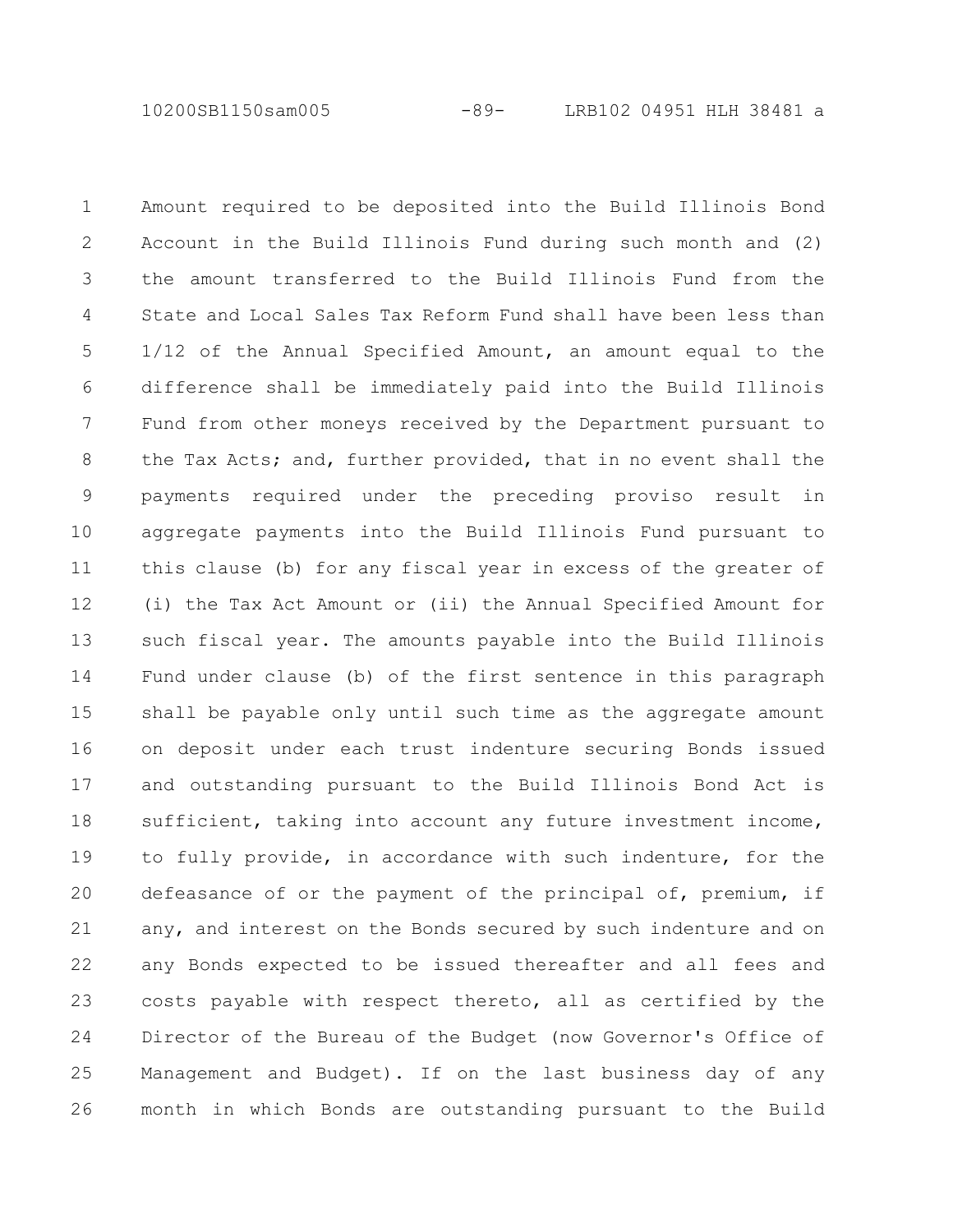Amount required to be deposited into the Build Illinois Bond Account in the Build Illinois Fund during such month and (2) the amount transferred to the Build Illinois Fund from the State and Local Sales Tax Reform Fund shall have been less than 1/12 of the Annual Specified Amount, an amount equal to the difference shall be immediately paid into the Build Illinois Fund from other moneys received by the Department pursuant to the Tax Acts; and, further provided, that in no event shall the payments required under the preceding proviso result in aggregate payments into the Build Illinois Fund pursuant to this clause (b) for any fiscal year in excess of the greater of (i) the Tax Act Amount or (ii) the Annual Specified Amount for such fiscal year. The amounts payable into the Build Illinois Fund under clause (b) of the first sentence in this paragraph shall be payable only until such time as the aggregate amount on deposit under each trust indenture securing Bonds issued and outstanding pursuant to the Build Illinois Bond Act is sufficient, taking into account any future investment income, to fully provide, in accordance with such indenture, for the defeasance of or the payment of the principal of, premium, if any, and interest on the Bonds secured by such indenture and on any Bonds expected to be issued thereafter and all fees and costs payable with respect thereto, all as certified by the Director of the Bureau of the Budget (now Governor's Office of Management and Budget). If on the last business day of any month in which Bonds are outstanding pursuant to the Build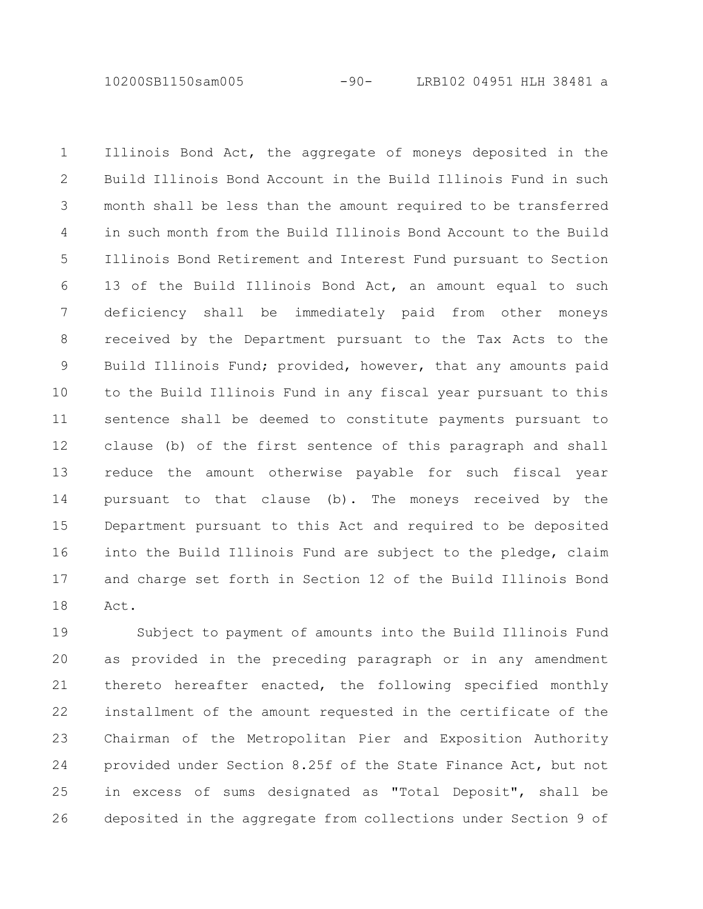Illinois Bond Act, the aggregate of moneys deposited in the Build Illinois Bond Account in the Build Illinois Fund in such month shall be less than the amount required to be transferred in such month from the Build Illinois Bond Account to the Build Illinois Bond Retirement and Interest Fund pursuant to Section 13 of the Build Illinois Bond Act, an amount equal to such deficiency shall be immediately paid from other moneys received by the Department pursuant to the Tax Acts to the Build Illinois Fund; provided, however, that any amounts paid to the Build Illinois Fund in any fiscal year pursuant to this sentence shall be deemed to constitute payments pursuant to clause (b) of the first sentence of this paragraph and shall reduce the amount otherwise payable for such fiscal year pursuant to that clause (b). The moneys received by the Department pursuant to this Act and required to be deposited into the Build Illinois Fund are subject to the pledge, claim and charge set forth in Section 12 of the Build Illinois Bond Act.

Subject to payment of amounts into the Build Illinois Fund as provided in the preceding paragraph or in any amendment thereto hereafter enacted, the following specified monthly installment of the amount requested in the certificate of the Chairman of the Metropolitan Pier and Exposition Authority provided under Section 8.25f of the State Finance Act, but not in excess of sums designated as "Total Deposit", shall be deposited in the aggregate from collections under Section 9 of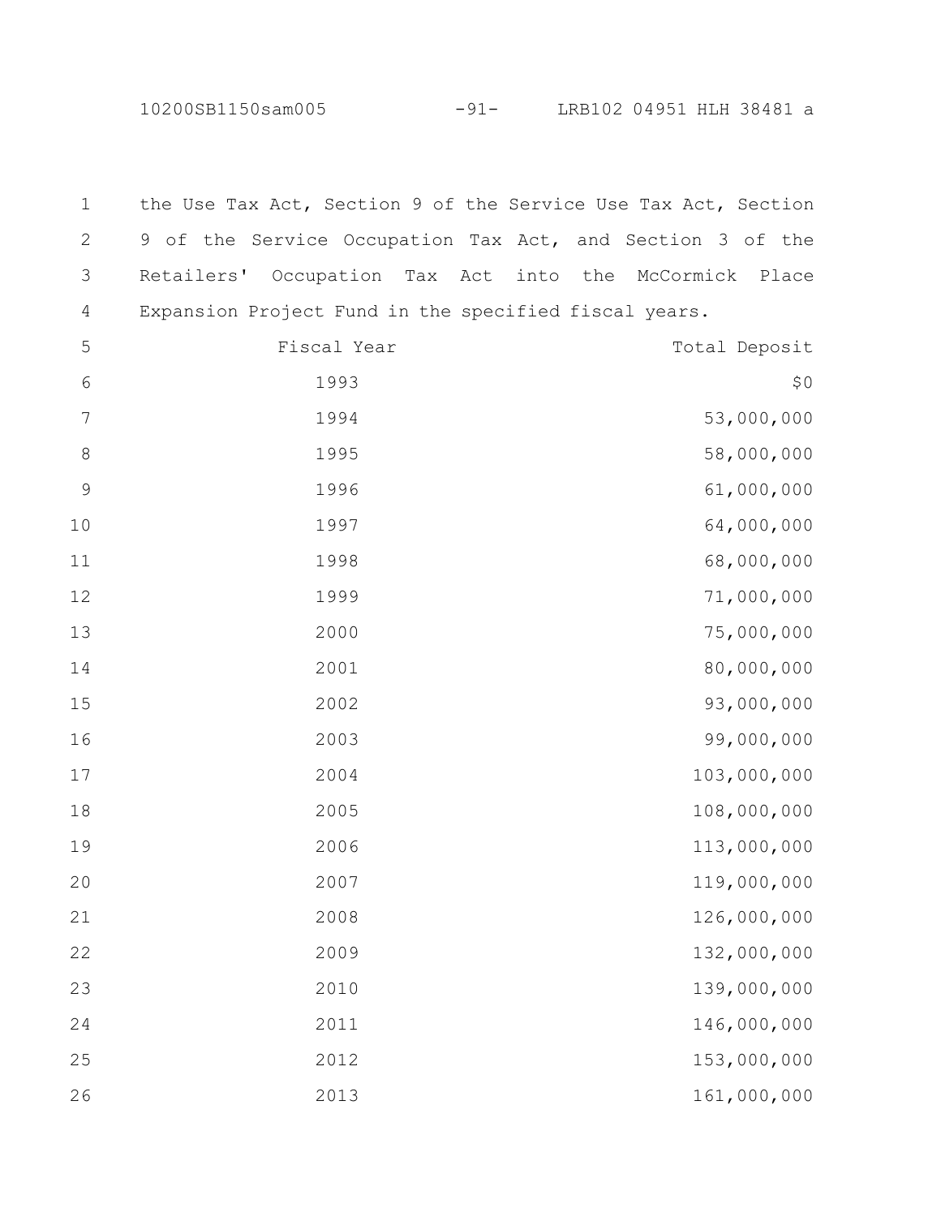the Use Tax Act, Section 9 of the Service Use Tax Act, Section 9 of the Service Occupation Tax Act, and Section 3 of the Retailers' Occupation Tax Act into the McCormick Place Expansion Project Fund in the specified fiscal years.

| Fiscal Year | Total Deposit |
|---|---|
| 1993 | $0 |
| 1994 | 53,000,000 |
| 1995 | 58,000,000 |
| 1996 | 61,000,000 |
| 1997 | 64,000,000 |
| 1998 | 68,000,000 |
| 1999 | 71,000,000 |
| 2000 | 75,000,000 |
| 2001 | 80,000,000 |
| 2002 | 93,000,000 |
| 2003 | 99,000,000 |
| 2004 | 103,000,000 |
| 2005 | 108,000,000 |
| 2006 | 113,000,000 |
| 2007 | 119,000,000 |
| 2008 | 126,000,000 |
| 2009 | 132,000,000 |
| 2010 | 139,000,000 |
| 2011 | 146,000,000 |
| 2012 | 153,000,000 |
| 2013 | 161,000,000 |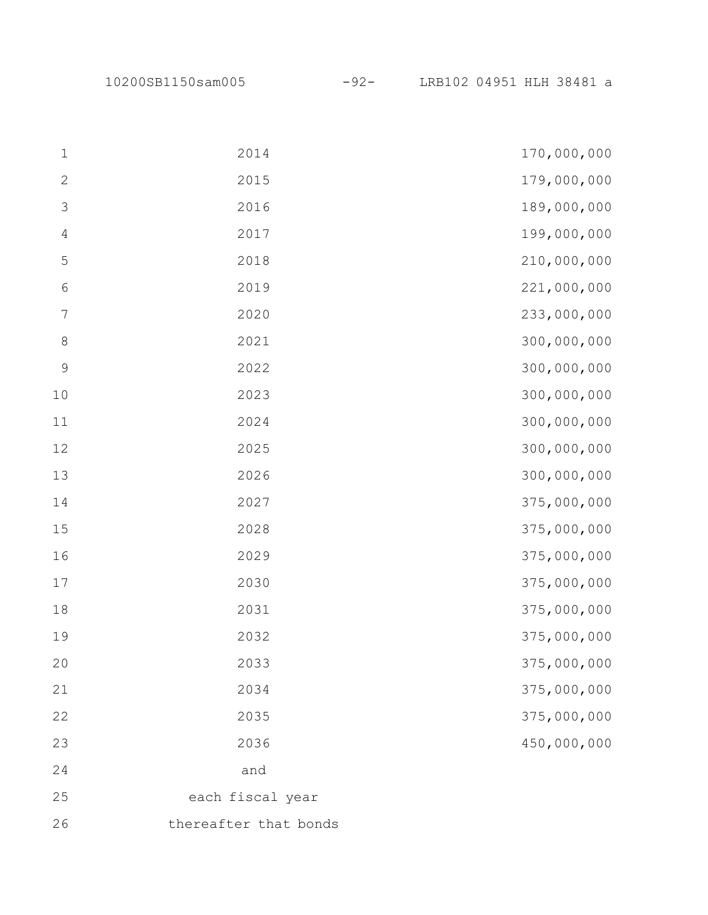| | |
|---|---|
| 2014 | 170,000,000 |
| 2015 | 179,000,000 |
| 2016 | 189,000,000 |
| 2017 | 199,000,000 |
| 2018 | 210,000,000 |
| 2019 | 221,000,000 |
| 2020 | 233,000,000 |
| 2021 | 300,000,000 |
| 2022 | 300,000,000 |
| 2023 | 300,000,000 |
| 2024 | 300,000,000 |
| 2025 | 300,000,000 |
| 2026 | 300,000,000 |
| 2027 | 375,000,000 |
| 2028 | 375,000,000 |
| 2029 | 375,000,000 |
| 2030 | 375,000,000 |
| 2031 | 375,000,000 |
| 2032 | 375,000,000 |
| 2033 | 375,000,000 |
| 2034 | 375,000,000 |
| 2035 | 375,000,000 |
| 2036 | 450,000,000 |
| and each fiscal year thereafter that bonds | |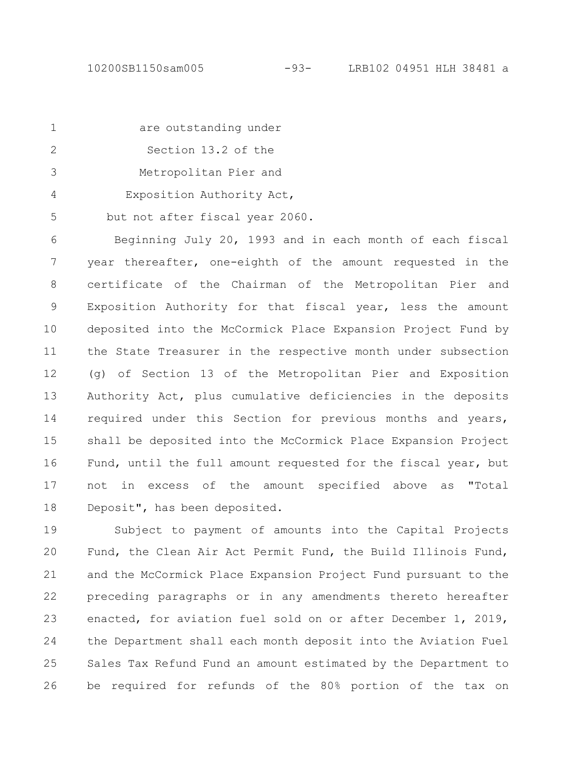are outstanding under Section 13.2 of the Metropolitan Pier and Exposition Authority Act,

but not after fiscal year 2060.

Beginning July 20, 1993 and in each month of each fiscal year thereafter, one-eighth of the amount requested in the certificate of the Chairman of the Metropolitan Pier and Exposition Authority for that fiscal year, less the amount deposited into the McCormick Place Expansion Project Fund by the State Treasurer in the respective month under subsection (g) of Section 13 of the Metropolitan Pier and Exposition Authority Act, plus cumulative deficiencies in the deposits required under this Section for previous months and years, shall be deposited into the McCormick Place Expansion Project Fund, until the full amount requested for the fiscal year, but not in excess of the amount specified above as "Total Deposit", has been deposited.

Subject to payment of amounts into the Capital Projects Fund, the Clean Air Act Permit Fund, the Build Illinois Fund, and the McCormick Place Expansion Project Fund pursuant to the preceding paragraphs or in any amendments thereto hereafter enacted, for aviation fuel sold on or after December 1, 2019, the Department shall each month deposit into the Aviation Fuel Sales Tax Refund Fund an amount estimated by the Department to be required for refunds of the 80% portion of the tax on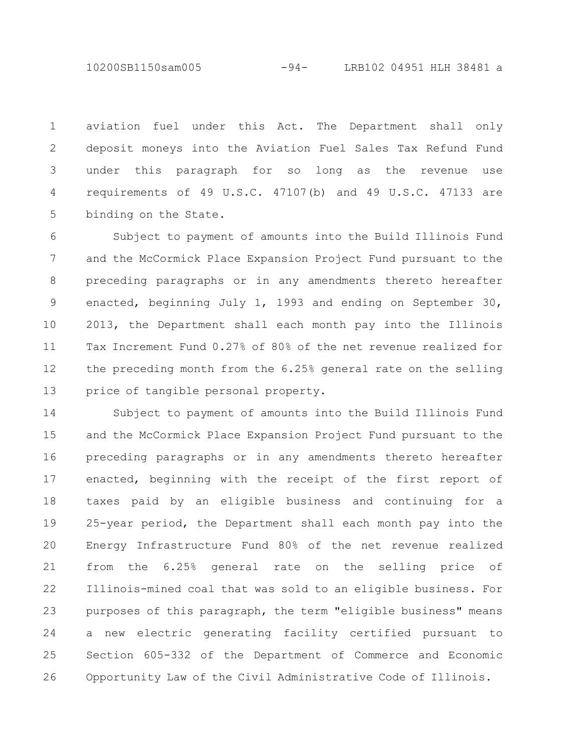aviation fuel under this Act. The Department shall only deposit moneys into the Aviation Fuel Sales Tax Refund Fund under this paragraph for so long as the revenue use requirements of 49 U.S.C. 47107(b) and 49 U.S.C. 47133 are binding on the State.

Subject to payment of amounts into the Build Illinois Fund and the McCormick Place Expansion Project Fund pursuant to the preceding paragraphs or in any amendments thereto hereafter enacted, beginning July 1, 1993 and ending on September 30, 2013, the Department shall each month pay into the Illinois Tax Increment Fund 0.27% of 80% of the net revenue realized for the preceding month from the 6.25% general rate on the selling price of tangible personal property.

Subject to payment of amounts into the Build Illinois Fund and the McCormick Place Expansion Project Fund pursuant to the preceding paragraphs or in any amendments thereto hereafter enacted, beginning with the receipt of the first report of taxes paid by an eligible business and continuing for a 25-year period, the Department shall each month pay into the Energy Infrastructure Fund 80% of the net revenue realized from the 6.25% general rate on the selling price of Illinois-mined coal that was sold to an eligible business. For purposes of this paragraph, the term "eligible business" means a new electric generating facility certified pursuant to Section 605-332 of the Department of Commerce and Economic Opportunity Law of the Civil Administrative Code of Illinois.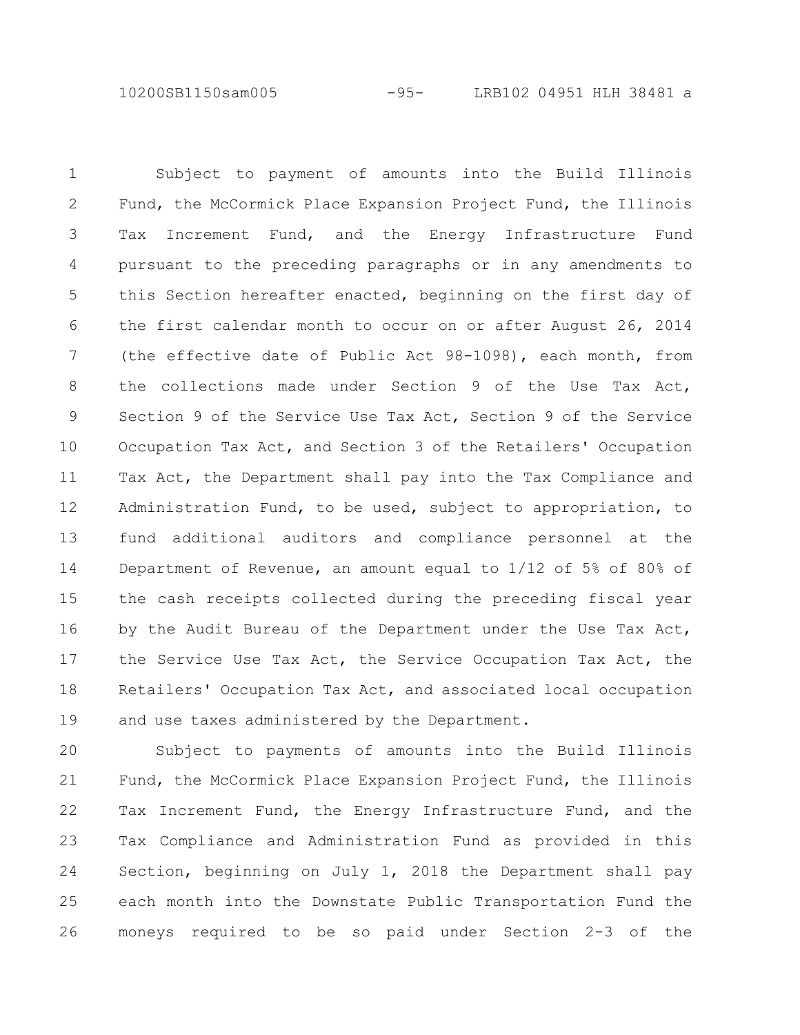Subject to payment of amounts into the Build Illinois Fund, the McCormick Place Expansion Project Fund, the Illinois Tax Increment Fund, and the Energy Infrastructure Fund pursuant to the preceding paragraphs or in any amendments to this Section hereafter enacted, beginning on the first day of the first calendar month to occur on or after August 26, 2014 (the effective date of Public Act 98-1098), each month, from the collections made under Section 9 of the Use Tax Act, Section 9 of the Service Use Tax Act, Section 9 of the Service Occupation Tax Act, and Section 3 of the Retailers' Occupation Tax Act, the Department shall pay into the Tax Compliance and Administration Fund, to be used, subject to appropriation, to fund additional auditors and compliance personnel at the Department of Revenue, an amount equal to 1/12 of 5% of 80% of the cash receipts collected during the preceding fiscal year by the Audit Bureau of the Department under the Use Tax Act, the Service Use Tax Act, the Service Occupation Tax Act, the Retailers' Occupation Tax Act, and associated local occupation and use taxes administered by the Department.

Subject to payments of amounts into the Build Illinois Fund, the McCormick Place Expansion Project Fund, the Illinois Tax Increment Fund, the Energy Infrastructure Fund, and the Tax Compliance and Administration Fund as provided in this Section, beginning on July 1, 2018 the Department shall pay each month into the Downstate Public Transportation Fund the moneys required to be so paid under Section 2-3 of the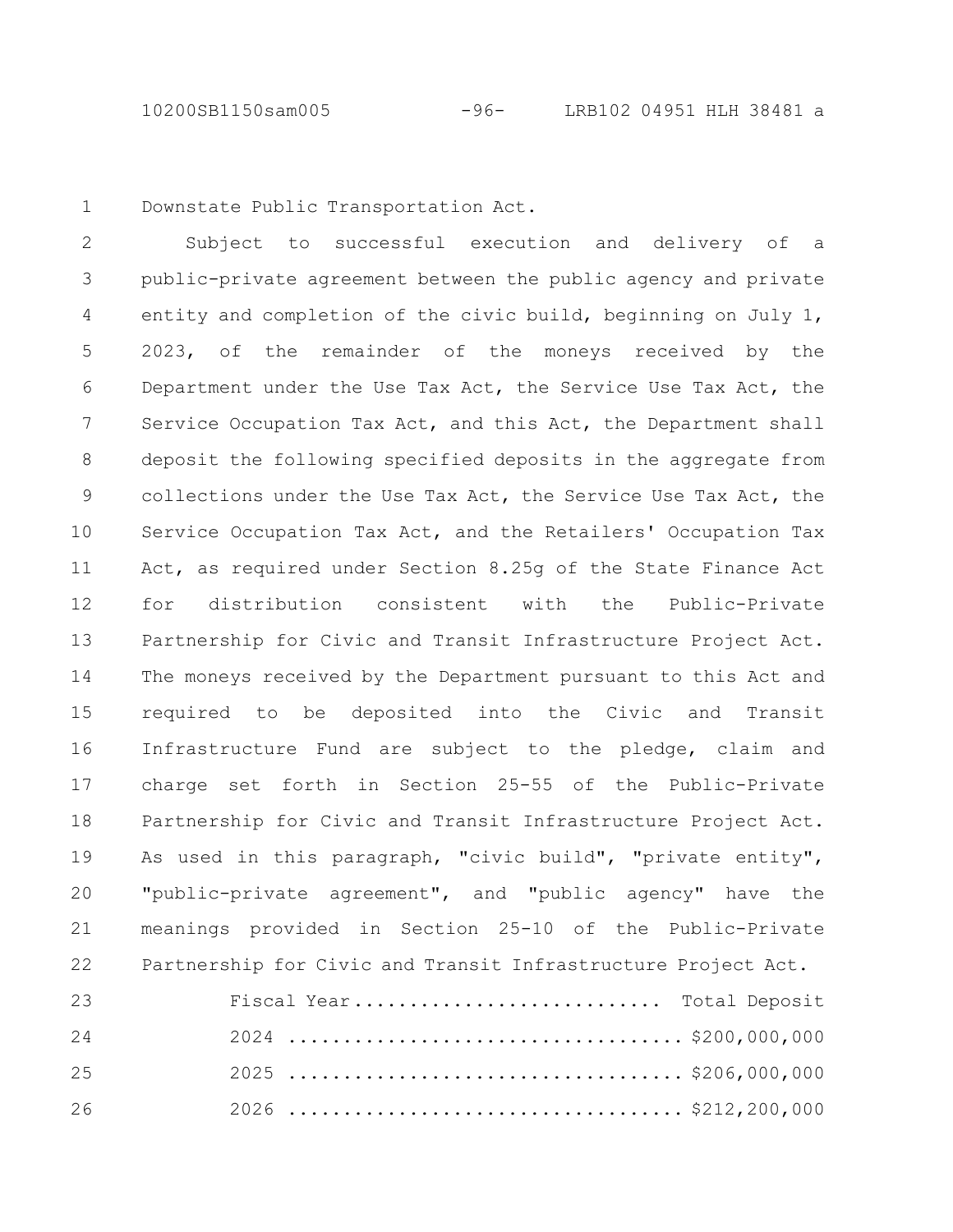Downstate Public Transportation Act.

Subject to successful execution and delivery of a public-private agreement between the public agency and private entity and completion of the civic build, beginning on July 1, 2023, of the remainder of the moneys received by the Department under the Use Tax Act, the Service Use Tax Act, the Service Occupation Tax Act, and this Act, the Department shall deposit the following specified deposits in the aggregate from collections under the Use Tax Act, the Service Use Tax Act, the Service Occupation Tax Act, and the Retailers' Occupation Tax Act, as required under Section 8.25g of the State Finance Act for distribution consistent with the Public-Private Partnership for Civic and Transit Infrastructure Project Act. The moneys received by the Department pursuant to this Act and required to be deposited into the Civic and Transit Infrastructure Fund are subject to the pledge, claim and charge set forth in Section 25-55 of the Public-Private Partnership for Civic and Transit Infrastructure Project Act. As used in this paragraph, "civic build", "private entity", "public-private agreement", and "public agency" have the meanings provided in Section 25-10 of the Public-Private Partnership for Civic and Transit Infrastructure Project Act.

| Fiscal Year | Total Deposit |
|---|---|
| 2024 | $200,000,000 |
| 2025 | $206,000,000 |
| 2026 | $212,200,000 |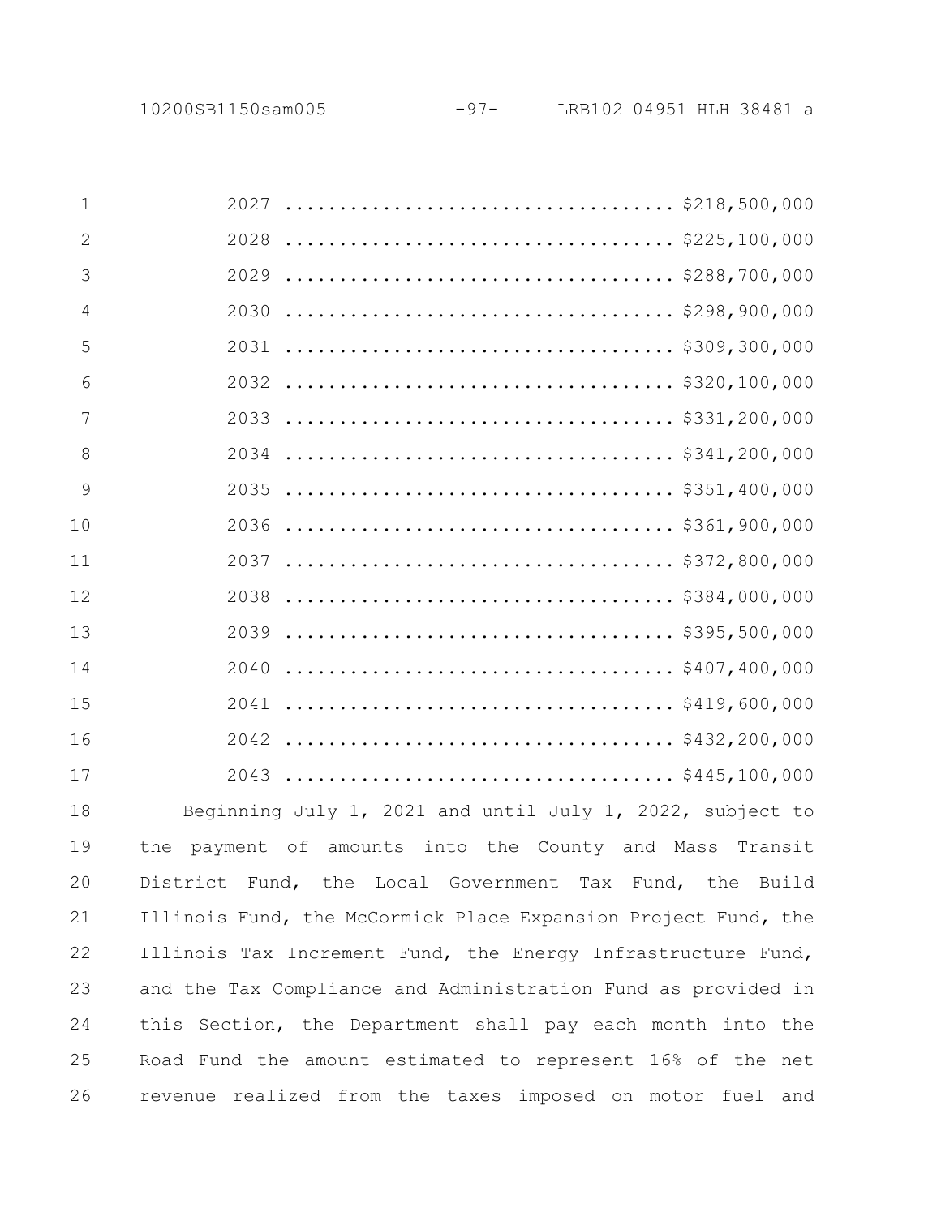| | |
|---|---|
| 2027 | $218,500,000 |
| 2028 | $225,100,000 |
| 2029 | $288,700,000 |
| 2030 | $298,900,000 |
| 2031 | $309,300,000 |
| 2032 | $320,100,000 |
| 2033 | $331,200,000 |
| 2034 | $341,200,000 |
| 2035 | $351,400,000 |
| 2036 | $361,900,000 |
| 2037 | $372,800,000 |
| 2038 | $384,000,000 |
| 2039 | $395,500,000 |
| 2040 | $407,400,000 |
| 2041 | $419,600,000 |
| 2042 | $432,200,000 |
| 2043 | $445,100,000 |

Beginning July 1, 2021 and until July 1, 2022, subject to the payment of amounts into the County and Mass Transit District Fund, the Local Government Tax Fund, the Build Illinois Fund, the McCormick Place Expansion Project Fund, the Illinois Tax Increment Fund, the Energy Infrastructure Fund, and the Tax Compliance and Administration Fund as provided in this Section, the Department shall pay each month into the Road Fund the amount estimated to represent 16% of the net revenue realized from the taxes imposed on motor fuel and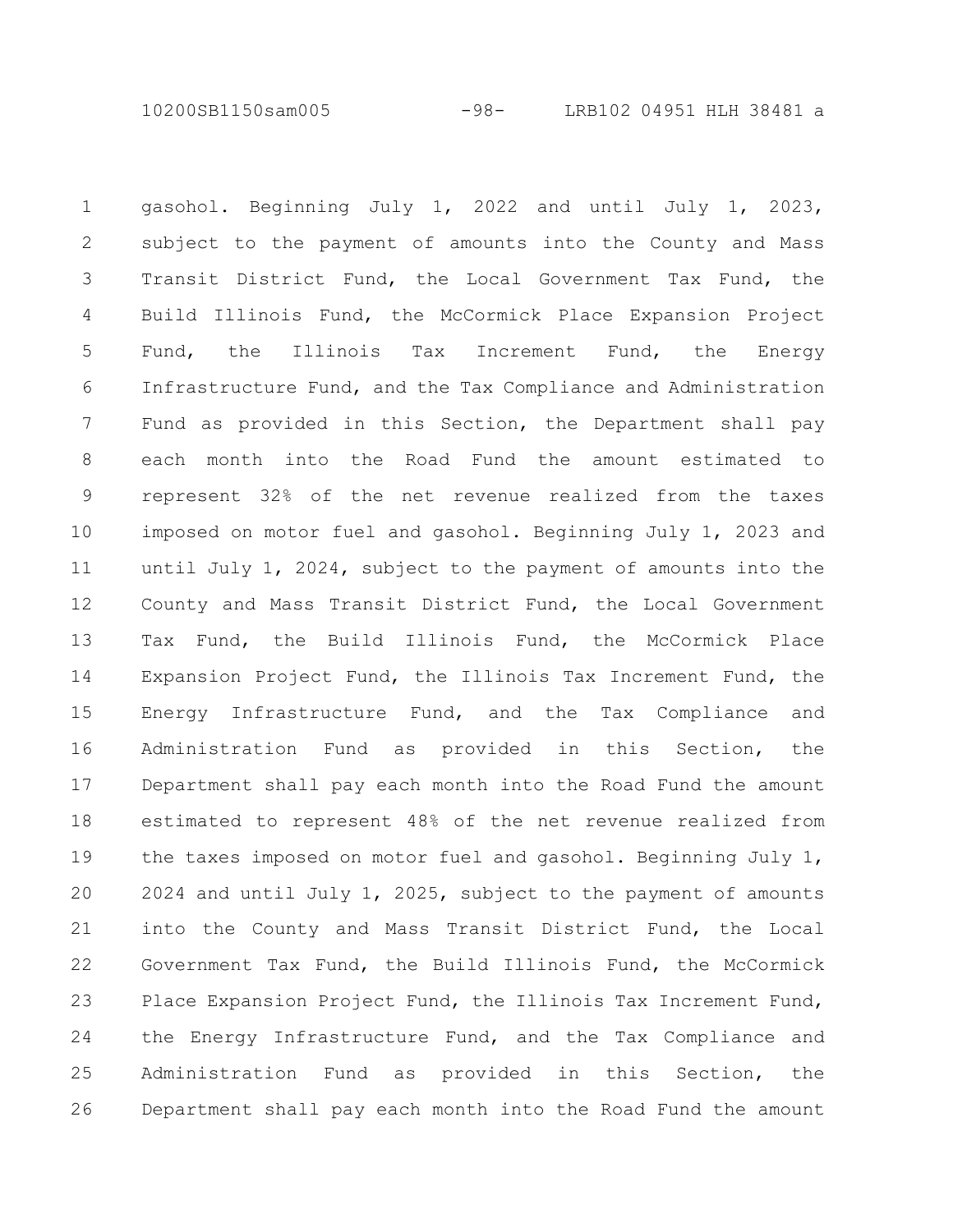gasohol. Beginning July 1, 2022 and until July 1, 2023, subject to the payment of amounts into the County and Mass Transit District Fund, the Local Government Tax Fund, the Build Illinois Fund, the McCormick Place Expansion Project Fund, the Illinois Tax Increment Fund, the Energy Infrastructure Fund, and the Tax Compliance and Administration Fund as provided in this Section, the Department shall pay each month into the Road Fund the amount estimated to represent 32% of the net revenue realized from the taxes imposed on motor fuel and gasohol. Beginning July 1, 2023 and until July 1, 2024, subject to the payment of amounts into the County and Mass Transit District Fund, the Local Government Tax Fund, the Build Illinois Fund, the McCormick Place Expansion Project Fund, the Illinois Tax Increment Fund, the Energy Infrastructure Fund, and the Tax Compliance and Administration Fund as provided in this Section, the Department shall pay each month into the Road Fund the amount estimated to represent 48% of the net revenue realized from the taxes imposed on motor fuel and gasohol. Beginning July 1, 2024 and until July 1, 2025, subject to the payment of amounts into the County and Mass Transit District Fund, the Local Government Tax Fund, the Build Illinois Fund, the McCormick Place Expansion Project Fund, the Illinois Tax Increment Fund, the Energy Infrastructure Fund, and the Tax Compliance and Administration Fund as provided in this Section, the Department shall pay each month into the Road Fund the amount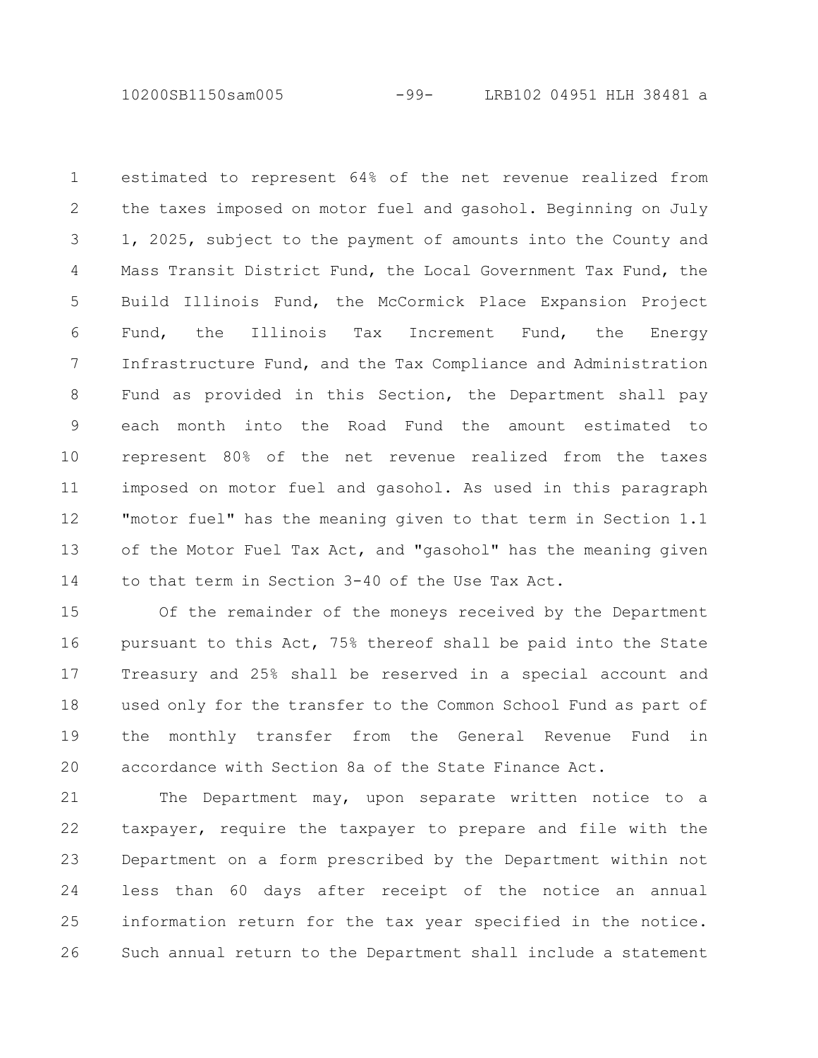estimated to represent 64% of the net revenue realized from the taxes imposed on motor fuel and gasohol. Beginning on July 1, 2025, subject to the payment of amounts into the County and Mass Transit District Fund, the Local Government Tax Fund, the Build Illinois Fund, the McCormick Place Expansion Project Fund, the Illinois Tax Increment Fund, the Energy Infrastructure Fund, and the Tax Compliance and Administration Fund as provided in this Section, the Department shall pay each month into the Road Fund the amount estimated to represent 80% of the net revenue realized from the taxes imposed on motor fuel and gasohol. As used in this paragraph "motor fuel" has the meaning given to that term in Section 1.1 of the Motor Fuel Tax Act, and "gasohol" has the meaning given to that term in Section 3-40 of the Use Tax Act.

Of the remainder of the moneys received by the Department pursuant to this Act, 75% thereof shall be paid into the State Treasury and 25% shall be reserved in a special account and used only for the transfer to the Common School Fund as part of the monthly transfer from the General Revenue Fund in accordance with Section 8a of the State Finance Act.

The Department may, upon separate written notice to a taxpayer, require the taxpayer to prepare and file with the Department on a form prescribed by the Department within not less than 60 days after receipt of the notice an annual information return for the tax year specified in the notice. Such annual return to the Department shall include a statement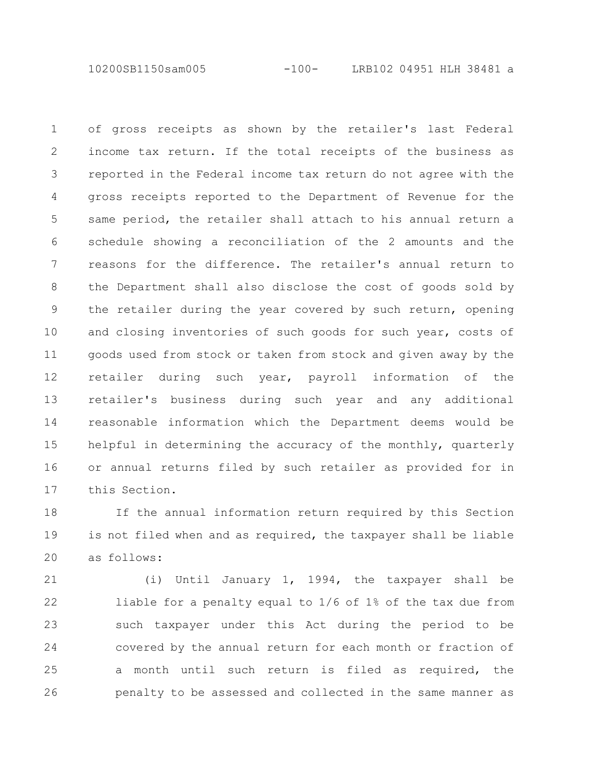of gross receipts as shown by the retailer's last Federal income tax return. If the total receipts of the business as reported in the Federal income tax return do not agree with the gross receipts reported to the Department of Revenue for the same period, the retailer shall attach to his annual return a schedule showing a reconciliation of the 2 amounts and the reasons for the difference. The retailer's annual return to the Department shall also disclose the cost of goods sold by the retailer during the year covered by such return, opening and closing inventories of such goods for such year, costs of goods used from stock or taken from stock and given away by the retailer during such year, payroll information of the retailer's business during such year and any additional reasonable information which the Department deems would be helpful in determining the accuracy of the monthly, quarterly or annual returns filed by such retailer as provided for in this Section.

If the annual information return required by this Section is not filed when and as required, the taxpayer shall be liable as follows:

(i) Until January 1, 1994, the taxpayer shall be liable for a penalty equal to 1/6 of 1% of the tax due from such taxpayer under this Act during the period to be covered by the annual return for each month or fraction of a month until such return is filed as required, the penalty to be assessed and collected in the same manner as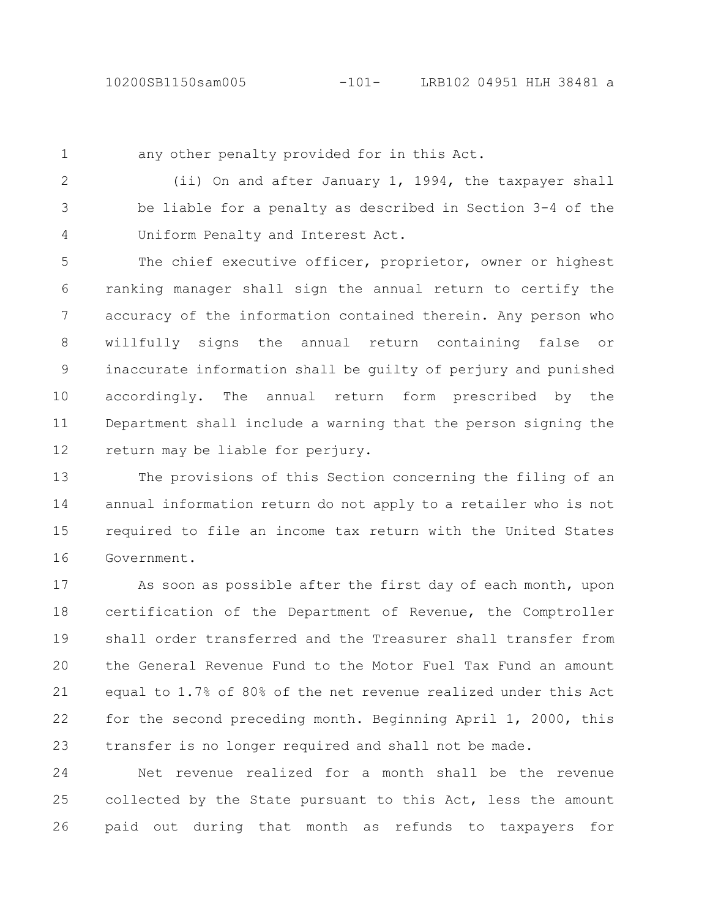any other penalty provided for in this Act.

(ii) On and after January 1, 1994, the taxpayer shall be liable for a penalty as described in Section 3-4 of the Uniform Penalty and Interest Act.

The chief executive officer, proprietor, owner or highest ranking manager shall sign the annual return to certify the accuracy of the information contained therein. Any person who willfully signs the annual return containing false or inaccurate information shall be guilty of perjury and punished accordingly. The annual return form prescribed by the Department shall include a warning that the person signing the return may be liable for perjury.

The provisions of this Section concerning the filing of an annual information return do not apply to a retailer who is not required to file an income tax return with the United States Government.

As soon as possible after the first day of each month, upon certification of the Department of Revenue, the Comptroller shall order transferred and the Treasurer shall transfer from the General Revenue Fund to the Motor Fuel Tax Fund an amount equal to 1.7% of 80% of the net revenue realized under this Act for the second preceding month. Beginning April 1, 2000, this transfer is no longer required and shall not be made.

Net revenue realized for a month shall be the revenue collected by the State pursuant to this Act, less the amount paid out during that month as refunds to taxpayers for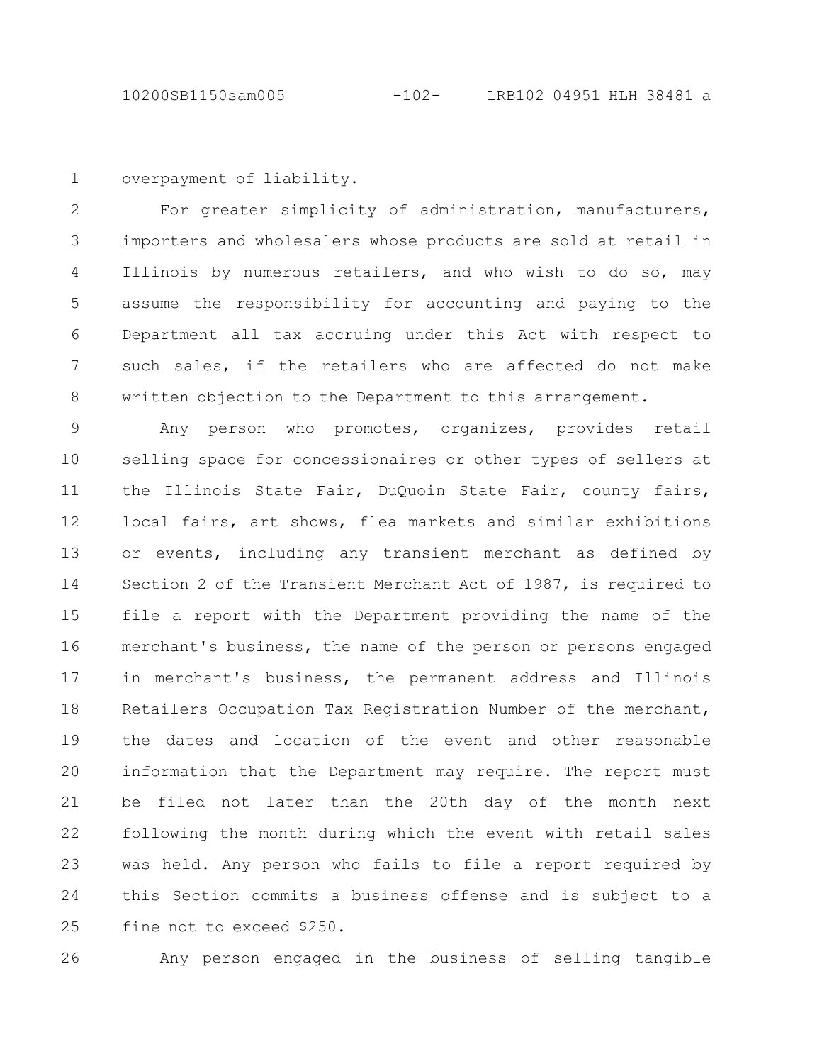overpayment of liability.

For greater simplicity of administration, manufacturers, importers and wholesalers whose products are sold at retail in Illinois by numerous retailers, and who wish to do so, may assume the responsibility for accounting and paying to the Department all tax accruing under this Act with respect to such sales, if the retailers who are affected do not make written objection to the Department to this arrangement.

Any person who promotes, organizes, provides retail selling space for concessionaires or other types of sellers at the Illinois State Fair, DuQuoin State Fair, county fairs, local fairs, art shows, flea markets and similar exhibitions or events, including any transient merchant as defined by Section 2 of the Transient Merchant Act of 1987, is required to file a report with the Department providing the name of the merchant's business, the name of the person or persons engaged in merchant's business, the permanent address and Illinois Retailers Occupation Tax Registration Number of the merchant, the dates and location of the event and other reasonable information that the Department may require. The report must be filed not later than the 20th day of the month next following the month during which the event with retail sales was held. Any person who fails to file a report required by this Section commits a business offense and is subject to a fine not to exceed $250.

Any person engaged in the business of selling tangible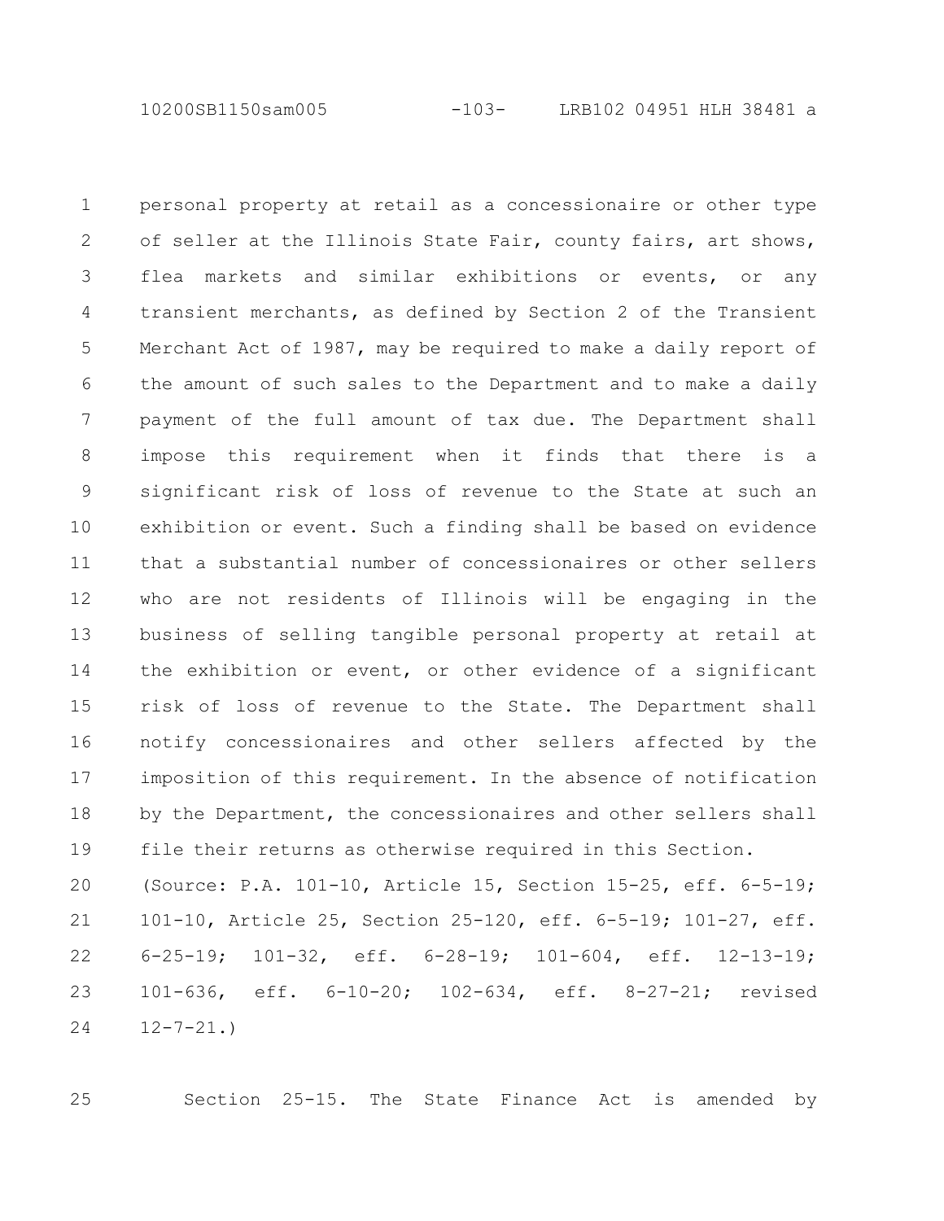personal property at retail as a concessionaire or other type of seller at the Illinois State Fair, county fairs, art shows, flea markets and similar exhibitions or events, or any transient merchants, as defined by Section 2 of the Transient Merchant Act of 1987, may be required to make a daily report of the amount of such sales to the Department and to make a daily payment of the full amount of tax due. The Department shall impose this requirement when it finds that there is a significant risk of loss of revenue to the State at such an exhibition or event. Such a finding shall be based on evidence that a substantial number of concessionaires or other sellers who are not residents of Illinois will be engaging in the business of selling tangible personal property at retail at the exhibition or event, or other evidence of a significant risk of loss of revenue to the State. The Department shall notify concessionaires and other sellers affected by the imposition of this requirement. In the absence of notification by the Department, the concessionaires and other sellers shall file their returns as otherwise required in this Section.

(Source: P.A. 101-10, Article 15, Section 15-25, eff. 6-5-19; 101-10, Article 25, Section 25-120, eff. 6-5-19; 101-27, eff. 6-25-19; 101-32, eff. 6-28-19; 101-604, eff. 12-13-19; 101-636, eff. 6-10-20; 102-634, eff. 8-27-21; revised 12-7-21.)

Section 25-15. The State Finance Act is amended by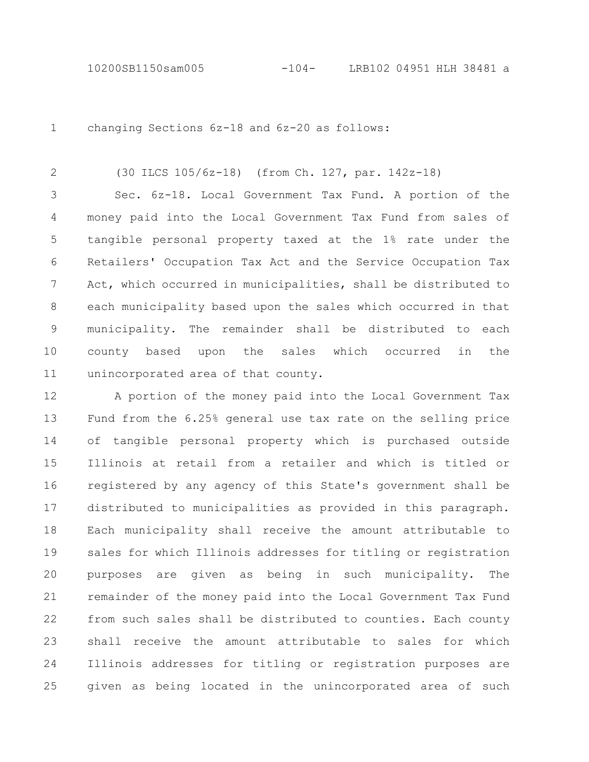changing Sections 6z-18 and 6z-20 as follows:

(30 ILCS 105/6z-18) (from Ch. 127, par. 142z-18)

Sec. 6z-18. Local Government Tax Fund. A portion of the money paid into the Local Government Tax Fund from sales of tangible personal property taxed at the 1% rate under the Retailers' Occupation Tax Act and the Service Occupation Tax Act, which occurred in municipalities, shall be distributed to each municipality based upon the sales which occurred in that municipality. The remainder shall be distributed to each county based upon the sales which occurred in the unincorporated area of that county.

A portion of the money paid into the Local Government Tax Fund from the 6.25% general use tax rate on the selling price of tangible personal property which is purchased outside Illinois at retail from a retailer and which is titled or registered by any agency of this State's government shall be distributed to municipalities as provided in this paragraph. Each municipality shall receive the amount attributable to sales for which Illinois addresses for titling or registration purposes are given as being in such municipality. The remainder of the money paid into the Local Government Tax Fund from such sales shall be distributed to counties. Each county shall receive the amount attributable to sales for which Illinois addresses for titling or registration purposes are given as being located in the unincorporated area of such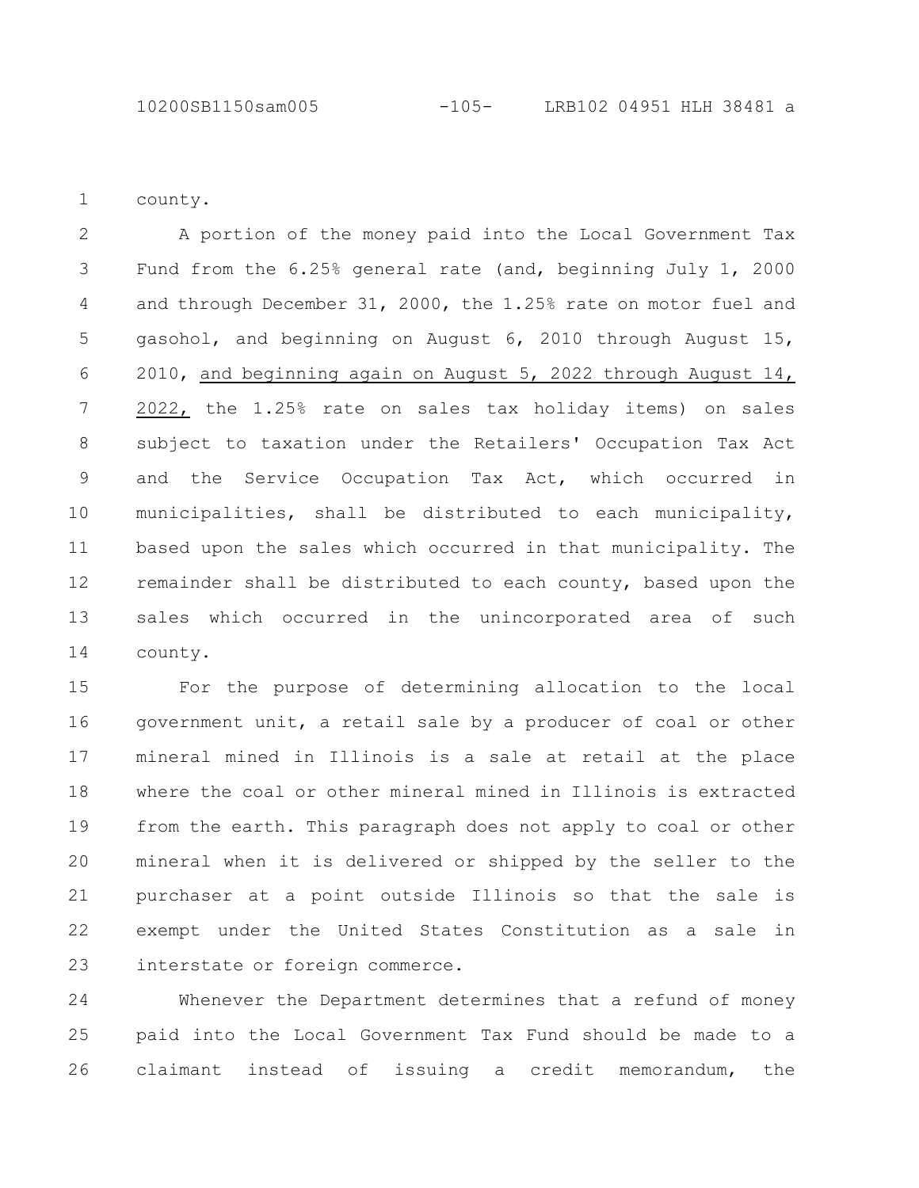county.

A portion of the money paid into the Local Government Tax Fund from the 6.25% general rate (and, beginning July 1, 2000 and through December 31, 2000, the 1.25% rate on motor fuel and gasohol, and beginning on August 6, 2010 through August 15, 2010, <u>and beginning again on August 5, 2022 through August 14, 2022,</u> the 1.25% rate on sales tax holiday items) on sales subject to taxation under the Retailers' Occupation Tax Act and the Service Occupation Tax Act, which occurred in municipalities, shall be distributed to each municipality, based upon the sales which occurred in that municipality. The remainder shall be distributed to each county, based upon the sales which occurred in the unincorporated area of such county.

For the purpose of determining allocation to the local government unit, a retail sale by a producer of coal or other mineral mined in Illinois is a sale at retail at the place where the coal or other mineral mined in Illinois is extracted from the earth. This paragraph does not apply to coal or other mineral when it is delivered or shipped by the seller to the purchaser at a point outside Illinois so that the sale is exempt under the United States Constitution as a sale in interstate or foreign commerce.

Whenever the Department determines that a refund of money paid into the Local Government Tax Fund should be made to a claimant instead of issuing a credit memorandum, the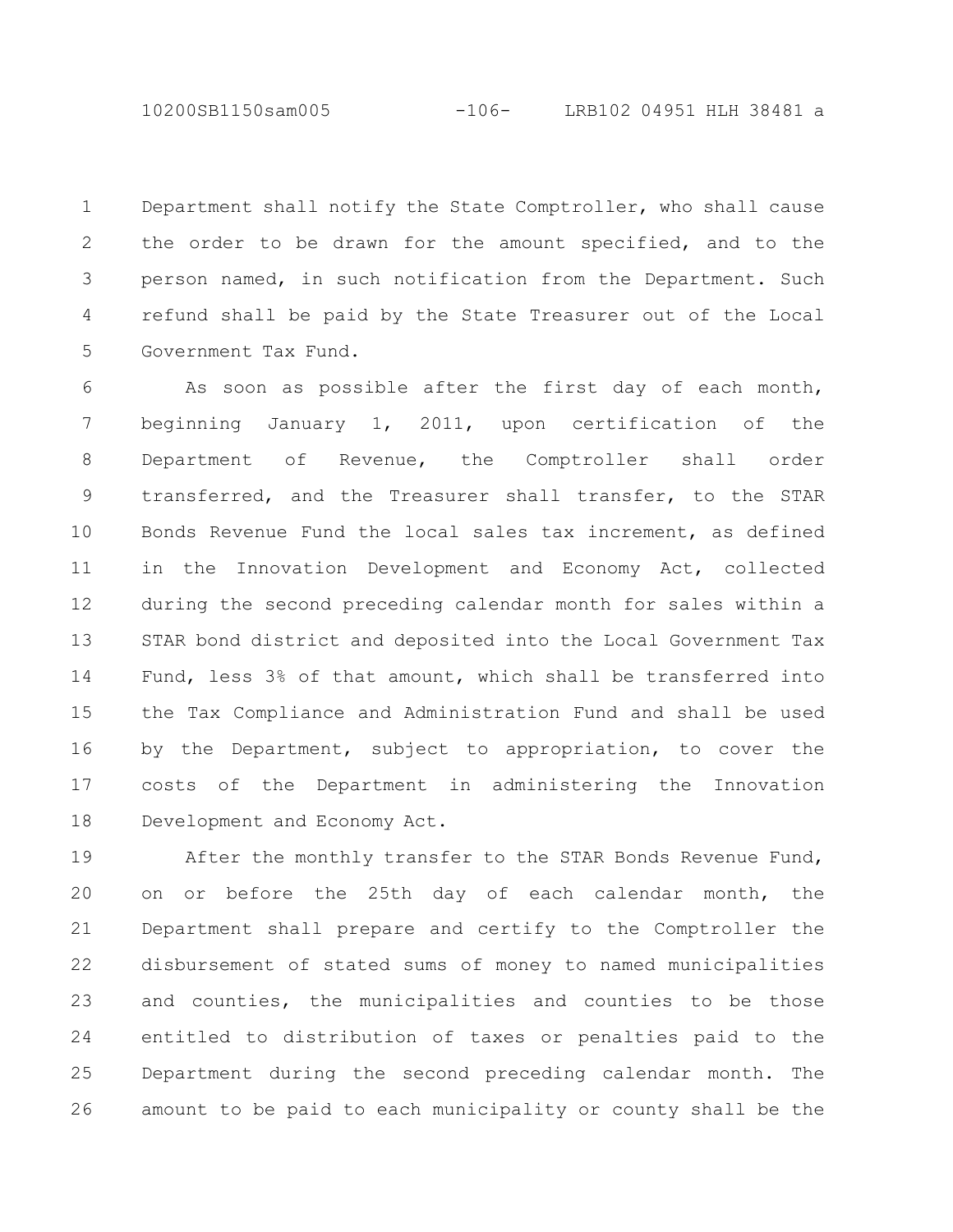Department shall notify the State Comptroller, who shall cause the order to be drawn for the amount specified, and to the person named, in such notification from the Department. Such refund shall be paid by the State Treasurer out of the Local Government Tax Fund.

As soon as possible after the first day of each month, beginning January 1, 2011, upon certification of the Department of Revenue, the Comptroller shall order transferred, and the Treasurer shall transfer, to the STAR Bonds Revenue Fund the local sales tax increment, as defined in the Innovation Development and Economy Act, collected during the second preceding calendar month for sales within a STAR bond district and deposited into the Local Government Tax Fund, less 3% of that amount, which shall be transferred into the Tax Compliance and Administration Fund and shall be used by the Department, subject to appropriation, to cover the costs of the Department in administering the Innovation Development and Economy Act.

After the monthly transfer to the STAR Bonds Revenue Fund, on or before the 25th day of each calendar month, the Department shall prepare and certify to the Comptroller the disbursement of stated sums of money to named municipalities and counties, the municipalities and counties to be those entitled to distribution of taxes or penalties paid to the Department during the second preceding calendar month. The amount to be paid to each municipality or county shall be the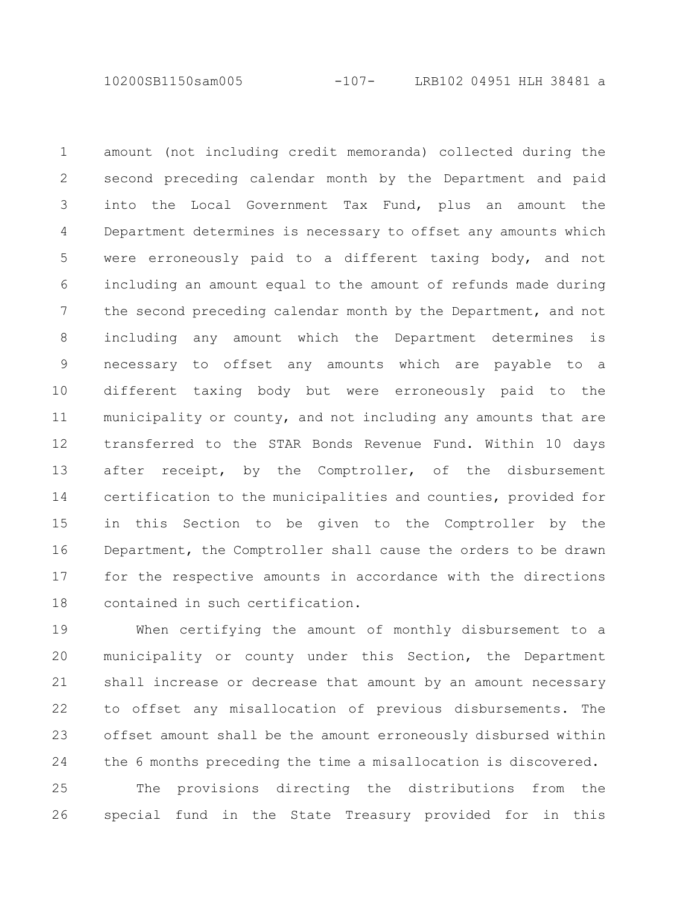amount (not including credit memoranda) collected during the second preceding calendar month by the Department and paid into the Local Government Tax Fund, plus an amount the Department determines is necessary to offset any amounts which were erroneously paid to a different taxing body, and not including an amount equal to the amount of refunds made during the second preceding calendar month by the Department, and not including any amount which the Department determines is necessary to offset any amounts which are payable to a different taxing body but were erroneously paid to the municipality or county, and not including any amounts that are transferred to the STAR Bonds Revenue Fund. Within 10 days after receipt, by the Comptroller, of the disbursement certification to the municipalities and counties, provided for in this Section to be given to the Comptroller by the Department, the Comptroller shall cause the orders to be drawn for the respective amounts in accordance with the directions contained in such certification.

When certifying the amount of monthly disbursement to a municipality or county under this Section, the Department shall increase or decrease that amount by an amount necessary to offset any misallocation of previous disbursements. The offset amount shall be the amount erroneously disbursed within the 6 months preceding the time a misallocation is discovered.

The provisions directing the distributions from the special fund in the State Treasury provided for in this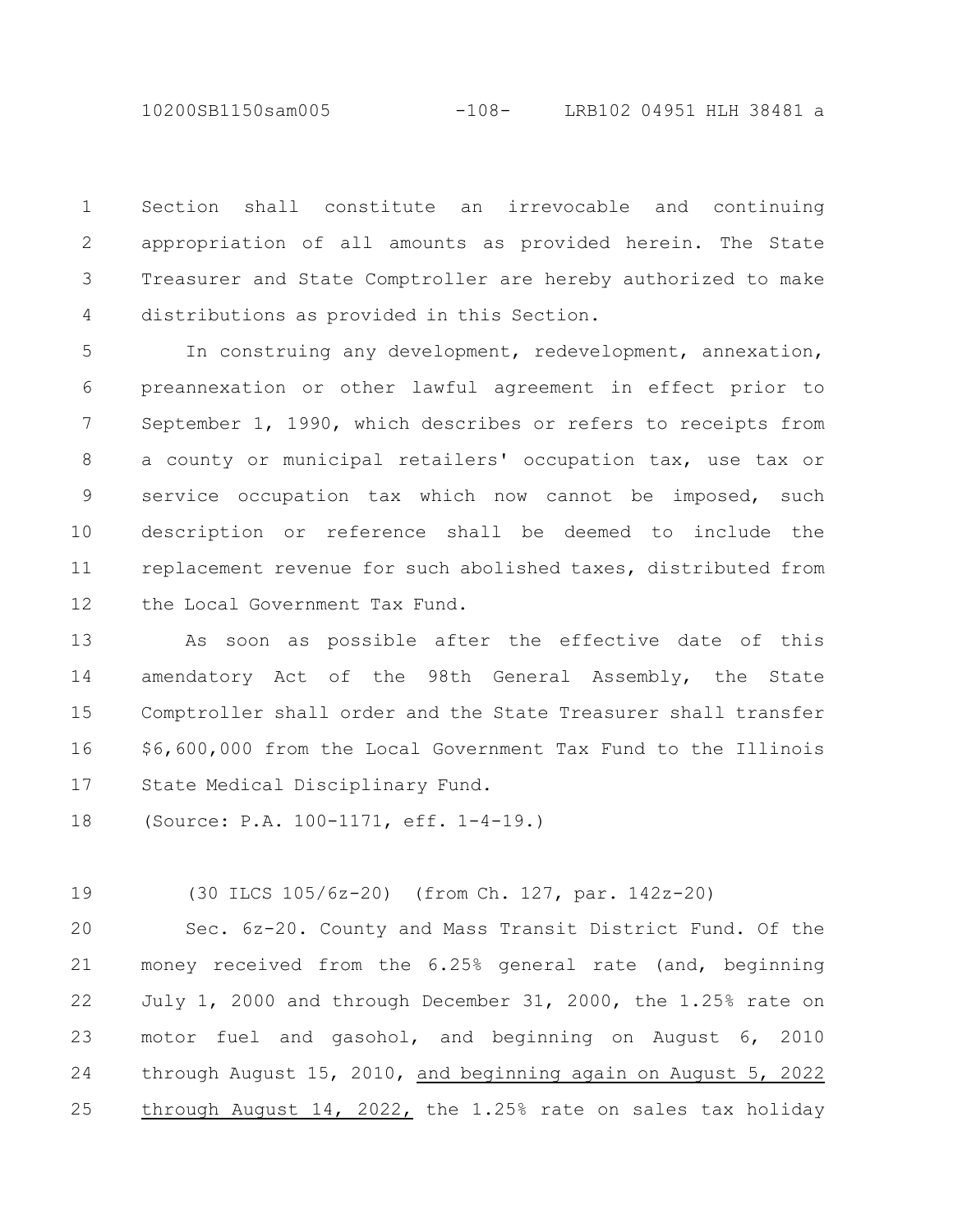Section shall constitute an irrevocable and continuing appropriation of all amounts as provided herein. The State Treasurer and State Comptroller are hereby authorized to make distributions as provided in this Section.

In construing any development, redevelopment, annexation, preannexation or other lawful agreement in effect prior to September 1, 1990, which describes or refers to receipts from a county or municipal retailers' occupation tax, use tax or service occupation tax which now cannot be imposed, such description or reference shall be deemed to include the replacement revenue for such abolished taxes, distributed from the Local Government Tax Fund.

As soon as possible after the effective date of this amendatory Act of the 98th General Assembly, the State Comptroller shall order and the State Treasurer shall transfer $6,600,000 from the Local Government Tax Fund to the Illinois State Medical Disciplinary Fund.

(Source: P.A. 100-1171, eff. 1-4-19.)

(30 ILCS 105/6z-20) (from Ch. 127, par. 142z-20)

Sec. 6z-20. County and Mass Transit District Fund. Of the money received from the 6.25% general rate (and, beginning July 1, 2000 and through December 31, 2000, the 1.25% rate on motor fuel and gasohol, and beginning on August 6, 2010 through August 15, 2010, and beginning again on August 5, 2022 through August 14, 2022, the 1.25% rate on sales tax holiday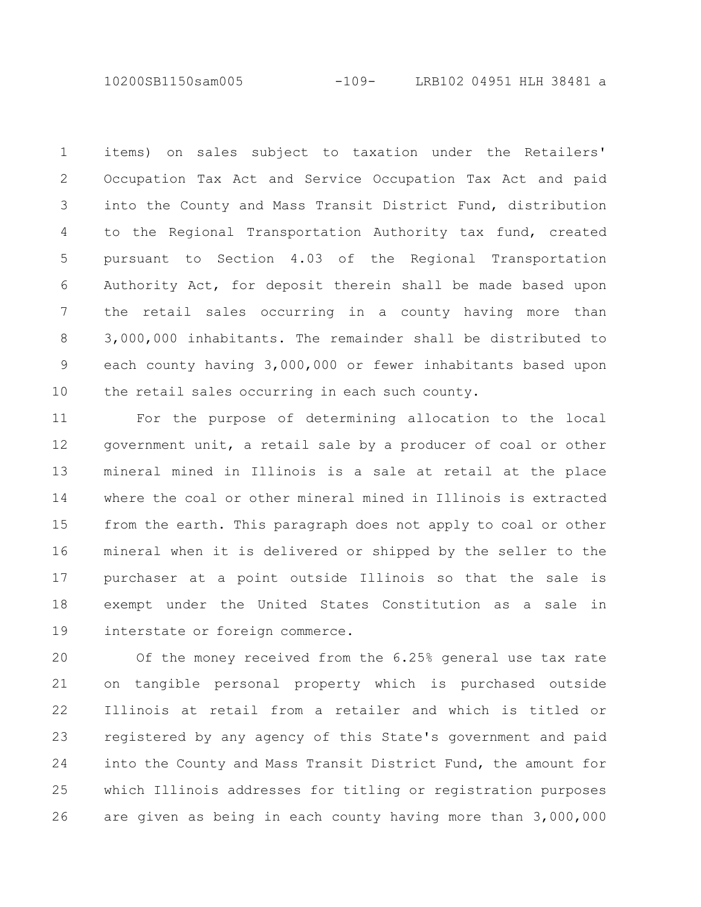items) on sales subject to taxation under the Retailers' Occupation Tax Act and Service Occupation Tax Act and paid into the County and Mass Transit District Fund, distribution to the Regional Transportation Authority tax fund, created pursuant to Section 4.03 of the Regional Transportation Authority Act, for deposit therein shall be made based upon the retail sales occurring in a county having more than 3,000,000 inhabitants. The remainder shall be distributed to each county having 3,000,000 or fewer inhabitants based upon the retail sales occurring in each such county.

For the purpose of determining allocation to the local government unit, a retail sale by a producer of coal or other mineral mined in Illinois is a sale at retail at the place where the coal or other mineral mined in Illinois is extracted from the earth. This paragraph does not apply to coal or other mineral when it is delivered or shipped by the seller to the purchaser at a point outside Illinois so that the sale is exempt under the United States Constitution as a sale in interstate or foreign commerce.

Of the money received from the 6.25% general use tax rate on tangible personal property which is purchased outside Illinois at retail from a retailer and which is titled or registered by any agency of this State's government and paid into the County and Mass Transit District Fund, the amount for which Illinois addresses for titling or registration purposes are given as being in each county having more than 3,000,000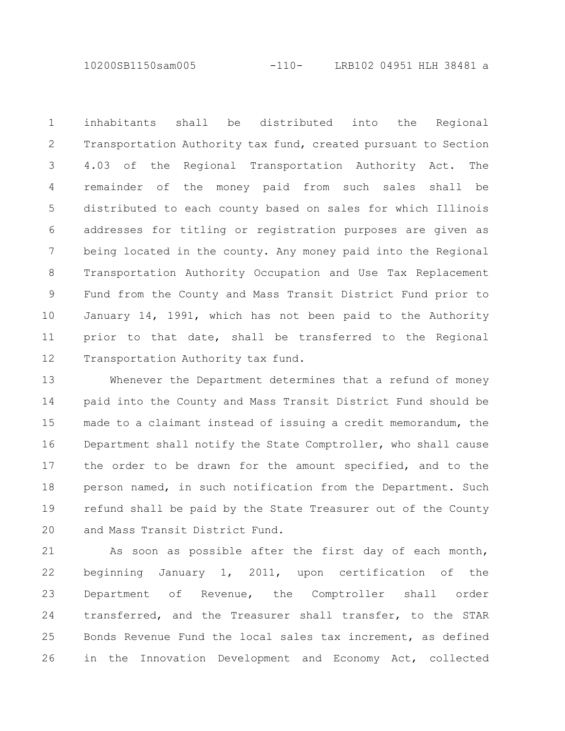inhabitants shall be distributed into the Regional Transportation Authority tax fund, created pursuant to Section 4.03 of the Regional Transportation Authority Act. The remainder of the money paid from such sales shall be distributed to each county based on sales for which Illinois addresses for titling or registration purposes are given as being located in the county. Any money paid into the Regional Transportation Authority Occupation and Use Tax Replacement Fund from the County and Mass Transit District Fund prior to January 14, 1991, which has not been paid to the Authority prior to that date, shall be transferred to the Regional Transportation Authority tax fund.

Whenever the Department determines that a refund of money paid into the County and Mass Transit District Fund should be made to a claimant instead of issuing a credit memorandum, the Department shall notify the State Comptroller, who shall cause the order to be drawn for the amount specified, and to the person named, in such notification from the Department. Such refund shall be paid by the State Treasurer out of the County and Mass Transit District Fund.

As soon as possible after the first day of each month, beginning January 1, 2011, upon certification of the Department of Revenue, the Comptroller shall order transferred, and the Treasurer shall transfer, to the STAR Bonds Revenue Fund the local sales tax increment, as defined in the Innovation Development and Economy Act, collected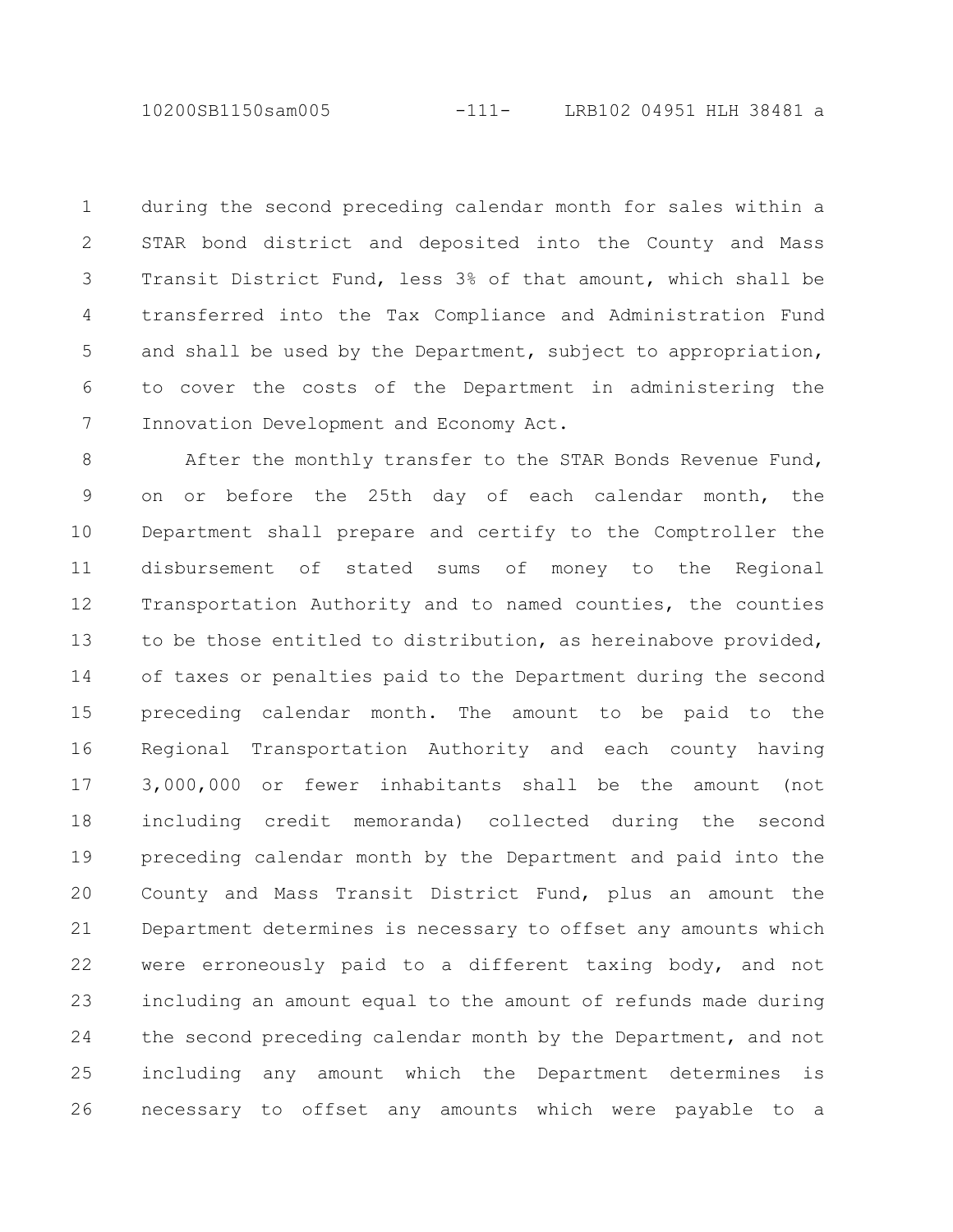during the second preceding calendar month for sales within a STAR bond district and deposited into the County and Mass Transit District Fund, less 3% of that amount, which shall be transferred into the Tax Compliance and Administration Fund and shall be used by the Department, subject to appropriation, to cover the costs of the Department in administering the Innovation Development and Economy Act.

After the monthly transfer to the STAR Bonds Revenue Fund, on or before the 25th day of each calendar month, the Department shall prepare and certify to the Comptroller the disbursement of stated sums of money to the Regional Transportation Authority and to named counties, the counties to be those entitled to distribution, as hereinabove provided, of taxes or penalties paid to the Department during the second preceding calendar month. The amount to be paid to the Regional Transportation Authority and each county having 3,000,000 or fewer inhabitants shall be the amount (not including credit memoranda) collected during the second preceding calendar month by the Department and paid into the County and Mass Transit District Fund, plus an amount the Department determines is necessary to offset any amounts which were erroneously paid to a different taxing body, and not including an amount equal to the amount of refunds made during the second preceding calendar month by the Department, and not including any amount which the Department determines is necessary to offset any amounts which were payable to a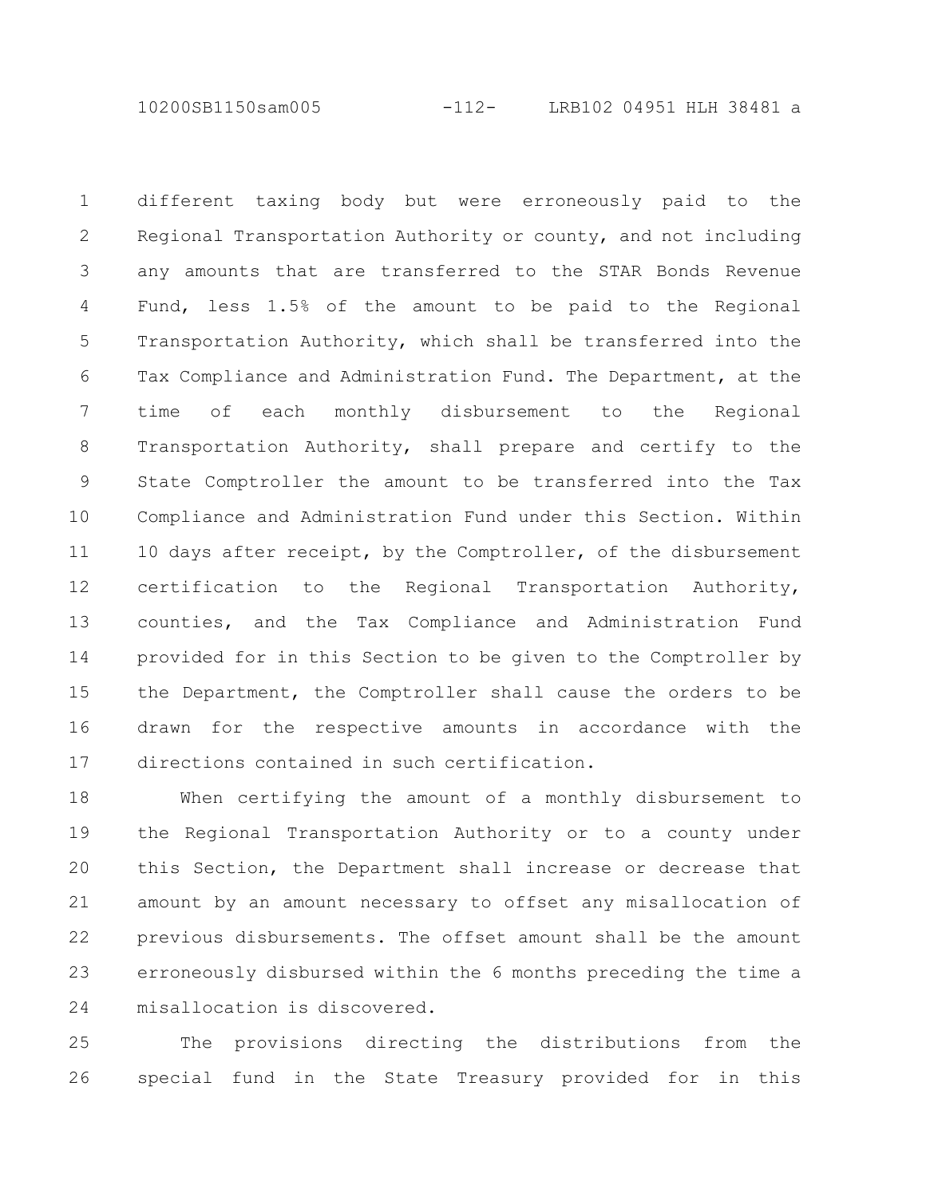different taxing body but were erroneously paid to the Regional Transportation Authority or county, and not including any amounts that are transferred to the STAR Bonds Revenue Fund, less 1.5% of the amount to be paid to the Regional Transportation Authority, which shall be transferred into the Tax Compliance and Administration Fund. The Department, at the time of each monthly disbursement to the Regional Transportation Authority, shall prepare and certify to the State Comptroller the amount to be transferred into the Tax Compliance and Administration Fund under this Section. Within 10 days after receipt, by the Comptroller, of the disbursement certification to the Regional Transportation Authority, counties, and the Tax Compliance and Administration Fund provided for in this Section to be given to the Comptroller by the Department, the Comptroller shall cause the orders to be drawn for the respective amounts in accordance with the directions contained in such certification.

When certifying the amount of a monthly disbursement to the Regional Transportation Authority or to a county under this Section, the Department shall increase or decrease that amount by an amount necessary to offset any misallocation of previous disbursements. The offset amount shall be the amount erroneously disbursed within the 6 months preceding the time a misallocation is discovered.

The provisions directing the distributions from the special fund in the State Treasury provided for in this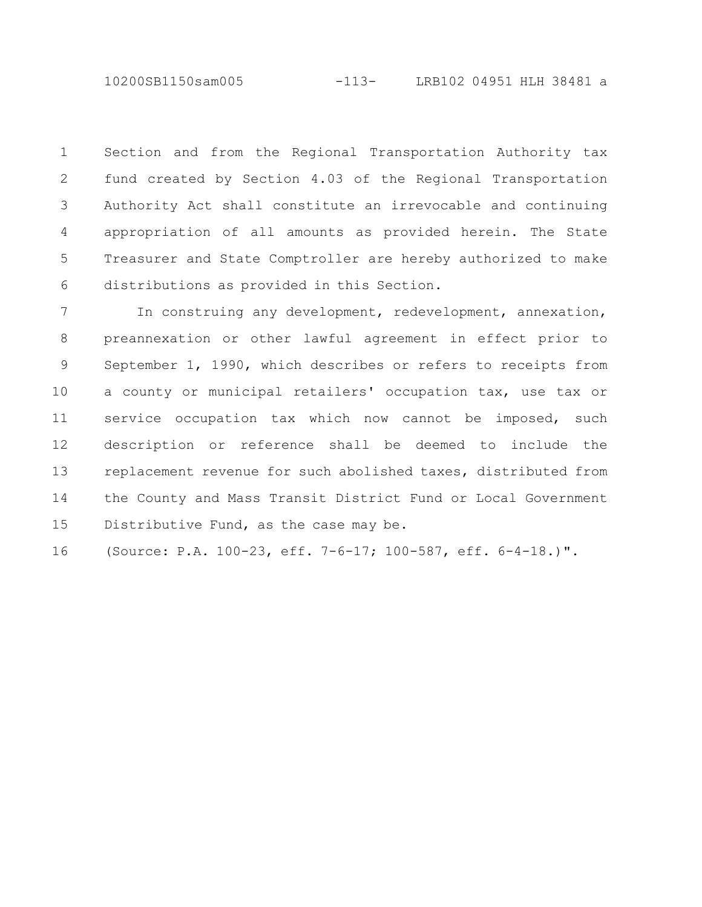Section and from the Regional Transportation Authority tax fund created by Section 4.03 of the Regional Transportation Authority Act shall constitute an irrevocable and continuing appropriation of all amounts as provided herein. The State Treasurer and State Comptroller are hereby authorized to make distributions as provided in this Section.

In construing any development, redevelopment, annexation, preannexation or other lawful agreement in effect prior to September 1, 1990, which describes or refers to receipts from a county or municipal retailers' occupation tax, use tax or service occupation tax which now cannot be imposed, such description or reference shall be deemed to include the replacement revenue for such abolished taxes, distributed from the County and Mass Transit District Fund or Local Government Distributive Fund, as the case may be.

(Source: P.A. 100-23, eff. 7-6-17; 100-587, eff. 6-4-18.)".